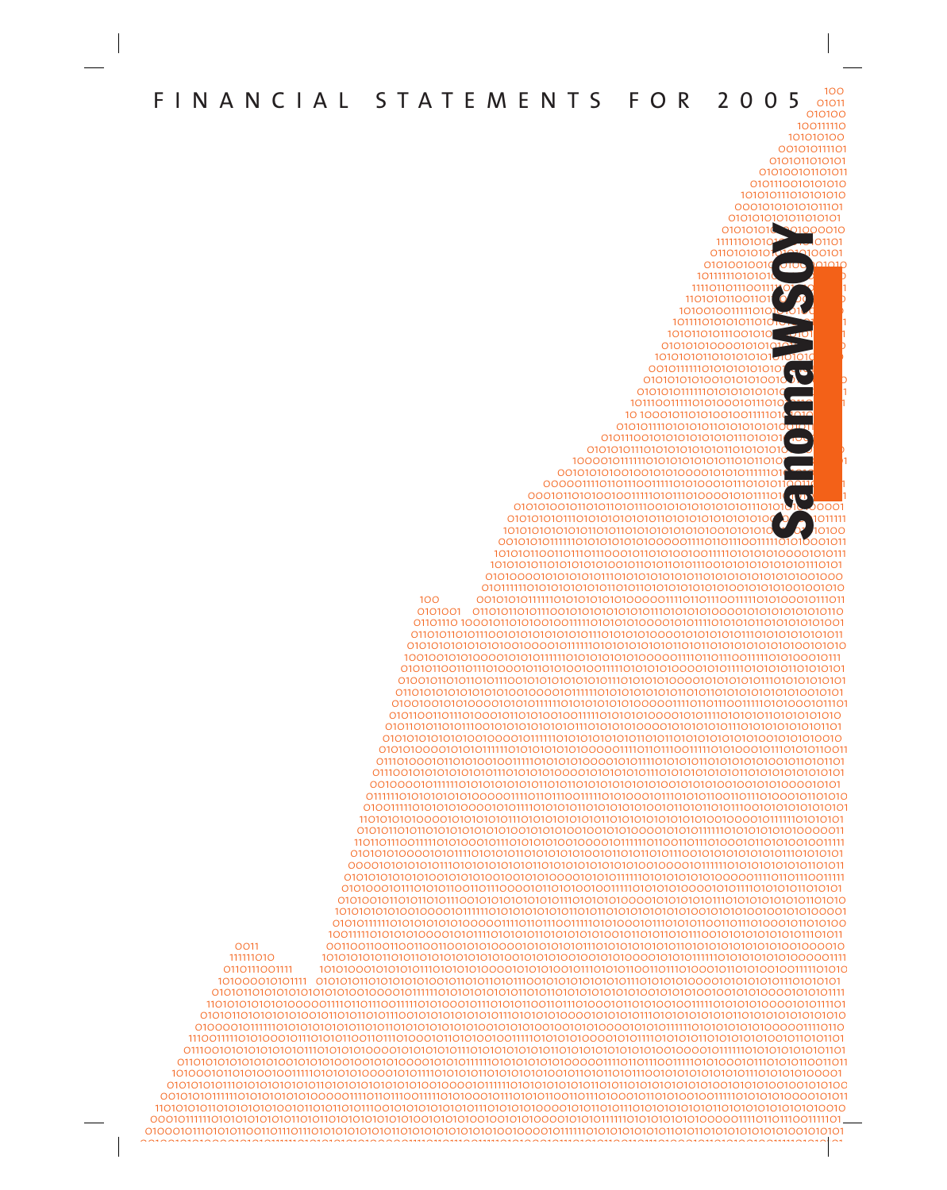# FINANCIAL STATEMENTS FOR 2005

SanomaWSOY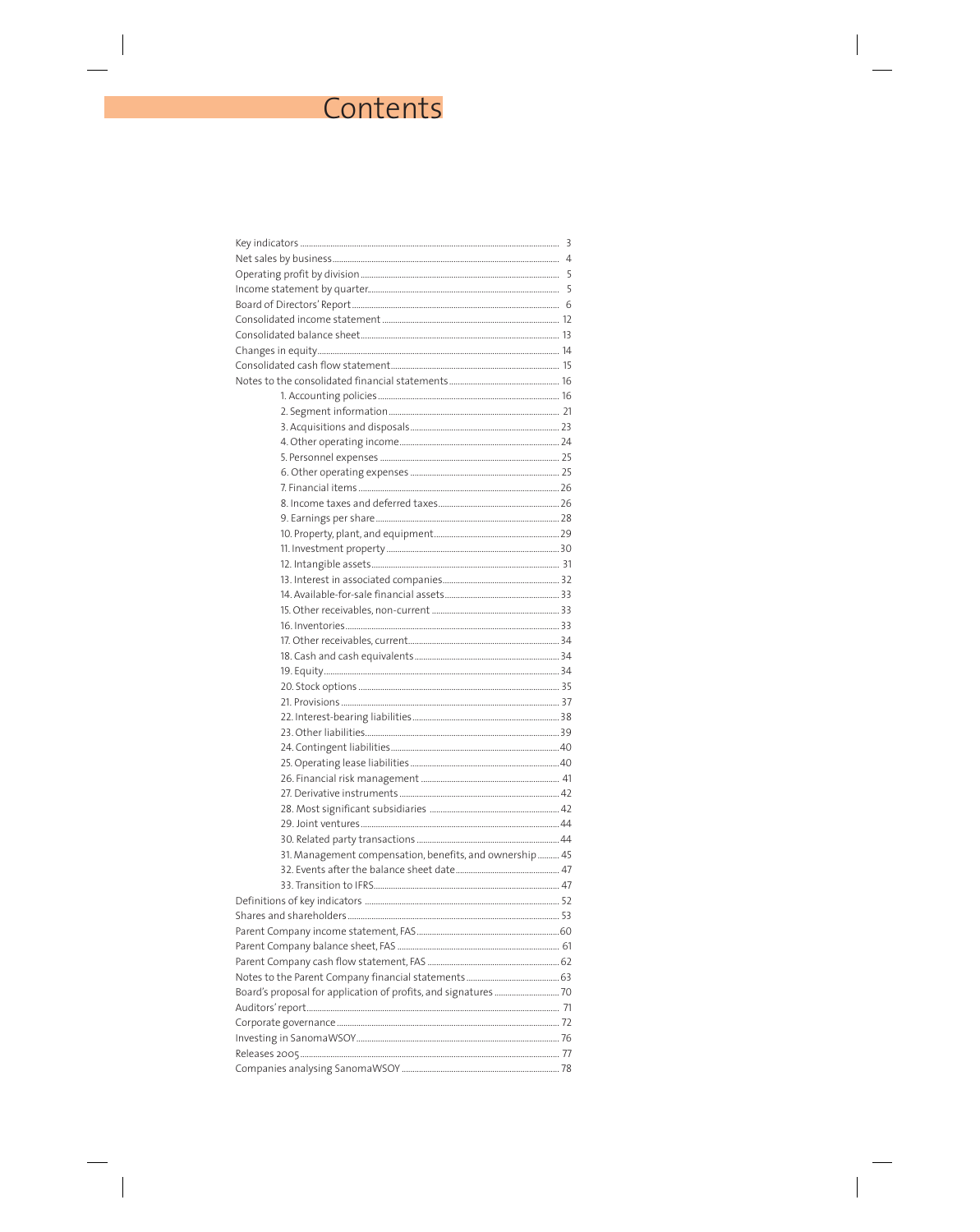# Contents

| | |
|---|---|
| Key indicators | 3 |
| Net sales by business | 4 |
| Operating profit by division | 5 |
| Income statement by quarter | 5 |
| Board of Directors' Report | 6 |
| Consolidated income statement | 12 |
| Consolidated balance sheet | 13 |
| Changes in equity | 14 |
| Consolidated cash flow statement | 15 |
| Notes to the consolidated financial statements | 16 |
| 1. Accounting policies | 16 |
| 2. Segment information | 21 |
| 3. Acquisitions and disposals | 23 |
| 4. Other operating income | 24 |
| 5. Personnel expenses | 25 |
| 6. Other operating expenses | 25 |
| 7. Financial items | 26 |
| 8. Income taxes and deferred taxes | 26 |
| 9. Earnings per share | 28 |
| 10. Property, plant, and equipment | 29 |
| 11. Investment property | 30 |
| 12. Intangible assets | 31 |
| 13. Interest in associated companies | 32 |
| 14. Available-for-sale financial assets | 33 |
| 15. Other receivables, non-current | 33 |
| 16. Inventories | 33 |
| 17. Other receivables, current | 34 |
| 18. Cash and cash equivalents | 34 |
| 19. Equity | 34 |
| 20. Stock options | 35 |
| 21. Provisions | 37 |
| 22. Interest-bearing liabilities | 38 |
| 23. Other liabilities | 39 |
| 24. Contingent liabilities | 40 |
| 25. Operating lease liabilities | 40 |
| 26. Financial risk management | 41 |
| 27. Derivative instruments | 42 |
| 28. Most significant subsidiaries | 42 |
| 29. Joint ventures | 44 |
| 30. Related party transactions | 44 |
| 31. Management compensation, benefits, and ownership | 45 |
| 32. Events after the balance sheet date | 47 |
| 33. Transition to IFRS | 47 |
| Definitions of key indicators | 52 |
| Shares and shareholders | 53 |
| Parent Company income statement, FAS | 60 |
| Parent Company balance sheet, FAS | 61 |
| Parent Company cash flow statement, FAS | 62 |
| Notes to the Parent Company financial statements | 63 |
| Board's proposal for application of profits, and signatures | 70 |
| Auditors' report | 71 |
| Corporate governance | 72 |
| Investing in SanomaWSOY | 76 |
| Releases 2005 | 77 |
| Companies analysing SanomaWSOY | 78 |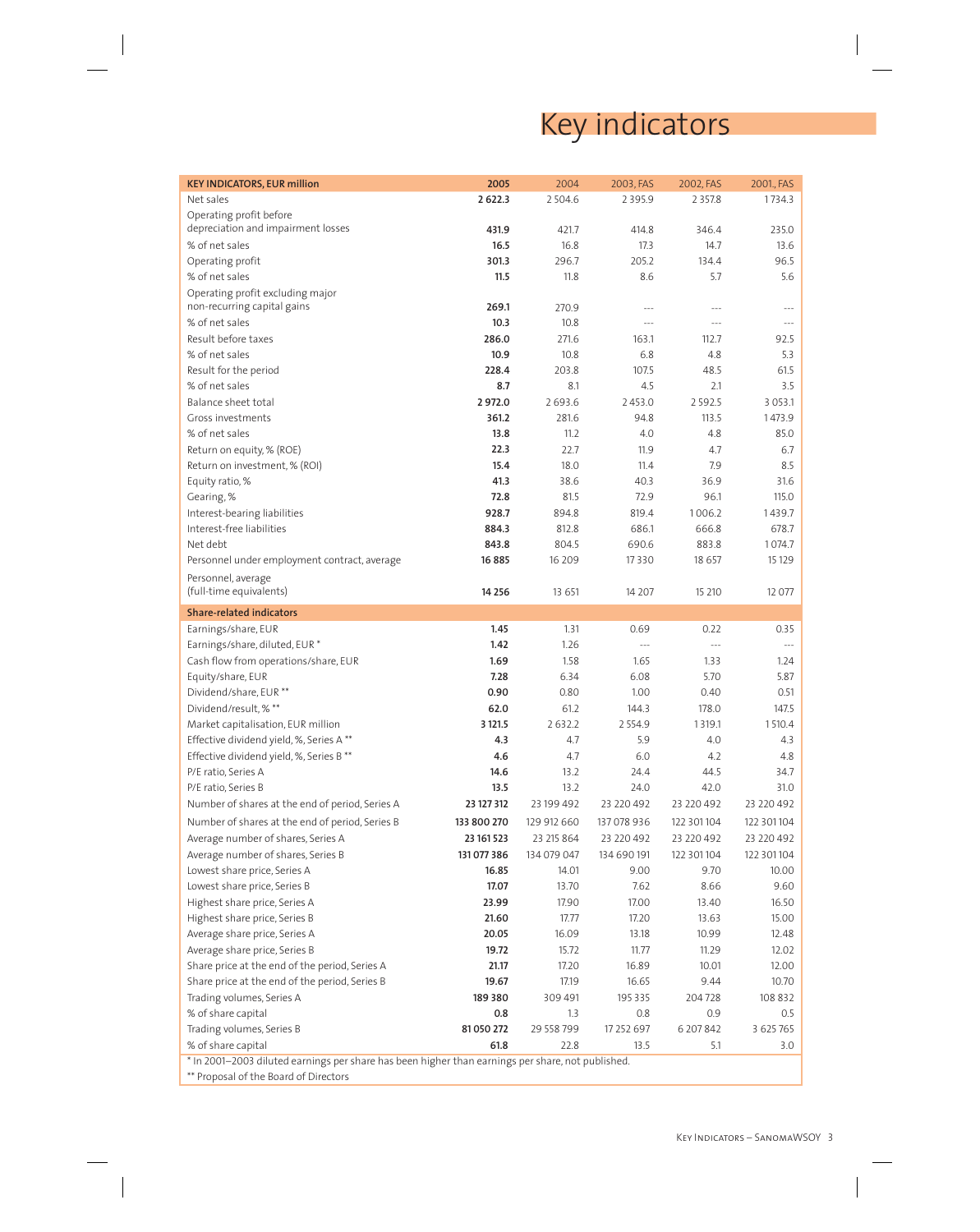# Key indicators

| KEY INDICATORS, EUR million | 2005 | 2004 | 2003, FAS | 2002, FAS | 2001, FAS |
|---|---|---|---|---|---|
| Net sales | **2 622.3** | 2 504.6 | 2 395.9 | 2 357.8 | 1 734.3 |
| Operating profit before depreciation and impairment losses | **431.9** | 421.7 | 414.8 | 346.4 | 235.0 |
| % of net sales | **16.5** | 16.8 | 17.3 | 14.7 | 13.6 |
| Operating profit | **301.3** | 296.7 | 205.2 | 134.4 | 96.5 |
| % of net sales | **11.5** | 11.8 | 8.6 | 5.7 | 5.6 |
| Operating profit excluding major non-recurring capital gains | **269.1** | 270.9 | --- | --- | --- |
| % of net sales | **10.3** | 10.8 | --- | --- | --- |
| Result before taxes | **286.0** | 271.6 | 163.1 | 112.7 | 92.5 |
| % of net sales | **10.9** | 10.8 | 6.8 | 4.8 | 5.3 |
| Result for the period | **228.4** | 203.8 | 107.5 | 48.5 | 61.5 |
| % of net sales | **8.7** | 8.1 | 4.5 | 2.1 | 3.5 |
| Balance sheet total | **2 972.0** | 2 693.6 | 2 453.0 | 2 592.5 | 3 053.1 |
| Gross investments | **361.2** | 281.6 | 94.8 | 113.5 | 1 473.9 |
| % of net sales | **13.8** | 11.2 | 4.0 | 4.8 | 85.0 |
| Return on equity, % (ROE) | **22.3** | 22.7 | 11.9 | 4.7 | 6.7 |
| Return on investment, % (ROI) | **15.4** | 18.0 | 11.4 | 7.9 | 8.5 |
| Equity ratio, % | **41.3** | 38.6 | 40.3 | 36.9 | 31.6 |
| Gearing, % | **72.8** | 81.5 | 72.9 | 96.1 | 115.0 |
| Interest-bearing liabilities | **928.7** | 894.8 | 819.4 | 1 006.2 | 1 439.7 |
| Interest-free liabilities | **884.3** | 812.8 | 686.1 | 666.8 | 678.7 |
| Net debt | **843.8** | 804.5 | 690.6 | 883.8 | 1 074.7 |
| Personnel under employment contract, average | **16 885** | 16 209 | 17 330 | 18 657 | 15 129 |
| Personnel, average (full-time equivalents) | **14 256** | 13 651 | 14 207 | 15 210 | 12 077 |
| **Share-related indicators** | | | | | |
| Earnings/share, EUR | **1.45** | 1.31 | 0.69 | 0.22 | 0.35 |
| Earnings/share, diluted, EUR * | **1.42** | 1.26 | --- | --- | --- |
| Cash flow from operations/share, EUR | **1.69** | 1.58 | 1.65 | 1.33 | 1.24 |
| Equity/share, EUR | **7.28** | 6.34 | 6.08 | 5.70 | 5.87 |
| Dividend/share, EUR ** | **0.90** | 0.80 | 1.00 | 0.40 | 0.51 |
| Dividend/result, % ** | **62.0** | 61.2 | 144.3 | 178.0 | 147.5 |
| Market capitalisation, EUR million | **3 121.5** | 2 632.2 | 2 554.9 | 1 319.1 | 1 510.4 |
| Effective dividend yield, %, Series A ** | **4.3** | 4.7 | 5.9 | 4.0 | 4.3 |
| Effective dividend yield, %, Series B ** | **4.6** | 4.7 | 6.0 | 4.2 | 4.8 |
| P/E ratio, Series A | **14.6** | 13.2 | 24.4 | 44.5 | 34.7 |
| P/E ratio, Series B | **13.5** | 13.2 | 24.0 | 42.0 | 31.0 |
| Number of shares at the end of period, Series A | **23 127 312** | 23 199 492 | 23 220 492 | 23 220 492 | 23 220 492 |
| Number of shares at the end of period, Series B | **133 800 270** | 129 912 660 | 137 078 936 | 122 301 104 | 122 301 104 |
| Average number of shares, Series A | **23 161 523** | 23 215 864 | 23 220 492 | 23 220 492 | 23 220 492 |
| Average number of shares, Series B | **131 077 386** | 134 079 047 | 134 690 191 | 122 301 104 | 122 301 104 |
| Lowest share price, Series A | **16.85** | 14.01 | 9.00 | 9.70 | 10.00 |
| Lowest share price, Series B | **17.07** | 13.70 | 7.62 | 8.66 | 9.60 |
| Highest share price, Series A | **23.99** | 17.90 | 17.00 | 13.40 | 16.50 |
| Highest share price, Series B | **21.60** | 17.77 | 17.20 | 13.63 | 15.00 |
| Average share price, Series A | **20.05** | 16.09 | 13.18 | 10.99 | 12.48 |
| Average share price, Series B | **19.72** | 15.72 | 11.77 | 11.29 | 12.02 |
| Share price at the end of the period, Series A | **21.17** | 17.20 | 16.89 | 10.01 | 12.00 |
| Share price at the end of the period, Series B | **19.67** | 17.19 | 16.65 | 9.44 | 10.70 |
| Trading volumes, Series A | **189 380** | 309 491 | 195 335 | 204 728 | 108 832 |
| % of share capital | **0.8** | 1.3 | 0.8 | 0.9 | 0.5 |
| Trading volumes, Series B | **81 050 272** | 29 558 799 | 17 252 697 | 6 207 842 | 3 625 765 |
| % of share capital | **61.8** | 22.8 | 13.5 | 5.1 | 3.0 |

\* In 2001–2003 diluted earnings per share has been higher than earnings per share, not published.

\** Proposal of the Board of Directors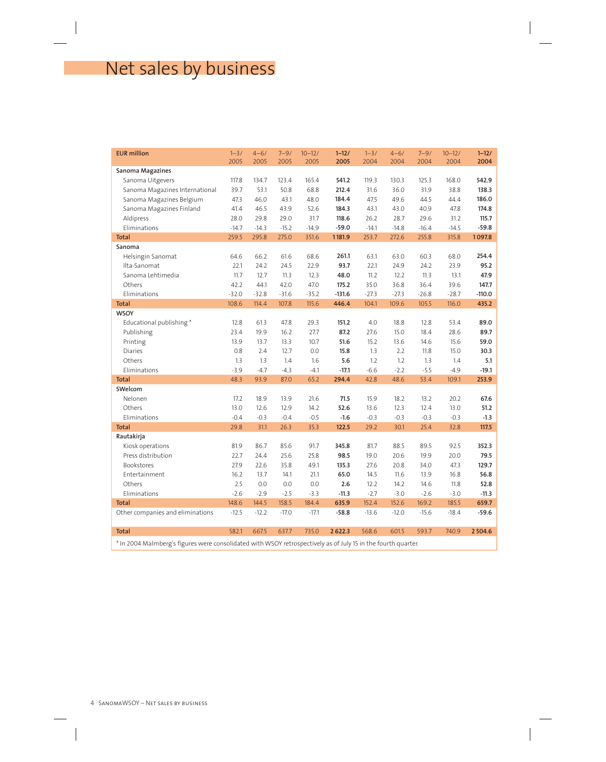# Net sales by business

| EUR million | 1–3/ 2005 | 4–6/ 2005 | 7–9/ 2005 | 10–12/ 2005 | **1–12/ 2005** | 1–3/ 2004 | 4–6/ 2004 | 7–9/ 2004 | 10–12/ 2004 | **1–12/ 2004** |
|---|---|---|---|---|---|---|---|---|---|---|
| **Sanoma Magazines** | | | | | | | | | | |
| Sanoma Uitgevers | 117.8 | 134.7 | 123.4 | 165.4 | **541.2** | 119.3 | 130.3 | 125.3 | 168.0 | **542.9** |
| Sanoma Magazines International | 39.7 | 53.1 | 50.8 | 68.8 | **212.4** | 31.6 | 36.0 | 31.9 | 38.8 | **138.3** |
| Sanoma Magazines Belgium | 47.3 | 46.0 | 43.1 | 48.0 | **184.4** | 47.5 | 49.6 | 44.5 | 44.4 | **186.0** |
| Sanoma Magazines Finland | 41.4 | 46.5 | 43.9 | 52.6 | **184.3** | 43.1 | 43.0 | 40.9 | 47.8 | **174.8** |
| Aldipress | 28.0 | 29.8 | 29.0 | 31.7 | **118.6** | 26.2 | 28.7 | 29.6 | 31.2 | **115.7** |
| Eliminations | -14.7 | -14.3 | -15.2 | -14.9 | **-59.0** | -14.1 | -14.8 | -16.4 | -14.5 | **-59.8** |
| **Total** | 259.5 | 295.8 | 275.0 | 351.6 | **1 181.9** | 253.7 | 272.6 | 255.8 | 315.8 | **1 097.8** |
| **Sanoma** | | | | | | | | | | |
| Helsingin Sanomat | 64.6 | 66.2 | 61.6 | 68.6 | **261.1** | 63.1 | 63.0 | 60.3 | 68.0 | **254.4** |
| Ilta-Sanomat | 22.1 | 24.2 | 24.5 | 22.9 | **93.7** | 22.1 | 24.9 | 24.2 | 23.9 | **95.2** |
| Sanoma Lehtimedia | 11.7 | 12.7 | 11.3 | 12.3 | **48.0** | 11.2 | 12.2 | 11.3 | 13.1 | **47.9** |
| Others | 42.2 | 44.1 | 42.0 | 47.0 | **175.2** | 35.0 | 36.8 | 36.4 | 39.6 | **147.7** |
| Eliminations | -32.0 | -32.8 | -31.6 | -35.2 | **-131.6** | -27.3 | -27.3 | -26.8 | -28.7 | **-110.0** |
| **Total** | 108.6 | 114.4 | 107.8 | 115.6 | **446.4** | 104.1 | 109.6 | 105.5 | 116.0 | **435.2** |
| **WSOY** | | | | | | | | | | |
| Educational publishing * | 12.8 | 61.3 | 47.8 | 29.3 | **151.2** | 4.0 | 18.8 | 12.8 | 53.4 | **89.0** |
| Publishing | 23.4 | 19.9 | 16.2 | 27.7 | **87.2** | 27.6 | 15.0 | 18.4 | 28.6 | **89.7** |
| Printing | 13.9 | 13.7 | 13.3 | 10.7 | **51.6** | 15.2 | 13.6 | 14.6 | 15.6 | **59.0** |
| Diaries | 0.8 | 2.4 | 12.7 | 0.0 | **15.8** | 1.3 | 2.2 | 11.8 | 15.0 | **30.3** |
| Others | 1.3 | 1.3 | 1.4 | 1.6 | **5.6** | 1.2 | 1.2 | 1.3 | 1.4 | **5.1** |
| Eliminations | -3.9 | -4.7 | -4.3 | -4.1 | **-17.1** | -6.6 | -2.2 | -5.5 | -4.9 | **-19.1** |
| **Total** | 48.3 | 93.9 | 87.0 | 65.2 | **294.4** | 42.8 | 48.6 | 53.4 | 109.1 | **253.9** |
| **SWelcom** | | | | | | | | | | |
| Nelonen | 17.2 | 18.9 | 13.9 | 21.6 | **71.5** | 15.9 | 18.2 | 13.2 | 20.2 | **67.6** |
| Others | 13.0 | 12.6 | 12.9 | 14.2 | **52.6** | 13.6 | 12.3 | 12.4 | 13.0 | **51.2** |
| Eliminations | -0.4 | -0.3 | -0.4 | -0.5 | **-1.6** | -0.3 | -0.3 | -0.3 | -0.3 | **-1.3** |
| **Total** | 29.8 | 31.1 | 26.3 | 35.3 | **122.5** | 29.2 | 30.1 | 25.4 | 32.8 | **117.5** |
| **Rautakirja** | | | | | | | | | | |
| Kiosk operations | 81.9 | 86.7 | 85.6 | 91.7 | **345.8** | 81.7 | 88.5 | 89.5 | 92.5 | **352.3** |
| Press distribution | 22.7 | 24.4 | 25.6 | 25.8 | **98.5** | 19.0 | 20.6 | 19.9 | 20.0 | **79.5** |
| Bookstores | 27.9 | 22.6 | 35.8 | 49.1 | **135.3** | 27.6 | 20.8 | 34.0 | 47.3 | **129.7** |
| Entertainment | 16.2 | 13.7 | 14.1 | 21.1 | **65.0** | 14.5 | 11.6 | 13.9 | 16.8 | **56.8** |
| Others | 2.5 | 0.0 | 0.0 | 0.0 | **2.6** | 12.2 | 14.2 | 14.6 | 11.8 | **52.8** |
| Eliminations | -2.6 | -2.9 | -2.5 | -3.3 | **-11.3** | -2.7 | -3.0 | -2.6 | -3.0 | **-11.3** |
| **Total** | 148.6 | 144.5 | 158.5 | 184.4 | **635.9** | 152.4 | 152.6 | 169.2 | 185.5 | **659.7** |
| Other companies and eliminations | -12.5 | -12.2 | -17.0 | -17.1 | **-58.8** | -13.6 | -12.0 | -15.6 | -18.4 | **-59.6** |
| **Total** | 582.1 | 667.5 | 637.7 | 735.0 | **2 622.3** | 568.6 | 601.5 | 593.7 | 740.9 | **2 504.6** |

* In 2004 Malmberg's figures were consolidated with WSOY retrospectively as of July 15 in the fourth quarter.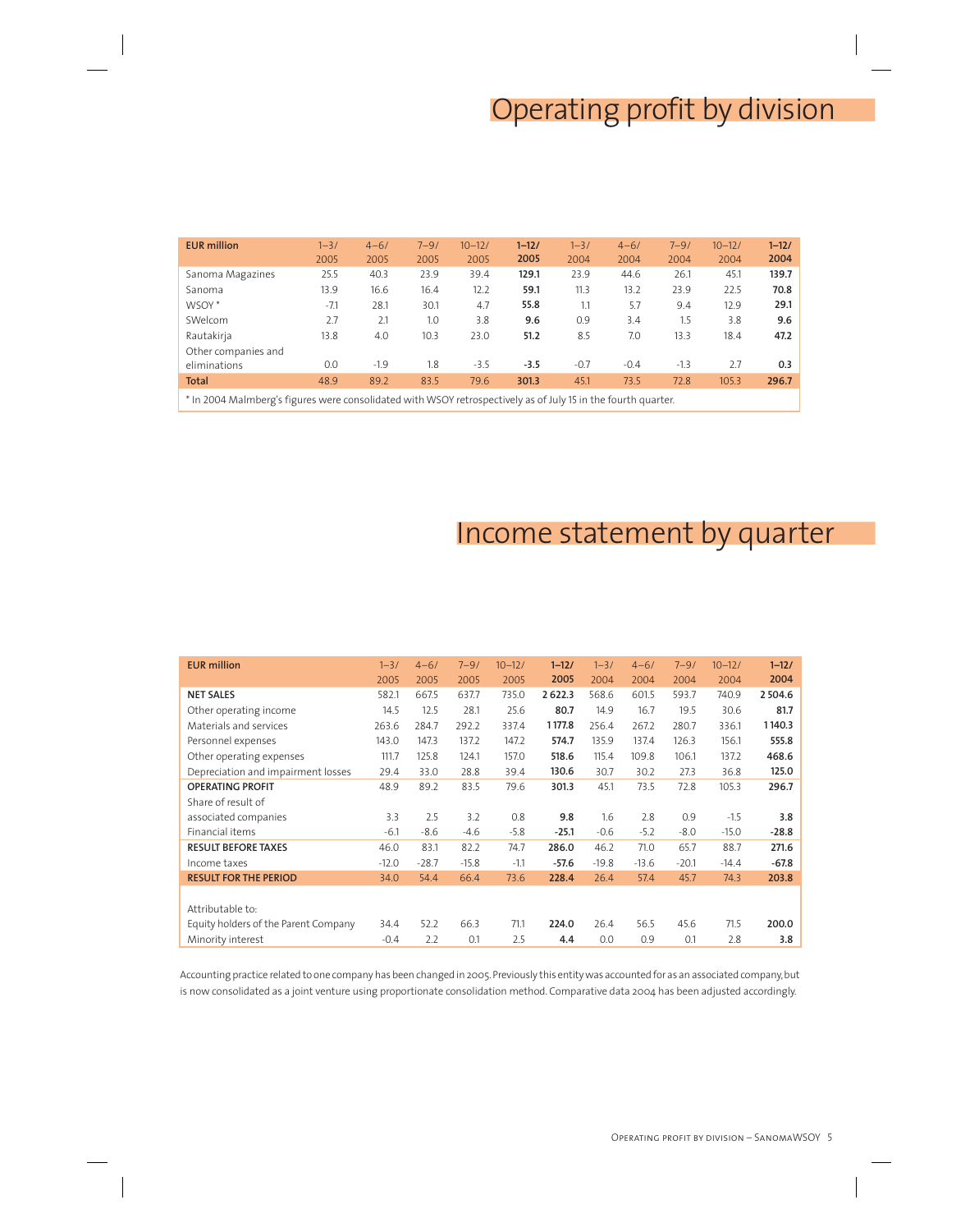# Operating profit by division

| EUR million | 1–3/ 2005 | 4–6/ 2005 | 7–9/ 2005 | 10–12/ 2005 | **1–12/ 2005** | 1–3/ 2004 | 4–6/ 2004 | 7–9/ 2004 | 10–12/ 2004 | **1–12/ 2004** |
|---|---|---|---|---|---|---|---|---|---|---|
| Sanoma Magazines | 25.5 | 40.3 | 23.9 | 39.4 | **129.1** | 23.9 | 44.6 | 26.1 | 45.1 | **139.7** |
| Sanoma | 13.9 | 16.6 | 16.4 | 12.2 | **59.1** | 11.3 | 13.2 | 23.9 | 22.5 | **70.8** |
| WSOY * | -7.1 | 28.1 | 30.1 | 4.7 | **55.8** | 1.1 | 5.7 | 9.4 | 12.9 | **29.1** |
| SWelcom | 2.7 | 2.1 | 1.0 | 3.8 | **9.6** | 0.9 | 3.4 | 1.5 | 3.8 | **9.6** |
| Rautakirja | 13.8 | 4.0 | 10.3 | 23.0 | **51.2** | 8.5 | 7.0 | 13.3 | 18.4 | **47.2** |
| Other companies and eliminations | 0.0 | -1.9 | 1.8 | -3.5 | **-3.5** | -0.7 | -0.4 | -1.3 | 2.7 | **0.3** |
| **Total** | 48.9 | 89.2 | 83.5 | 79.6 | **301.3** | 45.1 | 73.5 | 72.8 | 105.3 | **296.7** |

* In 2004 Malmberg's figures were consolidated with WSOY retrospectively as of July 15 in the fourth quarter.

# Income statement by quarter

| EUR million | 1–3/ 2005 | 4–6/ 2005 | 7–9/ 2005 | 10–12/ 2005 | **1–12/ 2005** | 1–3/ 2004 | 4–6/ 2004 | 7–9/ 2004 | 10–12/ 2004 | **1–12/ 2004** |
|---|---|---|---|---|---|---|---|---|---|---|
| **NET SALES** | 582.1 | 667.5 | 637.7 | 735.0 | **2 622.3** | 568.6 | 601.5 | 593.7 | 740.9 | **2 504.6** |
| Other operating income | 14.5 | 12.5 | 28.1 | 25.6 | **80.7** | 14.9 | 16.7 | 19.5 | 30.6 | **81.7** |
| Materials and services | 263.6 | 284.7 | 292.2 | 337.4 | **1 177.8** | 256.4 | 267.2 | 280.7 | 336.1 | **1 140.3** |
| Personnel expenses | 143.0 | 147.3 | 137.2 | 147.2 | **574.7** | 135.9 | 137.4 | 126.3 | 156.1 | **555.8** |
| Other operating expenses | 111.7 | 125.8 | 124.1 | 157.0 | **518.6** | 115.4 | 109.8 | 106.1 | 137.2 | **468.6** |
| Depreciation and impairment losses | 29.4 | 33.0 | 28.8 | 39.4 | **130.6** | 30.7 | 30.2 | 27.3 | 36.8 | **125.0** |
| **OPERATING PROFIT** | 48.9 | 89.2 | 83.5 | 79.6 | **301.3** | 45.1 | 73.5 | 72.8 | 105.3 | **296.7** |
| Share of result of associated companies | 3.3 | 2.5 | 3.2 | 0.8 | **9.8** | 1.6 | 2.8 | 0.9 | -1.5 | **3.8** |
| Financial items | -6.1 | -8.6 | -4.6 | -5.8 | **-25.1** | -0.6 | -5.2 | -8.0 | -15.0 | **-28.8** |
| **RESULT BEFORE TAXES** | 46.0 | 83.1 | 82.2 | 74.7 | **286.0** | 46.2 | 71.0 | 65.7 | 88.7 | **271.6** |
| Income taxes | -12.0 | -28.7 | -15.8 | -1.1 | **-57.6** | -19.8 | -13.6 | -20.1 | -14.4 | **-67.8** |
| **RESULT FOR THE PERIOD** | 34.0 | 54.4 | 66.4 | 73.6 | **228.4** | 26.4 | 57.4 | 45.7 | 74.3 | **203.8** |
| | | | | | | | | | | |
| Attributable to: | | | | | | | | | | |
| Equity holders of the Parent Company | 34.4 | 52.2 | 66.3 | 71.1 | **224.0** | 26.4 | 56.5 | 45.6 | 71.5 | **200.0** |
| Minority interest | -0.4 | 2.2 | 0.1 | 2.5 | **4.4** | 0.0 | 0.9 | 0.1 | 2.8 | **3.8** |

Accounting practice related to one company has been changed in 2005. Previously this entity was accounted for as an associated company, but is now consolidated as a joint venture using proportionate consolidation method. Comparative data 2004 has been adjusted accordingly.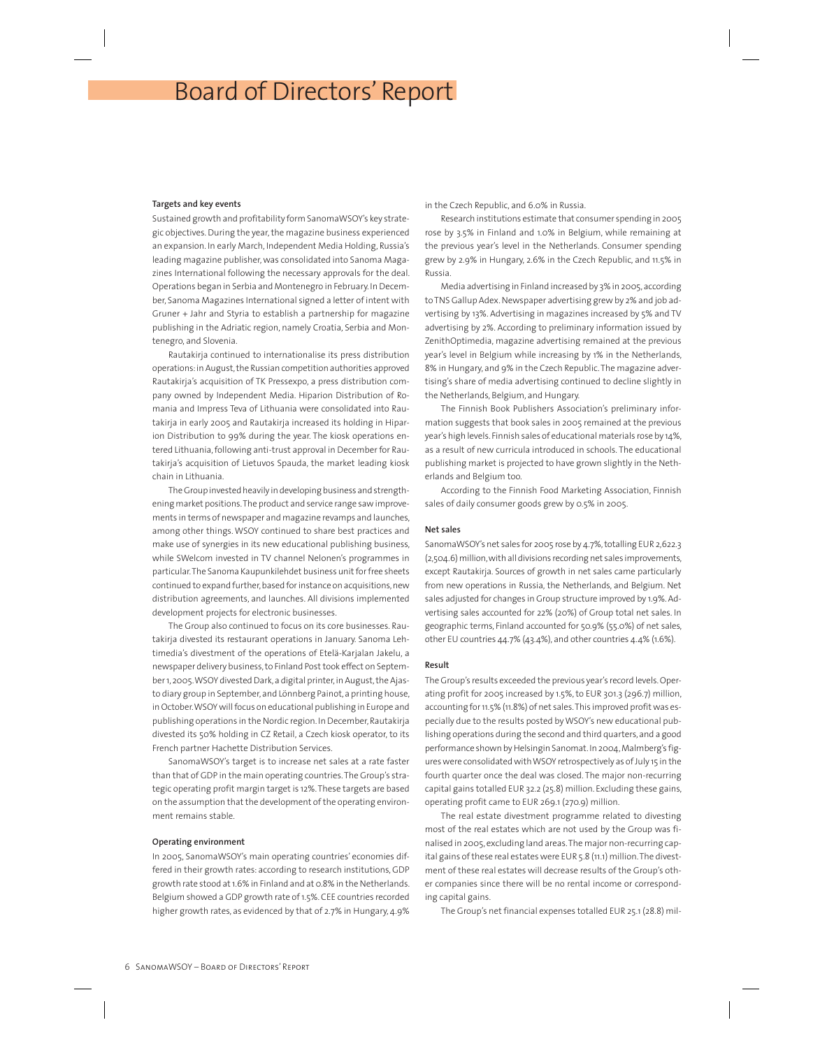# Board of Directors' Report

#### Targets and key events

Sustained growth and profitability form SanomaWSOY's key strategic objectives. During the year, the magazine business experienced an expansion. In early March, Independent Media Holding, Russia's leading magazine publisher, was consolidated into Sanoma Magazines International following the necessary approvals for the deal. Operations began in Serbia and Montenegro in February. In December, Sanoma Magazines International signed a letter of intent with Gruner + Jahr and Styria to establish a partnership for magazine publishing in the Adriatic region, namely Croatia, Serbia and Montenegro, and Slovenia.

Rautakirja continued to internationalise its press distribution operations: in August, the Russian competition authorities approved Rautakirja's acquisition of TK Pressexpo, a press distribution company owned by Independent Media. Hiparion Distribution of Romania and Impress Teva of Lithuania were consolidated into Rautakirja in early 2005 and Rautakirja increased its holding in Hiparion Distribution to 99% during the year. The kiosk operations entered Lithuania, following anti-trust approval in December for Rautakirja's acquisition of Lietuvos Spauda, the market leading kiosk chain in Lithuania.

The Group invested heavily in developing business and strengthening market positions. The product and service range saw improvements in terms of newspaper and magazine revamps and launches, among other things. WSOY continued to share best practices and make use of synergies in its new educational publishing business, while SWelcom invested in TV channel Nelonen's programmes in particular. The Sanoma Kaupunkilehdet business unit for free sheets continued to expand further, based for instance on acquisitions, new distribution agreements, and launches. All divisions implemented development projects for electronic businesses.

The Group also continued to focus on its core businesses. Rautakirja divested its restaurant operations in January. Sanoma Lehtimedia's divestment of the operations of Etelä-Karjalan Jakelu, a newspaper delivery business, to Finland Post took effect on September 1, 2005. WSOY divested Dark, a digital printer, in August, the Ajasto diary group in September, and Lönnberg Painot, a printing house, in October. WSOY will focus on educational publishing in Europe and publishing operations in the Nordic region. In December, Rautakirja divested its 50% holding in CZ Retail, a Czech kiosk operator, to its French partner Hachette Distribution Services.

SanomaWSOY's target is to increase net sales at a rate faster than that of GDP in the main operating countries. The Group's strategic operating profit margin target is 12%. These targets are based on the assumption that the development of the operating environment remains stable.

#### Operating environment

In 2005, SanomaWSOY's main operating countries' economies differed in their growth rates: according to research institutions, GDP growth rate stood at 1.6% in Finland and at 0.8% in the Netherlands. Belgium showed a GDP growth rate of 1.5%. CEE countries recorded higher growth rates, as evidenced by that of 2.7% in Hungary, 4.9% in the Czech Republic, and 6.0% in Russia.

Research institutions estimate that consumer spending in 2005 rose by 3.5% in Finland and 1.0% in Belgium, while remaining at the previous year's level in the Netherlands. Consumer spending grew by 2.9% in Hungary, 2.6% in the Czech Republic, and 11.5% in Russia.

Media advertising in Finland increased by 3% in 2005, according to TNS Gallup Adex. Newspaper advertising grew by 2% and job advertising by 13%. Advertising in magazines increased by 5% and TV advertising by 2%. According to preliminary information issued by ZenithOptimedia, magazine advertising remained at the previous year's level in Belgium while increasing by 1% in the Netherlands, 8% in Hungary, and 9% in the Czech Republic. The magazine advertising's share of media advertising continued to decline slightly in the Netherlands, Belgium, and Hungary.

The Finnish Book Publishers Association's preliminary information suggests that book sales in 2005 remained at the previous year's high levels. Finnish sales of educational materials rose by 14%, as a result of new curricula introduced in schools. The educational publishing market is projected to have grown slightly in the Netherlands and Belgium too.

According to the Finnish Food Marketing Association, Finnish sales of daily consumer goods grew by 0.5% in 2005.

#### Net sales

SanomaWSOY's net sales for 2005 rose by 4.7%, totalling EUR 2,622.3 (2,504.6) million, with all divisions recording net sales improvements, except Rautakirja. Sources of growth in net sales came particularly from new operations in Russia, the Netherlands, and Belgium. Net sales adjusted for changes in Group structure improved by 1.9%. Advertising sales accounted for 22% (20%) of Group total net sales. In geographic terms, Finland accounted for 50.9% (55.0%) of net sales, other EU countries 44.7% (43.4%), and other countries 4.4% (1.6%).

#### Result

The Group's results exceeded the previous year's record levels. Operating profit for 2005 increased by 1.5%, to EUR 301.3 (296.7) million, accounting for 11.5% (11.8%) of net sales. This improved profit was especially due to the results posted by WSOY's new educational publishing operations during the second and third quarters, and a good performance shown by Helsingin Sanomat. In 2004, Malmberg's figures were consolidated with WSOY retrospectively as of July 15 in the fourth quarter once the deal was closed. The major non-recurring capital gains totalled EUR 32.2 (25.8) million. Excluding these gains, operating profit came to EUR 269.1 (270.9) million.

The real estate divestment programme related to divesting most of the real estates which are not used by the Group was finalised in 2005, excluding land areas. The major non-recurring capital gains of these real estates were EUR 5.8 (11.1) million. The divestment of these real estates will decrease results of the Group's other companies since there will be no rental income or corresponding capital gains.

The Group's net financial expenses totalled EUR 25.1 (28.8) mil-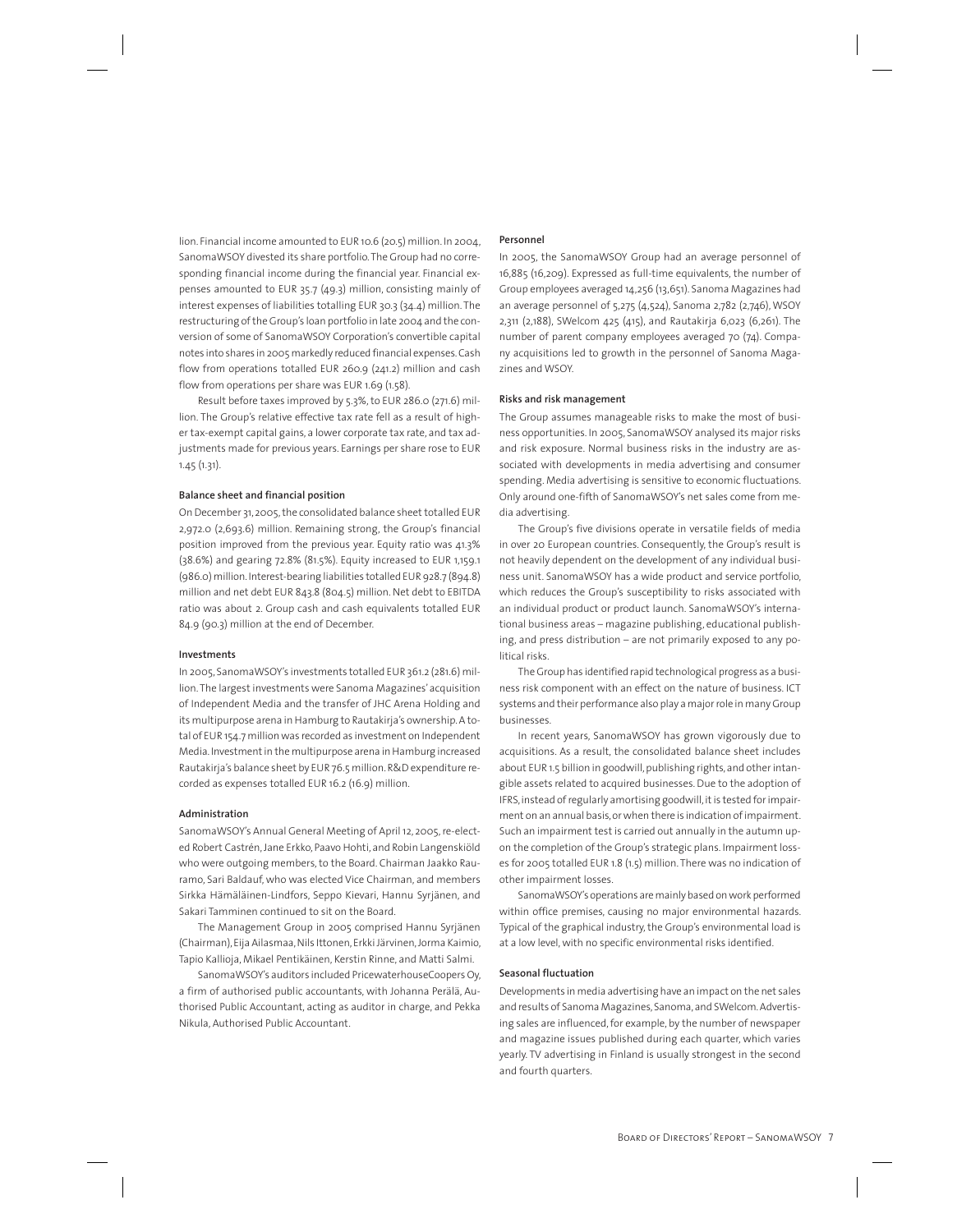lion. Financial income amounted to EUR 10.6 (20.5) million. In 2004, SanomaWSOY divested its share portfolio. The Group had no corresponding financial income during the financial year. Financial expenses amounted to EUR 35.7 (49.3) million, consisting mainly of interest expenses of liabilities totalling EUR 30.3 (34.4) million. The restructuring of the Group's loan portfolio in late 2004 and the conversion of some of SanomaWSOY Corporation's convertible capital notes into shares in 2005 markedly reduced financial expenses. Cash flow from operations totalled EUR 260.9 (241.2) million and cash flow from operations per share was EUR 1.69 (1.58).

Result before taxes improved by 5.3%, to EUR 286.0 (271.6) million. The Group's relative effective tax rate fell as a result of higher tax-exempt capital gains, a lower corporate tax rate, and tax adjustments made for previous years. Earnings per share rose to EUR 1.45 (1.31).

### Balance sheet and financial position

On December 31, 2005, the consolidated balance sheet totalled EUR 2,972.0 (2,693.6) million. Remaining strong, the Group's financial position improved from the previous year. Equity ratio was 41.3% (38.6%) and gearing 72.8% (81.5%). Equity increased to EUR 1,159.1 (986.0) million. Interest-bearing liabilities totalled EUR 928.7 (894.8) million and net debt EUR 843.8 (804.5) million. Net debt to EBITDA ratio was about 2. Group cash and cash equivalents totalled EUR 84.9 (90.3) million at the end of December.

### Investments

In 2005, SanomaWSOY's investments totalled EUR 361.2 (281.6) million. The largest investments were Sanoma Magazines' acquisition of Independent Media and the transfer of JHC Arena Holding and its multipurpose arena in Hamburg to Rautakirja's ownership. A total of EUR 154.7 million was recorded as investment on Independent Media. Investment in the multipurpose arena in Hamburg increased Rautakirja's balance sheet by EUR 76.5 million. R&D expenditure recorded as expenses totalled EUR 16.2 (16.9) million.

### Administration

SanomaWSOY's Annual General Meeting of April 12, 2005, re-elected Robert Castrén, Jane Erkko, Paavo Hohti, and Robin Langenskiöld who were outgoing members, to the Board. Chairman Jaakko Rauramo, Sari Baldauf, who was elected Vice Chairman, and members Sirkka Hämäläinen-Lindfors, Seppo Kievari, Hannu Syrjänen, and Sakari Tamminen continued to sit on the Board.

The Management Group in 2005 comprised Hannu Syrjänen (Chairman), Eija Ailasmaa, Nils Ittonen, Erkki Järvinen, Jorma Kaimio, Tapio Kallioja, Mikael Pentikäinen, Kerstin Rinne, and Matti Salmi.

SanomaWSOY's auditors included PricewaterhouseCoopers Oy, a firm of authorised public accountants, with Johanna Perälä, Authorised Public Accountant, acting as auditor in charge, and Pekka Nikula, Authorised Public Accountant.

### Personnel

In 2005, the SanomaWSOY Group had an average personnel of 16,885 (16,209). Expressed as full-time equivalents, the number of Group employees averaged 14,256 (13,651). Sanoma Magazines had an average personnel of 5,275 (4,524), Sanoma 2,782 (2,746), WSOY 2,311 (2,188), SWelcom 425 (415), and Rautakirja 6,023 (6,261). The number of parent company employees averaged 70 (74). Company acquisitions led to growth in the personnel of Sanoma Magazines and WSOY.

### Risks and risk management

The Group assumes manageable risks to make the most of business opportunities. In 2005, SanomaWSOY analysed its major risks and risk exposure. Normal business risks in the industry are associated with developments in media advertising and consumer spending. Media advertising is sensitive to economic fluctuations. Only around one-fifth of SanomaWSOY's net sales come from media advertising.

The Group's five divisions operate in versatile fields of media in over 20 European countries. Consequently, the Group's result is not heavily dependent on the development of any individual business unit. SanomaWSOY has a wide product and service portfolio, which reduces the Group's susceptibility to risks associated with an individual product or product launch. SanomaWSOY's international business areas – magazine publishing, educational publishing, and press distribution – are not primarily exposed to any political risks.

The Group has identified rapid technological progress as a business risk component with an effect on the nature of business. ICT systems and their performance also play a major role in many Group businesses.

In recent years, SanomaWSOY has grown vigorously due to acquisitions. As a result, the consolidated balance sheet includes about EUR 1.5 billion in goodwill, publishing rights, and other intangible assets related to acquired businesses. Due to the adoption of IFRS, instead of regularly amortising goodwill, it is tested for impairment on an annual basis, or when there is indication of impairment. Such an impairment test is carried out annually in the autumn upon the completion of the Group's strategic plans. Impairment losses for 2005 totalled EUR 1.8 (1.5) million. There was no indication of other impairment losses.

SanomaWSOY's operations are mainly based on work performed within office premises, causing no major environmental hazards. Typical of the graphical industry, the Group's environmental load is at a low level, with no specific environmental risks identified.

### Seasonal fluctuation

Developments in media advertising have an impact on the net sales and results of Sanoma Magazines, Sanoma, and SWelcom. Advertising sales are influenced, for example, by the number of newspaper and magazine issues published during each quarter, which varies yearly. TV advertising in Finland is usually strongest in the second and fourth quarters.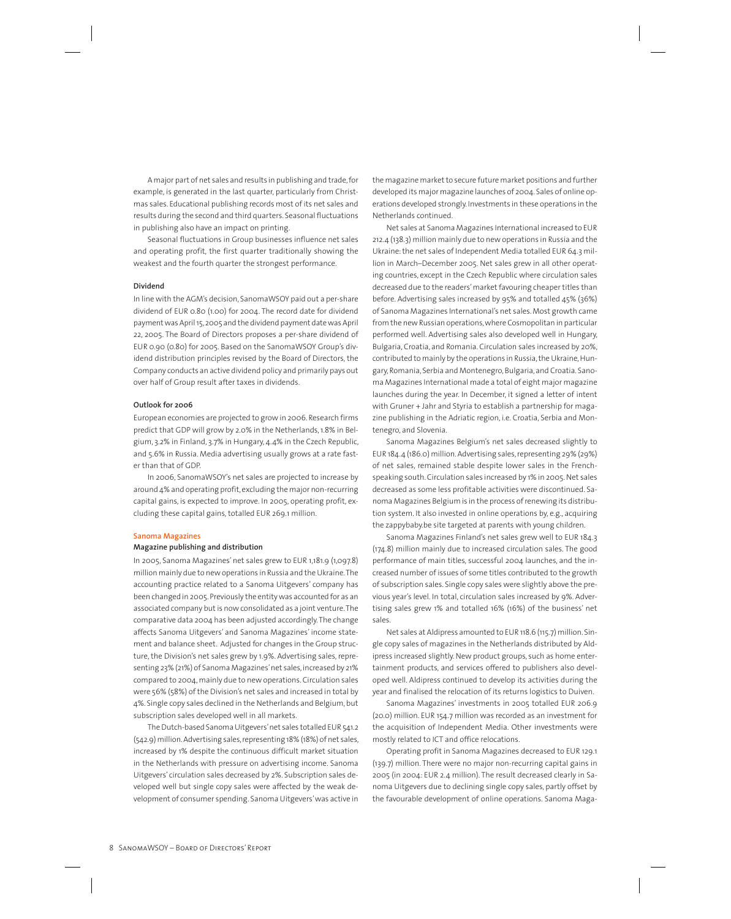A major part of net sales and results in publishing and trade, for example, is generated in the last quarter, particularly from Christmas sales. Educational publishing records most of its net sales and results during the second and third quarters. Seasonal fluctuations in publishing also have an impact on printing.

Seasonal fluctuations in Group businesses influence net sales and operating profit, the first quarter traditionally showing the weakest and the fourth quarter the strongest performance.

### Dividend

In line with the AGM's decision, SanomaWSOY paid out a per-share dividend of EUR 0.80 (1.00) for 2004. The record date for dividend payment was April 15, 2005 and the dividend payment date was April 22, 2005. The Board of Directors proposes a per-share dividend of EUR 0.90 (0.80) for 2005. Based on the SanomaWSOY Group's dividend distribution principles revised by the Board of Directors, the Company conducts an active dividend policy and primarily pays out over half of Group result after taxes in dividends.

### Outlook for 2006

European economies are projected to grow in 2006. Research firms predict that GDP will grow by 2.0% in the Netherlands, 1.8% in Belgium, 3.2% in Finland, 3.7% in Hungary, 4.4% in the Czech Republic, and 5.6% in Russia. Media advertising usually grows at a rate faster than that of GDP.

In 2006, SanomaWSOY's net sales are projected to increase by around 4% and operating profit, excluding the major non-recurring capital gains, is expected to improve. In 2005, operating profit, excluding these capital gains, totalled EUR 269.1 million.

## Sanoma Magazines

### Magazine publishing and distribution

In 2005, Sanoma Magazines' net sales grew to EUR 1,181.9 (1,097.8) million mainly due to new operations in Russia and the Ukraine. The accounting practice related to a Sanoma Uitgevers' company has been changed in 2005. Previously the entity was accounted for as an associated company but is now consolidated as a joint venture. The comparative data 2004 has been adjusted accordingly. The change affects Sanoma Uitgevers' and Sanoma Magazines' income statement and balance sheet. Adjusted for changes in the Group structure, the Division's net sales grew by 1.9%. Advertising sales, representing 23% (21%) of Sanoma Magazines' net sales, increased by 21% compared to 2004, mainly due to new operations. Circulation sales were 56% (58%) of the Division's net sales and increased in total by 4%. Single copy sales declined in the Netherlands and Belgium, but subscription sales developed well in all markets.

The Dutch-based Sanoma Uitgevers' net sales totalled EUR 541.2 (542.9) million. Advertising sales, representing 18% (18%) of net sales, increased by 1% despite the continuous difficult market situation in the Netherlands with pressure on advertising income. Sanoma Uitgevers' circulation sales decreased by 2%. Subscription sales developed well but single copy sales were affected by the weak development of consumer spending. Sanoma Uitgevers' was active in the magazine market to secure future market positions and further developed its major magazine launches of 2004. Sales of online operations developed strongly. Investments in these operations in the Netherlands continued.

Net sales at Sanoma Magazines International increased to EUR 212.4 (138.3) million mainly due to new operations in Russia and the Ukraine: the net sales of Independent Media totalled EUR 64.3 million in March–December 2005. Net sales grew in all other operating countries, except in the Czech Republic where circulation sales decreased due to the readers' market favouring cheaper titles than before. Advertising sales increased by 95% and totalled 45% (36%) of Sanoma Magazines International's net sales. Most growth came from the new Russian operations, where Cosmopolitan in particular performed well. Advertising sales also developed well in Hungary, Bulgaria, Croatia, and Romania. Circulation sales increased by 20%, contributed to mainly by the operations in Russia, the Ukraine, Hungary, Romania, Serbia and Montenegro, Bulgaria, and Croatia. Sanoma Magazines International made a total of eight major magazine launches during the year. In December, it signed a letter of intent with Gruner + Jahr and Styria to establish a partnership for magazine publishing in the Adriatic region, i.e. Croatia, Serbia and Montenegro, and Slovenia.

Sanoma Magazines Belgium's net sales decreased slightly to EUR 184.4 (186.0) million. Advertising sales, representing 29% (29%) of net sales, remained stable despite lower sales in the French-speaking south. Circulation sales increased by 1% in 2005. Net sales decreased as some less profitable activities were discontinued. Sanoma Magazines Belgium is in the process of renewing its distribution system. It also invested in online operations by, e.g., acquiring the zappybaby.be site targeted at parents with young children.

Sanoma Magazines Finland's net sales grew well to EUR 184.3 (174.8) million mainly due to increased circulation sales. The good performance of main titles, successful 2004 launches, and the increased number of issues of some titles contributed to the growth of subscription sales. Single copy sales were slightly above the previous year's level. In total, circulation sales increased by 9%. Advertising sales grew 1% and totalled 16% (16%) of the business' net sales.

Net sales at Aldipress amounted to EUR 118.6 (115.7) million. Single copy sales of magazines in the Netherlands distributed by Aldipress increased slightly. New product groups, such as home entertainment products, and services offered to publishers also developed well. Aldipress continued to develop its activities during the year and finalised the relocation of its returns logistics to Duiven.

Sanoma Magazines' investments in 2005 totalled EUR 206.9 (20.0) million. EUR 154.7 million was recorded as an investment for the acquisition of Independent Media. Other investments were mostly related to ICT and office relocations.

Operating profit in Sanoma Magazines decreased to EUR 129.1 (139.7) million. There were no major non-recurring capital gains in 2005 (in 2004: EUR 2.4 million). The result decreased clearly in Sanoma Uitgevers due to declining single copy sales, partly offset by the favourable development of online operations. Sanoma Maga-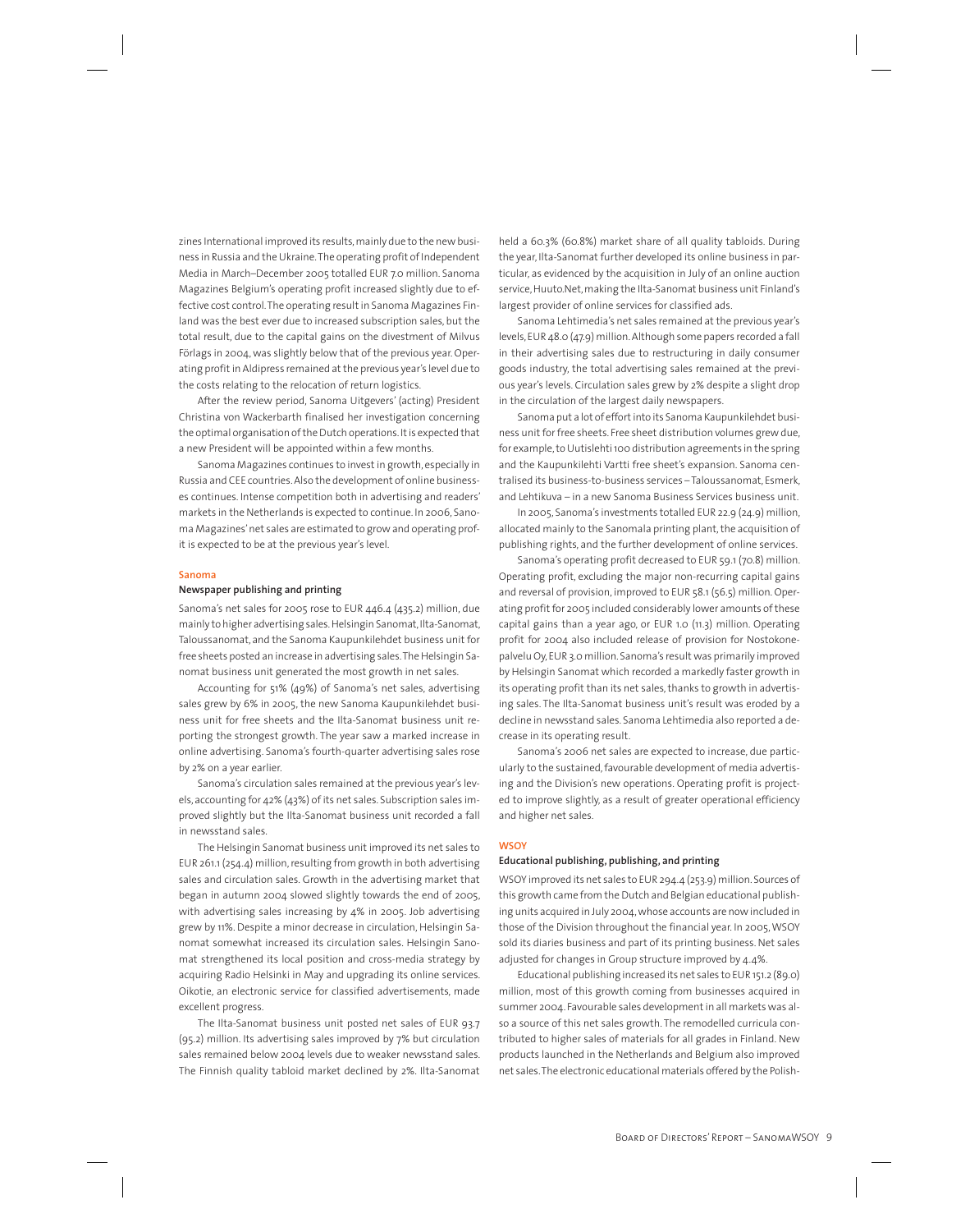zines International improved its results, mainly due to the new business in Russia and the Ukraine. The operating profit of Independent Media in March–December 2005 totalled EUR 7.0 million. Sanoma Magazines Belgium's operating profit increased slightly due to effective cost control. The operating result in Sanoma Magazines Finland was the best ever due to increased subscription sales, but the total result, due to the capital gains on the divestment of Milvus Förlags in 2004, was slightly below that of the previous year. Operating profit in Aldipress remained at the previous year's level due to the costs relating to the relocation of return logistics.

After the review period, Sanoma Uitgevers' (acting) President Christina von Wackerbarth finalised her investigation concerning the optimal organisation of the Dutch operations. It is expected that a new President will be appointed within a few months.

Sanoma Magazines continues to invest in growth, especially in Russia and CEE countries. Also the development of online businesses continues. Intense competition both in advertising and readers' markets in the Netherlands is expected to continue. In 2006, Sanoma Magazines' net sales are estimated to grow and operating profit is expected to be at the previous year's level.

## Sanoma

### Newspaper publishing and printing

Sanoma's net sales for 2005 rose to EUR 446.4 (435.2) million, due mainly to higher advertising sales. Helsingin Sanomat, Ilta-Sanomat, Taloussanomat, and the Sanoma Kaupunkilehdet business unit for free sheets posted an increase in advertising sales. The Helsingin Sanomat business unit generated the most growth in net sales.

Accounting for 51% (49%) of Sanoma's net sales, advertising sales grew by 6% in 2005, the new Sanoma Kaupunkilehdet business unit for free sheets and the Ilta-Sanomat business unit reporting the strongest growth. The year saw a marked increase in online advertising. Sanoma's fourth-quarter advertising sales rose by 2% on a year earlier.

Sanoma's circulation sales remained at the previous year's levels, accounting for 42% (43%) of its net sales. Subscription sales improved slightly but the Ilta-Sanomat business unit recorded a fall in newsstand sales.

The Helsingin Sanomat business unit improved its net sales to EUR 261.1 (254.4) million, resulting from growth in both advertising sales and circulation sales. Growth in the advertising market that began in autumn 2004 slowed slightly towards the end of 2005, with advertising sales increasing by 4% in 2005. Job advertising grew by 11%. Despite a minor decrease in circulation, Helsingin Sanomat somewhat increased its circulation sales. Helsingin Sanomat strengthened its local position and cross-media strategy by acquiring Radio Helsinki in May and upgrading its online services. Oikotie, an electronic service for classified advertisements, made excellent progress.

The Ilta-Sanomat business unit posted net sales of EUR 93.7 (95.2) million. Its advertising sales improved by 7% but circulation sales remained below 2004 levels due to weaker newsstand sales. The Finnish quality tabloid market declined by 2%. Ilta-Sanomat held a 60.3% (60.8%) market share of all quality tabloids. During the year, Ilta-Sanomat further developed its online business in particular, as evidenced by the acquisition in July of an online auction service, Huuto.Net, making the Ilta-Sanomat business unit Finland's largest provider of online services for classified ads.

Sanoma Lehtimedia's net sales remained at the previous year's levels, EUR 48.0 (47.9) million. Although some papers recorded a fall in their advertising sales due to restructuring in daily consumer goods industry, the total advertising sales remained at the previous year's levels. Circulation sales grew by 2% despite a slight drop in the circulation of the largest daily newspapers.

Sanoma put a lot of effort into its Sanoma Kaupunkilehdet business unit for free sheets. Free sheet distribution volumes grew due, for example, to Uutislehti 100 distribution agreements in the spring and the Kaupunkilehti Vartti free sheet's expansion. Sanoma centralised its business-to-business services – Taloussanomat, Esmerk, and Lehtikuva – in a new Sanoma Business Services business unit.

In 2005, Sanoma's investments totalled EUR 22.9 (24.9) million, allocated mainly to the Sanomala printing plant, the acquisition of publishing rights, and the further development of online services.

Sanoma's operating profit decreased to EUR 59.1 (70.8) million. Operating profit, excluding the major non-recurring capital gains and reversal of provision, improved to EUR 58.1 (56.5) million. Operating profit for 2005 included considerably lower amounts of these capital gains than a year ago, or EUR 1.0 (11.3) million. Operating profit for 2004 also included release of provision for Nostokonepalvelu Oy, EUR 3.0 million. Sanoma's result was primarily improved by Helsingin Sanomat which recorded a markedly faster growth in its operating profit than its net sales, thanks to growth in advertising sales. The Ilta-Sanomat business unit's result was eroded by a decline in newsstand sales. Sanoma Lehtimedia also reported a decrease in its operating result.

Sanoma's 2006 net sales are expected to increase, due particularly to the sustained, favourable development of media advertising and the Division's new operations. Operating profit is projected to improve slightly, as a result of greater operational efficiency and higher net sales.

## WSOY

### Educational publishing, publishing, and printing

WSOY improved its net sales to EUR 294.4 (253.9) million. Sources of this growth came from the Dutch and Belgian educational publishing units acquired in July 2004, whose accounts are now included in those of the Division throughout the financial year. In 2005, WSOY sold its diaries business and part of its printing business. Net sales adjusted for changes in Group structure improved by 4.4%.

Educational publishing increased its net sales to EUR 151.2 (89.0) million, most of this growth coming from businesses acquired in summer 2004. Favourable sales development in all markets was also a source of this net sales growth. The remodelled curricula contributed to higher sales of materials for all grades in Finland. New products launched in the Netherlands and Belgium also improved net sales. The electronic educational materials offered by the Polish-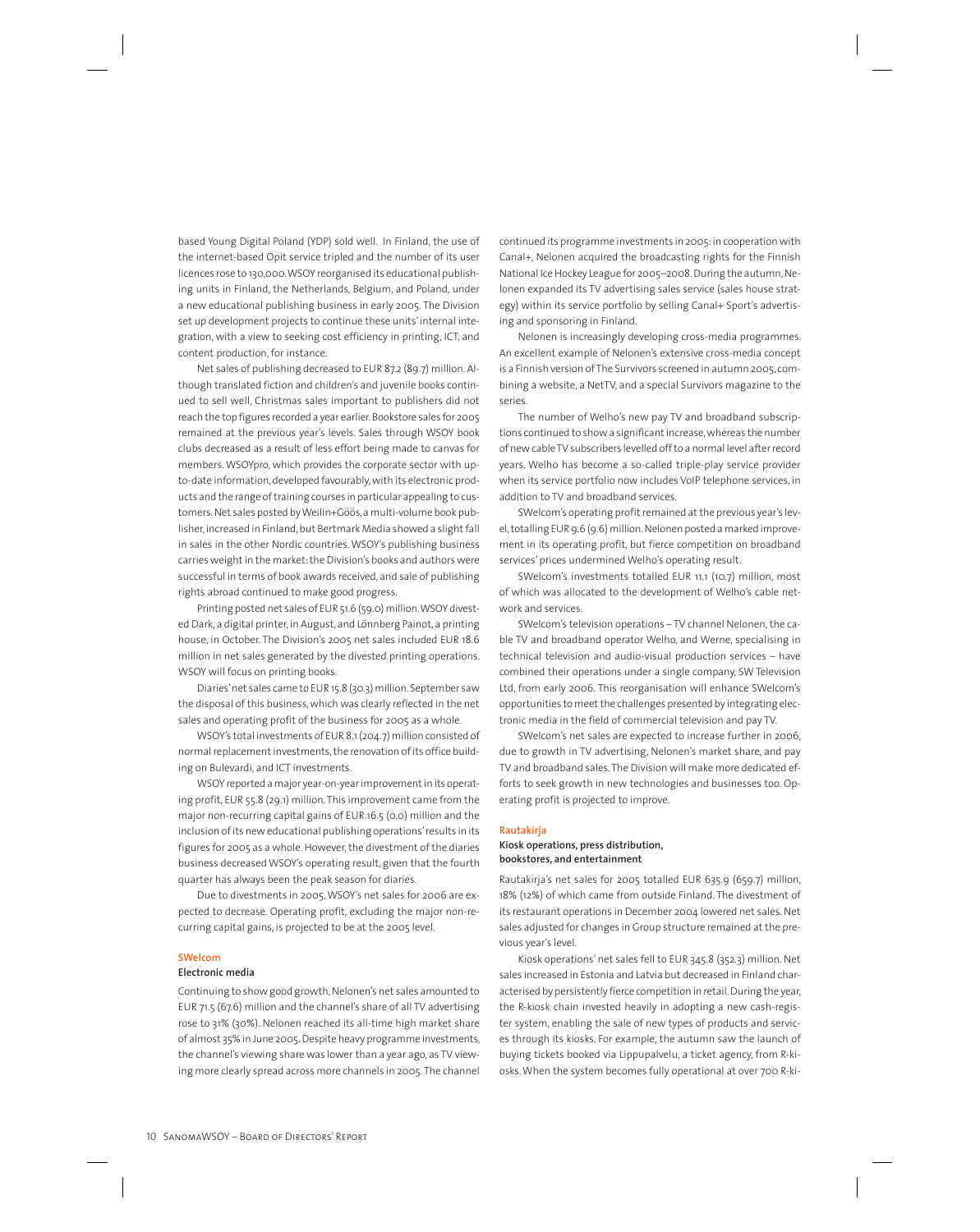based Young Digital Poland (YDP) sold well. In Finland, the use of the internet-based Opit service tripled and the number of its user licences rose to 130,000. WSOY reorganised its educational publishing units in Finland, the Netherlands, Belgium, and Poland, under a new educational publishing business in early 2005. The Division set up development projects to continue these units' internal integration, with a view to seeking cost efficiency in printing, ICT, and content production, for instance.

Net sales of publishing decreased to EUR 87.2 (89.7) million. Although translated fiction and children's and juvenile books continued to sell well, Christmas sales important to publishers did not reach the top figures recorded a year earlier. Bookstore sales for 2005 remained at the previous year's levels. Sales through WSOY book clubs decreased as a result of less effort being made to canvas for members. WSOYpro, which provides the corporate sector with up-to-date information, developed favourably, with its electronic products and the range of training courses in particular appealing to customers. Net sales posted by Weilin+Göös, a multi-volume book publisher, increased in Finland, but Bertmark Media showed a slight fall in sales in the other Nordic countries. WSOY's publishing business carries weight in the market: the Division's books and authors were successful in terms of book awards received, and sale of publishing rights abroad continued to make good progress.

Printing posted net sales of EUR 51.6 (59.0) million. WSOY divested Dark, a digital printer, in August, and Lönnberg Painot, a printing house, in October. The Division's 2005 net sales included EUR 18.6 million in net sales generated by the divested printing operations. WSOY will focus on printing books.

Diaries' net sales came to EUR 15.8 (30.3) million. September saw the disposal of this business, which was clearly reflected in the net sales and operating profit of the business for 2005 as a whole.

WSOY's total investments of EUR 8.1 (204.7) million consisted of normal replacement investments, the renovation of its office building on Bulevardi, and ICT investments.

WSOY reported a major year-on-year improvement in its operating profit, EUR 55.8 (29.1) million. This improvement came from the major non-recurring capital gains of EUR 16.5 (0.0) million and the inclusion of its new educational publishing operations' results in its figures for 2005 as a whole. However, the divestment of the diaries business decreased WSOY's operating result, given that the fourth quarter has always been the peak season for diaries.

Due to divestments in 2005, WSOY's net sales for 2006 are expected to decrease. Operating profit, excluding the major non-recurring capital gains, is projected to be at the 2005 level.

## SWelcom

### Electronic media

Continuing to show good growth, Nelonen's net sales amounted to EUR 71.5 (67.6) million and the channel's share of all TV advertising rose to 31% (30%). Nelonen reached its all-time high market share of almost 35% in June 2005. Despite heavy programme investments, the channel's viewing share was lower than a year ago, as TV viewing more clearly spread across more channels in 2005. The channel continued its programme investments in 2005: in cooperation with Canal+, Nelonen acquired the broadcasting rights for the Finnish National Ice Hockey League for 2005–2008. During the autumn, Nelonen expanded its TV advertising sales service (sales house strategy) within its service portfolio by selling Canal+ Sport's advertising and sponsoring in Finland.

Nelonen is increasingly developing cross-media programmes. An excellent example of Nelonen's extensive cross-media concept is a Finnish version of The Survivors screened in autumn 2005, combining a website, a NetTV, and a special Survivors magazine to the series.

The number of Welho's new pay TV and broadband subscriptions continued to show a significant increase, whereas the number of new cable TV subscribers levelled off to a normal level after record years. Welho has become a so-called triple-play service provider when its service portfolio now includes VoIP telephone services, in addition to TV and broadband services.

SWelcom's operating profit remained at the previous year's level, totalling EUR 9.6 (9.6) million. Nelonen posted a marked improvement in its operating profit, but fierce competition on broadband services' prices undermined Welho's operating result.

SWelcom's investments totalled EUR 11.1 (10.7) million, most of which was allocated to the development of Welho's cable network and services.

SWelcom's television operations – TV channel Nelonen, the cable TV and broadband operator Welho, and Werne, specialising in technical television and audio-visual production services – have combined their operations under a single company, SW Television Ltd, from early 2006. This reorganisation will enhance SWelcom's opportunities to meet the challenges presented by integrating electronic media in the field of commercial television and pay TV.

SWelcom's net sales are expected to increase further in 2006, due to growth in TV advertising, Nelonen's market share, and pay TV and broadband sales. The Division will make more dedicated efforts to seek growth in new technologies and businesses too. Operating profit is projected to improve.

## Rautakirja

### Kiosk operations, press distribution, bookstores, and entertainment

Rautakirja's net sales for 2005 totalled EUR 635.9 (659.7) million, 18% (12%) of which came from outside Finland. The divestment of its restaurant operations in December 2004 lowered net sales. Net sales adjusted for changes in Group structure remained at the previous year's level.

Kiosk operations' net sales fell to EUR 345.8 (352.3) million. Net sales increased in Estonia and Latvia but decreased in Finland characterised by persistently fierce competition in retail. During the year, the R-kiosk chain invested heavily in adopting a new cash-register system, enabling the sale of new types of products and services through its kiosks. For example, the autumn saw the launch of buying tickets booked via Lippupalvelu, a ticket agency, from R-kiosks. When the system becomes fully operational at over 700 R-ki-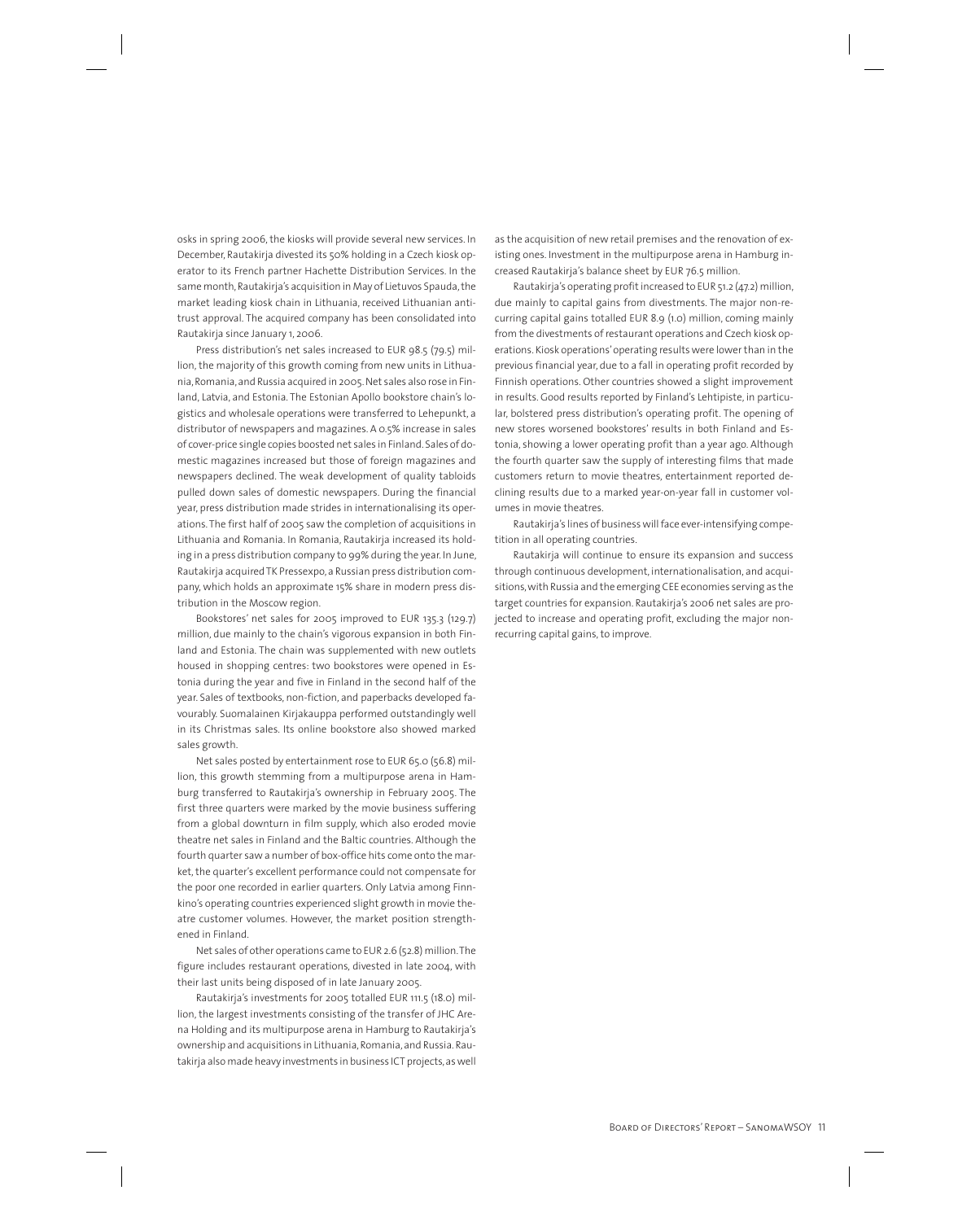osks in spring 2006, the kiosks will provide several new services. In December, Rautakirja divested its 50% holding in a Czech kiosk operator to its French partner Hachette Distribution Services. In the same month, Rautakirja's acquisition in May of Lietuvos Spauda, the market leading kiosk chain in Lithuania, received Lithuanian antitrust approval. The acquired company has been consolidated into Rautakirja since January 1, 2006.

Press distribution's net sales increased to EUR 98.5 (79.5) million, the majority of this growth coming from new units in Lithuania, Romania, and Russia acquired in 2005. Net sales also rose in Finland, Latvia, and Estonia. The Estonian Apollo bookstore chain's logistics and wholesale operations were transferred to Lehepunkt, a distributor of newspapers and magazines. A 0.5% increase in sales of cover-price single copies boosted net sales in Finland. Sales of domestic magazines increased but those of foreign magazines and newspapers declined. The weak development of quality tabloids pulled down sales of domestic newspapers. During the financial year, press distribution made strides in internationalising its operations. The first half of 2005 saw the completion of acquisitions in Lithuania and Romania. In Romania, Rautakirja increased its holding in a press distribution company to 99% during the year. In June, Rautakirja acquired TK Pressexpo, a Russian press distribution company, which holds an approximate 15% share in modern press distribution in the Moscow region.

Bookstores' net sales for 2005 improved to EUR 135.3 (129.7) million, due mainly to the chain's vigorous expansion in both Finland and Estonia. The chain was supplemented with new outlets housed in shopping centres: two bookstores were opened in Estonia during the year and five in Finland in the second half of the year. Sales of textbooks, non-fiction, and paperbacks developed favourably. Suomalainen Kirjakauppa performed outstandingly well in its Christmas sales. Its online bookstore also showed marked sales growth.

Net sales posted by entertainment rose to EUR 65.0 (56.8) million, this growth stemming from a multipurpose arena in Hamburg transferred to Rautakirja's ownership in February 2005. The first three quarters were marked by the movie business suffering from a global downturn in film supply, which also eroded movie theatre net sales in Finland and the Baltic countries. Although the fourth quarter saw a number of box-office hits come onto the market, the quarter's excellent performance could not compensate for the poor one recorded in earlier quarters. Only Latvia among Finnkino's operating countries experienced slight growth in movie theatre customer volumes. However, the market position strengthened in Finland.

Net sales of other operations came to EUR 2.6 (52.8) million. The figure includes restaurant operations, divested in late 2004, with their last units being disposed of in late January 2005.

Rautakirja's investments for 2005 totalled EUR 111.5 (18.0) million, the largest investments consisting of the transfer of JHC Arena Holding and its multipurpose arena in Hamburg to Rautakirja's ownership and acquisitions in Lithuania, Romania, and Russia. Rautakirja also made heavy investments in business ICT projects, as well as the acquisition of new retail premises and the renovation of existing ones. Investment in the multipurpose arena in Hamburg increased Rautakirja's balance sheet by EUR 76.5 million.

Rautakirja's operating profit increased to EUR 51.2 (47.2) million, due mainly to capital gains from divestments. The major non-recurring capital gains totalled EUR 8.9 (1.0) million, coming mainly from the divestments of restaurant operations and Czech kiosk operations. Kiosk operations' operating results were lower than in the previous financial year, due to a fall in operating profit recorded by Finnish operations. Other countries showed a slight improvement in results. Good results reported by Finland's Lehtipiste, in particular, bolstered press distribution's operating profit. The opening of new stores worsened bookstores' results in both Finland and Estonia, showing a lower operating profit than a year ago. Although the fourth quarter saw the supply of interesting films that made customers return to movie theatres, entertainment reported declining results due to a marked year-on-year fall in customer volumes in movie theatres.

Rautakirja's lines of business will face ever-intensifying competition in all operating countries.

Rautakirja will continue to ensure its expansion and success through continuous development, internationalisation, and acquisitions, with Russia and the emerging CEE economies serving as the target countries for expansion. Rautakirja's 2006 net sales are projected to increase and operating profit, excluding the major non-recurring capital gains, to improve.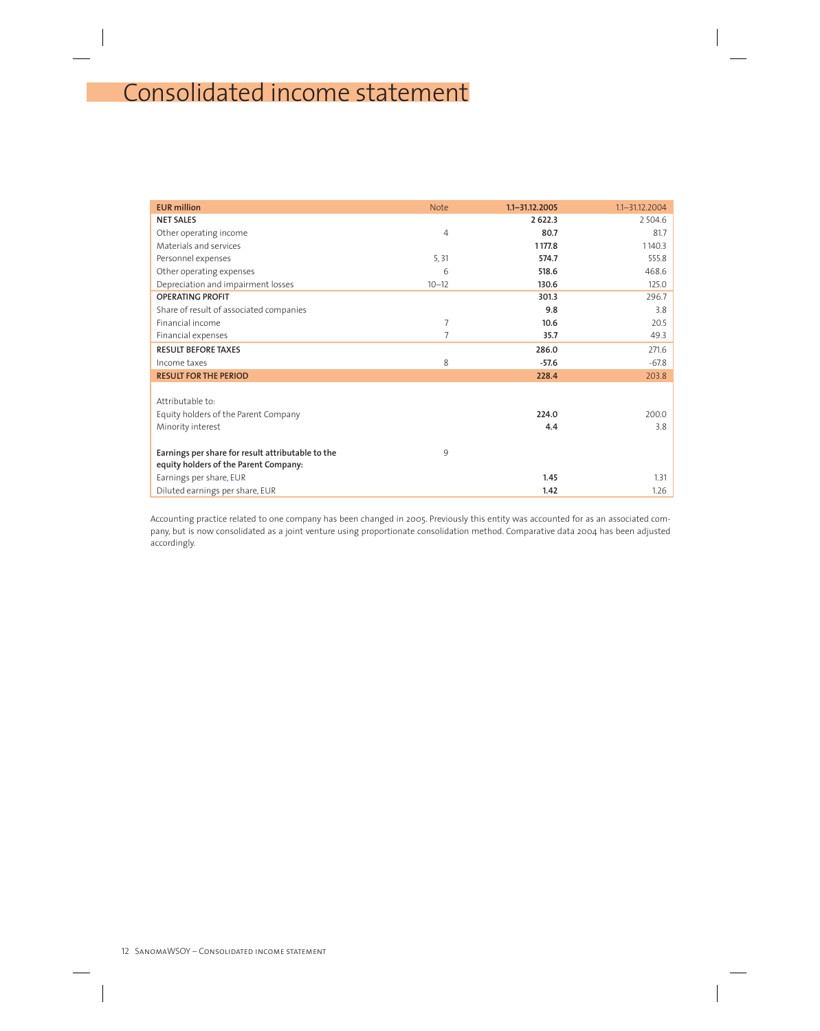# Consolidated income statement

| EUR million | Note | 1.1–31.12.2005 | 1.1–31.12.2004 |
|---|---|---|---|
| **NET SALES** | | **2 622.3** | 2 504.6 |
| Other operating income | 4 | **80.7** | 81.7 |
| Materials and services | | **1 177.8** | 1 140.3 |
| Personnel expenses | 5, 31 | **574.7** | 555.8 |
| Other operating expenses | 6 | **518.6** | 468.6 |
| Depreciation and impairment losses | 10–12 | **130.6** | 125.0 |
| **OPERATING PROFIT** | | **301.3** | 296.7 |
| Share of result of associated companies | | **9.8** | 3.8 |
| Financial income | 7 | **10.6** | 20.5 |
| Financial expenses | 7 | **35.7** | 49.3 |
| **RESULT BEFORE TAXES** | | **286.0** | 271.6 |
| Income taxes | 8 | **-57.6** | -67.8 |
| **RESULT FOR THE PERIOD** | | **228.4** | 203.8 |
| | | | |
| Attributable to: | | | |
| Equity holders of the Parent Company | | **224.0** | 200.0 |
| Minority interest | | **4.4** | 3.8 |
| | | | |
| **Earnings per share for result attributable to the equity holders of the Parent Company:** | 9 | | |
| Earnings per share, EUR | | **1.45** | 1.31 |
| Diluted earnings per share, EUR | | **1.42** | 1.26 |

Accounting practice related to one company has been changed in 2005. Previously this entity was accounted for as an associated company, but is now consolidated as a joint venture using proportionate consolidation method. Comparative data 2004 has been adjusted accordingly.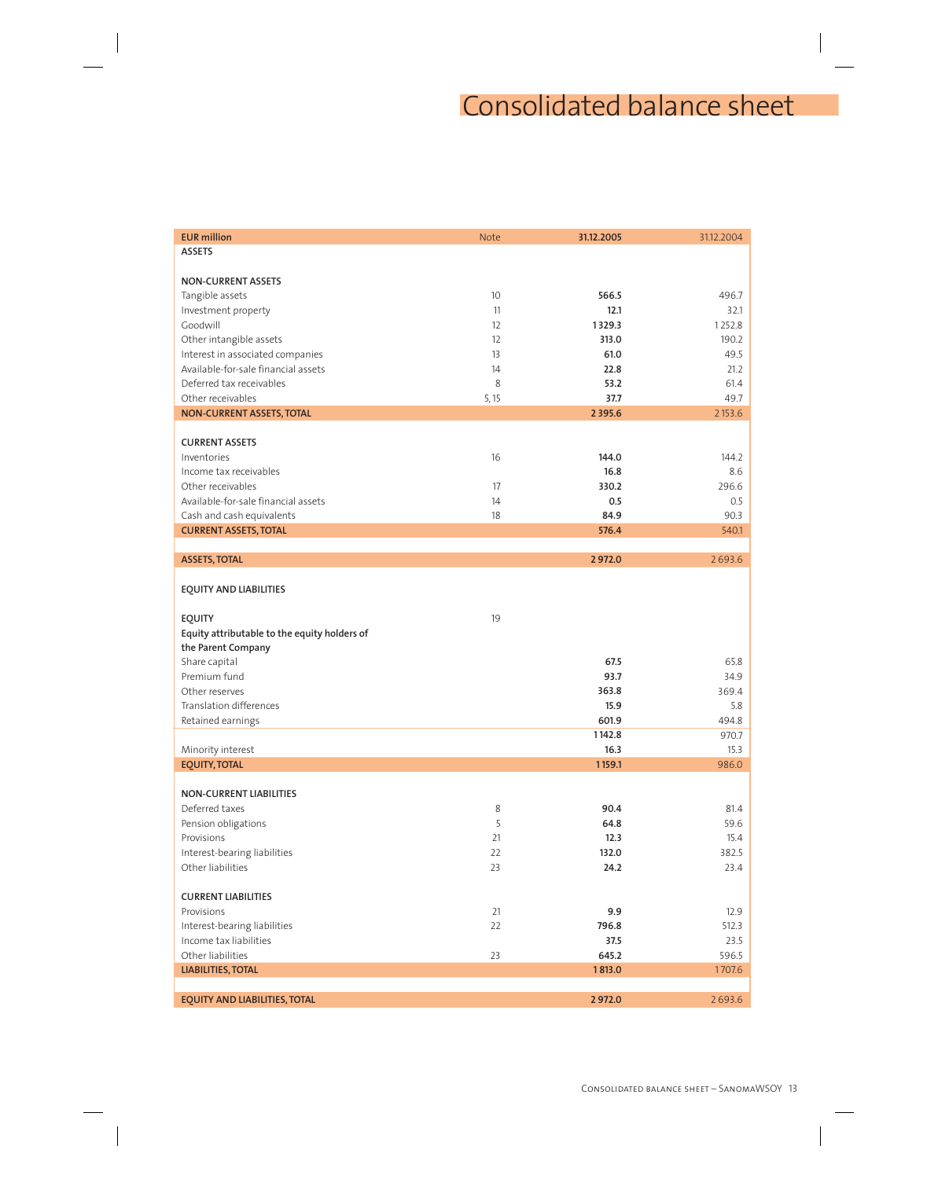# Consolidated balance sheet

| EUR million | Note | 31.12.2005 | 31.12.2004 |
|---|---|---|---|
| **ASSETS** | | | |
| | | | |
| **NON-CURRENT ASSETS** | | | |
| Tangible assets | 10 | **566.5** | 496.7 |
| Investment property | 11 | **12.1** | 32.1 |
| Goodwill | 12 | **1 329.3** | 1 252.8 |
| Other intangible assets | 12 | **313.0** | 190.2 |
| Interest in associated companies | 13 | **61.0** | 49.5 |
| Available-for-sale financial assets | 14 | **22.8** | 21.2 |
| Deferred tax receivables | 8 | **53.2** | 61.4 |
| Other receivables | 5, 15 | **37.7** | 49.7 |
| **NON-CURRENT ASSETS, TOTAL** | | **2 395.6** | 2 153.6 |
| | | | |
| **CURRENT ASSETS** | | | |
| Inventories | 16 | **144.0** | 144.2 |
| Income tax receivables | | **16.8** | 8.6 |
| Other receivables | 17 | **330.2** | 296.6 |
| Available-for-sale financial assets | 14 | **0.5** | 0.5 |
| Cash and cash equivalents | 18 | **84.9** | 90.3 |
| **CURRENT ASSETS, TOTAL** | | **576.4** | 540.1 |
| | | | |
| **ASSETS, TOTAL** | | **2 972.0** | 2 693.6 |
| | | | |
| **EQUITY AND LIABILITIES** | | | |
| | | | |
| **EQUITY** | 19 | | |
| **Equity attributable to the equity holders of the Parent Company** | | | |
| Share capital | | **67.5** | 65.8 |
| Premium fund | | **93.7** | 34.9 |
| Other reserves | | **363.8** | 369.4 |
| Translation differences | | **15.9** | 5.8 |
| Retained earnings | | **601.9** | 494.8 |
| | | **1 142.8** | 970.7 |
| Minority interest | | **16.3** | 15.3 |
| **EQUITY, TOTAL** | | **1 159.1** | 986.0 |
| | | | |
| **NON-CURRENT LIABILITIES** | | | |
| Deferred taxes | 8 | **90.4** | 81.4 |
| Pension obligations | 5 | **64.8** | 59.6 |
| Provisions | 21 | **12.3** | 15.4 |
| Interest-bearing liabilities | 22 | **132.0** | 382.5 |
| Other liabilities | 23 | **24.2** | 23.4 |
| | | | |
| **CURRENT LIABILITIES** | | | |
| Provisions | 21 | **9.9** | 12.9 |
| Interest-bearing liabilities | 22 | **796.8** | 512.3 |
| Income tax liabilities | | **37.5** | 23.5 |
| Other liabilities | 23 | **645.2** | 596.5 |
| **LIABILITIES, TOTAL** | | **1 813.0** | 1 707.6 |
| | | | |
| **EQUITY AND LIABILITIES, TOTAL** | | **2 972.0** | 2 693.6 |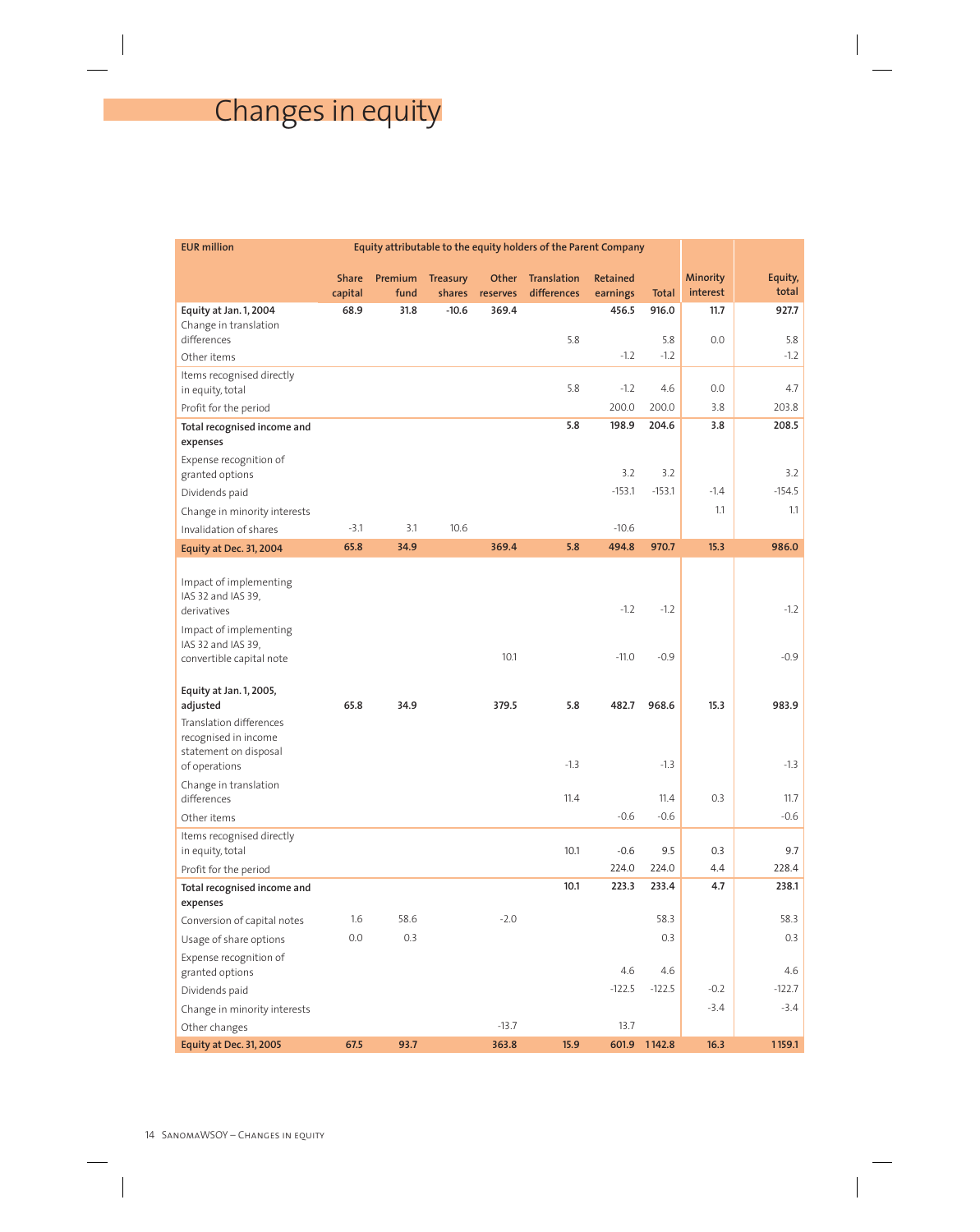# Changes in equity

| EUR million | Equity attributable to the equity holders of the Parent Company | | | | | | | | |
|---|---|---|---|---|---|---|---|---|---|
| | Share capital | Premium fund | Treasury shares | Other reserves | Translation differences | Retained earnings | Total | Minority interest | Equity, total |
| **Equity at Jan. 1, 2004** | **68.9** | **31.8** | **-10.6** | **369.4** | | **456.5** | **916.0** | **11.7** | **927.7** |
| Change in translation differences | | | | | 5.8 | | 5.8 | 0.0 | 5.8 |
| Other items | | | | | | -1.2 | -1.2 | | -1.2 |
| Items recognised directly in equity, total | | | | | 5.8 | -1.2 | 4.6 | 0.0 | 4.7 |
| Profit for the period | | | | | | 200.0 | 200.0 | 3.8 | 203.8 |
| **Total recognised income and expenses** | | | | | **5.8** | **198.9** | **204.6** | **3.8** | **208.5** |
| Expense recognition of granted options | | | | | | 3.2 | 3.2 | | 3.2 |
| Dividends paid | | | | | | -153.1 | -153.1 | -1.4 | -154.5 |
| Change in minority interests | | | | | | | | 1.1 | 1.1 |
| Invalidation of shares | -3.1 | 3.1 | 10.6 | | | -10.6 | | | |
| **Equity at Dec. 31, 2004** | **65.8** | **34.9** | | **369.4** | **5.8** | **494.8** | **970.7** | **15.3** | **986.0** |
| Impact of implementing IAS 32 and IAS 39, derivatives | | | | | | -1.2 | -1.2 | | -1.2 |
| Impact of implementing IAS 32 and IAS 39, convertible capital note | | | | 10.1 | | -11.0 | -0.9 | | -0.9 |
| **Equity at Jan. 1, 2005, adjusted** | **65.8** | **34.9** | | **379.5** | **5.8** | **482.7** | **968.6** | **15.3** | **983.9** |
| Translation differences recognised in income statement on disposal of operations | | | | | -1.3 | | -1.3 | | -1.3 |
| Change in translation differences | | | | | 11.4 | | 11.4 | 0.3 | 11.7 |
| Other items | | | | | | -0.6 | -0.6 | | -0.6 |
| Items recognised directly in equity, total | | | | | 10.1 | -0.6 | 9.5 | 0.3 | 9.7 |
| Profit for the period | | | | | | 224.0 | 224.0 | 4.4 | 228.4 |
| **Total recognised income and expenses** | | | | | **10.1** | **223.3** | **233.4** | **4.7** | **238.1** |
| Conversion of capital notes | 1.6 | 58.6 | | -2.0 | | | 58.3 | | 58.3 |
| Usage of share options | 0.0 | 0.3 | | | | | 0.3 | | 0.3 |
| Expense recognition of granted options | | | | | | 4.6 | 4.6 | | 4.6 |
| Dividends paid | | | | | | -122.5 | -122.5 | -0.2 | -122.7 |
| Change in minority interests | | | | | | | | -3.4 | -3.4 |
| Other changes | | | | -13.7 | | 13.7 | | | |
| **Equity at Dec. 31, 2005** | **67.5** | **93.7** | | **363.8** | **15.9** | **601.9** | **1 142.8** | **16.3** | **1 159.1** |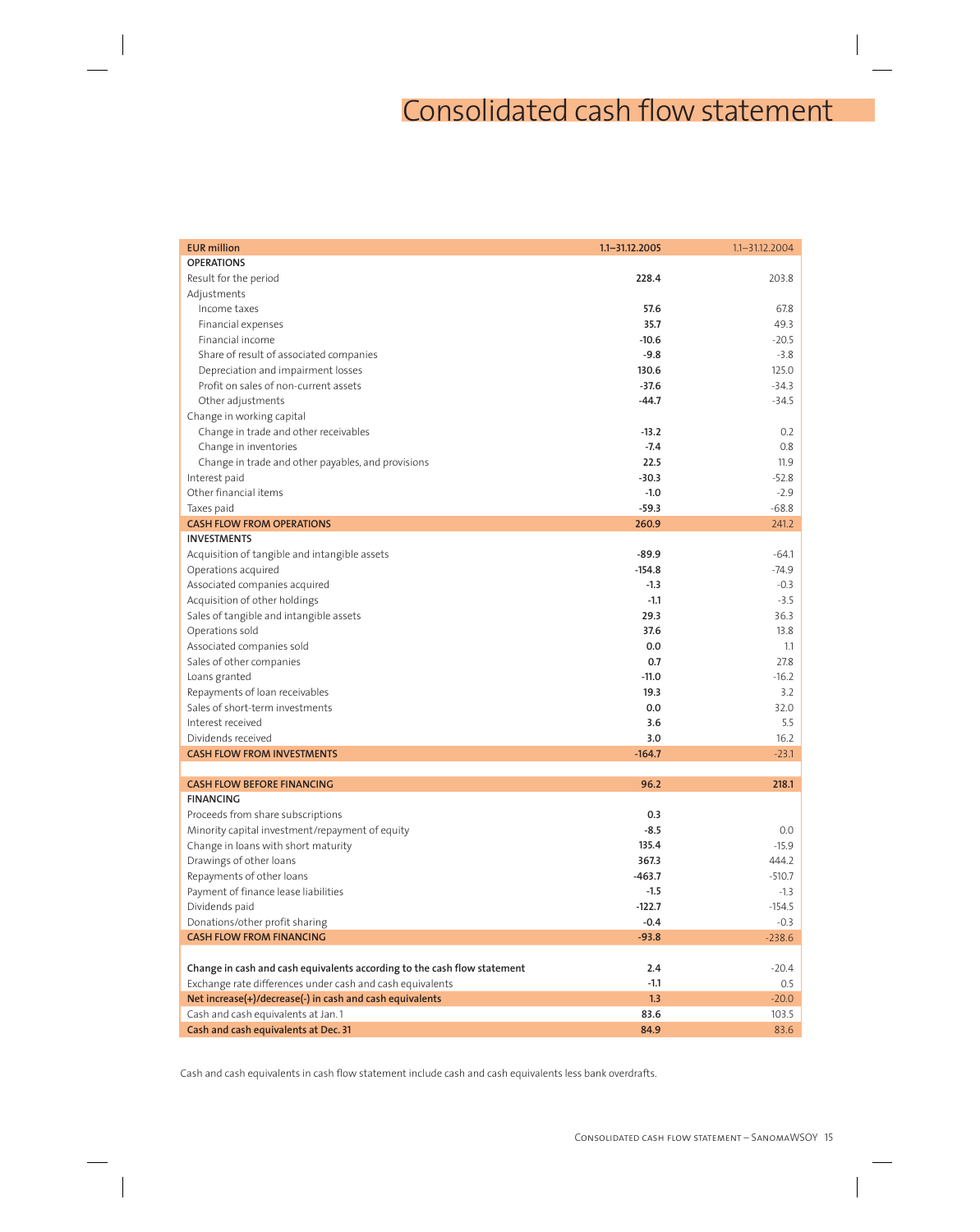# Consolidated cash flow statement

| EUR million | 1.1–31.12.2005 | 1.1–31.12.2004 |
|---|---|---|
| **OPERATIONS** | | |
| Result for the period | **228.4** | 203.8 |
| Adjustments | | |
| Income taxes | **57.6** | 67.8 |
| Financial expenses | **35.7** | 49.3 |
| Financial income | **-10.6** | -20.5 |
| Share of result of associated companies | **-9.8** | -3.8 |
| Depreciation and impairment losses | **130.6** | 125.0 |
| Profit on sales of non-current assets | **-37.6** | -34.3 |
| Other adjustments | **-44.7** | -34.5 |
| Change in working capital | | |
| Change in trade and other receivables | **-13.2** | 0.2 |
| Change in inventories | **-7.4** | 0.8 |
| Change in trade and other payables, and provisions | **22.5** | 11.9 |
| Interest paid | **-30.3** | -52.8 |
| Other financial items | **-1.0** | -2.9 |
| Taxes paid | **-59.3** | -68.8 |
| **CASH FLOW FROM OPERATIONS** | **260.9** | 241.2 |
| **INVESTMENTS** | | |
| Acquisition of tangible and intangible assets | **-89.9** | -64.1 |
| Operations acquired | **-154.8** | -74.9 |
| Associated companies acquired | **-1.3** | -0.3 |
| Acquisition of other holdings | **-1.1** | -3.5 |
| Sales of tangible and intangible assets | **29.3** | 36.3 |
| Operations sold | **37.6** | 13.8 |
| Associated companies sold | **0.0** | 1.1 |
| Sales of other companies | **0.7** | 27.8 |
| Loans granted | **-11.0** | -16.2 |
| Repayments of loan receivables | **19.3** | 3.2 |
| Sales of short-term investments | **0.0** | 32.0 |
| Interest received | **3.6** | 5.5 |
| Dividends received | **3.0** | 16.2 |
| **CASH FLOW FROM INVESTMENTS** | **-164.7** | -23.1 |
| | | |
| **CASH FLOW BEFORE FINANCING** | **96.2** | **218.1** |
| **FINANCING** | | |
| Proceeds from share subscriptions | **0.3** | |
| Minority capital investment/repayment of equity | **-8.5** | 0.0 |
| Change in loans with short maturity | **135.4** | -15.9 |
| Drawings of other loans | **367.3** | 444.2 |
| Repayments of other loans | **-463.7** | -510.7 |
| Payment of finance lease liabilities | **-1.5** | -1.3 |
| Dividends paid | **-122.7** | -154.5 |
| Donations/other profit sharing | **-0.4** | -0.3 |
| **CASH FLOW FROM FINANCING** | **-93.8** | -238.6 |
| | | |
| **Change in cash and cash equivalents according to the cash flow statement** | **2.4** | -20.4 |
| Exchange rate differences under cash and cash equivalents | **-1.1** | 0.5 |
| **Net increase(+)/decrease(-) in cash and cash equivalents** | **1.3** | -20.0 |
| Cash and cash equivalents at Jan. 1 | **83.6** | 103.5 |
| **Cash and cash equivalents at Dec. 31** | **84.9** | 83.6 |

Cash and cash equivalents in cash flow statement include cash and cash equivalents less bank overdrafts.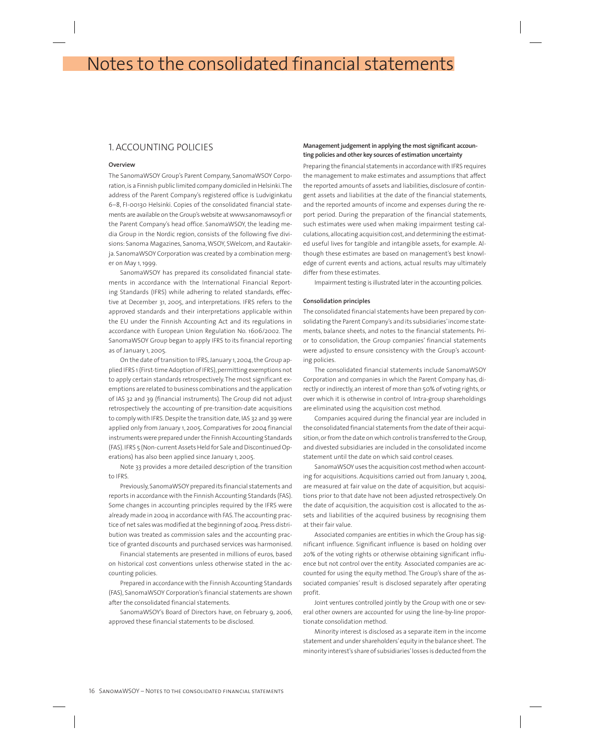# Notes to the consolidated financial statements

## 1. ACCOUNTING POLICIES

### Overview

The SanomaWSOY Group's Parent Company, SanomaWSOY Corporation, is a Finnish public limited company domiciled in Helsinki. The address of the Parent Company's registered office is Ludviginkatu 6–8, FI-00130 Helsinki. Copies of the consolidated financial statements are available on the Group's website at www.sanomawsoy.fi or the Parent Company's head office. SanomaWSOY, the leading media Group in the Nordic region, consists of the following five divisions: Sanoma Magazines, Sanoma, WSOY, SWelcom, and Rautakirja. SanomaWSOY Corporation was created by a combination merger on May 1, 1999.

SanomaWSOY has prepared its consolidated financial statements in accordance with the International Financial Reporting Standards (IFRS) while adhering to related standards, effective at December 31, 2005, and interpretations. IFRS refers to the approved standards and their interpretations applicable within the EU under the Finnish Accounting Act and its regulations in accordance with European Union Regulation No. 1606/2002. The SanomaWSOY Group began to apply IFRS to its financial reporting as of January 1, 2005.

On the date of transition to IFRS, January 1, 2004, the Group applied IFRS 1 (First-time Adoption of IFRS), permitting exemptions not to apply certain standards retrospectively. The most significant exemptions are related to business combinations and the application of IAS 32 and 39 (financial instruments). The Group did not adjust retrospectively the accounting of pre-transition-date acquisitions to comply with IFRS. Despite the transition date, IAS 32 and 39 were applied only from January 1, 2005. Comparatives for 2004 financial instruments were prepared under the Finnish Accounting Standards (FAS). IFRS 5 (Non-current Assets Held for Sale and Discontinued Operations) has also been applied since January 1, 2005.

Note 33 provides a more detailed description of the transition to IFRS.

Previously, SanomaWSOY prepared its financial statements and reports in accordance with the Finnish Accounting Standards (FAS). Some changes in accounting principles required by the IFRS were already made in 2004 in accordance with FAS. The accounting practice of net sales was modified at the beginning of 2004. Press distribution was treated as commission sales and the accounting practice of granted discounts and purchased services was harmonised.

Financial statements are presented in millions of euros, based on historical cost conventions unless otherwise stated in the accounting policies.

Prepared in accordance with the Finnish Accounting Standards (FAS), SanomaWSOY Corporation's financial statements are shown after the consolidated financial statements.

SanomaWSOY's Board of Directors have, on February 9, 2006, approved these financial statements to be disclosed.

### Management judgement in applying the most significant accounting policies and other key sources of estimation uncertainty

Preparing the financial statements in accordance with IFRS requires the management to make estimates and assumptions that affect the reported amounts of assets and liabilities, disclosure of contingent assets and liabilities at the date of the financial statements, and the reported amounts of income and expenses during the report period. During the preparation of the financial statements, such estimates were used when making impairment testing calculations, allocating acquisition cost, and determining the estimated useful lives for tangible and intangible assets, for example. Although these estimates are based on management's best knowledge of current events and actions, actual results may ultimately differ from these estimates.

Impairment testing is illustrated later in the accounting policies.

### Consolidation principles

The consolidated financial statements have been prepared by consolidating the Parent Company's and its subsidiaries' income statements, balance sheets, and notes to the financial statements. Prior to consolidation, the Group companies' financial statements were adjusted to ensure consistency with the Group's accounting policies.

The consolidated financial statements include SanomaWSOY Corporation and companies in which the Parent Company has, directly or indirectly, an interest of more than 50% of voting rights, or over which it is otherwise in control of. Intra-group shareholdings are eliminated using the acquisition cost method.

Companies acquired during the financial year are included in the consolidated financial statements from the date of their acquisition, or from the date on which control is transferred to the Group, and divested subsidiaries are included in the consolidated income statement until the date on which said control ceases.

SanomaWSOY uses the acquisition cost method when accounting for acquisitions. Acquisitions carried out from January 1, 2004, are measured at fair value on the date of acquisition, but acquisitions prior to that date have not been adjusted retrospectively. On the date of acquisition, the acquisition cost is allocated to the assets and liabilities of the acquired business by recognising them at their fair value.

Associated companies are entities in which the Group has significant influence. Significant influence is based on holding over 20% of the voting rights or otherwise obtaining significant influence but not control over the entity. Associated companies are accounted for using the equity method. The Group's share of the associated companies' result is disclosed separately after operating profit.

Joint ventures controlled jointly by the Group with one or several other owners are accounted for using the line-by-line proportionate consolidation method.

Minority interest is disclosed as a separate item in the income statement and under shareholders' equity in the balance sheet. The minority interest's share of subsidiaries' losses is deducted from the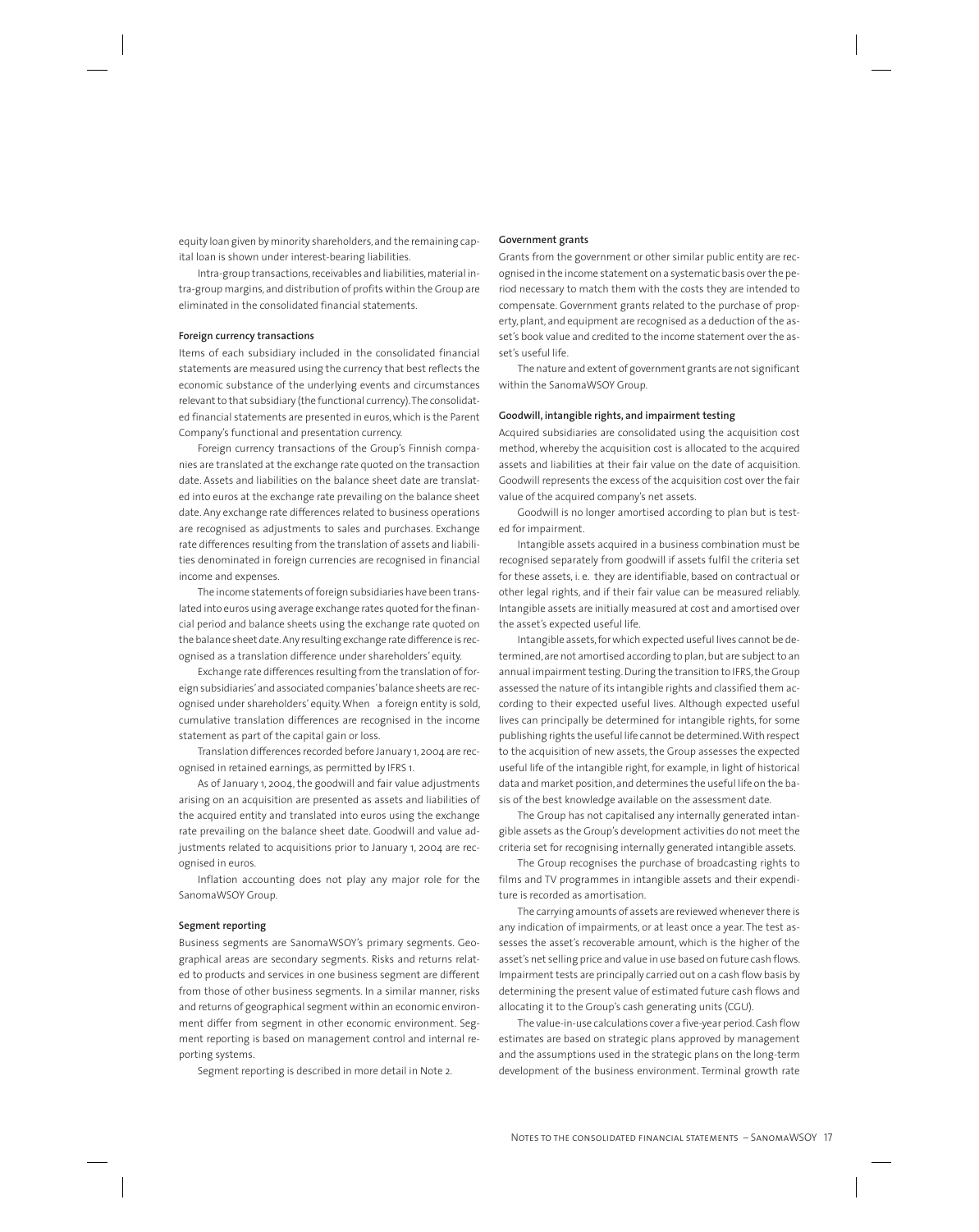equity loan given by minority shareholders, and the remaining capital loan is shown under interest-bearing liabilities.

Intra-group transactions, receivables and liabilities, material intra-group margins, and distribution of profits within the Group are eliminated in the consolidated financial statements.

### Foreign currency transactions

Items of each subsidiary included in the consolidated financial statements are measured using the currency that best reflects the economic substance of the underlying events and circumstances relevant to that subsidiary (the functional currency). The consolidated financial statements are presented in euros, which is the Parent Company's functional and presentation currency.

Foreign currency transactions of the Group's Finnish companies are translated at the exchange rate quoted on the transaction date. Assets and liabilities on the balance sheet date are translated into euros at the exchange rate prevailing on the balance sheet date. Any exchange rate differences related to business operations are recognised as adjustments to sales and purchases. Exchange rate differences resulting from the translation of assets and liabilities denominated in foreign currencies are recognised in financial income and expenses.

The income statements of foreign subsidiaries have been translated into euros using average exchange rates quoted for the financial period and balance sheets using the exchange rate quoted on the balance sheet date. Any resulting exchange rate difference is recognised as a translation difference under shareholders' equity.

Exchange rate differences resulting from the translation of foreign subsidiaries' and associated companies' balance sheets are recognised under shareholders' equity. When a foreign entity is sold, cumulative translation differences are recognised in the income statement as part of the capital gain or loss.

Translation differences recorded before January 1, 2004 are recognised in retained earnings, as permitted by IFRS 1.

As of January 1, 2004, the goodwill and fair value adjustments arising on an acquisition are presented as assets and liabilities of the acquired entity and translated into euros using the exchange rate prevailing on the balance sheet date. Goodwill and value adjustments related to acquisitions prior to January 1, 2004 are recognised in euros.

Inflation accounting does not play any major role for the SanomaWSOY Group.

### Segment reporting

Business segments are SanomaWSOY's primary segments. Geographical areas are secondary segments. Risks and returns related to products and services in one business segment are different from those of other business segments. In a similar manner, risks and returns of geographical segment within an economic environment differ from segment in other economic environment. Segment reporting is based on management control and internal reporting systems.

Segment reporting is described in more detail in Note 2.

### Government grants

Grants from the government or other similar public entity are recognised in the income statement on a systematic basis over the period necessary to match them with the costs they are intended to compensate. Government grants related to the purchase of property, plant, and equipment are recognised as a deduction of the asset's book value and credited to the income statement over the asset's useful life.

The nature and extent of government grants are not significant within the SanomaWSOY Group.

### Goodwill, intangible rights, and impairment testing

Acquired subsidiaries are consolidated using the acquisition cost method, whereby the acquisition cost is allocated to the acquired assets and liabilities at their fair value on the date of acquisition. Goodwill represents the excess of the acquisition cost over the fair value of the acquired company's net assets.

Goodwill is no longer amortised according to plan but is tested for impairment.

Intangible assets acquired in a business combination must be recognised separately from goodwill if assets fulfil the criteria set for these assets, i. e. they are identifiable, based on contractual or other legal rights, and if their fair value can be measured reliably. Intangible assets are initially measured at cost and amortised over the asset's expected useful life.

Intangible assets, for which expected useful lives cannot be determined, are not amortised according to plan, but are subject to an annual impairment testing. During the transition to IFRS, the Group assessed the nature of its intangible rights and classified them according to their expected useful lives. Although expected useful lives can principally be determined for intangible rights, for some publishing rights the useful life cannot be determined. With respect to the acquisition of new assets, the Group assesses the expected useful life of the intangible right, for example, in light of historical data and market position, and determines the useful life on the basis of the best knowledge available on the assessment date.

The Group has not capitalised any internally generated intangible assets as the Group's development activities do not meet the criteria set for recognising internally generated intangible assets.

The Group recognises the purchase of broadcasting rights to films and TV programmes in intangible assets and their expenditure is recorded as amortisation.

The carrying amounts of assets are reviewed whenever there is any indication of impairments, or at least once a year. The test assesses the asset's recoverable amount, which is the higher of the asset's net selling price and value in use based on future cash flows. Impairment tests are principally carried out on a cash flow basis by determining the present value of estimated future cash flows and allocating it to the Group's cash generating units (CGU).

The value-in-use calculations cover a five-year period. Cash flow estimates are based on strategic plans approved by management and the assumptions used in the strategic plans on the long-term development of the business environment. Terminal growth rate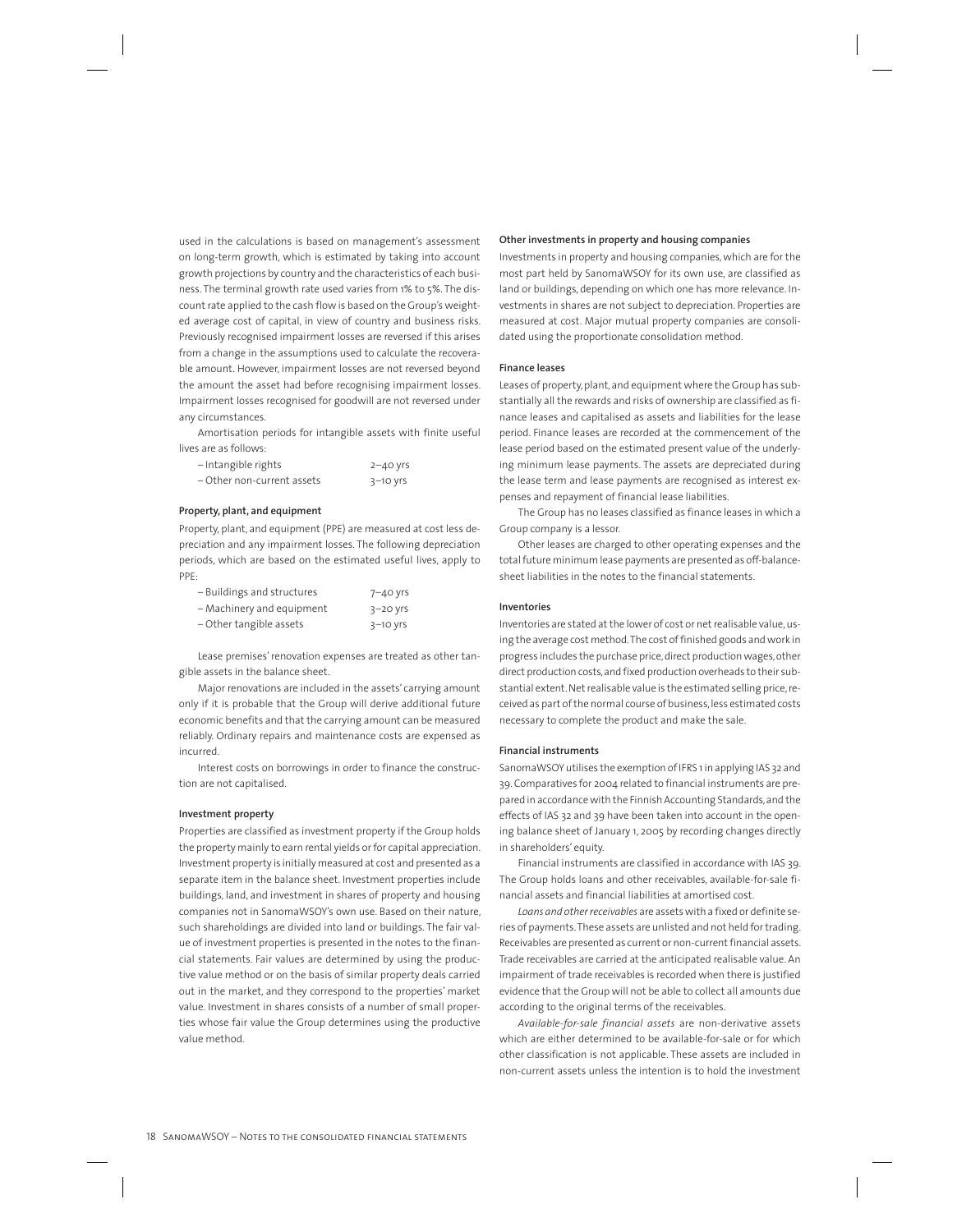used in the calculations is based on management's assessment on long-term growth, which is estimated by taking into account growth projections by country and the characteristics of each business. The terminal growth rate used varies from 1% to 5%. The discount rate applied to the cash flow is based on the Group's weighted average cost of capital, in view of country and business risks. Previously recognised impairment losses are reversed if this arises from a change in the assumptions used to calculate the recoverable amount. However, impairment losses are not reversed beyond the amount the asset had before recognising impairment losses. Impairment losses recognised for goodwill are not reversed under any circumstances.

Amortisation periods for intangible assets with finite useful lives are as follows:

| | |
|---|---|
| – Intangible rights | 2–40 yrs |
| – Other non-current assets | 3–10 yrs |

#### Property, plant, and equipment

Property, plant, and equipment (PPE) are measured at cost less depreciation and any impairment losses. The following depreciation periods, which are based on the estimated useful lives, apply to PPE:

| | |
|---|---|
| – Buildings and structures | 7–40 yrs |
| – Machinery and equipment | 3–20 yrs |
| – Other tangible assets | 3–10 yrs |

Lease premises' renovation expenses are treated as other tangible assets in the balance sheet.

Major renovations are included in the assets' carrying amount only if it is probable that the Group will derive additional future economic benefits and that the carrying amount can be measured reliably. Ordinary repairs and maintenance costs are expensed as incurred.

Interest costs on borrowings in order to finance the construction are not capitalised.

#### Investment property

Properties are classified as investment property if the Group holds the property mainly to earn rental yields or for capital appreciation. Investment property is initially measured at cost and presented as a separate item in the balance sheet. Investment properties include buildings, land, and investment in shares of property and housing companies not in SanomaWSOY's own use. Based on their nature, such shareholdings are divided into land or buildings. The fair value of investment properties is presented in the notes to the financial statements. Fair values are determined by using the productive value method or on the basis of similar property deals carried out in the market, and they correspond to the properties' market value. Investment in shares consists of a number of small properties whose fair value the Group determines using the productive value method.

#### Other investments in property and housing companies

Investments in property and housing companies, which are for the most part held by SanomaWSOY for its own use, are classified as land or buildings, depending on which one has more relevance. Investments in shares are not subject to depreciation. Properties are measured at cost. Major mutual property companies are consolidated using the proportionate consolidation method.

#### Finance leases

Leases of property, plant, and equipment where the Group has substantially all the rewards and risks of ownership are classified as finance leases and capitalised as assets and liabilities for the lease period. Finance leases are recorded at the commencement of the lease period based on the estimated present value of the underlying minimum lease payments. The assets are depreciated during the lease term and lease payments are recognised as interest expenses and repayment of financial lease liabilities.

The Group has no leases classified as finance leases in which a Group company is a lessor.

Other leases are charged to other operating expenses and the total future minimum lease payments are presented as off-balance-sheet liabilities in the notes to the financial statements.

#### Inventories

Inventories are stated at the lower of cost or net realisable value, using the average cost method. The cost of finished goods and work in progress includes the purchase price, direct production wages, other direct production costs, and fixed production overheads to their substantial extent. Net realisable value is the estimated selling price, received as part of the normal course of business, less estimated costs necessary to complete the product and make the sale.

#### Financial instruments

SanomaWSOY utilises the exemption of IFRS 1 in applying IAS 32 and 39. Comparatives for 2004 related to financial instruments are prepared in accordance with the Finnish Accounting Standards, and the effects of IAS 32 and 39 have been taken into account in the opening balance sheet of January 1, 2005 by recording changes directly in shareholders' equity.

Financial instruments are classified in accordance with IAS 39. The Group holds loans and other receivables, available-for-sale financial assets and financial liabilities at amortised cost.

*Loans and other receivables* are assets with a fixed or definite series of payments. These assets are unlisted and not held for trading. Receivables are presented as current or non-current financial assets. Trade receivables are carried at the anticipated realisable value. An impairment of trade receivables is recorded when there is justified evidence that the Group will not be able to collect all amounts due according to the original terms of the receivables.

*Available-for-sale financial assets* are non-derivative assets which are either determined to be available-for-sale or for which other classification is not applicable. These assets are included in non-current assets unless the intention is to hold the investment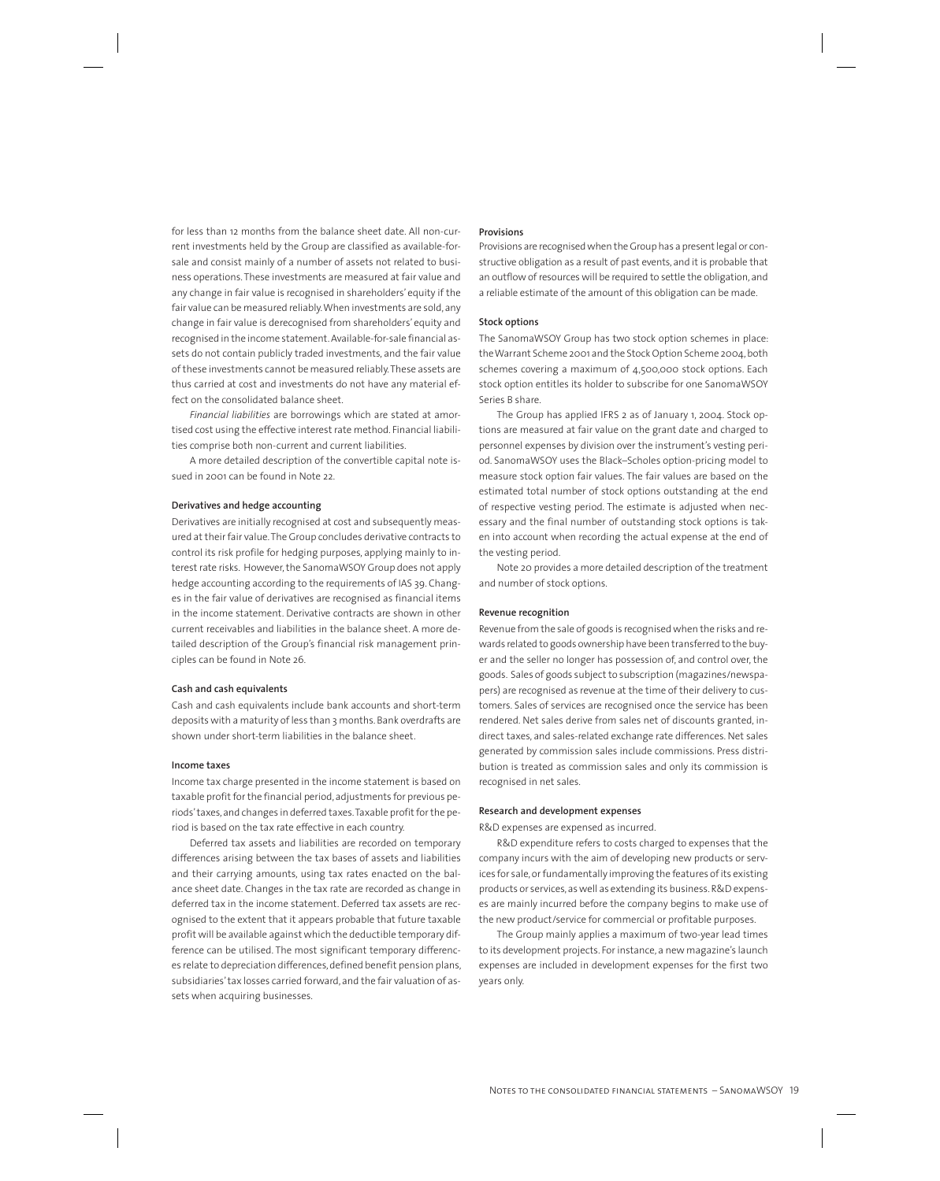for less than 12 months from the balance sheet date. All non-current investments held by the Group are classified as available-for-sale and consist mainly of a number of assets not related to business operations. These investments are measured at fair value and any change in fair value is recognised in shareholders' equity if the fair value can be measured reliably. When investments are sold, any change in fair value is derecognised from shareholders' equity and recognised in the income statement. Available-for-sale financial assets do not contain publicly traded investments, and the fair value of these investments cannot be measured reliably. These assets are thus carried at cost and investments do not have any material effect on the consolidated balance sheet.

*Financial liabilities* are borrowings which are stated at amortised cost using the effective interest rate method. Financial liabilities comprise both non-current and current liabilities.

A more detailed description of the convertible capital note issued in 2001 can be found in Note 22.

#### Derivatives and hedge accounting

Derivatives are initially recognised at cost and subsequently measured at their fair value. The Group concludes derivative contracts to control its risk profile for hedging purposes, applying mainly to interest rate risks. However, the SanomaWSOY Group does not apply hedge accounting according to the requirements of IAS 39. Changes in the fair value of derivatives are recognised as financial items in the income statement. Derivative contracts are shown in other current receivables and liabilities in the balance sheet. A more detailed description of the Group's financial risk management principles can be found in Note 26.

#### Cash and cash equivalents

Cash and cash equivalents include bank accounts and short-term deposits with a maturity of less than 3 months. Bank overdrafts are shown under short-term liabilities in the balance sheet.

#### Income taxes

Income tax charge presented in the income statement is based on taxable profit for the financial period, adjustments for previous periods' taxes, and changes in deferred taxes. Taxable profit for the period is based on the tax rate effective in each country.

Deferred tax assets and liabilities are recorded on temporary differences arising between the tax bases of assets and liabilities and their carrying amounts, using tax rates enacted on the balance sheet date. Changes in the tax rate are recorded as change in deferred tax in the income statement. Deferred tax assets are recognised to the extent that it appears probable that future taxable profit will be available against which the deductible temporary difference can be utilised. The most significant temporary differences relate to depreciation differences, defined benefit pension plans, subsidiaries' tax losses carried forward, and the fair valuation of assets when acquiring businesses.

#### Provisions

Provisions are recognised when the Group has a present legal or constructive obligation as a result of past events, and it is probable that an outflow of resources will be required to settle the obligation, and a reliable estimate of the amount of this obligation can be made.

#### Stock options

The SanomaWSOY Group has two stock option schemes in place: the Warrant Scheme 2001 and the Stock Option Scheme 2004, both schemes covering a maximum of 4,500,000 stock options. Each stock option entitles its holder to subscribe for one SanomaWSOY Series B share.

The Group has applied IFRS 2 as of January 1, 2004. Stock options are measured at fair value on the grant date and charged to personnel expenses by division over the instrument's vesting period. SanomaWSOY uses the Black–Scholes option-pricing model to measure stock option fair values. The fair values are based on the estimated total number of stock options outstanding at the end of respective vesting period. The estimate is adjusted when necessary and the final number of outstanding stock options is taken into account when recording the actual expense at the end of the vesting period.

Note 20 provides a more detailed description of the treatment and number of stock options.

#### Revenue recognition

Revenue from the sale of goods is recognised when the risks and rewards related to goods ownership have been transferred to the buyer and the seller no longer has possession of, and control over, the goods. Sales of goods subject to subscription (magazines/newspapers) are recognised as revenue at the time of their delivery to customers. Sales of services are recognised once the service has been rendered. Net sales derive from sales net of discounts granted, indirect taxes, and sales-related exchange rate differences. Net sales generated by commission sales include commissions. Press distribution is treated as commission sales and only its commission is recognised in net sales.

#### Research and development expenses

R&D expenses are expensed as incurred.

R&D expenditure refers to costs charged to expenses that the company incurs with the aim of developing new products or services for sale, or fundamentally improving the features of its existing products or services, as well as extending its business. R&D expenses are mainly incurred before the company begins to make use of the new product/service for commercial or profitable purposes.

The Group mainly applies a maximum of two-year lead times to its development projects. For instance, a new magazine's launch expenses are included in development expenses for the first two years only.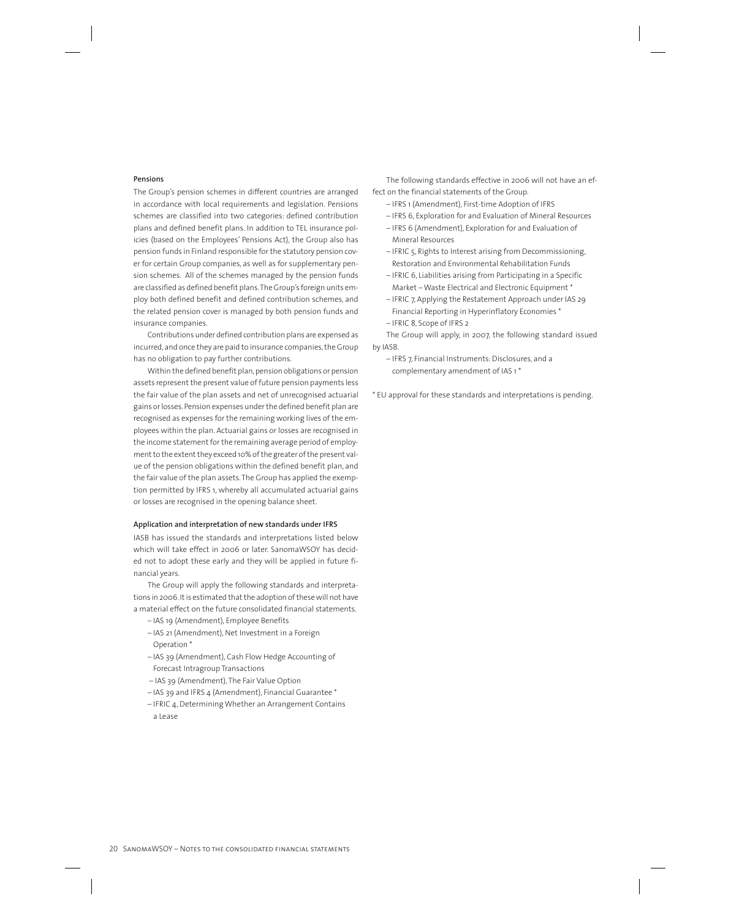**Pensions**

The Group's pension schemes in different countries are arranged in accordance with local requirements and legislation. Pensions schemes are classified into two categories: defined contribution plans and defined benefit plans. In addition to TEL insurance policies (based on the Employees' Pensions Act), the Group also has pension funds in Finland responsible for the statutory pension cover for certain Group companies, as well as for supplementary pension schemes. All of the schemes managed by the pension funds are classified as defined benefit plans. The Group's foreign units employ both defined benefit and defined contribution schemes, and the related pension cover is managed by both pension funds and insurance companies.

Contributions under defined contribution plans are expensed as incurred, and once they are paid to insurance companies, the Group has no obligation to pay further contributions.

Within the defined benefit plan, pension obligations or pension assets represent the present value of future pension payments less the fair value of the plan assets and net of unrecognised actuarial gains or losses. Pension expenses under the defined benefit plan are recognised as expenses for the remaining working lives of the employees within the plan. Actuarial gains or losses are recognised in the income statement for the remaining average period of employment to the extent they exceed 10% of the greater of the present value of the pension obligations within the defined benefit plan, and the fair value of the plan assets. The Group has applied the exemption permitted by IFRS 1, whereby all accumulated actuarial gains or losses are recognised in the opening balance sheet.

**Application and interpretation of new standards under IFRS**

IASB has issued the standards and interpretations listed below which will take effect in 2006 or later. SanomaWSOY has decided not to adopt these early and they will be applied in future financial years.

The Group will apply the following standards and interpretations in 2006. It is estimated that the adoption of these will not have a material effect on the future consolidated financial statements.

- IAS 19 (Amendment), Employee Benefits
- IAS 21 (Amendment), Net Investment in a Foreign Operation *
- IAS 39 (Amendment), Cash Flow Hedge Accounting of Forecast Intragroup Transactions
- IAS 39 (Amendment), The Fair Value Option
- IAS 39 and IFRS 4 (Amendment), Financial Guarantee *
- IFRIC 4, Determining Whether an Arrangement Contains a Lease

The following standards effective in 2006 will not have an effect on the financial statements of the Group.

- IFRS 1 (Amendment), First-time Adoption of IFRS
- IFRS 6, Exploration for and Evaluation of Mineral Resources
- IFRS 6 (Amendment), Exploration for and Evaluation of Mineral Resources
- IFRIC 5, Rights to Interest arising from Decommissioning, Restoration and Environmental Rehabilitation Funds
- IFRIC 6, Liabilities arising from Participating in a Specific Market – Waste Electrical and Electronic Equipment *
- IFRIC 7, Applying the Restatement Approach under IAS 29 Financial Reporting in Hyperinflatory Economies *
- IFRIC 8, Scope of IFRS 2

The Group will apply, in 2007, the following standard issued by IASB.

- IFRS 7, Financial Instruments: Disclosures, and a complementary amendment of IAS 1 *

* EU approval for these standards and interpretations is pending.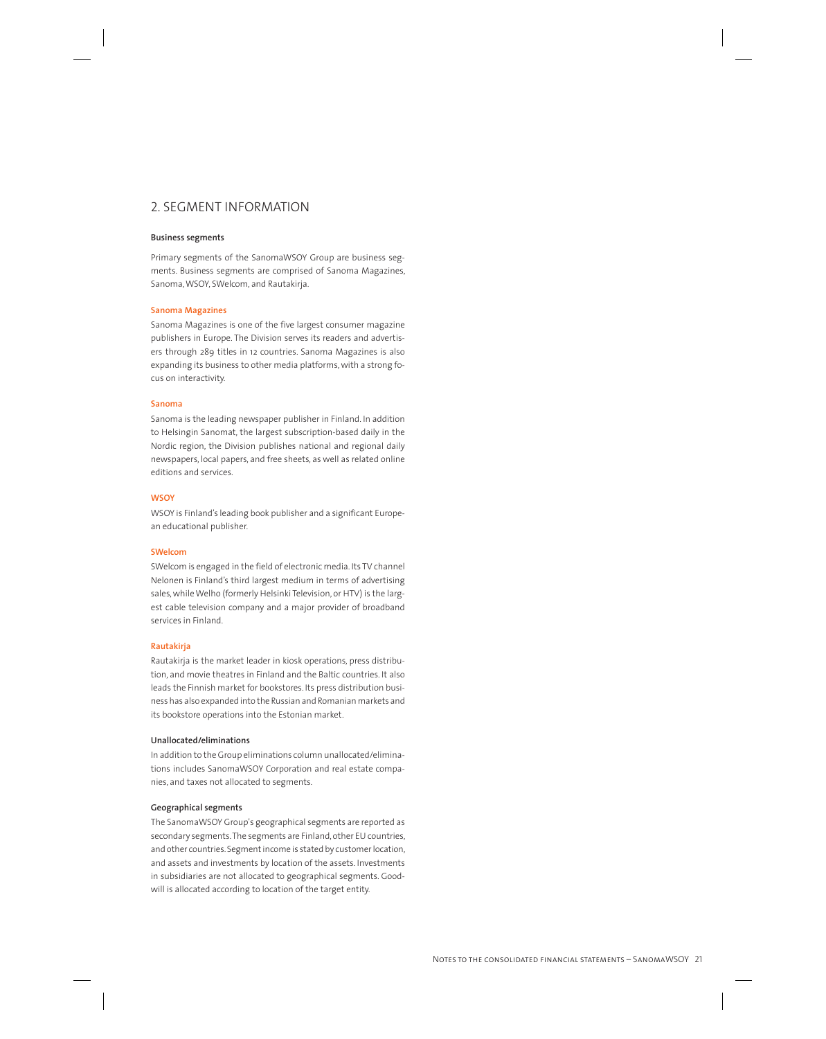## 2. SEGMENT INFORMATION

### Business segments

Primary segments of the SanomaWSOY Group are business segments. Business segments are comprised of Sanoma Magazines, Sanoma, WSOY, SWelcom, and Rautakirja.

#### Sanoma Magazines

Sanoma Magazines is one of the five largest consumer magazine publishers in Europe. The Division serves its readers and advertisers through 289 titles in 12 countries. Sanoma Magazines is also expanding its business to other media platforms, with a strong focus on interactivity.

#### Sanoma

Sanoma is the leading newspaper publisher in Finland. In addition to Helsingin Sanomat, the largest subscription-based daily in the Nordic region, the Division publishes national and regional daily newspapers, local papers, and free sheets, as well as related online editions and services.

#### WSOY

WSOY is Finland's leading book publisher and a significant European educational publisher.

#### SWelcom

SWelcom is engaged in the field of electronic media. Its TV channel Nelonen is Finland's third largest medium in terms of advertising sales, while Welho (formerly Helsinki Television, or HTV) is the largest cable television company and a major provider of broadband services in Finland.

#### Rautakirja

Rautakirja is the market leader in kiosk operations, press distribution, and movie theatres in Finland and the Baltic countries. It also leads the Finnish market for bookstores. Its press distribution business has also expanded into the Russian and Romanian markets and its bookstore operations into the Estonian market.

### Unallocated/eliminations

In addition to the Group eliminations column unallocated/eliminations includes SanomaWSOY Corporation and real estate companies, and taxes not allocated to segments.

### Geographical segments

The SanomaWSOY Group's geographical segments are reported as secondary segments. The segments are Finland, other EU countries, and other countries. Segment income is stated by customer location, and assets and investments by location of the assets. Investments in subsidiaries are not allocated to geographical segments. Goodwill is allocated according to location of the target entity.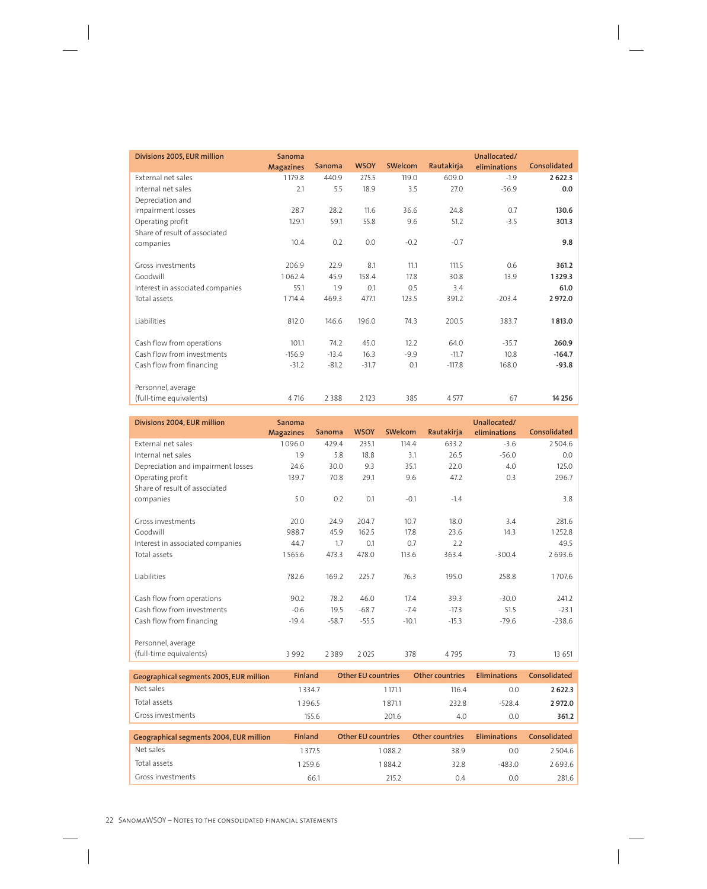| Divisions 2005, EUR million | Sanoma Magazines | Sanoma | WSOY | SWelcom | Rautakirja | Unallocated/ eliminations | Consolidated |
|---|---|---|---|---|---|---|---|
| External net sales | 1 179.8 | 440.9 | 275.5 | 119.0 | 609.0 | -1.9 | **2 622.3** |
| Internal net sales | 2.1 | 5.5 | 18.9 | 3.5 | 27.0 | -56.9 | **0.0** |
| Depreciation and impairment losses | 28.7 | 28.2 | 11.6 | 36.6 | 24.8 | 0.7 | **130.6** |
| Operating profit | 129.1 | 59.1 | 55.8 | 9.6 | 51.2 | -3.5 | **301.3** |
| Share of result of associated companies | 10.4 | 0.2 | 0.0 | -0.2 | -0.7 | | **9.8** |
| Gross investments | 206.9 | 22.9 | 8.1 | 11.1 | 111.5 | 0.6 | **361.2** |
| Goodwill | 1 062.4 | 45.9 | 158.4 | 17.8 | 30.8 | 13.9 | **1 329.3** |
| Interest in associated companies | 55.1 | 1.9 | 0.1 | 0.5 | 3.4 | | **61.0** |
| Total assets | 1 714.4 | 469.3 | 477.1 | 123.5 | 391.2 | -203.4 | **2 972.0** |
| Liabilities | 812.0 | 146.6 | 196.0 | 74.3 | 200.5 | 383.7 | **1 813.0** |
| Cash flow from operations | 101.1 | 74.2 | 45.0 | 12.2 | 64.0 | -35.7 | **260.9** |
| Cash flow from investments | -156.9 | -13.4 | 16.3 | -9.9 | -11.7 | 10.8 | **-164.7** |
| Cash flow from financing | -31.2 | -81.2 | -31.7 | 0.1 | -117.8 | 168.0 | **-93.8** |
| Personnel, average (full-time equivalents) | 4 716 | 2 388 | 2 123 | 385 | 4 577 | 67 | **14 256** |

| Divisions 2004, EUR million | Sanoma Magazines | Sanoma | WSOY | SWelcom | Rautakirja | Unallocated/ eliminations | Consolidated |
|---|---|---|---|---|---|---|---|
| External net sales | 1 096.0 | 429.4 | 235.1 | 114.4 | 633.2 | -3.6 | 2 504.6 |
| Internal net sales | 1.9 | 5.8 | 18.8 | 3.1 | 26.5 | -56.0 | 0.0 |
| Depreciation and impairment losses | 24.6 | 30.0 | 9.3 | 35.1 | 22.0 | 4.0 | 125.0 |
| Operating profit | 139.7 | 70.8 | 29.1 | 9.6 | 47.2 | 0.3 | 296.7 |
| Share of result of associated companies | 5.0 | 0.2 | 0.1 | -0.1 | -1.4 | | 3.8 |
| Gross investments | 20.0 | 24.9 | 204.7 | 10.7 | 18.0 | 3.4 | 281.6 |
| Goodwill | 988.7 | 45.9 | 162.5 | 17.8 | 23.6 | 14.3 | 1 252.8 |
| Interest in associated companies | 44.7 | 1.7 | 0.1 | 0.7 | 2.2 | | 49.5 |
| Total assets | 1 565.6 | 473.3 | 478.0 | 113.6 | 363.4 | -300.4 | 2 693.6 |
| Liabilities | 782.6 | 169.2 | 225.7 | 76.3 | 195.0 | 258.8 | 1 707.6 |
| Cash flow from operations | 90.2 | 78.2 | 46.0 | 17.4 | 39.3 | -30.0 | 241.2 |
| Cash flow from investments | -0.6 | 19.5 | -68.7 | -7.4 | -17.3 | 51.5 | -23.1 |
| Cash flow from financing | -19.4 | -58.7 | -55.5 | -10.1 | -15.3 | -79.6 | -238.6 |
| Personnel, average (full-time equivalents) | 3 992 | 2 389 | 2 025 | 378 | 4 795 | 73 | 13 651 |

| Geographical segments 2005, EUR million | Finland | Other EU countries | Other countries | Eliminations | Consolidated |
|---|---|---|---|---|---|
| Net sales | 1 334.7 | 1 171.1 | 116.4 | 0.0 | **2 622.3** |
| Total assets | 1 396.5 | 1 871.1 | 232.8 | -528.4 | **2 972.0** |
| Gross investments | 155.6 | 201.6 | 4.0 | 0.0 | **361.2** |

| Geographical segments 2004, EUR million | Finland | Other EU countries | Other countries | Eliminations | Consolidated |
|---|---|---|---|---|---|
| Net sales | 1 377.5 | 1 088.2 | 38.9 | 0.0 | 2 504.6 |
| Total assets | 1 259.6 | 1 884.2 | 32.8 | -483.0 | 2 693.6 |
| Gross investments | 66.1 | 215.2 | 0.4 | 0.0 | 281.6 |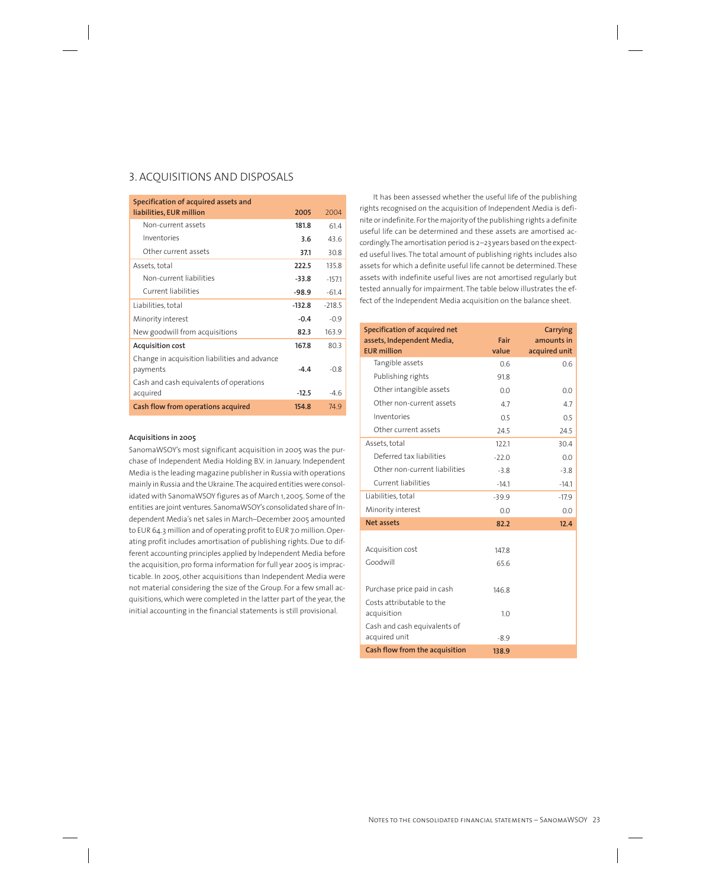## 3. ACQUISITIONS AND DISPOSALS

| Specification of acquired assets and liabilities, EUR million | 2005 | 2004 |
|---|---|---|
| Non-current assets | **181.8** | 61.4 |
| Inventories | **3.6** | 43.6 |
| Other current assets | **37.1** | 30.8 |
| Assets, total | **222.5** | 135.8 |
| Non-current liabilities | **-33.8** | -157.1 |
| Current liabilities | **-98.9** | -61.4 |
| Liabilities, total | **-132.8** | -218.5 |
| Minority interest | **-0.4** | -0.9 |
| New goodwill from acquisitions | **82.3** | 163.9 |
| **Acquisition cost** | **167.8** | 80.3 |
| Change in acquisition liabilities and advance payments | **-4.4** | -0.8 |
| Cash and cash equivalents of operations acquired | **-12.5** | -4.6 |
| **Cash flow from operations acquired** | **154.8** | 74.9 |

**Acquisitions in 2005**

SanomaWSOY's most significant acquisition in 2005 was the purchase of Independent Media Holding B.V. in January. Independent Media is the leading magazine publisher in Russia with operations mainly in Russia and the Ukraine. The acquired entities were consolidated with SanomaWSOY figures as of March 1, 2005. Some of the entities are joint ventures. SanomaWSOY's consolidated share of Independent Media's net sales in March–December 2005 amounted to EUR 64.3 million and of operating profit to EUR 7.0 million. Operating profit includes amortisation of publishing rights. Due to different accounting principles applied by Independent Media before the acquisition, pro forma information for full year 2005 is impracticable. In 2005, other acquisitions than Independent Media were not material considering the size of the Group. For a few small acquisitions, which were completed in the latter part of the year, the initial accounting in the financial statements is still provisional.

It has been assessed whether the useful life of the publishing rights recognised on the acquisition of Independent Media is definite or indefinite. For the majority of the publishing rights a definite useful life can be determined and these assets are amortised accordingly. The amortisation period is 2–23 years based on the expected useful lives. The total amount of publishing rights includes also assets for which a definite useful life cannot be determined. These assets with indefinite useful lives are not amortised regularly but tested annually for impairment. The table below illustrates the effect of the Independent Media acquisition on the balance sheet.

| Specification of acquired net assets, Independent Media, EUR million | Fair value | Carrying amounts in acquired unit |
|---|---|---|
| Tangible assets | 0.6 | 0.6 |
| Publishing rights | 91.8 | |
| Other intangible assets | 0.0 | 0.0 |
| Other non-current assets | 4.7 | 4.7 |
| Inventories | 0.5 | 0.5 |
| Other current assets | 24.5 | 24.5 |
| Assets, total | 122.1 | 30.4 |
| Deferred tax liabilities | -22.0 | 0.0 |
| Other non-current liabilities | -3.8 | -3.8 |
| Current liabilities | -14.1 | -14.1 |
| Liabilities, total | -39.9 | -17.9 |
| Minority interest | 0.0 | 0.0 |
| **Net assets** | **82.2** | **12.4** |
| | | |
| Acquisition cost | 147.8 | |
| Goodwill | 65.6 | |
| | | |
| Purchase price paid in cash | 146.8 | |
| Costs attributable to the acquisition | 1.0 | |
| Cash and cash equivalents of acquired unit | -8.9 | |
| **Cash flow from the acquisition** | **138.9** | |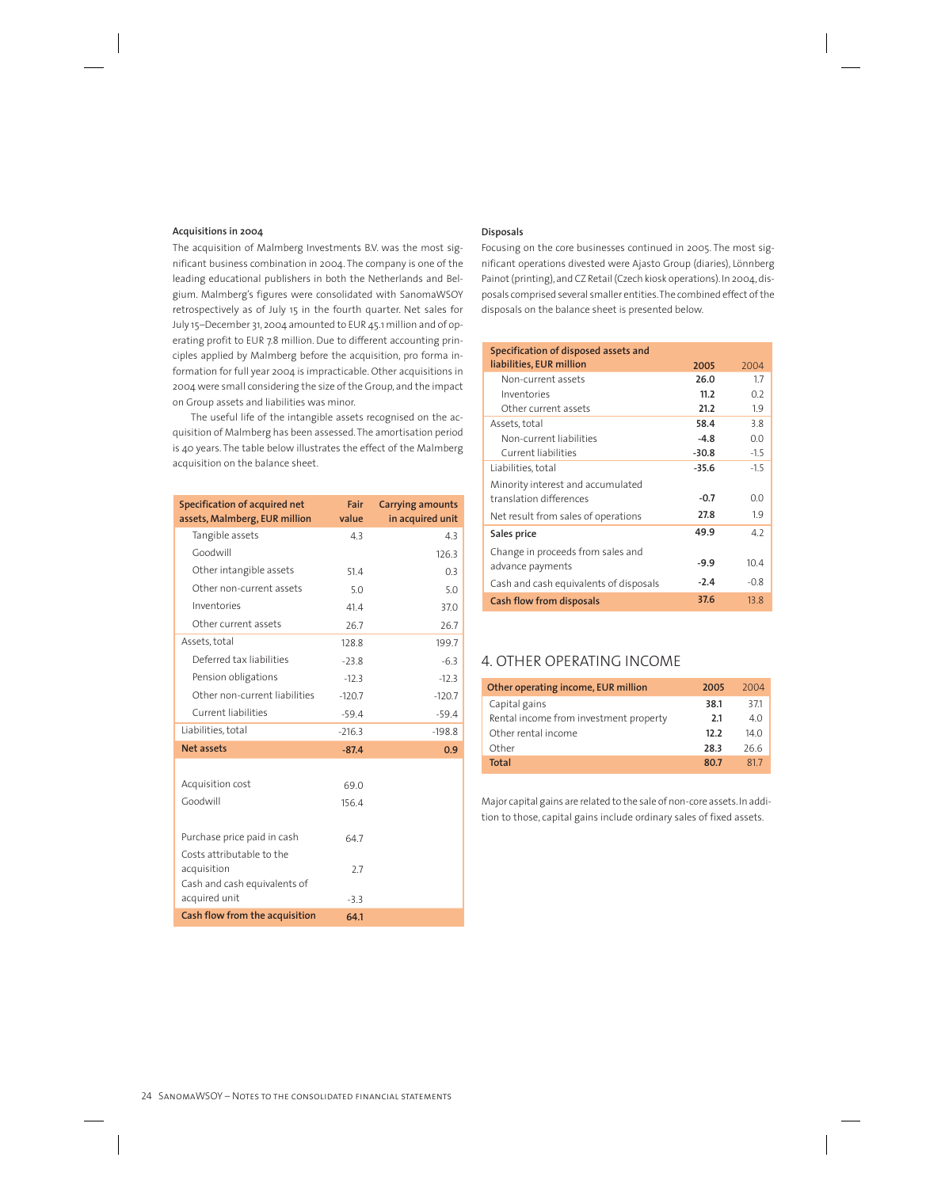**Acquisitions in 2004**

The acquisition of Malmberg Investments B.V. was the most significant business combination in 2004. The company is one of the leading educational publishers in both the Netherlands and Belgium. Malmberg's figures were consolidated with SanomaWSOY retrospectively as of July 15 in the fourth quarter. Net sales for July 15–December 31, 2004 amounted to EUR 45.1 million and of operating profit to EUR 7.8 million. Due to different accounting principles applied by Malmberg before the acquisition, pro forma information for full year 2004 is impracticable. Other acquisitions in 2004 were small considering the size of the Group, and the impact on Group assets and liabilities was minor.

The useful life of the intangible assets recognised on the acquisition of Malmberg has been assessed. The amortisation period is 40 years. The table below illustrates the effect of the Malmberg acquisition on the balance sheet.

| Specification of acquired net assets, Malmberg, EUR million | Fair value | Carrying amounts in acquired unit |
|---|---|---|
| Tangible assets | 4.3 | 4.3 |
| Goodwill | | 126.3 |
| Other intangible assets | 51.4 | 0.3 |
| Other non-current assets | 5.0 | 5.0 |
| Inventories | 41.4 | 37.0 |
| Other current assets | 26.7 | 26.7 |
| Assets, total | 128.8 | 199.7 |
| Deferred tax liabilities | -23.8 | -6.3 |
| Pension obligations | -12.3 | -12.3 |
| Other non-current liabilities | -120.7 | -120.7 |
| Current liabilities | -59.4 | -59.4 |
| Liabilities, total | -216.3 | -198.8 |
| **Net assets** | **-87.4** | **0.9** |
| | | |
| Acquisition cost | 69.0 | |
| Goodwill | 156.4 | |
| | | |
| Purchase price paid in cash | 64.7 | |
| Costs attributable to the acquisition | 2.7 | |
| Cash and cash equivalents of acquired unit | -3.3 | |
| **Cash flow from the acquisition** | **64.1** | |

**Disposals**

Focusing on the core businesses continued in 2005. The most significant operations divested were Ajasto Group (diaries), Lönnberg Painot (printing), and CZ Retail (Czech kiosk operations). In 2004, disposals comprised several smaller entities. The combined effect of the disposals on the balance sheet is presented below.

| Specification of disposed assets and liabilities, EUR million | 2005 | 2004 |
|---|---|---|
| Non-current assets | **26.0** | 1.7 |
| Inventories | **11.2** | 0.2 |
| Other current assets | **21.2** | 1.9 |
| Assets, total | **58.4** | 3.8 |
| Non-current liabilities | **-4.8** | 0.0 |
| Current liabilities | **-30.8** | -1.5 |
| Liabilities, total | **-35.6** | -1.5 |
| Minority interest and accumulated translation differences | **-0.7** | 0.0 |
| Net result from sales of operations | **27.8** | 1.9 |
| **Sales price** | **49.9** | 4.2 |
| Change in proceeds from sales and advance payments | **-9.9** | 10.4 |
| Cash and cash equivalents of disposals | **-2.4** | -0.8 |
| **Cash flow from disposals** | **37.6** | 13.8 |

## 4. OTHER OPERATING INCOME

| Other operating income, EUR million | 2005 | 2004 |
|---|---|---|
| Capital gains | **38.1** | 37.1 |
| Rental income from investment property | **2.1** | 4.0 |
| Other rental income | **12.2** | 14.0 |
| Other | **28.3** | 26.6 |
| **Total** | **80.7** | 81.7 |

Major capital gains are related to the sale of non-core assets. In addition to those, capital gains include ordinary sales of fixed assets.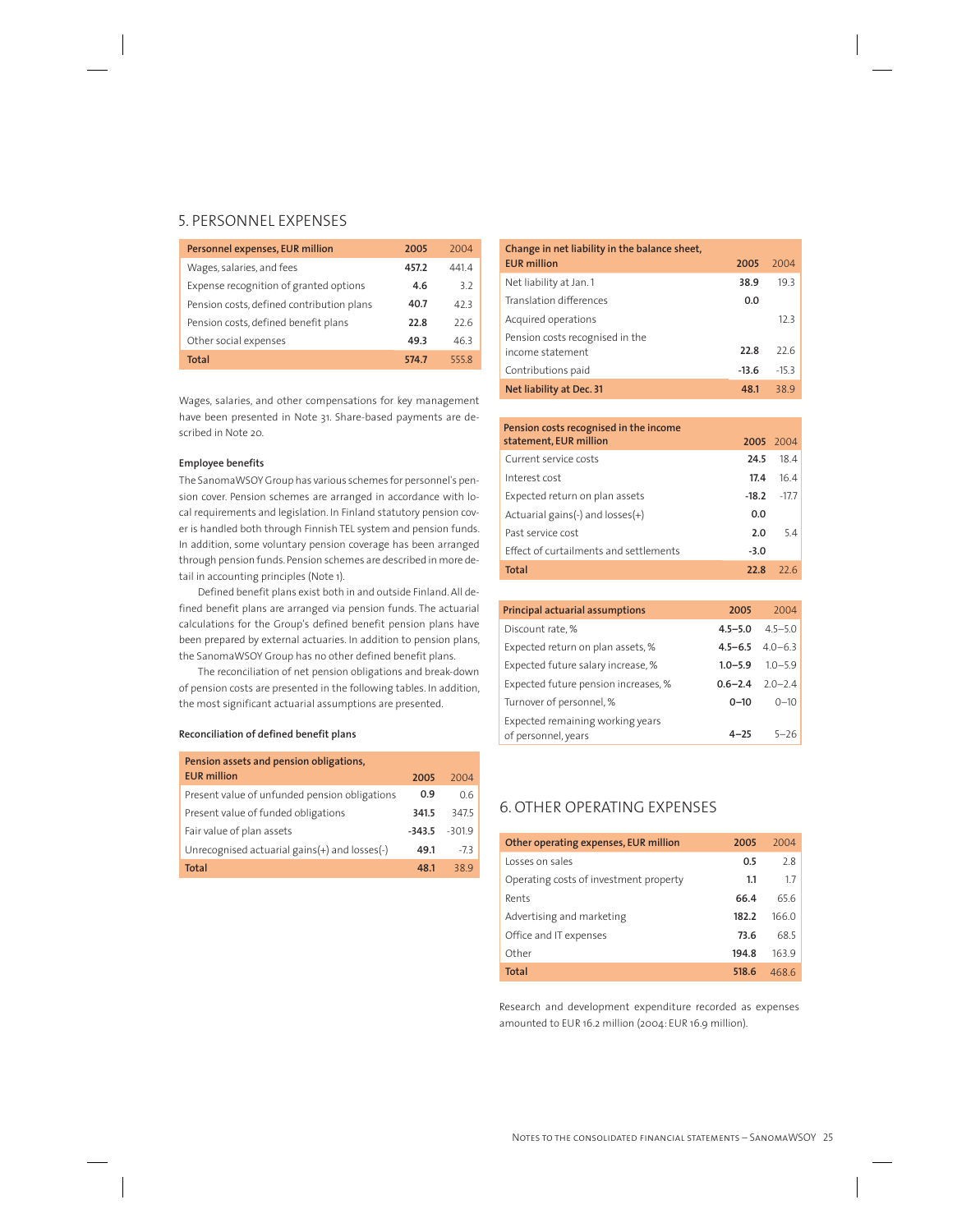## 5. PERSONNEL EXPENSES

| Personnel expenses, EUR million | 2005 | 2004 |
|---|---|---|
| Wages, salaries, and fees | **457.2** | 441.4 |
| Expense recognition of granted options | **4.6** | 3.2 |
| Pension costs, defined contribution plans | **40.7** | 42.3 |
| Pension costs, defined benefit plans | **22.8** | 22.6 |
| Other social expenses | **49.3** | 46.3 |
| **Total** | **574.7** | 555.8 |

Wages, salaries, and other compensations for key management have been presented in Note 31. Share-based payments are described in Note 20.

### Employee benefits

The SanomaWSOY Group has various schemes for personnel's pension cover. Pension schemes are arranged in accordance with local requirements and legislation. In Finland statutory pension cover is handled both through Finnish TEL system and pension funds. In addition, some voluntary pension coverage has been arranged through pension funds. Pension schemes are described in more detail in accounting principles (Note 1).

Defined benefit plans exist both in and outside Finland. All defined benefit plans are arranged via pension funds. The actuarial calculations for the Group's defined benefit pension plans have been prepared by external actuaries. In addition to pension plans, the SanomaWSOY Group has no other defined benefit plans.

The reconciliation of net pension obligations and break-down of pension costs are presented in the following tables. In addition, the most significant actuarial assumptions are presented.

### Reconciliation of defined benefit plans

| Pension assets and pension obligations, EUR million | 2005 | 2004 |
|---|---|---|
| Present value of unfunded pension obligations | **0.9** | 0.6 |
| Present value of funded obligations | **341.5** | 347.5 |
| Fair value of plan assets | **-343.5** | -301.9 |
| Unrecognised actuarial gains(+) and losses(-) | **49.1** | -7.3 |
| **Total** | **48.1** | 38.9 |

| Change in net liability in the balance sheet, EUR million | 2005 | 2004 |
|---|---|---|
| Net liability at Jan. 1 | **38.9** | 19.3 |
| Translation differences | **0.0** | |
| Acquired operations | | 12.3 |
| Pension costs recognised in the income statement | **22.8** | 22.6 |
| Contributions paid | **-13.6** | -15.3 |
| **Net liability at Dec. 31** | **48.1** | 38.9 |

| Pension costs recognised in the income statement, EUR million | 2005 | 2004 |
|---|---|---|
| Current service costs | **24.5** | 18.4 |
| Interest cost | **17.4** | 16.4 |
| Expected return on plan assets | **-18.2** | -17.7 |
| Actuarial gains(-) and losses(+) | **0.0** | |
| Past service cost | **2.0** | 5.4 |
| Effect of curtailments and settlements | **-3.0** | |
| **Total** | **22.8** | 22.6 |

| Principal actuarial assumptions | 2005 | 2004 |
|---|---|---|
| Discount rate, % | **4.5–5.0** | 4.5–5.0 |
| Expected return on plan assets, % | **4.5–6.5** | 4.0–6.3 |
| Expected future salary increase, % | **1.0–5.9** | 1.0–5.9 |
| Expected future pension increases, % | **0.6–2.4** | 2.0–2.4 |
| Turnover of personnel, % | **0–10** | 0–10 |
| Expected remaining working years of personnel, years | **4–25** | 5–26 |

## 6. OTHER OPERATING EXPENSES

| Other operating expenses, EUR million | 2005 | 2004 |
|---|---|---|
| Losses on sales | **0.5** | 2.8 |
| Operating costs of investment property | **1.1** | 1.7 |
| Rents | **66.4** | 65.6 |
| Advertising and marketing | **182.2** | 166.0 |
| Office and IT expenses | **73.6** | 68.5 |
| Other | **194.8** | 163.9 |
| **Total** | **518.6** | 468.6 |

Research and development expenditure recorded as expenses amounted to EUR 16.2 million (2004: EUR 16.9 million).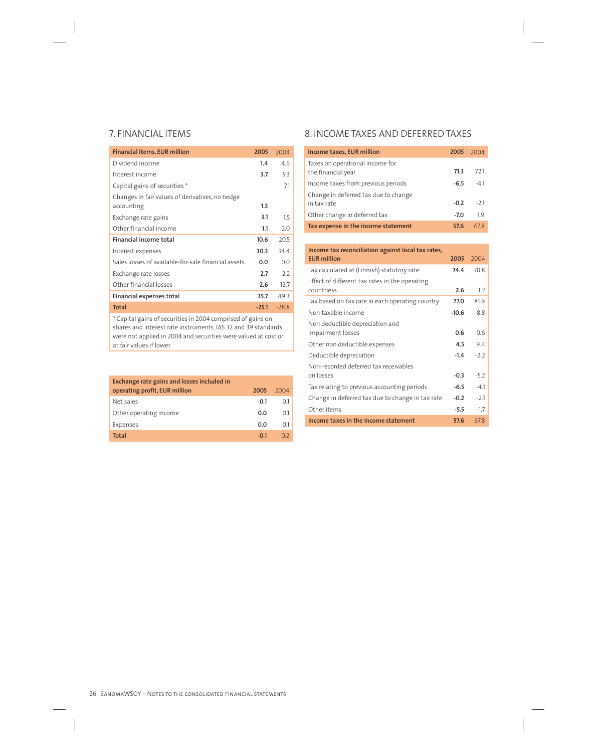## 7. FINANCIAL ITEMS

| Financial items, EUR million | 2005 | 2004 |
|---|---|---|
| Dividend income | 1.4 | 4.6 |
| Interest income | 3.7 | 5.3 |
| Capital gains of securities * | | 7.1 |
| Changes in fair values of derivatives, no hedge accounting | 1.3 | |
| Exchange rate gains | 3.1 | 1.5 |
| Other financial income | 1.1 | 2.0 |
| **Financial income total** | **10.6** | **20.5** |
| Interest expenses | 30.3 | 34.4 |
| Sales losses of available-for-sale financial assets | 0.0 | 0.0 |
| Exchange rate losses | 2.7 | 2.2 |
| Other financial losses | 2.6 | 12.7 |
| **Financial expenses total** | **35.7** | **49.3** |
| **Total** | **-25.1** | **-28.8** |

* Capital gains of securities in 2004 comprised of gains on shares and interest rate instruments. IAS 32 and 39 standards were not applied in 2004 and securities were valued at cost or at fair values if lower.

| Exchange rate gains and losses included in operating profit, EUR million | 2005 | 2004 |
|---|---|---|
| Net sales | -0.1 | 0.1 |
| Other operating income | 0.0 | 0.1 |
| Expenses | 0.0 | 0.1 |
| **Total** | **-0.1** | **0.2** |

## 8. INCOME TAXES AND DEFERRED TAXES

| Income taxes, EUR million | 2005 | 2004 |
|---|---|---|
| Taxes on operational income for the financial year | 71.3 | 72.1 |
| Income taxes from previous periods | -6.5 | -4.1 |
| Change in deferred tax due to change in tax rate | -0.2 | -2.1 |
| Other change in deferred tax | -7.0 | 1.9 |
| **Tax expense in the income statement** | **57.6** | **67.8** |

| Income tax reconciliation against local tax rates, EUR million | 2005 | 2004 |
|---|---|---|
| Tax calculated at (Finnish) statutory rate | 74.4 | 78.8 |
| Effect of different tax rates in the operating countriess | 2.6 | 3.2 |
| Tax based on tax rate in each operating country | 77.0 | 81.9 |
| Non taxable income | -10.6 | -8.8 |
| Non deductible depreciation and impairment losses | 0.6 | 0.6 |
| Other non deductible expenses | 4.5 | 9.4 |
| Deductible depreciation | -1.4 | -2.2 |
| Non-recorded deferred tax receivables on losses | -0.3 | -5.2 |
| Tax relating to previous accounting periods | -6.5 | -4.1 |
| Change in deferred tax due to change in tax rate | -0.2 | -2.1 |
| Other items | -5.5 | -1.7 |
| **Income taxes in the income statement** | **57.6** | **67.8** |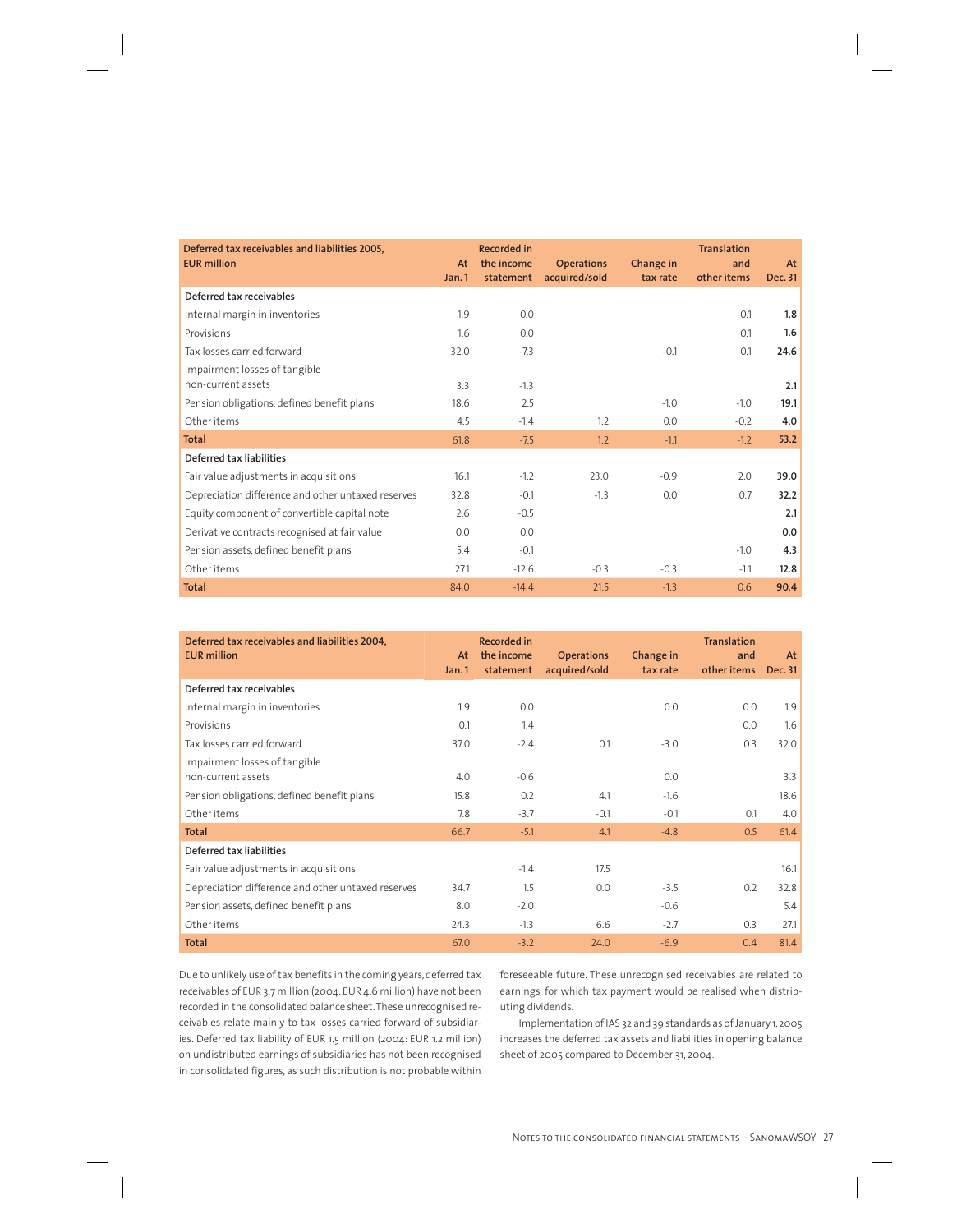| Deferred tax receivables and liabilities 2005, EUR million | At Jan. 1 | Recorded in the income statement | Operations acquired/sold | Change in tax rate | Translation and other items | At Dec. 31 |
|---|---|---|---|---|---|---|
| **Deferred tax receivables** | | | | | | |
| Internal margin in inventories | 1.9 | 0.0 | | | -0.1 | **1.8** |
| Provisions | 1.6 | 0.0 | | | 0.1 | **1.6** |
| Tax losses carried forward | 32.0 | -7.3 | | -0.1 | 0.1 | **24.6** |
| Impairment losses of tangible non-current assets | 3.3 | -1.3 | | | | **2.1** |
| Pension obligations, defined benefit plans | 18.6 | 2.5 | | -1.0 | -1.0 | **19.1** |
| Other items | 4.5 | -1.4 | 1.2 | 0.0 | -0.2 | **4.0** |
| **Total** | 61.8 | -7.5 | 1.2 | -1.1 | -1.2 | **53.2** |
| **Deferred tax liabilities** | | | | | | |
| Fair value adjustments in acquisitions | 16.1 | -1.2 | 23.0 | -0.9 | 2.0 | **39.0** |
| Depreciation difference and other untaxed reserves | 32.8 | -0.1 | -1.3 | 0.0 | 0.7 | **32.2** |
| Equity component of convertible capital note | 2.6 | -0.5 | | | | **2.1** |
| Derivative contracts recognised at fair value | 0.0 | 0.0 | | | | **0.0** |
| Pension assets, defined benefit plans | 5.4 | -0.1 | | | -1.0 | **4.3** |
| Other items | 27.1 | -12.6 | -0.3 | -0.3 | -1.1 | **12.8** |
| **Total** | 84.0 | -14.4 | 21.5 | -1.3 | 0.6 | **90.4** |

| Deferred tax receivables and liabilities 2004, EUR million | At Jan. 1 | Recorded in the income statement | Operations acquired/sold | Change in tax rate | Translation and other items | At Dec. 31 |
|---|---|---|---|---|---|---|
| **Deferred tax receivables** | | | | | | |
| Internal margin in inventories | 1.9 | 0.0 | | 0.0 | 0.0 | 1.9 |
| Provisions | 0.1 | 1.4 | | | 0.0 | 1.6 |
| Tax losses carried forward | 37.0 | -2.4 | 0.1 | -3.0 | 0.3 | 32.0 |
| Impairment losses of tangible non-current assets | 4.0 | -0.6 | | 0.0 | | 3.3 |
| Pension obligations, defined benefit plans | 15.8 | 0.2 | 4.1 | -1.6 | | 18.6 |
| Other items | 7.8 | -3.7 | -0.1 | -0.1 | 0.1 | 4.0 |
| **Total** | 66.7 | -5.1 | 4.1 | -4.8 | 0.5 | 61.4 |
| **Deferred tax liabilities** | | | | | | |
| Fair value adjustments in acquisitions | | -1.4 | 17.5 | | | 16.1 |
| Depreciation difference and other untaxed reserves | 34.7 | 1.5 | 0.0 | -3.5 | 0.2 | 32.8 |
| Pension assets, defined benefit plans | 8.0 | -2.0 | | -0.6 | | 5.4 |
| Other items | 24.3 | -1.3 | 6.6 | -2.7 | 0.3 | 27.1 |
| **Total** | 67.0 | -3.2 | 24.0 | -6.9 | 0.4 | 81.4 |

Due to unlikely use of tax benefits in the coming years, deferred tax receivables of EUR 3.7 million (2004: EUR 4.6 million) have not been recorded in the consolidated balance sheet. These unrecognised receivables relate mainly to tax losses carried forward of subsidiaries. Deferred tax liability of EUR 1.5 million (2004: EUR 1.2 million) on undistributed earnings of subsidiaries has not been recognised in consolidated figures, as such distribution is not probable within foreseeable future. These unrecognised receivables are related to earnings, for which tax payment would be realised when distributing dividends.

Implementation of IAS 32 and 39 standards as of January 1, 2005 increases the deferred tax assets and liabilities in opening balance sheet of 2005 compared to December 31, 2004.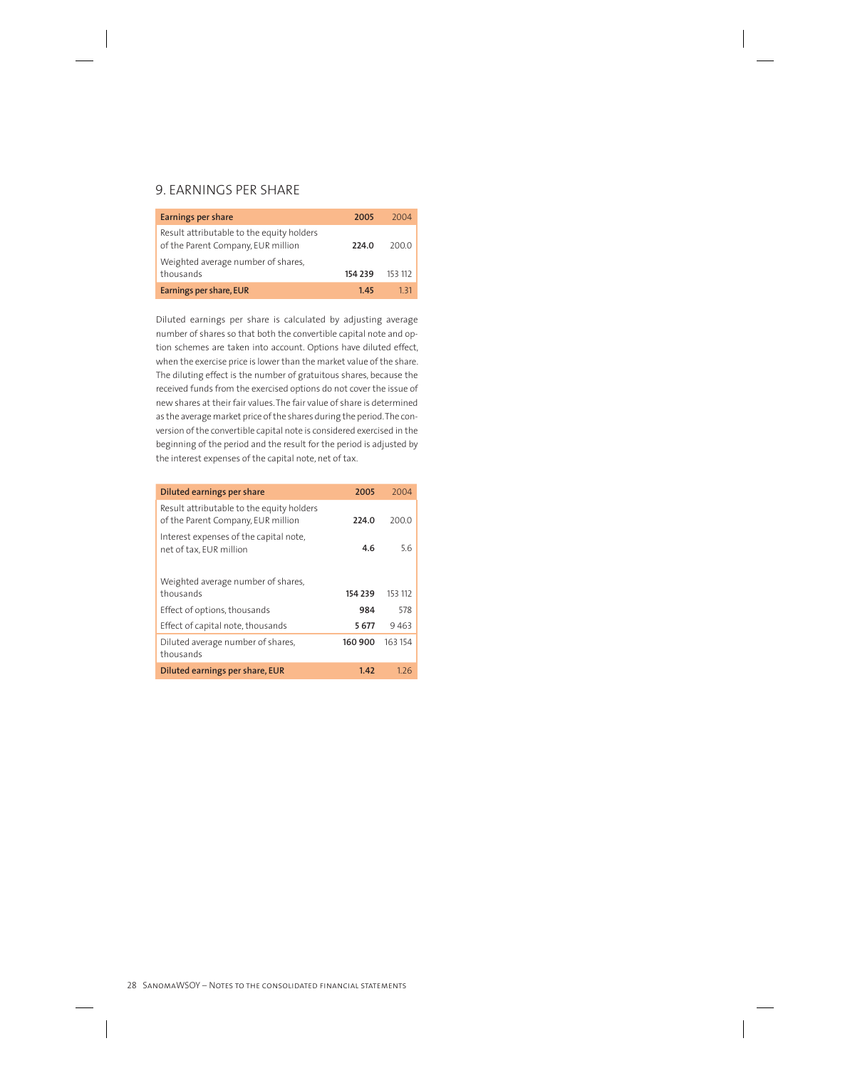## 9. EARNINGS PER SHARE

| Earnings per share | 2005 | 2004 |
|---|---|---|
| Result attributable to the equity holders of the Parent Company, EUR million | **224.0** | 200.0 |
| Weighted average number of shares, thousands | **154 239** | 153 112 |
| **Earnings per share, EUR** | **1.45** | 1.31 |

Diluted earnings per share is calculated by adjusting average number of shares so that both the convertible capital note and option schemes are taken into account. Options have diluted effect, when the exercise price is lower than the market value of the share. The diluting effect is the number of gratuitous shares, because the received funds from the exercised options do not cover the issue of new shares at their fair values. The fair value of share is determined as the average market price of the shares during the period. The conversion of the convertible capital note is considered exercised in the beginning of the period and the result for the period is adjusted by the interest expenses of the capital note, net of tax.

| Diluted earnings per share | 2005 | 2004 |
|---|---|---|
| Result attributable to the equity holders of the Parent Company, EUR million | **224.0** | 200.0 |
| Interest expenses of the capital note, net of tax, EUR million | **4.6** | 5.6 |
| Weighted average number of shares, thousands | **154 239** | 153 112 |
| Effect of options, thousands | **984** | 578 |
| Effect of capital note, thousands | **5 677** | 9 463 |
| Diluted average number of shares, thousands | **160 900** | 163 154 |
| **Diluted earnings per share, EUR** | **1.42** | 1.26 |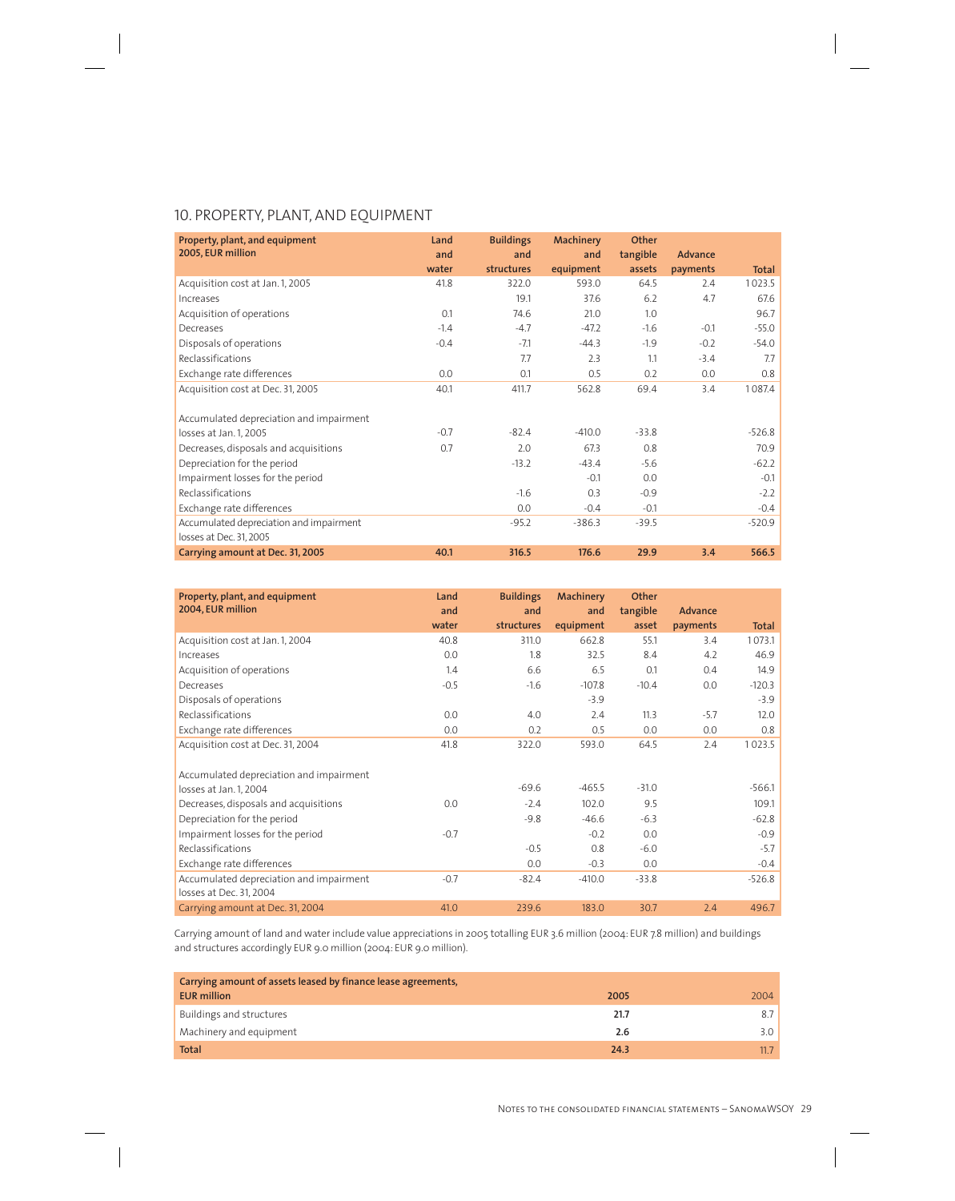## 10. PROPERTY, PLANT, AND EQUIPMENT

| Property, plant, and equipment 2005, EUR million | Land and water | Buildings and structures | Machinery and equipment | Other tangible assets | Advance payments | Total |
|---|---|---|---|---|---|---|
| Acquisition cost at Jan. 1, 2005 | 41.8 | 322.0 | 593.0 | 64.5 | 2.4 | 1 023.5 |
| Increases | | 19.1 | 37.6 | 6.2 | 4.7 | 67.6 |
| Acquisition of operations | 0.1 | 74.6 | 21.0 | 1.0 | | 96.7 |
| Decreases | -1.4 | -4.7 | -47.2 | -1.6 | -0.1 | -55.0 |
| Disposals of operations | -0.4 | -7.1 | -44.3 | -1.9 | -0.2 | -54.0 |
| Reclassifications | | 7.7 | 2.3 | 1.1 | -3.4 | 7.7 |
| Exchange rate differences | 0.0 | 0.1 | 0.5 | 0.2 | 0.0 | 0.8 |
| Acquisition cost at Dec. 31, 2005 | 40.1 | 411.7 | 562.8 | 69.4 | 3.4 | 1 087.4 |
| | | | | | | |
| Accumulated depreciation and impairment losses at Jan. 1, 2005 | -0.7 | -82.4 | -410.0 | -33.8 | | -526.8 |
| Decreases, disposals and acquisitions | 0.7 | 2.0 | 67.3 | 0.8 | | 70.9 |
| Depreciation for the period | | -13.2 | -43.4 | -5.6 | | -62.2 |
| Impairment losses for the period | | | -0.1 | 0.0 | | -0.1 |
| Reclassifications | | -1.6 | 0.3 | -0.9 | | -2.2 |
| Exchange rate differences | | 0.0 | -0.4 | -0.1 | | -0.4 |
| Accumulated depreciation and impairment losses at Dec. 31, 2005 | | -95.2 | -386.3 | -39.5 | | -520.9 |
| **Carrying amount at Dec. 31, 2005** | **40.1** | **316.5** | **176.6** | **29.9** | **3.4** | **566.5** |

| Property, plant, and equipment 2004, EUR million | Land and water | Buildings and structures | Machinery and equipment | Other tangible asset | Advance payments | Total |
|---|---|---|---|---|---|---|
| Acquisition cost at Jan. 1, 2004 | 40.8 | 311.0 | 662.8 | 55.1 | 3.4 | 1 073.1 |
| Increases | 0.0 | 1.8 | 32.5 | 8.4 | 4.2 | 46.9 |
| Acquisition of operations | 1.4 | 6.6 | 6.5 | 0.1 | 0.4 | 14.9 |
| Decreases | -0.5 | -1.6 | -107.8 | -10.4 | 0.0 | -120.3 |
| Disposals of operations | | | -3.9 | | | -3.9 |
| Reclassifications | 0.0 | 4.0 | 2.4 | 11.3 | -5.7 | 12.0 |
| Exchange rate differences | 0.0 | 0.2 | 0.5 | 0.0 | 0.0 | 0.8 |
| Acquisition cost at Dec. 31, 2004 | 41.8 | 322.0 | 593.0 | 64.5 | 2.4 | 1 023.5 |
| | | | | | | |
| Accumulated depreciation and impairment losses at Jan. 1, 2004 | | -69.6 | -465.5 | -31.0 | | -566.1 |
| Decreases, disposals and acquisitions | 0.0 | -2.4 | 102.0 | 9.5 | | 109.1 |
| Depreciation for the period | | -9.8 | -46.6 | -6.3 | | -62.8 |
| Impairment losses for the period | -0.7 | | -0.2 | 0.0 | | -0.9 |
| Reclassifications | | -0.5 | 0.8 | -6.0 | | -5.7 |
| Exchange rate differences | | 0.0 | -0.3 | 0.0 | | -0.4 |
| Accumulated depreciation and impairment losses at Dec. 31, 2004 | -0.7 | -82.4 | -410.0 | -33.8 | | -526.8 |
| Carrying amount at Dec. 31, 2004 | 41.0 | 239.6 | 183.0 | 30.7 | 2.4 | 496.7 |

Carrying amount of land and water include value appreciations in 2005 totalling EUR 3.6 million (2004: EUR 7.8 million) and buildings and structures accordingly EUR 9.0 million (2004: EUR 9.0 million).

| Carrying amount of assets leased by finance lease agreements, EUR million | 2005 | 2004 |
|---|---|---|
| Buildings and structures | **21.7** | 8.7 |
| Machinery and equipment | **2.6** | 3.0 |
| **Total** | **24.3** | 11.7 |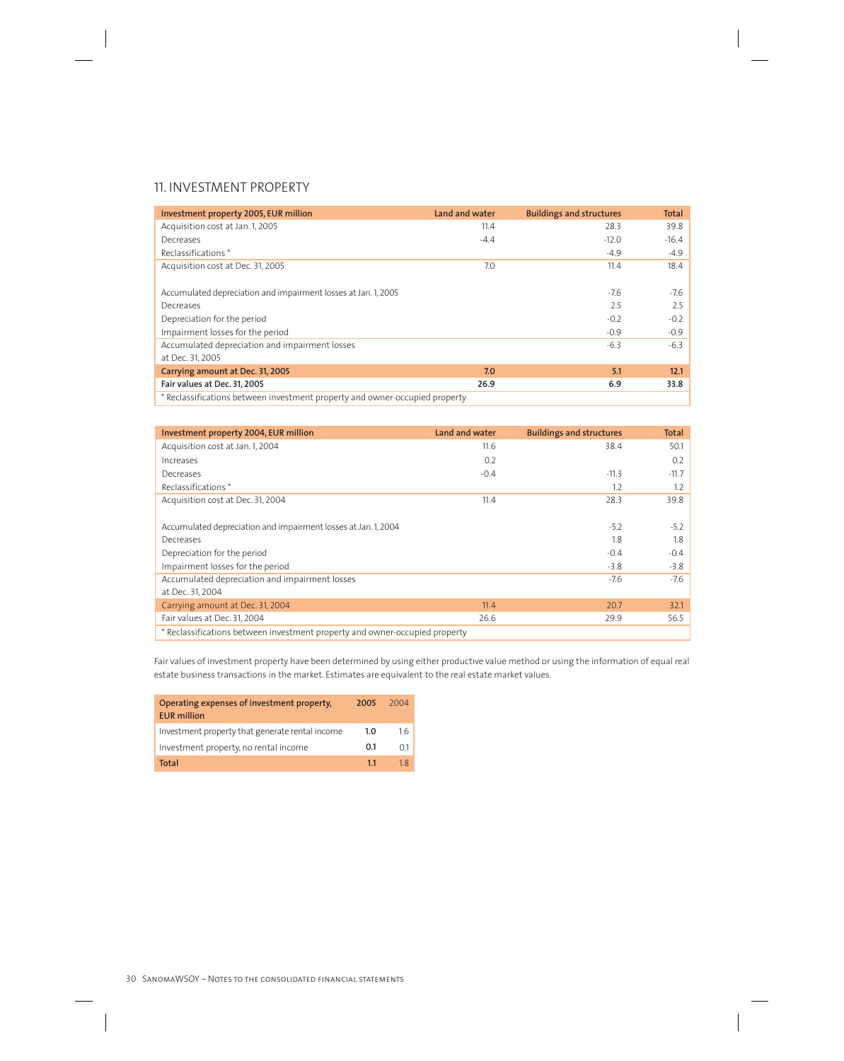## 11. INVESTMENT PROPERTY

| Investment property 2005, EUR million | Land and water | Buildings and structures | Total |
|---|---|---|---|
| Acquisition cost at Jan. 1, 2005 | 11.4 | 28.3 | 39.8 |
| Decreases | -4.4 | -12.0 | -16.4 |
| Reclassifications * | | -4.9 | -4.9 |
| Acquisition cost at Dec. 31, 2005 | 7.0 | 11.4 | 18.4 |
| | | | |
| Accumulated depreciation and impairment losses at Jan. 1, 2005 | | -7.6 | -7.6 |
| Decreases | | 2.5 | 2.5 |
| Depreciation for the period | | -0.2 | -0.2 |
| Impairment losses for the period | | -0.9 | -0.9 |
| Accumulated depreciation and impairment losses at Dec. 31, 2005 | | -6.3 | -6.3 |
| **Carrying amount at Dec. 31, 2005** | **7.0** | **5.1** | **12.1** |
| **Fair values at Dec. 31, 2005** | **26.9** | **6.9** | **33.8** |

* Reclassifications between investment property and owner-occupied property

| Investment property 2004, EUR million | Land and water | Buildings and structures | Total |
|---|---|---|---|
| Acquisition cost at Jan. 1, 2004 | 11.6 | 38.4 | 50.1 |
| Increases | 0.2 | | 0.2 |
| Decreases | -0.4 | -11.3 | -11.7 |
| Reclassifications * | | 1.2 | 1.2 |
| Acquisition cost at Dec. 31, 2004 | 11.4 | 28.3 | 39.8 |
| | | | |
| Accumulated depreciation and impairment losses at Jan. 1, 2004 | | -5.2 | -5.2 |
| Decreases | | 1.8 | 1.8 |
| Depreciation for the period | | -0.4 | -0.4 |
| Impairment losses for the period | | -3.8 | -3.8 |
| Accumulated depreciation and impairment losses at Dec. 31, 2004 | | -7.6 | -7.6 |
| Carrying amount at Dec. 31, 2004 | 11.4 | 20.7 | 32.1 |
| Fair values at Dec. 31, 2004 | 26.6 | 29.9 | 56.5 |

* Reclassifications between investment property and owner-occupied property

Fair values of investment property have been determined by using either productive value method or using the information of equal real estate business transactions in the market. Estimates are equivalent to the real estate market values.

| Operating expenses of investment property, EUR million | 2005 | 2004 |
|---|---|---|
| Investment property that generate rental income | **1.0** | 1.6 |
| Investment property, no rental income | **0.1** | 0.1 |
| **Total** | **1.1** | 1.8 |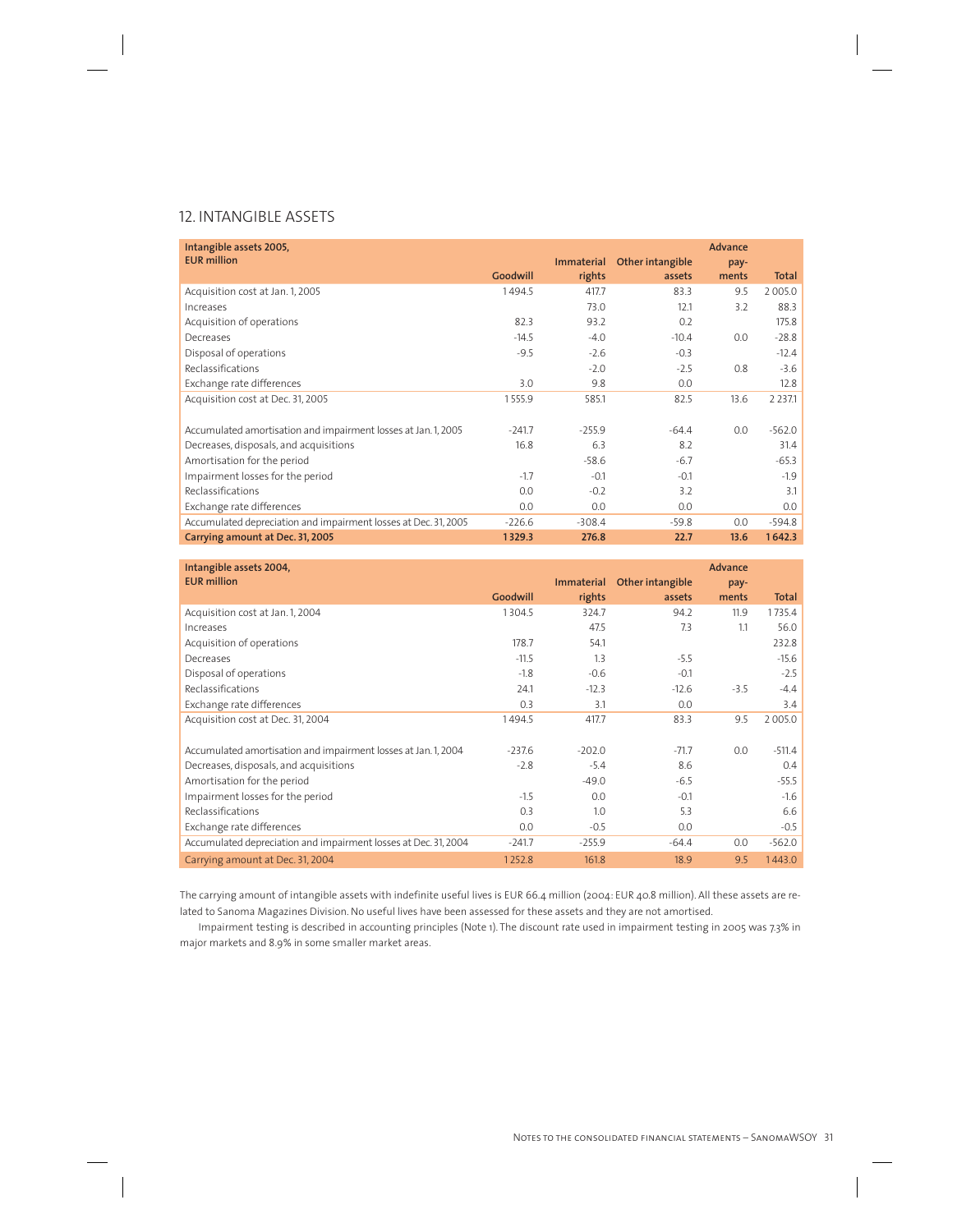## 12. INTANGIBLE ASSETS

| Intangible assets 2005, EUR million | Goodwill | Immaterial rights | Other intangible assets | Advance pay-ments | Total |
|---|---|---|---|---|---|
| Acquisition cost at Jan. 1, 2005 | 1 494.5 | 417.7 | 83.3 | 9.5 | 2 005.0 |
| Increases | | 73.0 | 12.1 | 3.2 | 88.3 |
| Acquisition of operations | 82.3 | 93.2 | 0.2 | | 175.8 |
| Decreases | -14.5 | -4.0 | -10.4 | 0.0 | -28.8 |
| Disposal of operations | -9.5 | -2.6 | -0.3 | | -12.4 |
| Reclassifications | | -2.0 | -2.5 | 0.8 | -3.6 |
| Exchange rate differences | 3.0 | 9.8 | 0.0 | | 12.8 |
| Acquisition cost at Dec. 31, 2005 | 1 555.9 | 585.1 | 82.5 | 13.6 | 2 237.1 |
| | | | | | |
| Accumulated amortisation and impairment losses at Jan. 1, 2005 | -241.7 | -255.9 | -64.4 | 0.0 | -562.0 |
| Decreases, disposals, and acquisitions | 16.8 | 6.3 | 8.2 | | 31.4 |
| Amortisation for the period | | -58.6 | -6.7 | | -65.3 |
| Impairment losses for the period | -1.7 | -0.1 | -0.1 | | -1.9 |
| Reclassifications | 0.0 | -0.2 | 3.2 | | 3.1 |
| Exchange rate differences | 0.0 | 0.0 | 0.0 | | 0.0 |
| Accumulated depreciation and impairment losses at Dec. 31, 2005 | -226.6 | -308.4 | -59.8 | 0.0 | -594.8 |
| **Carrying amount at Dec. 31, 2005** | **1 329.3** | **276.8** | **22.7** | **13.6** | **1 642.3** |

| Intangible assets 2004, EUR million | Goodwill | Immaterial rights | Other intangible assets | Advance pay-ments | Total |
|---|---|---|---|---|---|
| Acquisition cost at Jan. 1, 2004 | 1 304.5 | 324.7 | 94.2 | 11.9 | 1 735.4 |
| Increases | | 47.5 | 7.3 | 1.1 | 56.0 |
| Acquisition of operations | 178.7 | 54.1 | | | 232.8 |
| Decreases | -11.5 | 1.3 | -5.5 | | -15.6 |
| Disposal of operations | -1.8 | -0.6 | -0.1 | | -2.5 |
| Reclassifications | 24.1 | -12.3 | -12.6 | -3.5 | -4.4 |
| Exchange rate differences | 0.3 | 3.1 | 0.0 | | 3.4 |
| Acquisition cost at Dec. 31, 2004 | 1 494.5 | 417.7 | 83.3 | 9.5 | 2 005.0 |
| | | | | | |
| Accumulated amortisation and impairment losses at Jan. 1, 2004 | -237.6 | -202.0 | -71.7 | 0.0 | -511.4 |
| Decreases, disposals, and acquisitions | -2.8 | -5.4 | 8.6 | | 0.4 |
| Amortisation for the period | | -49.0 | -6.5 | | -55.5 |
| Impairment losses for the period | -1.5 | 0.0 | -0.1 | | -1.6 |
| Reclassifications | 0.3 | 1.0 | 5.3 | | 6.6 |
| Exchange rate differences | 0.0 | -0.5 | 0.0 | | -0.5 |
| Accumulated depreciation and impairment losses at Dec. 31, 2004 | -241.7 | -255.9 | -64.4 | 0.0 | -562.0 |
| Carrying amount at Dec. 31, 2004 | 1 252.8 | 161.8 | 18.9 | 9.5 | 1 443.0 |

The carrying amount of intangible assets with indefinite useful lives is EUR 66.4 million (2004: EUR 40.8 million). All these assets are related to Sanoma Magazines Division. No useful lives have been assessed for these assets and they are not amortised.

Impairment testing is described in accounting principles (Note 1). The discount rate used in impairment testing in 2005 was 7.3% in major markets and 8.9% in some smaller market areas.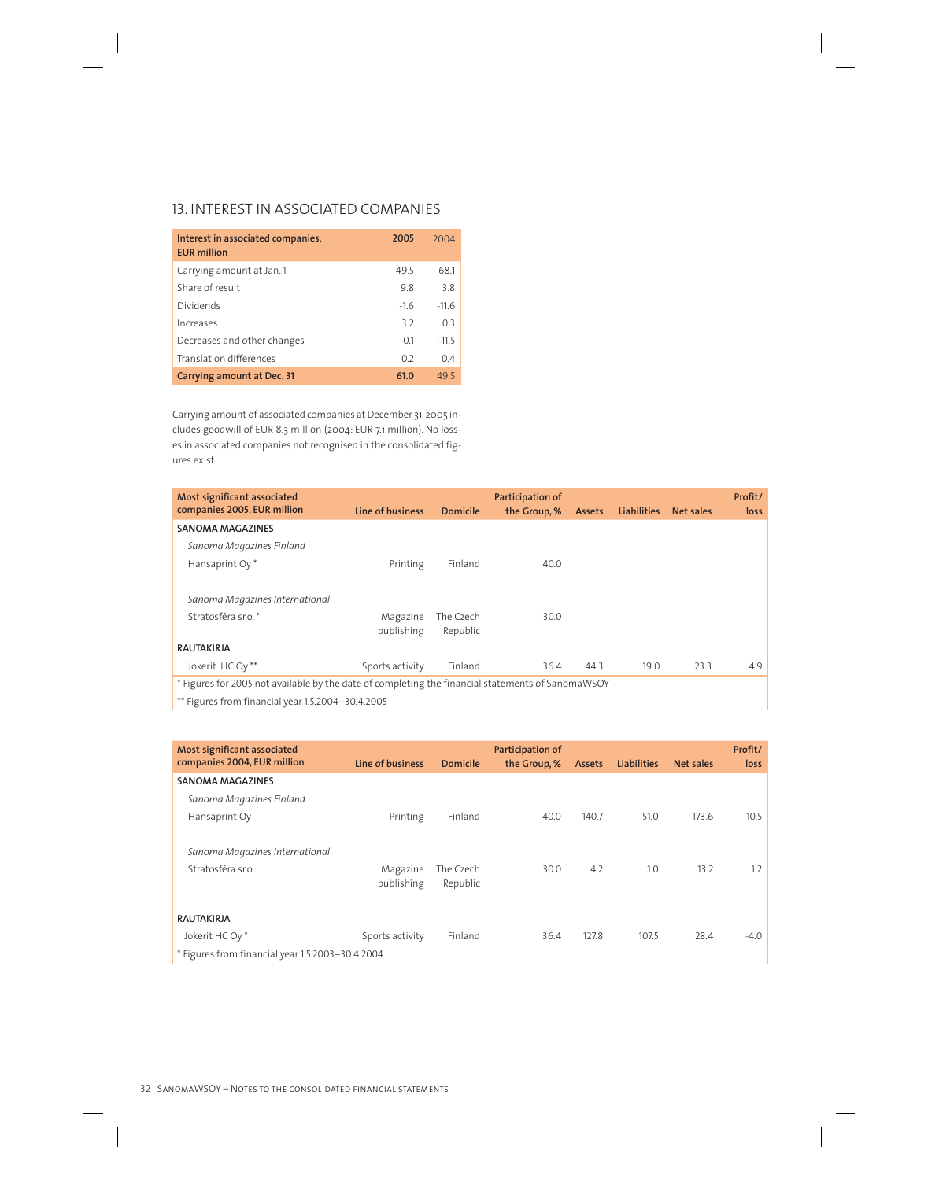## 13. INTEREST IN ASSOCIATED COMPANIES

| Interest in associated companies, EUR million | 2005 | 2004 |
|---|---|---|
| Carrying amount at Jan. 1 | 49.5 | 68.1 |
| Share of result | 9.8 | 3.8 |
| Dividends | -1.6 | -11.6 |
| Increases | 3.2 | 0.3 |
| Decreases and other changes | -0.1 | -11.5 |
| Translation differences | 0.2 | 0.4 |
| **Carrying amount at Dec. 31** | **61.0** | 49.5 |

Carrying amount of associated companies at December 31, 2005 includes goodwill of EUR 8.3 million (2004: EUR 7.1 million). No losses in associated companies not recognised in the consolidated figures exist.

| Most significant associated companies 2005, EUR million | Line of business | Domicile | Participation of the Group, % | Assets | Liabilities | Net sales | Profit/ loss |
|---|---|---|---|---|---|---|---|
| **SANOMA MAGAZINES** | | | | | | | |
| *Sanoma Magazines Finland* | | | | | | | |
| Hansaprint Oy * | Printing | Finland | 40.0 | | | | |
| *Sanoma Magazines International* | | | | | | | |
| Stratosféra sr.o. * | Magazine publishing | The Czech Republic | 30.0 | | | | |
| **RAUTAKIRJA** | | | | | | | |
| Jokerit HC Oy ** | Sports activity | Finland | 36.4 | 44.3 | 19.0 | 23.3 | 4.9 |

* Figures for 2005 not available by the date of completing the financial statements of SanomaWSOY

** Figures from financial year 1.5.2004–30.4.2005

| Most significant associated companies 2004, EUR million | Line of business | Domicile | Participation of the Group, % | Assets | Liabilities | Net sales | Profit/ loss |
|---|---|---|---|---|---|---|---|
| **SANOMA MAGAZINES** | | | | | | | |
| *Sanoma Magazines Finland* | | | | | | | |
| Hansaprint Oy | Printing | Finland | 40.0 | 140.7 | 51.0 | 173.6 | 10.5 |
| *Sanoma Magazines International* | | | | | | | |
| Stratosféra sr.o. | Magazine publishing | The Czech Republic | 30.0 | 4.2 | 1.0 | 13.2 | 1.2 |
| **RAUTAKIRJA** | | | | | | | |
| Jokerit HC Oy * | Sports activity | Finland | 36.4 | 127.8 | 107.5 | 28.4 | -4.0 |

* Figures from financial year 1.5.2003–30.4.2004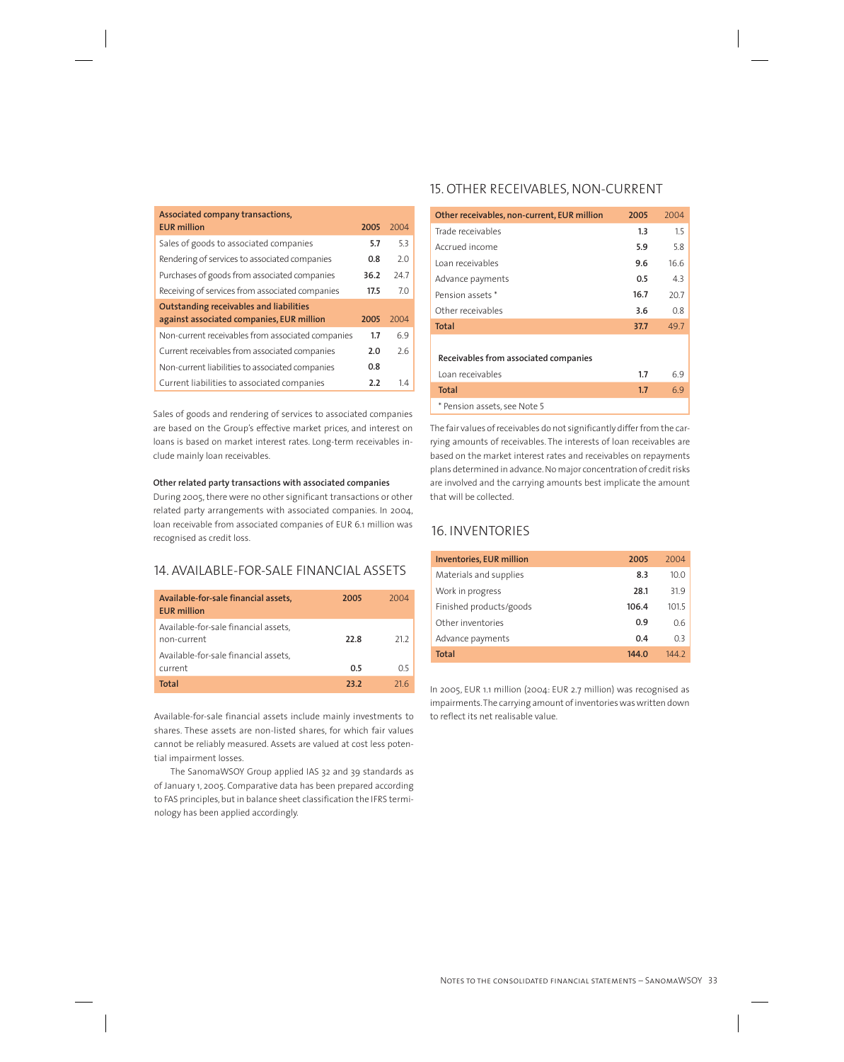| Associated company transactions, EUR million | 2005 | 2004 |
|---|---|---|
| Sales of goods to associated companies | **5.7** | 5.3 |
| Rendering of services to associated companies | **0.8** | 2.0 |
| Purchases of goods from associated companies | **36.2** | 24.7 |
| Receiving of services from associated companies | **17.5** | 7.0 |
| **Outstanding receivables and liabilities against associated companies, EUR million** | **2005** | **2004** |
| Non-current receivables from associated companies | **1.7** | 6.9 |
| Current receivables from associated companies | **2.0** | 2.6 |
| Non-current liabilities to associated companies | **0.8** | |
| Current liabilities to associated companies | **2.2** | 1.4 |

Sales of goods and rendering of services to associated companies are based on the Group's effective market prices, and interest on loans is based on market interest rates. Long-term receivables include mainly loan receivables.

**Other related party transactions with associated companies**

During 2005, there were no other significant transactions or other related party arrangements with associated companies. In 2004, loan receivable from associated companies of EUR 6.1 million was recognised as credit loss.

## 14. AVAILABLE-FOR-SALE FINANCIAL ASSETS

| Available-for-sale financial assets, EUR million | 2005 | 2004 |
|---|---|---|
| Available-for-sale financial assets, non-current | **22.8** | 21.2 |
| Available-for-sale financial assets, current | **0.5** | 0.5 |
| **Total** | **23.2** | 21.6 |

Available-for-sale financial assets include mainly investments to shares. These assets are non-listed shares, for which fair values cannot be reliably measured. Assets are valued at cost less potential impairment losses.

The SanomaWSOY Group applied IAS 32 and 39 standards as of January 1, 2005. Comparative data has been prepared according to FAS principles, but in balance sheet classification the IFRS terminology has been applied accordingly.

## 15. OTHER RECEIVABLES, NON-CURRENT

| Other receivables, non-current, EUR million | 2005 | 2004 |
|---|---|---|
| Trade receivables | **1.3** | 1.5 |
| Accrued income | **5.9** | 5.8 |
| Loan receivables | **9.6** | 16.6 |
| Advance payments | **0.5** | 4.3 |
| Pension assets * | **16.7** | 20.7 |
| Other receivables | **3.6** | 0.8 |
| **Total** | **37.7** | 49.7 |
| | | |
| **Receivables from associated companies** | | |
| Loan receivables | **1.7** | 6.9 |
| **Total** | **1.7** | 6.9 |

\* Pension assets, see Note 5

The fair values of receivables do not significantly differ from the carrying amounts of receivables. The interests of loan receivables are based on the market interest rates and receivables on repayments plans determined in advance. No major concentration of credit risks are involved and the carrying amounts best implicate the amount that will be collected.

## 16. INVENTORIES

| Inventories, EUR million | 2005 | 2004 |
|---|---|---|
| Materials and supplies | **8.3** | 10.0 |
| Work in progress | **28.1** | 31.9 |
| Finished products/goods | **106.4** | 101.5 |
| Other inventories | **0.9** | 0.6 |
| Advance payments | **0.4** | 0.3 |
| **Total** | **144.0** | 144.2 |

In 2005, EUR 1.1 million (2004: EUR 2.7 million) was recognised as impairments. The carrying amount of inventories was written down to reflect its net realisable value.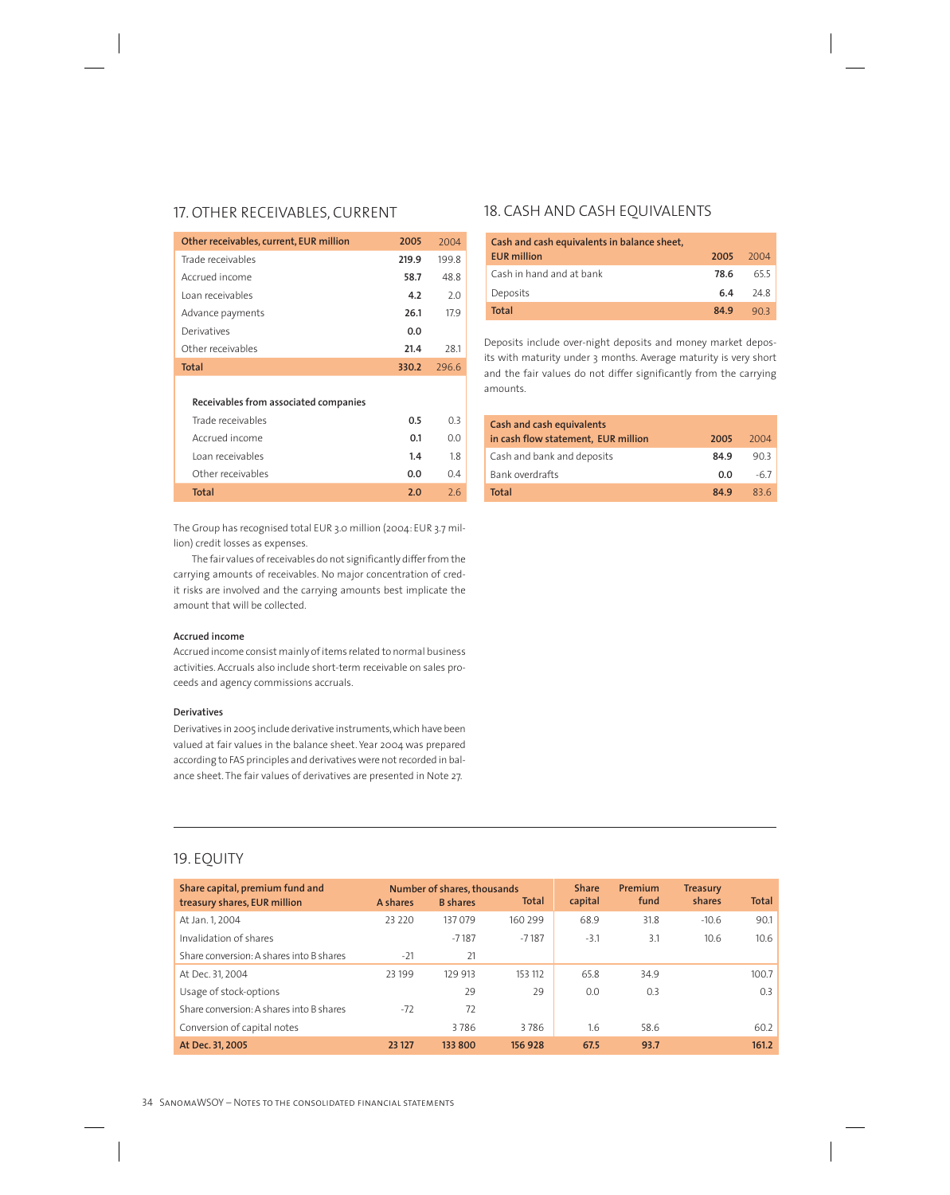## 17. OTHER RECEIVABLES, CURRENT

| Other receivables, current, EUR million | 2005 | 2004 |
|---|---|---|
| Trade receivables | **219.9** | 199.8 |
| Accrued income | **58.7** | 48.8 |
| Loan receivables | **4.2** | 2.0 |
| Advance payments | **26.1** | 17.9 |
| Derivatives | **0.0** | |
| Other receivables | **21.4** | 28.1 |
| **Total** | **330.2** | 296.6 |
| | | |
| **Receivables from associated companies** | | |
| Trade receivables | **0.5** | 0.3 |
| Accrued income | **0.1** | 0.0 |
| Loan receivables | **1.4** | 1.8 |
| Other receivables | **0.0** | 0.4 |
| **Total** | **2.0** | 2.6 |

The Group has recognised total EUR 3.0 million (2004: EUR 3.7 million) credit losses as expenses.

The fair values of receivables do not significantly differ from the carrying amounts of receivables. No major concentration of credit risks are involved and the carrying amounts best implicate the amount that will be collected.

### Accrued income

Accrued income consist mainly of items related to normal business activities. Accruals also include short-term receivable on sales proceeds and agency commissions accruals.

### Derivatives

Derivatives in 2005 include derivative instruments, which have been valued at fair values in the balance sheet. Year 2004 was prepared according to FAS principles and derivatives were not recorded in balance sheet. The fair values of derivatives are presented in Note 27.

## 18. CASH AND CASH EQUIVALENTS

| Cash and cash equivalents in balance sheet, EUR million | 2005 | 2004 |
|---|---|---|
| Cash in hand and at bank | **78.6** | 65.5 |
| Deposits | **6.4** | 24.8 |
| **Total** | **84.9** | 90.3 |

Deposits include over-night deposits and money market deposits with maturity under 3 months. Average maturity is very short and the fair values do not differ significantly from the carrying amounts.

| Cash and cash equivalents in cash flow statement, EUR million | 2005 | 2004 |
|---|---|---|
| Cash and bank and deposits | **84.9** | 90.3 |
| Bank overdrafts | **0.0** | -6.7 |
| **Total** | **84.9** | 83.6 |

## 19. EQUITY

| Share capital, premium fund and treasury shares, EUR million | Number of shares, thousands A shares | B shares | Total | Share capital | Premium fund | Treasury shares | Total |
|---|---|---|---|---|---|---|---|
| At Jan. 1, 2004 | 23 220 | 137 079 | 160 299 | 68.9 | 31.8 | -10.6 | 90.1 |
| Invalidation of shares | | -7 187 | -7 187 | -3.1 | 3.1 | 10.6 | 10.6 |
| Share conversion: A shares into B shares | -21 | 21 | | | | | |
| At Dec. 31, 2004 | 23 199 | 129 913 | 153 112 | 65.8 | 34.9 | | 100.7 |
| Usage of stock-options | | 29 | 29 | 0.0 | 0.3 | | 0.3 |
| Share conversion: A shares into B shares | -72 | 72 | | | | | |
| Conversion of capital notes | | 3 786 | 3 786 | 1.6 | 58.6 | | 60.2 |
| **At Dec. 31, 2005** | **23 127** | **133 800** | **156 928** | **67.5** | **93.7** | | **161.2** |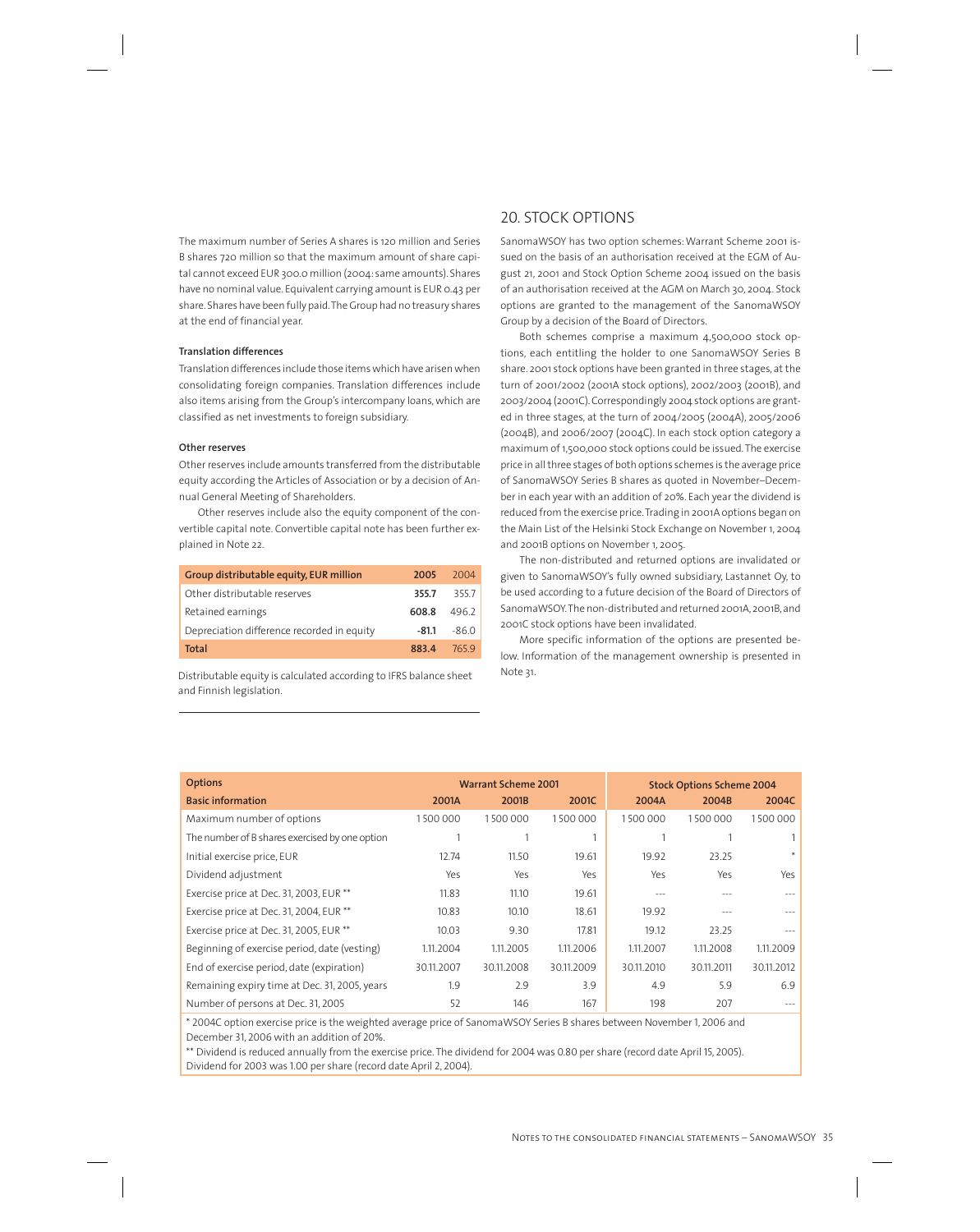The maximum number of Series A shares is 120 million and Series B shares 720 million so that the maximum amount of share capital cannot exceed EUR 300.0 million (2004: same amounts). Shares have no nominal value. Equivalent carrying amount is EUR 0.43 per share. Shares have been fully paid. The Group had no treasury shares at the end of financial year.

**Translation differences**

Translation differences include those items which have arisen when consolidating foreign companies. Translation differences include also items arising from the Group's intercompany loans, which are classified as net investments to foreign subsidiary.

**Other reserves**

Other reserves include amounts transferred from the distributable equity according the Articles of Association or by a decision of Annual General Meeting of Shareholders.

Other reserves include also the equity component of the convertible capital note. Convertible capital note has been further explained in Note 22.

| Group distributable equity, EUR million | 2005 | 2004 |
|---|---|---|
| Other distributable reserves | **355.7** | 355.7 |
| Retained earnings | **608.8** | 496.2 |
| Depreciation difference recorded in equity | **-81.1** | -86.0 |
| **Total** | **883.4** | 765.9 |

Distributable equity is calculated according to IFRS balance sheet and Finnish legislation.

## 20. STOCK OPTIONS

SanomaWSOY has two option schemes: Warrant Scheme 2001 issued on the basis of an authorisation received at the EGM of August 21, 2001 and Stock Option Scheme 2004 issued on the basis of an authorisation received at the AGM on March 30, 2004. Stock options are granted to the management of the SanomaWSOY Group by a decision of the Board of Directors.

Both schemes comprise a maximum 4,500,000 stock options, each entitling the holder to one SanomaWSOY Series B share. 2001 stock options have been granted in three stages, at the turn of 2001/2002 (2001A stock options), 2002/2003 (2001B), and 2003/2004 (2001C). Correspondingly 2004 stock options are granted in three stages, at the turn of 2004/2005 (2004A), 2005/2006 (2004B), and 2006/2007 (2004C). In each stock option category a maximum of 1,500,000 stock options could be issued. The exercise price in all three stages of both options schemes is the average price of SanomaWSOY Series B shares as quoted in November–December in each year with an addition of 20%. Each year the dividend is reduced from the exercise price. Trading in 2001A options began on the Main List of the Helsinki Stock Exchange on November 1, 2004 and 2001B options on November 1, 2005.

The non-distributed and returned options are invalidated or given to SanomaWSOY's fully owned subsidiary, Lastannet Oy, to be used according to a future decision of the Board of Directors of SanomaWSOY. The non-distributed and returned 2001A, 2001B, and 2001C stock options have been invalidated.

More specific information of the options are presented below. Information of the management ownership is presented in Note 31.

| Options | Warrant Scheme 2001 | | | Stock Options Scheme 2004 | | |
|---|---|---|---|---|---|---|
| **Basic information** | **2001A** | **2001B** | **2001C** | **2004A** | **2004B** | **2004C** |
| Maximum number of options | 1 500 000 | 1 500 000 | 1 500 000 | 1 500 000 | 1 500 000 | 1 500 000 |
| The number of B shares exercised by one option | 1 | 1 | 1 | 1 | 1 | 1 |
| Initial exercise price, EUR | 12.74 | 11.50 | 19.61 | 19.92 | 23.25 | * |
| Dividend adjustment | Yes | Yes | Yes | Yes | Yes | Yes |
| Exercise price at Dec. 31, 2003, EUR ** | 11.83 | 11.10 | 19.61 | --- | --- | --- |
| Exercise price at Dec. 31, 2004, EUR ** | 10.83 | 10.10 | 18.61 | 19.92 | --- | --- |
| Exercise price at Dec. 31, 2005, EUR ** | 10.03 | 9.30 | 17.81 | 19.12 | 23.25 | --- |
| Beginning of exercise period, date (vesting) | 1.11.2004 | 1.11.2005 | 1.11.2006 | 1.11.2007 | 1.11.2008 | 1.11.2009 |
| End of exercise period, date (expiration) | 30.11.2007 | 30.11.2008 | 30.11.2009 | 30.11.2010 | 30.11.2011 | 30.11.2012 |
| Remaining expiry time at Dec. 31, 2005, years | 1.9 | 2.9 | 3.9 | 4.9 | 5.9 | 6.9 |
| Number of persons at Dec. 31, 2005 | 52 | 146 | 167 | 198 | 207 | --- |

\* 2004C option exercise price is the weighted average price of SanomaWSOY Series B shares between November 1, 2006 and December 31, 2006 with an addition of 20%.

\*\* Dividend is reduced annually from the exercise price. The dividend for 2004 was 0.80 per share (record date April 15, 2005). Dividend for 2003 was 1.00 per share (record date April 2, 2004).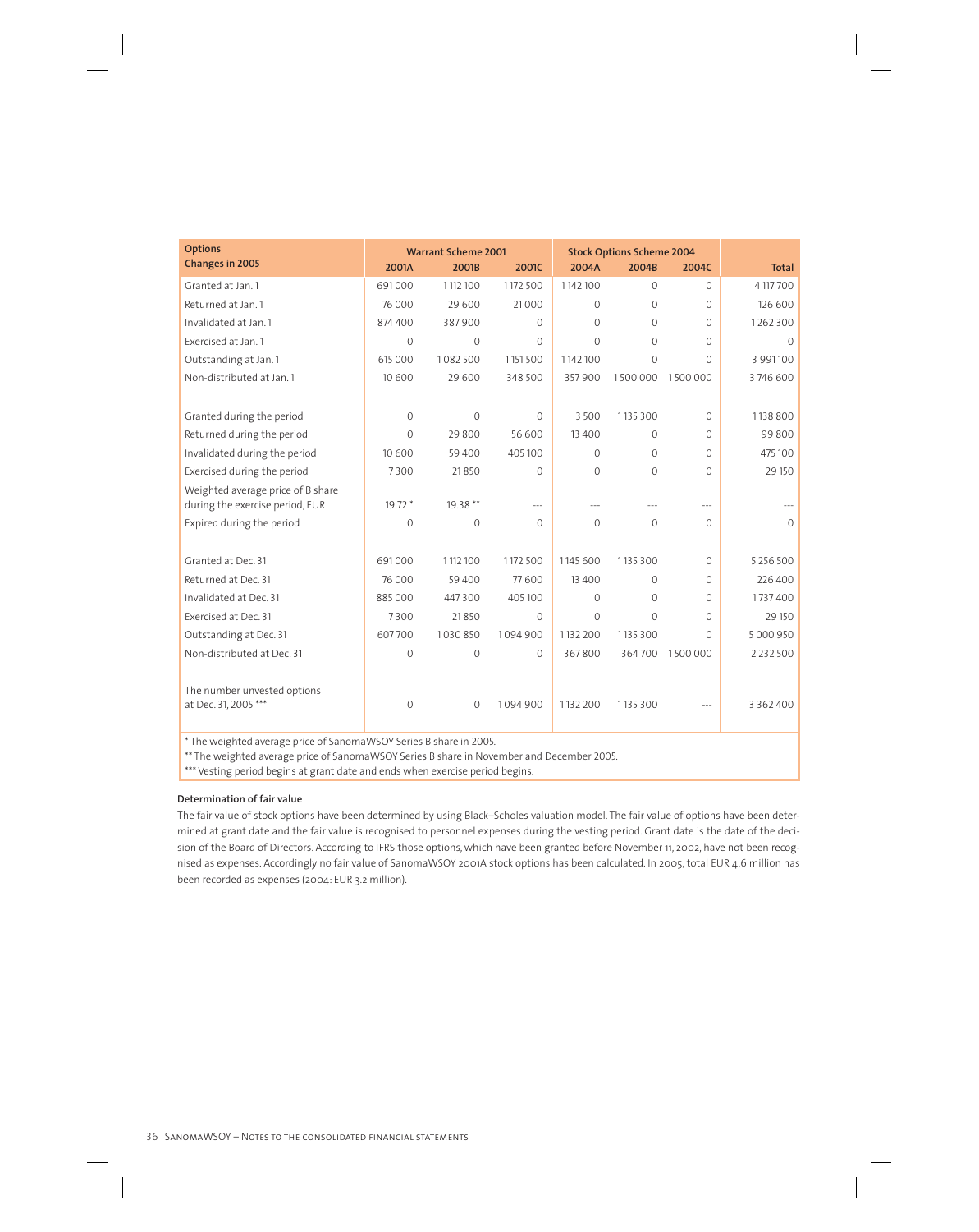| Options<br>Changes in 2005 | Warrant Scheme 2001 | | | Stock Options Scheme 2004 | | | |
|---|---|---|---|---|---|---|---|
| | 2001A | 2001B | 2001C | 2004A | 2004B | 2004C | Total |
| Granted at Jan. 1 | 691 000 | 1 112 100 | 1 172 500 | 1 142 100 | 0 | 0 | 4 117 700 |
| Returned at Jan. 1 | 76 000 | 29 600 | 21 000 | 0 | 0 | 0 | 126 600 |
| Invalidated at Jan. 1 | 874 400 | 387 900 | 0 | 0 | 0 | 0 | 1 262 300 |
| Exercised at Jan. 1 | 0 | 0 | 0 | 0 | 0 | 0 | 0 |
| Outstanding at Jan. 1 | 615 000 | 1 082 500 | 1 151 500 | 1 142 100 | 0 | 0 | 3 991 100 |
| Non-distributed at Jan. 1 | 10 600 | 29 600 | 348 500 | 357 900 | 1 500 000 | 1 500 000 | 3 746 600 |
| | | | | | | | |
| Granted during the period | 0 | 0 | 0 | 3 500 | 1 135 300 | 0 | 1 138 800 |
| Returned during the period | 0 | 29 800 | 56 600 | 13 400 | 0 | 0 | 99 800 |
| Invalidated during the period | 10 600 | 59 400 | 405 100 | 0 | 0 | 0 | 475 100 |
| Exercised during the period | 7 300 | 21 850 | 0 | 0 | 0 | 0 | 29 150 |
| Weighted average price of B share during the exercise period, EUR | 19.72 * | 19.38 ** | --- | --- | --- | --- | --- |
| Expired during the period | 0 | 0 | 0 | 0 | 0 | 0 | 0 |
| | | | | | | | |
| Granted at Dec. 31 | 691 000 | 1 112 100 | 1 172 500 | 1 145 600 | 1 135 300 | 0 | 5 256 500 |
| Returned at Dec. 31 | 76 000 | 59 400 | 77 600 | 13 400 | 0 | 0 | 226 400 |
| Invalidated at Dec. 31 | 885 000 | 447 300 | 405 100 | 0 | 0 | 0 | 1 737 400 |
| Exercised at Dec. 31 | 7 300 | 21 850 | 0 | 0 | 0 | 0 | 29 150 |
| Outstanding at Dec. 31 | 607 700 | 1 030 850 | 1 094 900 | 1 132 200 | 1 135 300 | 0 | 5 000 950 |
| Non-distributed at Dec. 31 | 0 | 0 | 0 | 367 800 | 364 700 | 1 500 000 | 2 232 500 |
| | | | | | | | |
| The number unvested options at Dec. 31, 2005 *** | 0 | 0 | 1 094 900 | 1 132 200 | 1 135 300 | --- | 3 362 400 |

* The weighted average price of SanomaWSOY Series B share in 2005.

** The weighted average price of SanomaWSOY Series B share in November and December 2005.

*** Vesting period begins at grant date and ends when exercise period begins.

**Determination of fair value**

The fair value of stock options have been determined by using Black–Scholes valuation model. The fair value of options have been determined at grant date and the fair value is recognised to personnel expenses during the vesting period. Grant date is the date of the decision of the Board of Directors. According to IFRS those options, which have been granted before November 11, 2002, have not been recognised as expenses. Accordingly no fair value of SanomaWSOY 2001A stock options has been calculated. In 2005, total EUR 4.6 million has been recorded as expenses (2004: EUR 3.2 million).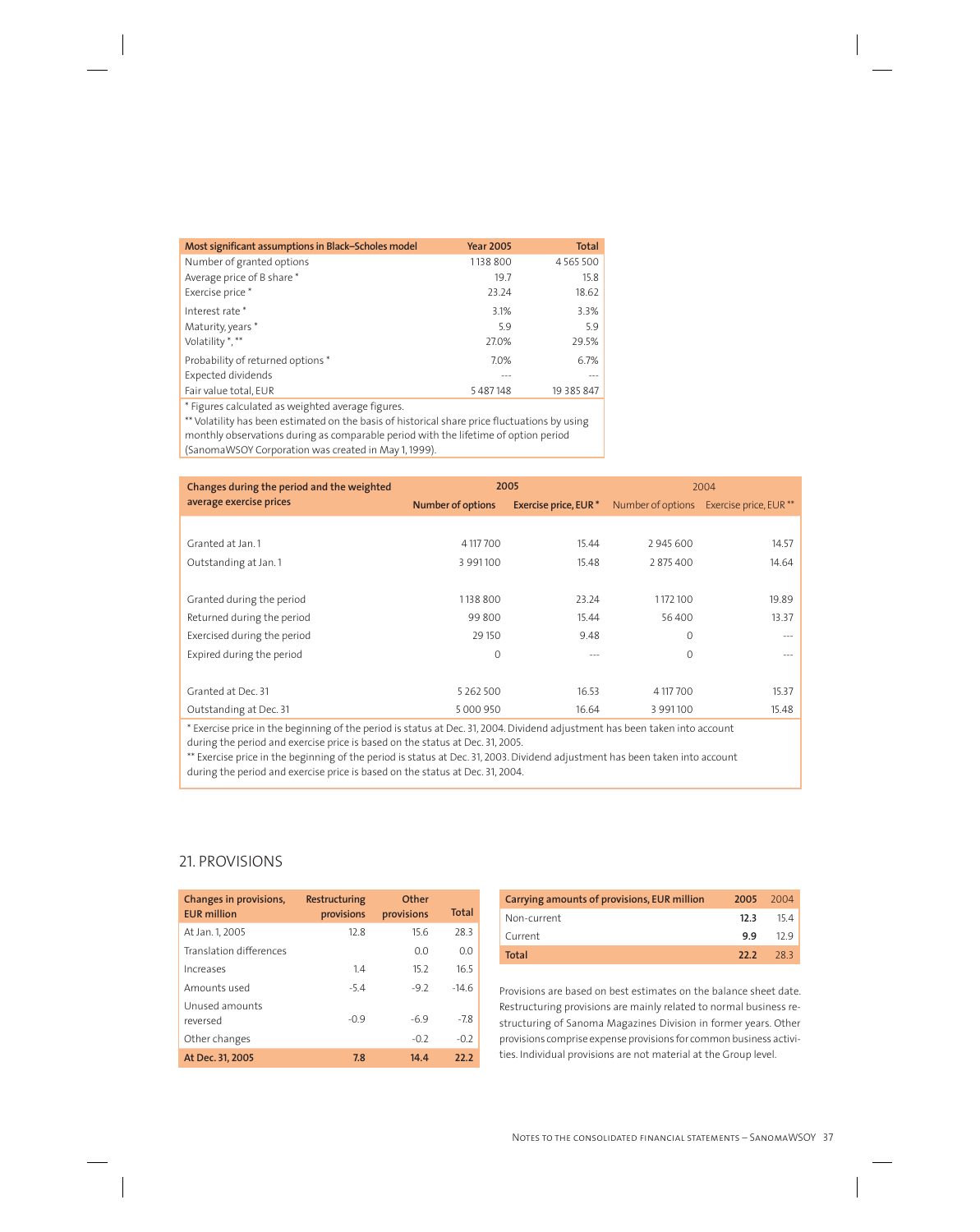| Most significant assumptions in Black–Scholes model | Year 2005 | Total |
|---|---|---|
| Number of granted options | 1 138 800 | 4 565 500 |
| Average price of B share * | 19.7 | 15.8 |
| Exercise price * | 23.24 | 18.62 |
| Interest rate * | 3.1% | 3.3% |
| Maturity, years * | 5.9 | 5.9 |
| Volatility *, ** | 27.0% | 29.5% |
| Probability of returned options * | 7.0% | 6.7% |
| Expected dividends | --- | --- |
| Fair value total, EUR | 5 487 148 | 19 385 847 |

\* Figures calculated as weighted average figures.

\*\* Volatility has been estimated on the basis of historical share price fluctuations by using monthly observations during as comparable period with the lifetime of option period (SanomaWSOY Corporation was created in May 1, 1999).

| Changes during the period and the weighted average exercise prices | 2005 | | 2004 | |
|---|---|---|---|---|
| | Number of options | Exercise price, EUR * | Number of options | Exercise price, EUR ** |
| Granted at Jan. 1 | 4 117 700 | 15.44 | 2 945 600 | 14.57 |
| Outstanding at Jan. 1 | 3 991 100 | 15.48 | 2 875 400 | 14.64 |
| Granted during the period | 1 138 800 | 23.24 | 1 172 100 | 19.89 |
| Returned during the period | 99 800 | 15.44 | 56 400 | 13.37 |
| Exercised during the period | 29 150 | 9.48 | 0 | --- |
| Expired during the period | 0 | --- | 0 | --- |
| Granted at Dec. 31 | 5 262 500 | 16.53 | 4 117 700 | 15.37 |
| Outstanding at Dec. 31 | 5 000 950 | 16.64 | 3 991 100 | 15.48 |

\* Exercise price in the beginning of the period is status at Dec. 31, 2004. Dividend adjustment has been taken into account during the period and exercise price is based on the status at Dec. 31, 2005.

\*\* Exercise price in the beginning of the period is status at Dec. 31, 2003. Dividend adjustment has been taken into account during the period and exercise price is based on the status at Dec. 31, 2004.

## 21. PROVISIONS

| Changes in provisions, EUR million | Restructuring provisions | Other provisions | Total |
|---|---|---|---|
| At Jan. 1, 2005 | 12.8 | 15.6 | 28.3 |
| Translation differences | | 0.0 | 0.0 |
| Increases | 1.4 | 15.2 | 16.5 |
| Amounts used | -5.4 | -9.2 | -14.6 |
| Unused amounts reversed | -0.9 | -6.9 | -7.8 |
| Other changes | | -0.2 | -0.2 |
| **At Dec. 31, 2005** | **7.8** | **14.4** | **22.2** |

| Carrying amounts of provisions, EUR million | 2005 | 2004 |
|---|---|---|
| Non-current | **12.3** | 15.4 |
| Current | **9.9** | 12.9 |
| **Total** | **22.2** | 28.3 |

Provisions are based on best estimates on the balance sheet date. Restructuring provisions are mainly related to normal business restructuring of Sanoma Magazines Division in former years. Other provisions comprise expense provisions for common business activities. Individual provisions are not material at the Group level.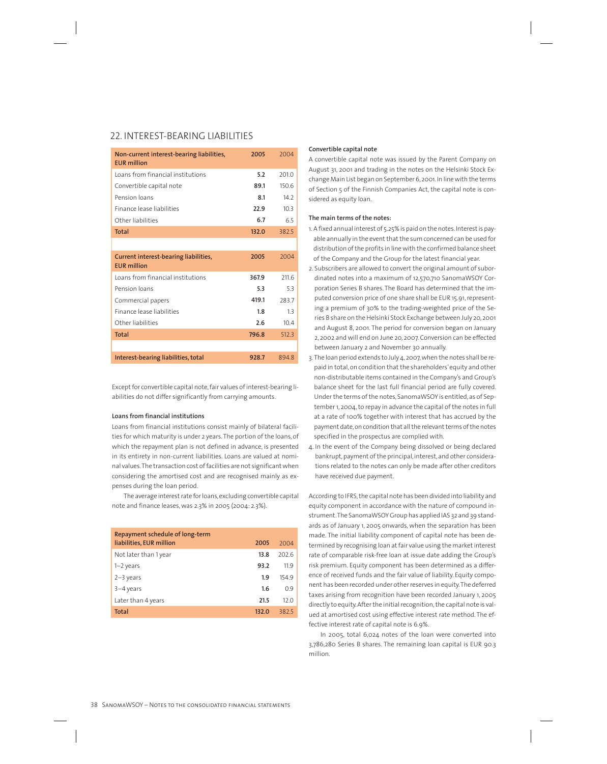## 22. INTEREST-BEARING LIABILITIES

| Non-current interest-bearing liabilities, EUR million | 2005 | 2004 |
|---|---|---|
| Loans from financial institutions | **5.2** | 201.0 |
| Convertible capital note | **89.1** | 150.6 |
| Pension loans | **8.1** | 14.2 |
| Finance lease liabilities | **22.9** | 10.3 |
| Other liabilities | **6.7** | 6.5 |
| **Total** | **132.0** | 382.5 |

| Current interest-bearing liabilities, EUR million | 2005 | 2004 |
|---|---|---|
| Loans from financial institutions | **367.9** | 211.6 |
| Pension loans | **5.3** | 5.3 |
| Commercial papers | **419.1** | 283.7 |
| Finance lease liabilities | **1.8** | 1.3 |
| Other liabilities | **2.6** | 10.4 |
| **Total** | **796.8** | 512.3 |
| | | |
| **Interest-bearing liabilities, total** | **928.7** | 894.8 |

Except for convertible capital note, fair values of interest-bearing liabilities do not differ significantly from carrying amounts.

**Loans from financial institutions**

Loans from financial institutions consist mainly of bilateral facilities for which maturity is under 2 years. The portion of the loans, of which the repayment plan is not defined in advance, is presented in its entirety in non-current liabilities. Loans are valued at nominal values. The transaction cost of facilities are not significant when considering the amortised cost and are recognised mainly as expenses during the loan period.

The average interest rate for loans, excluding convertible capital note and finance leases, was 2.3% in 2005 (2004: 2.3%).

| Repayment schedule of long-term liabilities, EUR million | 2005 | 2004 |
|---|---|---|
| Not later than 1 year | **13.8** | 202.6 |
| 1–2 years | **93.2** | 11.9 |
| 2–3 years | **1.9** | 154.9 |
| 3–4 years | **1.6** | 0.9 |
| Later than 4 years | **21.5** | 12.0 |
| **Total** | **132.0** | 382.5 |

**Convertible capital note**

A convertible capital note was issued by the Parent Company on August 31, 2001 and trading in the notes on the Helsinki Stock Exchange Main List began on September 6, 2001. In line with the terms of Section 5 of the Finnish Companies Act, the capital note is considered as equity loan.

**The main terms of the notes:**

1. A fixed annual interest of 5.25% is paid on the notes. Interest is payable annually in the event that the sum concerned can be used for distribution of the profits in line with the confirmed balance sheet of the Company and the Group for the latest financial year.
2. Subscribers are allowed to convert the original amount of subordinated notes into a maximum of 12,570,710 SanomaWSOY Corporation Series B shares. The Board has determined that the imputed conversion price of one share shall be EUR 15.91, representing a premium of 30% to the trading-weighted price of the Series B share on the Helsinki Stock Exchange between July 20, 2001 and August 8, 2001. The period for conversion began on January 2, 2002 and will end on June 20, 2007. Conversion can be effected between January 2 and November 30 annually.
3. The loan period extends to July 4, 2007, when the notes shall be repaid in total, on condition that the shareholders' equity and other non-distributable items contained in the Company's and Group's balance sheet for the last full financial period are fully covered. Under the terms of the notes, SanomaWSOY is entitled, as of September 1, 2004, to repay in advance the capital of the notes in full at a rate of 100% together with interest that has accrued by the payment date, on condition that all the relevant terms of the notes specified in the prospectus are complied with.
4. In the event of the Company being dissolved or being declared bankrupt, payment of the principal, interest, and other considerations related to the notes can only be made after other creditors have received due payment.

According to IFRS, the capital note has been divided into liability and equity component in accordance with the nature of compound instrument. The SanomaWSOY Group has applied IAS 32 and 39 standards as of January 1, 2005 onwards, when the separation has been made. The initial liability component of capital note has been determined by recognising loan at fair value using the market interest rate of comparable risk-free loan at issue date adding the Group's risk premium. Equity component has been determined as a difference of received funds and the fair value of liability. Equity component has been recorded under other reserves in equity. The deferred taxes arising from recognition have been recorded January 1, 2005 directly to equity. After the initial recognition, the capital note is valued at amortised cost using effective interest rate method. The effective interest rate of capital note is 6.9%.

In 2005, total 6,024 notes of the loan were converted into 3,786,280 Series B shares. The remaining loan capital is EUR 90.3 million.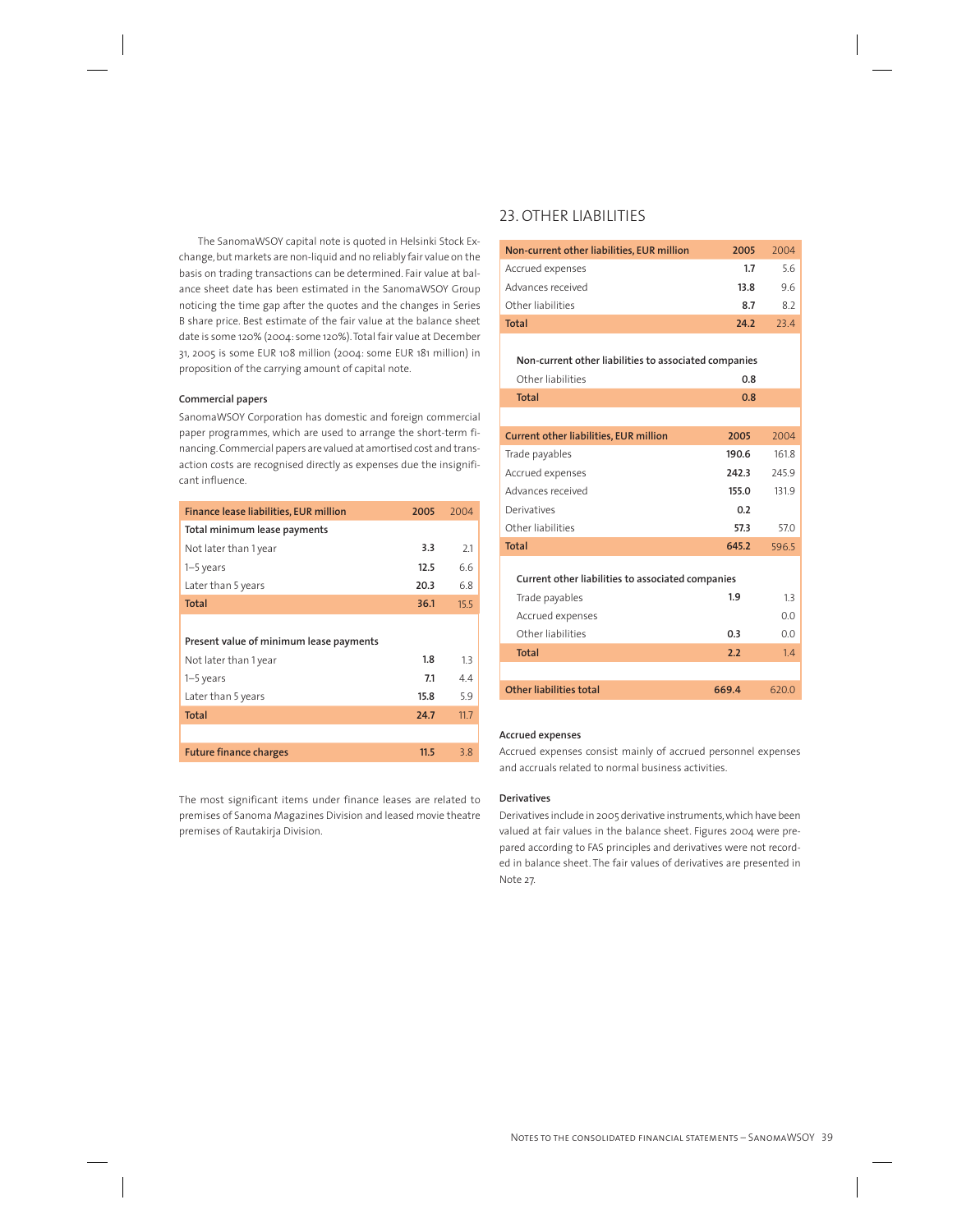The SanomaWSOY capital note is quoted in Helsinki Stock Exchange, but markets are non-liquid and no reliably fair value on the basis on trading transactions can be determined. Fair value at balance sheet date has been estimated in the SanomaWSOY Group noticing the time gap after the quotes and the changes in Series B share price. Best estimate of the fair value at the balance sheet date is some 120% (2004: some 120%). Total fair value at December 31, 2005 is some EUR 108 million (2004: some EUR 181 million) in proposition of the carrying amount of capital note.

#### Commercial papers

SanomaWSOY Corporation has domestic and foreign commercial paper programmes, which are used to arrange the short-term financing. Commercial papers are valued at amortised cost and transaction costs are recognised directly as expenses due the insignificant influence.

| Finance lease liabilities, EUR million | 2005 | 2004 |
|---|---|---|
| **Total minimum lease payments** | | |
| Not later than 1 year | **3.3** | 2.1 |
| 1–5 years | **12.5** | 6.6 |
| Later than 5 years | **20.3** | 6.8 |
| **Total** | **36.1** | 15.5 |
| | | |
| **Present value of minimum lease payments** | | |
| Not later than 1 year | **1.8** | 1.3 |
| 1–5 years | **7.1** | 4.4 |
| Later than 5 years | **15.8** | 5.9 |
| **Total** | **24.7** | 11.7 |
| | | |
| **Future finance charges** | **11.5** | 3.8 |

The most significant items under finance leases are related to premises of Sanoma Magazines Division and leased movie theatre premises of Rautakirja Division.

## 23. OTHER LIABILITIES

| Non-current other liabilities, EUR million | 2005 | 2004 |
|---|---|---|
| Accrued expenses | **1.7** | 5.6 |
| Advances received | **13.8** | 9.6 |
| Other liabilities | **8.7** | 8.2 |
| **Total** | **24.2** | 23.4 |
| | | |
| **Non-current other liabilities to associated companies** | | |
| Other liabilities | **0.8** | |
| **Total** | **0.8** | |
| | | |
| **Current other liabilities, EUR million** | **2005** | 2004 |
| Trade payables | **190.6** | 161.8 |
| Accrued expenses | **242.3** | 245.9 |
| Advances received | **155.0** | 131.9 |
| Derivatives | **0.2** | |
| Other liabilities | **57.3** | 57.0 |
| **Total** | **645.2** | 596.5 |
| | | |
| **Current other liabilities to associated companies** | | |
| Trade payables | **1.9** | 1.3 |
| Accrued expenses | | 0.0 |
| Other liabilities | **0.3** | 0.0 |
| **Total** | **2.2** | 1.4 |
| | | |
| **Other liabilities total** | **669.4** | 620.0 |

#### Accrued expenses

Accrued expenses consist mainly of accrued personnel expenses and accruals related to normal business activities.

#### Derivatives

Derivatives include in 2005 derivative instruments, which have been valued at fair values in the balance sheet. Figures 2004 were prepared according to FAS principles and derivatives were not recorded in balance sheet. The fair values of derivatives are presented in Note 27.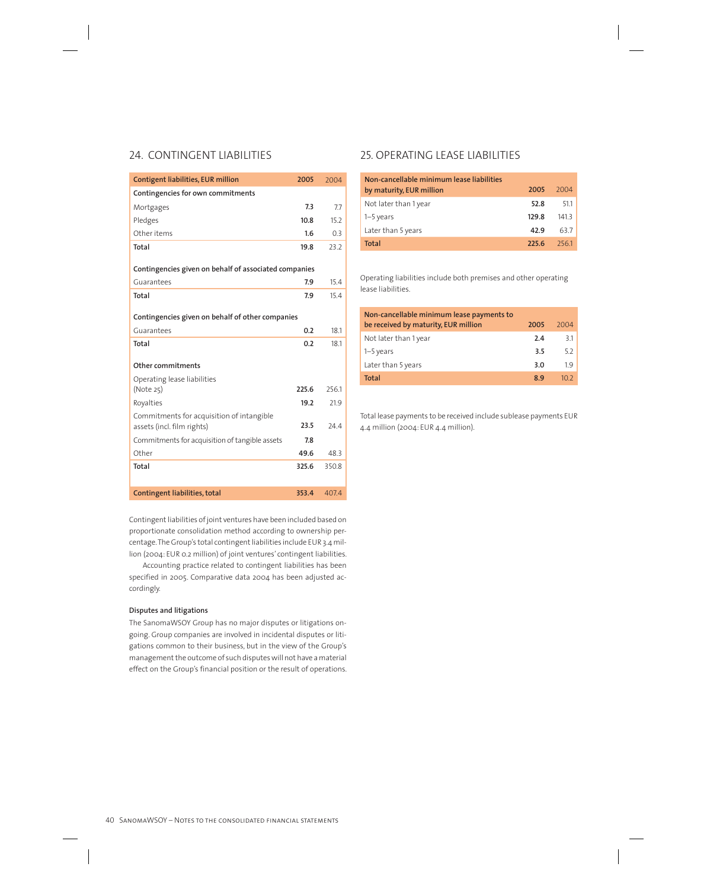## 24. CONTINGENT LIABILITIES

| Contigent liabilities, EUR million | 2005 | 2004 |
| --- | --- | --- |
| **Contingencies for own commitments** | | |
| Mortgages | 7.3 | 7.7 |
| Pledges | 10.8 | 15.2 |
| Other items | 1.6 | 0.3 |
| **Total** | 19.8 | 23.2 |
| **Contingencies given on behalf of associated companies** | | |
| Guarantees | 7.9 | 15.4 |
| **Total** | 7.9 | 15.4 |
| **Contingencies given on behalf of other companies** | | |
| Guarantees | 0.2 | 18.1 |
| **Total** | 0.2 | 18.1 |
| **Other commitments** | | |
| Operating lease liabilities (Note 25) | 225.6 | 256.1 |
| Royalties | 19.2 | 21.9 |
| Commitments for acquisition of intangible assets (incl. film rights) | 23.5 | 24.4 |
| Commitments for acquisition of tangible assets | 7.8 | |
| Other | 49.6 | 48.3 |
| **Total** | 325.6 | 350.8 |
| **Contingent liabilities, total** | 353.4 | 407.4 |

Contingent liabilities of joint ventures have been included based on proportionate consolidation method according to ownership percentage. The Group's total contingent liabilities include EUR 3.4 million (2004: EUR 0.2 million) of joint ventures' contingent liabilities.

Accounting practice related to contingent liabilities has been specified in 2005. Comparative data 2004 has been adjusted accordingly.

### Disputes and litigations

The SanomaWSOY Group has no major disputes or litigations ongoing. Group companies are involved in incidental disputes or litigations common to their business, but in the view of the Group's management the outcome of such disputes will not have a material effect on the Group's financial position or the result of operations.

## 25. OPERATING LEASE LIABILITIES

| Non-cancellable minimum lease liabilities by maturity, EUR million | 2005 | 2004 |
| --- | --- | --- |
| Not later than 1 year | 52.8 | 51.1 |
| 1–5 years | 129.8 | 141.3 |
| Later than 5 years | 42.9 | 63.7 |
| **Total** | 225.6 | 256.1 |

Operating liabilities include both premises and other operating lease liabilities.

| Non-cancellable minimum lease payments to be received by maturity, EUR million | 2005 | 2004 |
| --- | --- | --- |
| Not later than 1 year | 2.4 | 3.1 |
| 1–5 years | 3.5 | 5.2 |
| Later than 5 years | 3.0 | 1.9 |
| **Total** | 8.9 | 10.2 |

Total lease payments to be received include sublease payments EUR 4.4 million (2004: EUR 4.4 million).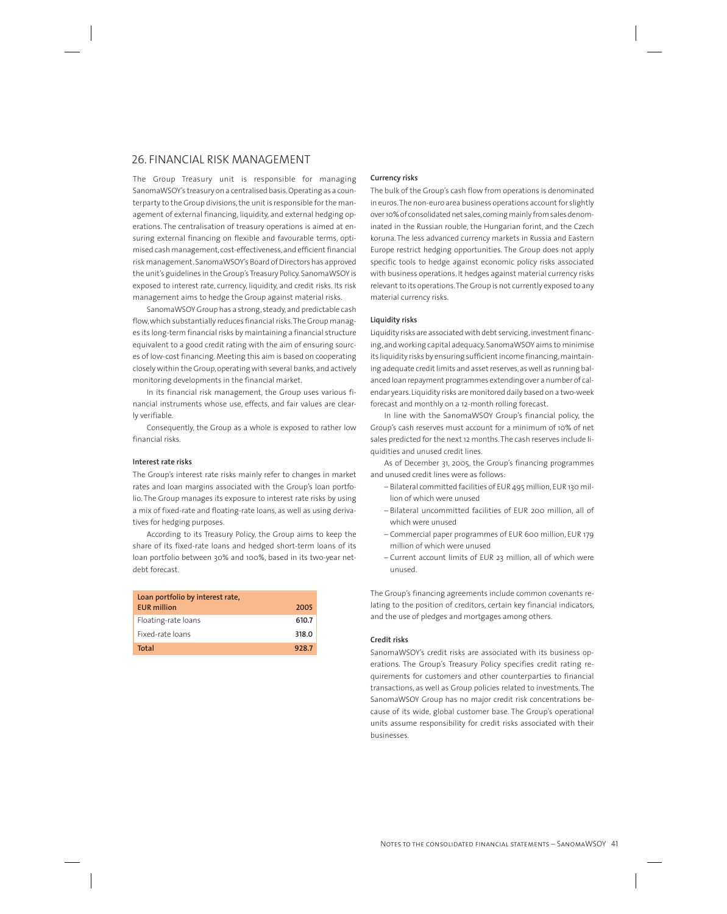## 26. FINANCIAL RISK MANAGEMENT

The Group Treasury unit is responsible for managing SanomaWSOY's treasury on a centralised basis. Operating as a counterparty to the Group divisions, the unit is responsible for the management of external financing, liquidity, and external hedging operations. The centralisation of treasury operations is aimed at ensuring external financing on flexible and favourable terms, optimised cash management, cost-effectiveness, and efficient financial risk management. SanomaWSOY's Board of Directors has approved the unit's guidelines in the Group's Treasury Policy. SanomaWSOY is exposed to interest rate, currency, liquidity, and credit risks. Its risk management aims to hedge the Group against material risks.

SanomaWSOY Group has a strong, steady, and predictable cash flow, which substantially reduces financial risks. The Group manages its long-term financial risks by maintaining a financial structure equivalent to a good credit rating with the aim of ensuring sources of low-cost financing. Meeting this aim is based on cooperating closely within the Group, operating with several banks, and actively monitoring developments in the financial market.

In its financial risk management, the Group uses various financial instruments whose use, effects, and fair values are clearly verifiable.

Consequently, the Group as a whole is exposed to rather low financial risks.

### Interest rate risks

The Group's interest rate risks mainly refer to changes in market rates and loan margins associated with the Group's loan portfolio. The Group manages its exposure to interest rate risks by using a mix of fixed-rate and floating-rate loans, as well as using derivatives for hedging purposes.

According to its Treasury Policy, the Group aims to keep the share of its fixed-rate loans and hedged short-term loans of its loan portfolio between 30% and 100%, based in its two-year net-debt forecast.

| Loan portfolio by interest rate, EUR million | 2005 |
|---|---|
| Floating-rate loans | 610.7 |
| Fixed-rate loans | 318.0 |
| **Total** | **928.7** |

### Currency risks

The bulk of the Group's cash flow from operations is denominated in euros. The non-euro area business operations account for slightly over 10% of consolidated net sales, coming mainly from sales denominated in the Russian rouble, the Hungarian forint, and the Czech koruna. The less advanced currency markets in Russia and Eastern Europe restrict hedging opportunities. The Group does not apply specific tools to hedge against economic policy risks associated with business operations. It hedges against material currency risks relevant to its operations. The Group is not currently exposed to any material currency risks.

### Liquidity risks

Liquidity risks are associated with debt servicing, investment financing, and working capital adequacy. SanomaWSOY aims to minimise its liquidity risks by ensuring sufficient income financing, maintaining adequate credit limits and asset reserves, as well as running balanced loan repayment programmes extending over a number of calendar years. Liquidity risks are monitored daily based on a two-week forecast and monthly on a 12-month rolling forecast.

In line with the SanomaWSOY Group's financial policy, the Group's cash reserves must account for a minimum of 10% of net sales predicted for the next 12 months. The cash reserves include liquidities and unused credit lines.

As of December 31, 2005, the Group's financing programmes and unused credit lines were as follows:

- Bilateral committed facilities of EUR 495 million, EUR 130 million of which were unused
- Bilateral uncommitted facilities of EUR 200 million, all of which were unused
- Commercial paper programmes of EUR 600 million, EUR 179 million of which were unused
- Current account limits of EUR 23 million, all of which were unused.

The Group's financing agreements include common covenants relating to the position of creditors, certain key financial indicators, and the use of pledges and mortgages among others.

### Credit risks

SanomaWSOY's credit risks are associated with its business operations. The Group's Treasury Policy specifies credit rating requirements for customers and other counterparties to financial transactions, as well as Group policies related to investments. The SanomaWSOY Group has no major credit risk concentrations because of its wide, global customer base. The Group's operational units assume responsibility for credit risks associated with their businesses.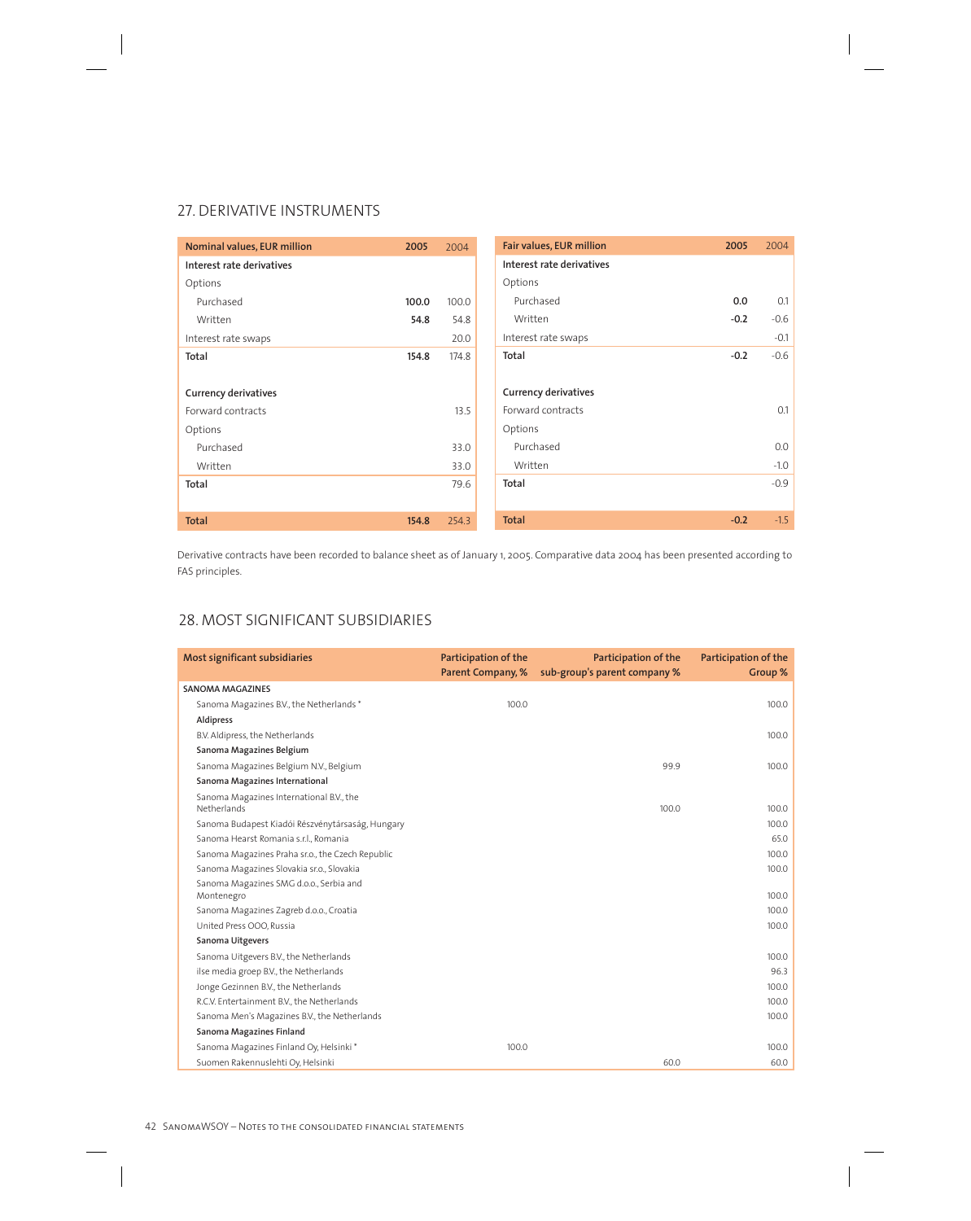## 27. DERIVATIVE INSTRUMENTS

| Nominal values, EUR million | 2005 | 2004 |
|---|---|---|
| **Interest rate derivatives** | | |
| Options | | |
| Purchased | **100.0** | 100.0 |
| Written | **54.8** | 54.8 |
| Interest rate swaps | | 20.0 |
| **Total** | **154.8** | 174.8 |
| | | |
| **Currency derivatives** | | |
| Forward contracts | | 13.5 |
| Options | | |
| Purchased | | 33.0 |
| Written | | 33.0 |
| **Total** | | 79.6 |
| | | |
| **Total** | **154.8** | 254.3 |

| Fair values, EUR million | 2005 | 2004 |
|---|---|---|
| **Interest rate derivatives** | | |
| Options | | |
| Purchased | **0.0** | 0.1 |
| Written | **-0.2** | -0.6 |
| Interest rate swaps | | -0.1 |
| **Total** | **-0.2** | -0.6 |
| | | |
| **Currency derivatives** | | |
| Forward contracts | | 0.1 |
| Options | | |
| Purchased | | 0.0 |
| Written | | -1.0 |
| **Total** | | -0.9 |
| | | |
| **Total** | **-0.2** | -1.5 |

Derivative contracts have been recorded to balance sheet as of January 1, 2005. Comparative data 2004 has been presented according to FAS principles.

## 28. MOST SIGNIFICANT SUBSIDIARIES

| Most significant subsidiaries | Participation of the Parent Company, % | Participation of the sub-group's parent company % | Participation of the Group % |
|---|---|---|---|
| **SANOMA MAGAZINES** | | | |
| Sanoma Magazines B.V., the Netherlands * | 100.0 | | 100.0 |
| **Aldipress** | | | |
| B.V. Aldipress, the Netherlands | | | 100.0 |
| **Sanoma Magazines Belgium** | | | |
| Sanoma Magazines Belgium N.V., Belgium | | 99.9 | 100.0 |
| **Sanoma Magazines International** | | | |
| Sanoma Magazines International B.V., the Netherlands | | 100.0 | 100.0 |
| Sanoma Budapest Kiadói Részvénytársaság, Hungary | | | 100.0 |
| Sanoma Hearst Romania s.r.l., Romania | | | 65.0 |
| Sanoma Magazines Praha s.r.o., the Czech Republic | | | 100.0 |
| Sanoma Magazines Slovakia s.r.o., Slovakia | | | 100.0 |
| Sanoma Magazines SMG d.o.o., Serbia and Montenegro | | | 100.0 |
| Sanoma Magazines Zagreb d.o.o., Croatia | | | 100.0 |
| United Press OOO, Russia | | | 100.0 |
| **Sanoma Uitgevers** | | | |
| Sanoma Uitgevers B.V., the Netherlands | | | 100.0 |
| ilse media groep B.V., the Netherlands | | | 96.3 |
| Jonge Gezinnen B.V., the Netherlands | | | 100.0 |
| R.C.V. Entertainment B.V., the Netherlands | | | 100.0 |
| Sanoma Men's Magazines B.V., the Netherlands | | | 100.0 |
| **Sanoma Magazines Finland** | | | |
| Sanoma Magazines Finland Oy, Helsinki * | 100.0 | | 100.0 |
| Suomen Rakennuslehti Oy, Helsinki | | 60.0 | 60.0 |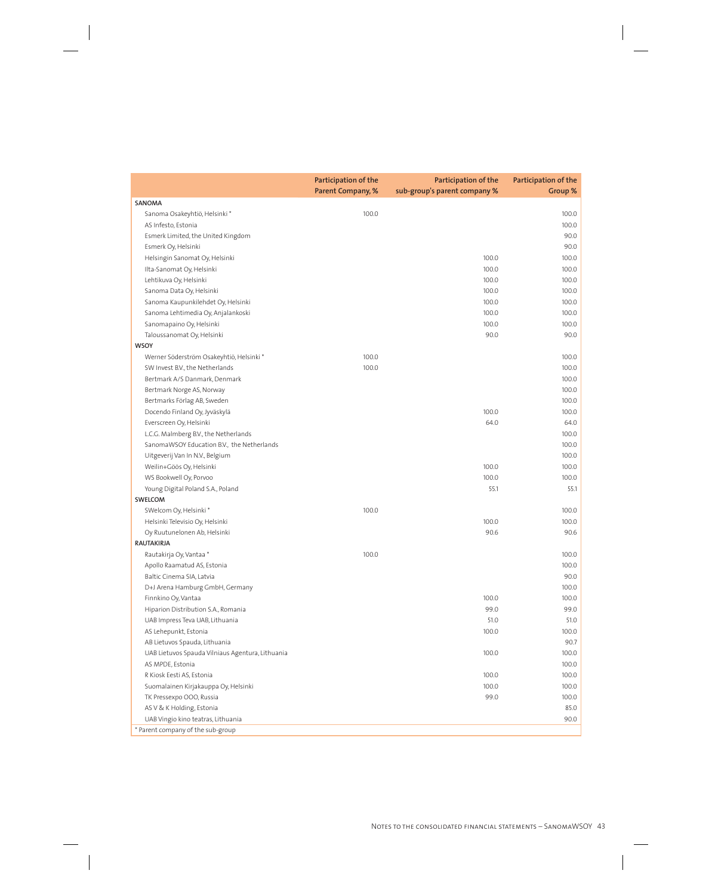| | Participation of the Parent Company, % | Participation of the sub-group's parent company % | Participation of the Group % |
|---|---|---|---|
| **SANOMA** | | | |
| Sanoma Osakeyhtiö, Helsinki * | 100.0 | | 100.0 |
| AS Infesto, Estonia | | | 100.0 |
| Esmerk Limited, the United Kingdom | | | 90.0 |
| Esmerk Oy, Helsinki | | | 90.0 |
| Helsingin Sanomat Oy, Helsinki | | 100.0 | 100.0 |
| Ilta-Sanomat Oy, Helsinki | | 100.0 | 100.0 |
| Lehtikuva Oy, Helsinki | | 100.0 | 100.0 |
| Sanoma Data Oy, Helsinki | | 100.0 | 100.0 |
| Sanoma Kaupunkilehdet Oy, Helsinki | | 100.0 | 100.0 |
| Sanoma Lehtimedia Oy, Anjalankoski | | 100.0 | 100.0 |
| Sanomapaino Oy, Helsinki | | 100.0 | 100.0 |
| Taloussanomat Oy, Helsinki | | 90.0 | 90.0 |
| **WSOY** | | | |
| Werner Söderström Osakeyhtiö, Helsinki * | 100.0 | | 100.0 |
| SW Invest B.V., the Netherlands | 100.0 | | 100.0 |
| Bertmark A/S Danmark, Denmark | | | 100.0 |
| Bertmark Norge AS, Norway | | | 100.0 |
| Bertmarks Förlag AB, Sweden | | | 100.0 |
| Docendo Finland Oy, Jyväskylä | | 100.0 | 100.0 |
| Everscreen Oy, Helsinki | | 64.0 | 64.0 |
| L.C.G. Malmberg B.V., the Netherlands | | | 100.0 |
| SanomaWSOY Education B.V., the Netherlands | | | 100.0 |
| Uitgeverij Van In N.V., Belgium | | | 100.0 |
| Weilin+Göös Oy, Helsinki | | 100.0 | 100.0 |
| WS Bookwell Oy, Porvoo | | 100.0 | 100.0 |
| Young Digital Poland S.A., Poland | | 55.1 | 55.1 |
| **SWELCOM** | | | |
| SWelcom Oy, Helsinki * | 100.0 | | 100.0 |
| Helsinki Televisio Oy, Helsinki | | 100.0 | 100.0 |
| Oy Ruutunelonen Ab, Helsinki | | 90.6 | 90.6 |
| **RAUTAKIRJA** | | | |
| Rautakirja Oy, Vantaa * | 100.0 | | 100.0 |
| Apollo Raamatud AS, Estonia | | | 100.0 |
| Baltic Cinema SIA, Latvia | | | 90.0 |
| D+J Arena Hamburg GmbH, Germany | | | 100.0 |
| Finnkino Oy, Vantaa | | 100.0 | 100.0 |
| Hiparion Distribution S.A., Romania | | 99.0 | 99.0 |
| UAB Impress Teva UAB, Lithuania | | 51.0 | 51.0 |
| AS Lehepunkt, Estonia | | 100.0 | 100.0 |
| AB Lietuvos Spauda, Lithuania | | | 90.7 |
| UAB Lietuvos Spauda Vilniaus Agentura, Lithuania | | 100.0 | 100.0 |
| AS MPDE, Estonia | | | 100.0 |
| R Kiosk Eesti AS, Estonia | | 100.0 | 100.0 |
| Suomalainen Kirjakauppa Oy, Helsinki | | 100.0 | 100.0 |
| TK Pressexpo OOO, Russia | | 99.0 | 100.0 |
| AS V & K Holding, Estonia | | | 85.0 |
| UAB Vingio kino teatras, Lithuania | | | 90.0 |

\* Parent company of the sub-group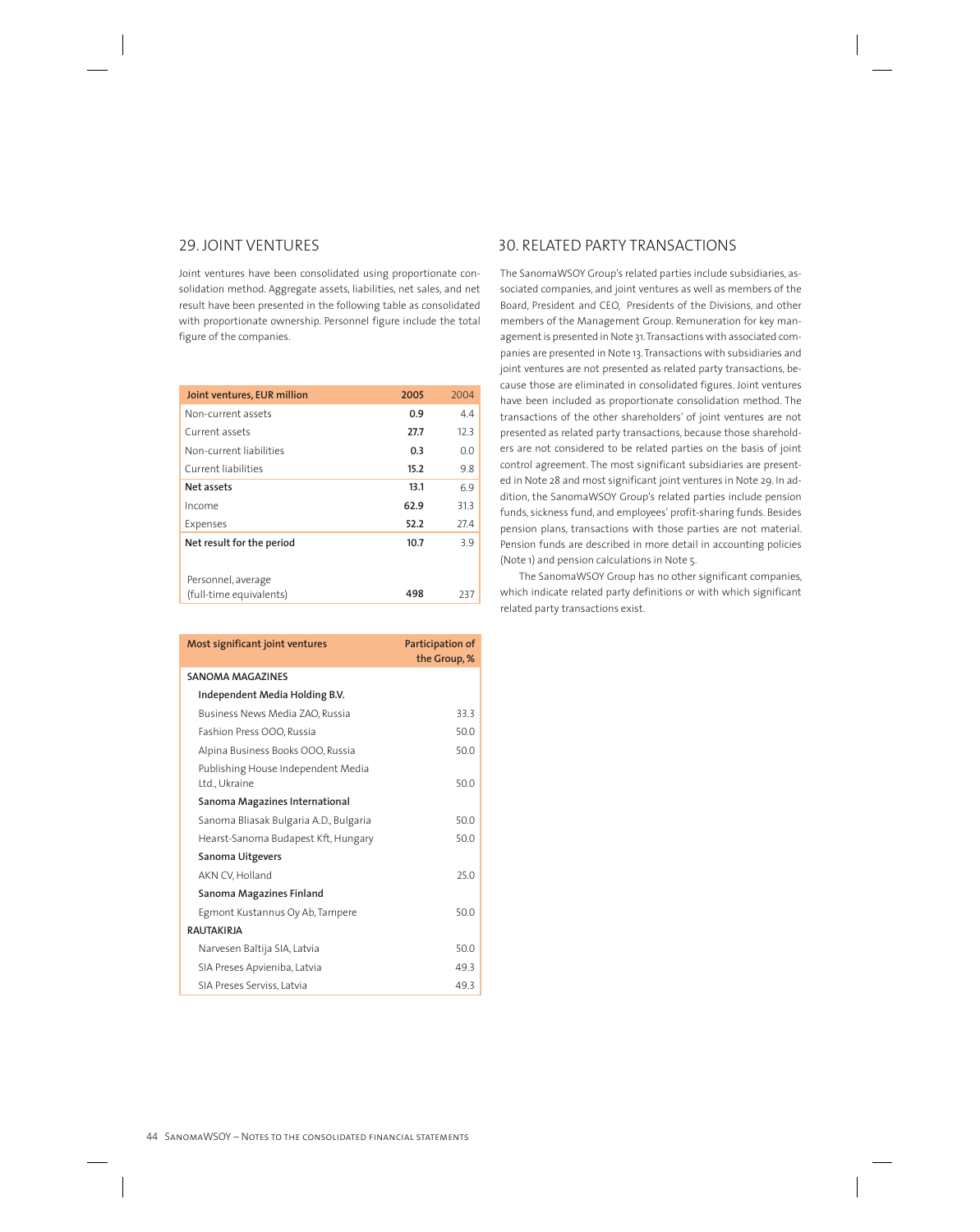## 29. JOINT VENTURES

Joint ventures have been consolidated using proportionate consolidation method. Aggregate assets, liabilities, net sales, and net result have been presented in the following table as consolidated with proportionate ownership. Personnel figure include the total figure of the companies.

| Joint ventures, EUR million | 2005 | 2004 |
|---|---|---|
| Non-current assets | **0.9** | 4.4 |
| Current assets | **27.7** | 12.3 |
| Non-current liabilities | **0.3** | 0.0 |
| Current liabilities | **15.2** | 9.8 |
| **Net assets** | **13.1** | 6.9 |
| Income | **62.9** | 31.3 |
| Expenses | **52.2** | 27.4 |
| **Net result for the period** | **10.7** | 3.9 |
| Personnel, average (full-time equivalents) | **498** | 237 |

| Most significant joint ventures | Participation of the Group, % |
|---|---|
| **SANOMA MAGAZINES** | |
| **Independent Media Holding B.V.** | |
| Business News Media ZAO, Russia | 33.3 |
| Fashion Press OOO, Russia | 50.0 |
| Alpina Business Books OOO, Russia | 50.0 |
| Publishing House Independent Media Ltd., Ukraine | 50.0 |
| **Sanoma Magazines International** | |
| Sanoma Bliasak Bulgaria A.D., Bulgaria | 50.0 |
| Hearst-Sanoma Budapest Kft, Hungary | 50.0 |
| **Sanoma Uitgevers** | |
| AKN CV, Holland | 25.0 |
| **Sanoma Magazines Finland** | |
| Egmont Kustannus Oy Ab, Tampere | 50.0 |
| **RAUTAKIRJA** | |
| Narvesen Baltija SIA, Latvia | 50.0 |
| SIA Preses Apvieniba, Latvia | 49.3 |
| SIA Preses Serviss, Latvia | 49.3 |

## 30. RELATED PARTY TRANSACTIONS

The SanomaWSOY Group's related parties include subsidiaries, associated companies, and joint ventures as well as members of the Board, President and CEO, Presidents of the Divisions, and other members of the Management Group. Remuneration for key management is presented in Note 31. Transactions with associated companies are presented in Note 13. Transactions with subsidiaries and joint ventures are not presented as related party transactions, because those are eliminated in consolidated figures. Joint ventures have been included as proportionate consolidation method. The transactions of the other shareholders' of joint ventures are not presented as related party transactions, because those shareholders are not considered to be related parties on the basis of joint control agreement. The most significant subsidiaries are presented in Note 28 and most significant joint ventures in Note 29. In addition, the SanomaWSOY Group's related parties include pension funds, sickness fund, and employees' profit-sharing funds. Besides pension plans, transactions with those parties are not material. Pension funds are described in more detail in accounting policies (Note 1) and pension calculations in Note 5.

The SanomaWSOY Group has no other significant companies, which indicate related party definitions or with which significant related party transactions exist.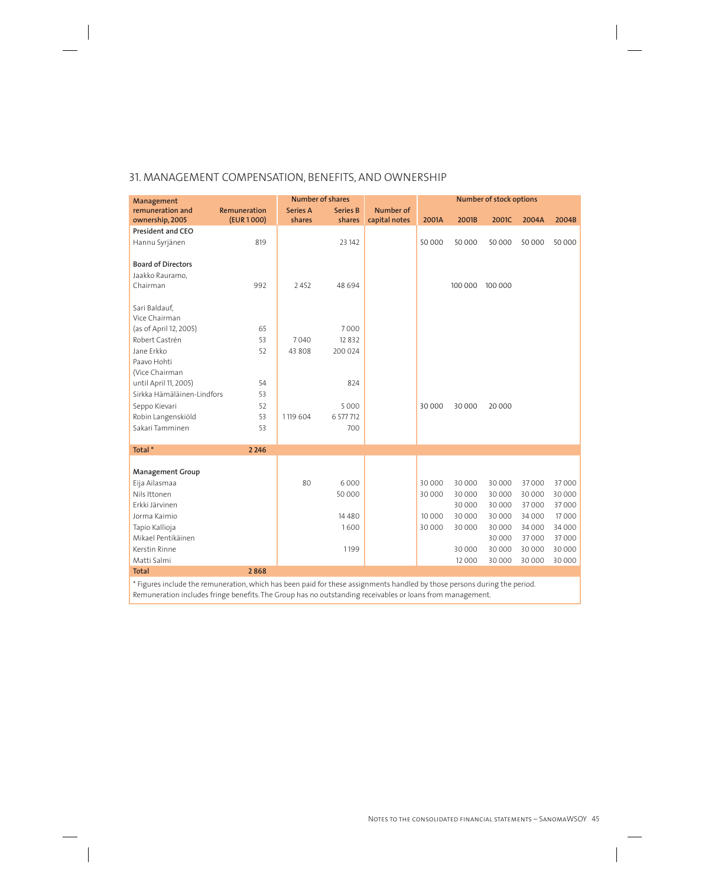## 31. MANAGEMENT COMPENSATION, BENEFITS, AND OWNERSHIP

| Management remuneration and ownership, 2005 | Remuneration (EUR 1 000) | Number of shares | | Number of capital notes | Number of stock options | | | | |
|---|---|---|---|---|---|---|---|---|---|
| | | Series A shares | Series B shares | | 2001A | 2001B | 2001C | 2004A | 2004B |
| **President and CEO** | | | | | | | | | |
| Hannu Syrjänen | 819 | | 23 142 | | 50 000 | 50 000 | 50 000 | 50 000 | 50 000 |
| | | | | | | | | | |
| **Board of Directors** | | | | | | | | | |
| Jaakko Rauramo, Chairman | 992 | 2 452 | 48 694 | | | 100 000 | 100 000 | | |
| | | | | | | | | | |
| Sari Baldauf, Vice Chairman (as of April 12, 2005) | 65 | | 7 000 | | | | | | |
| Robert Castrén | 53 | 7 040 | 12 832 | | | | | | |
| Jane Erkko | 52 | 43 808 | 200 024 | | | | | | |
| Paavo Hohti (Vice Chairman until April 11, 2005) | 54 | | 824 | | | | | | |
| Sirkka Hämäläinen-Lindfors | 53 | | | | | | | | |
| Seppo Kievari | 52 | | 5 000 | | 30 000 | 30 000 | 20 000 | | |
| Robin Langenskiöld | 53 | 1 119 604 | 6 577 712 | | | | | | |
| Sakari Tamminen | 53 | | 700 | | | | | | |
| | | | | | | | | | |
| **Total** * | **2 246** | | | | | | | | |
| | | | | | | | | | |
| **Management Group** | | | | | | | | | |
| Eija Ailasmaa | | 80 | 6 000 | | 30 000 | 30 000 | 30 000 | 37 000 | 37 000 |
| Nils Ittonen | | | 50 000 | | 30 000 | 30 000 | 30 000 | 30 000 | 30 000 |
| Erkki Järvinen | | | | | | 30 000 | 30 000 | 37 000 | 37 000 |
| Jorma Kaimio | | | 14 480 | | 10 000 | 30 000 | 30 000 | 34 000 | 17 000 |
| Tapio Kallioja | | | 1 600 | | 30 000 | 30 000 | 30 000 | 34 000 | 34 000 |
| Mikael Pentikäinen | | | | | | | 30 000 | 37 000 | 37 000 |
| Kerstin Rinne | | | 1 199 | | | 30 000 | 30 000 | 30 000 | 30 000 |
| Matti Salmi | | | | | | 12 000 | 30 000 | 30 000 | 30 000 |
| **Total** | **2 868** | | | | | | | | |

* Figures include the remuneration, which has been paid for these assignments handled by those persons during the period. Remuneration includes fringe benefits. The Group has no outstanding receivables or loans from management.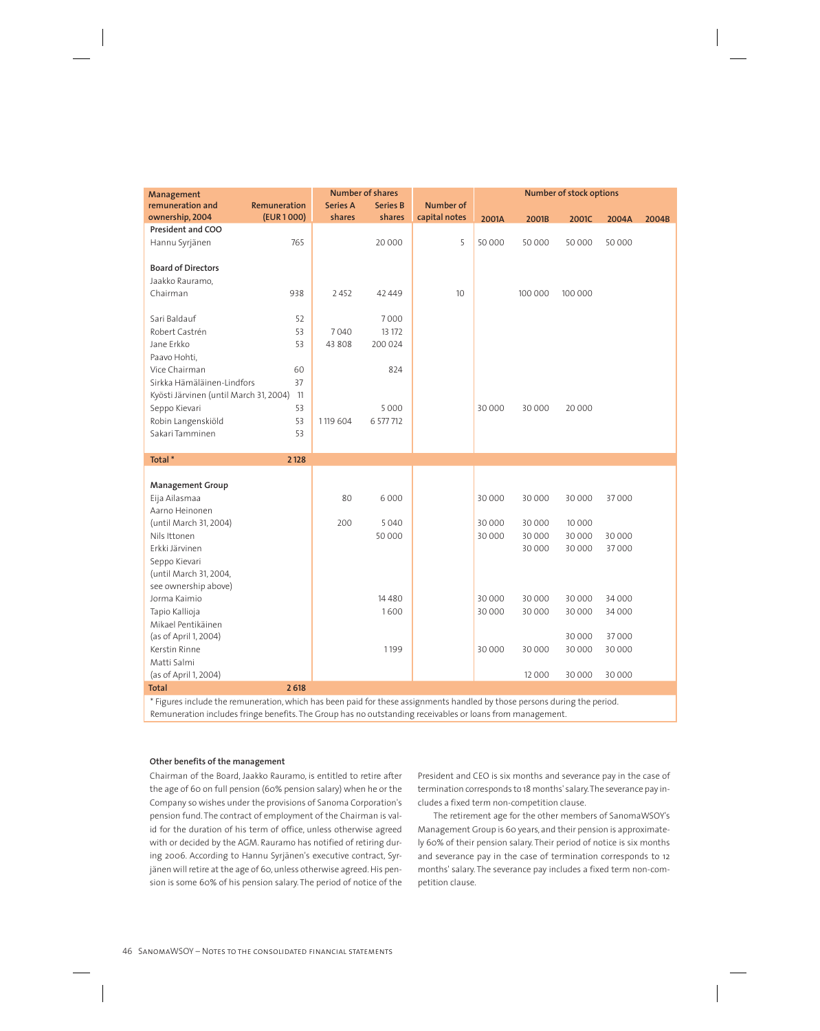| Management remuneration and ownership, 2004 | Remuneration (EUR 1 000) | Number of shares | | Number of capital notes | Number of stock options | | | | |
|---|---|---|---|---|---|---|---|---|---|
| | | Series A shares | Series B shares | | 2001A | 2001B | 2001C | 2004A | 2004B |
| **President and COO** | | | | | | | | | |
| Hannu Syrjänen | 765 | | 20 000 | 5 | 50 000 | 50 000 | 50 000 | 50 000 | |
| **Board of Directors** | | | | | | | | | |
| Jaakko Rauramo, Chairman | 938 | 2 452 | 42 449 | 10 | | 100 000 | 100 000 | | |
| Sari Baldauf | 52 | | 7 000 | | | | | | |
| Robert Castrén | 53 | 7 040 | 13 172 | | | | | | |
| Jane Erkko | 53 | 43 808 | 200 024 | | | | | | |
| Paavo Hohti, Vice Chairman | 60 | | 824 | | | | | | |
| Sirkka Hämäläinen-Lindfors | 37 | | | | | | | | |
| Kyösti Järvinen (until March 31, 2004) | 11 | | | | | | | | |
| Seppo Kievari | 53 | | 5 000 | | 30 000 | 30 000 | 20 000 | | |
| Robin Langenskiöld | 53 | 1 119 604 | 6 577 712 | | | | | | |
| Sakari Tamminen | 53 | | | | | | | | |
| **Total** * | **2 128** | | | | | | | | |
| **Management Group** | | | | | | | | | |
| Eija Ailasmaa | | 80 | 6 000 | | 30 000 | 30 000 | 30 000 | 37 000 | |
| Aarno Heinonen (until March 31, 2004) | | 200 | 5 040 | | 30 000 | 30 000 | 10 000 | | |
| Nils Ittonen | | | 50 000 | | 30 000 | 30 000 | 30 000 | 30 000 | |
| Erkki Järvinen | | | | | | 30 000 | 30 000 | 37 000 | |
| Seppo Kievari (until March 31, 2004, see ownership above) | | | | | | | | | |
| Jorma Kaimio | | | 14 480 | | 30 000 | 30 000 | 30 000 | 34 000 | |
| Tapio Kallioja | | | 1 600 | | 30 000 | 30 000 | 30 000 | 34 000 | |
| Mikael Pentikäinen (as of April 1, 2004) | | | | | | | 30 000 | 37 000 | |
| Kerstin Rinne | | | 1 199 | | 30 000 | 30 000 | 30 000 | 30 000 | |
| Matti Salmi (as of April 1, 2004) | | | | | | 12 000 | 30 000 | 30 000 | |
| **Total** | **2 618** | | | | | | | | |

\* Figures include the remuneration, which has been paid for these assignments handled by those persons during the period. Remuneration includes fringe benefits. The Group has no outstanding receivables or loans from management.

**Other benefits of the management**

Chairman of the Board, Jaakko Rauramo, is entitled to retire after the age of 60 on full pension (60% pension salary) when he or the Company so wishes under the provisions of Sanoma Corporation's pension fund. The contract of employment of the Chairman is valid for the duration of his term of office, unless otherwise agreed with or decided by the AGM. Rauramo has notified of retiring during 2006. According to Hannu Syrjänen's executive contract, Syrjänen will retire at the age of 60, unless otherwise agreed. His pension is some 60% of his pension salary. The period of notice of the President and CEO is six months and severance pay in the case of termination corresponds to 18 months' salary. The severance pay includes a fixed term non-competition clause.

The retirement age for the other members of SanomaWSOY's Management Group is 60 years, and their pension is approximately 60% of their pension salary. Their period of notice is six months and severance pay in the case of termination corresponds to 12 months' salary. The severance pay includes a fixed term non-competition clause.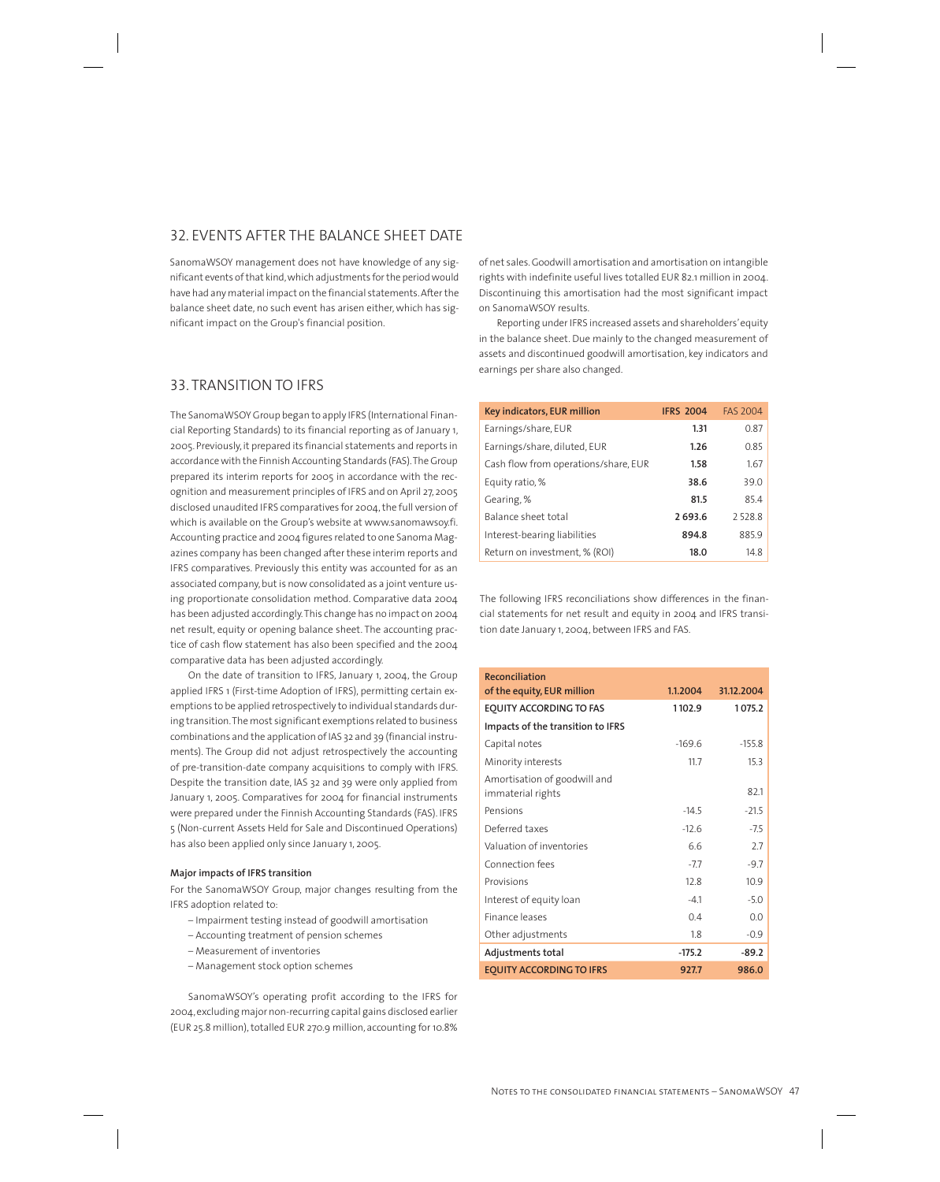## 32. EVENTS AFTER THE BALANCE SHEET DATE

SanomaWSOY management does not have knowledge of any significant events of that kind, which adjustments for the period would have had any material impact on the financial statements. After the balance sheet date, no such event has arisen either, which has significant impact on the Group's financial position.

## 33. TRANSITION TO IFRS

The SanomaWSOY Group began to apply IFRS (International Financial Reporting Standards) to its financial reporting as of January 1, 2005. Previously, it prepared its financial statements and reports in accordance with the Finnish Accounting Standards (FAS). The Group prepared its interim reports for 2005 in accordance with the recognition and measurement principles of IFRS and on April 27, 2005 disclosed unaudited IFRS comparatives for 2004, the full version of which is available on the Group's website at www.sanomawsoy.fi. Accounting practice and 2004 figures related to one Sanoma Magazines company has been changed after these interim reports and IFRS comparatives. Previously this entity was accounted for as an associated company, but is now consolidated as a joint venture using proportionate consolidation method. Comparative data 2004 has been adjusted accordingly. This change has no impact on 2004 net result, equity or opening balance sheet. The accounting practice of cash flow statement has also been specified and the 2004 comparative data has been adjusted accordingly.

On the date of transition to IFRS, January 1, 2004, the Group applied IFRS 1 (First-time Adoption of IFRS), permitting certain exemptions to be applied retrospectively to individual standards during transition. The most significant exemptions related to business combinations and the application of IAS 32 and 39 (financial instruments). The Group did not adjust retrospectively the accounting of pre-transition-date company acquisitions to comply with IFRS. Despite the transition date, IAS 32 and 39 were only applied from January 1, 2005. Comparatives for 2004 for financial instruments were prepared under the Finnish Accounting Standards (FAS). IFRS 5 (Non-current Assets Held for Sale and Discontinued Operations) has also been applied only since January 1, 2005.

**Major impacts of IFRS transition**

For the SanomaWSOY Group, major changes resulting from the IFRS adoption related to:

- Impairment testing instead of goodwill amortisation
- Accounting treatment of pension schemes
- Measurement of inventories
- Management stock option schemes

SanomaWSOY's operating profit according to the IFRS for 2004, excluding major non-recurring capital gains disclosed earlier (EUR 25.8 million), totalled EUR 270.9 million, accounting for 10.8% of net sales. Goodwill amortisation and amortisation on intangible rights with indefinite useful lives totalled EUR 82.1 million in 2004. Discontinuing this amortisation had the most significant impact on SanomaWSOY results.

Reporting under IFRS increased assets and shareholders' equity in the balance sheet. Due mainly to the changed measurement of assets and discontinued goodwill amortisation, key indicators and earnings per share also changed.

| Key indicators, EUR million | IFRS 2004 | FAS 2004 |
|---|---|---|
| Earnings/share, EUR | **1.31** | 0.87 |
| Earnings/share, diluted, EUR | **1.26** | 0.85 |
| Cash flow from operations/share, EUR | **1.58** | 1.67 |
| Equity ratio, % | **38.6** | 39.0 |
| Gearing, % | **81.5** | 85.4 |
| Balance sheet total | **2 693.6** | 2 528.8 |
| Interest-bearing liabilities | **894.8** | 885.9 |
| Return on investment, % (ROI) | **18.0** | 14.8 |

The following IFRS reconciliations show differences in the financial statements for net result and equity in 2004 and IFRS transition date January 1, 2004, between IFRS and FAS.

| Reconciliation of the equity, EUR million | 1.1.2004 | 31.12.2004 |
|---|---|---|
| **EQUITY ACCORDING TO FAS** | **1 102.9** | **1 075.2** |
| **Impacts of the transition to IFRS** | | |
| Capital notes | -169.6 | -155.8 |
| Minority interests | 11.7 | 15.3 |
| Amortisation of goodwill and immaterial rights | | 82.1 |
| Pensions | -14.5 | -21.5 |
| Deferred taxes | -12.6 | -7.5 |
| Valuation of inventories | 6.6 | 2.7 |
| Connection fees | -7.7 | -9.7 |
| Provisions | 12.8 | 10.9 |
| Interest of equity loan | -4.1 | -5.0 |
| Finance leases | 0.4 | 0.0 |
| Other adjustments | 1.8 | -0.9 |
| **Adjustments total** | **-175.2** | **-89.2** |
| **EQUITY ACCORDING TO IFRS** | **927.7** | **986.0** |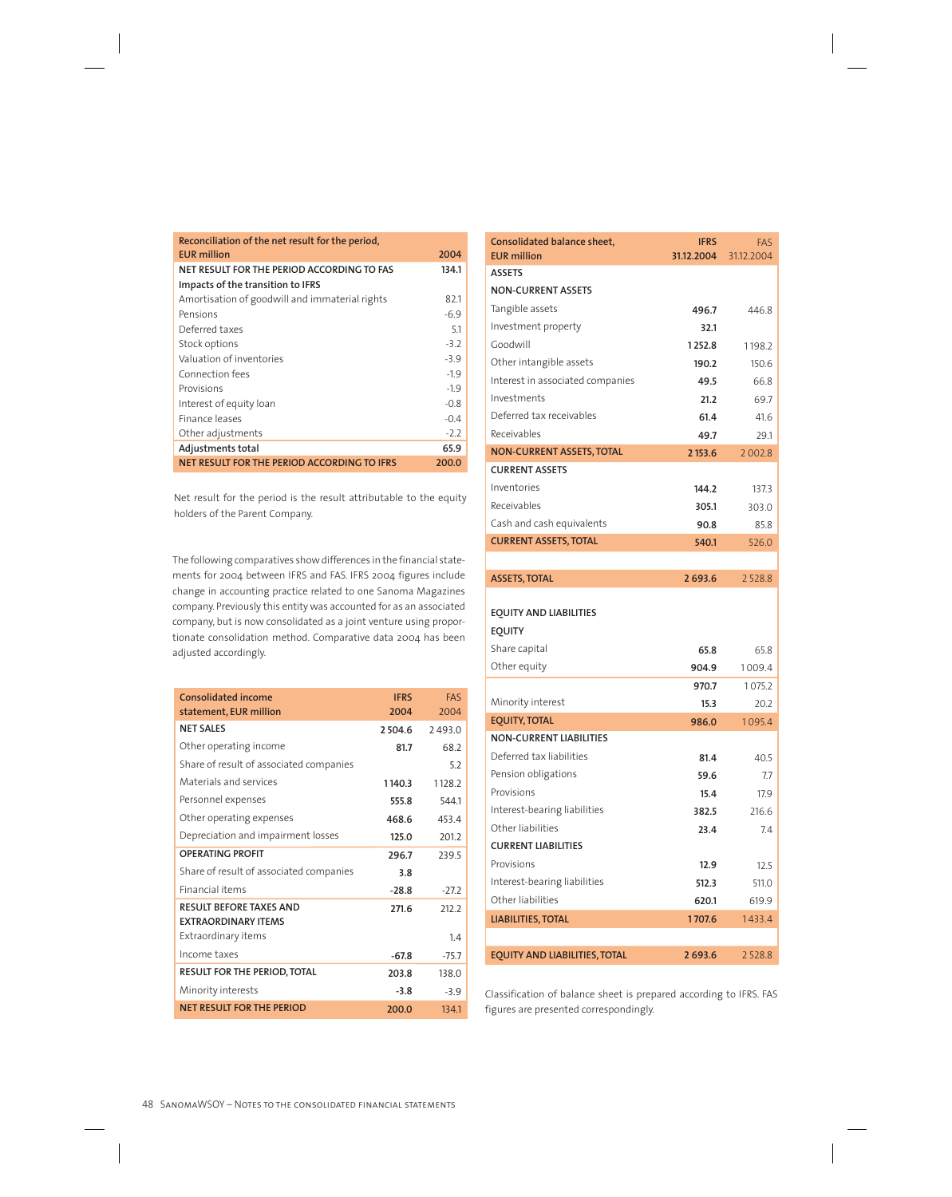| Reconciliation of the net result for the period, EUR million | 2004 |
|---|---|
| **NET RESULT FOR THE PERIOD ACCORDING TO FAS** | **134.1** |
| **Impacts of the transition to IFRS** | |
| Amortisation of goodwill and immaterial rights | 82.1 |
| Pensions | -6.9 |
| Deferred taxes | 5.1 |
| Stock options | -3.2 |
| Valuation of inventories | -3.9 |
| Connection fees | -1.9 |
| Provisions | -1.9 |
| Interest of equity loan | -0.8 |
| Finance leases | -0.4 |
| Other adjustments | -2.2 |
| **Adjustments total** | **65.9** |
| **NET RESULT FOR THE PERIOD ACCORDING TO IFRS** | **200.0** |

Net result for the period is the result attributable to the equity holders of the Parent Company.

The following comparatives show differences in the financial statements for 2004 between IFRS and FAS. IFRS 2004 figures include change in accounting practice related to one Sanoma Magazines company. Previously this entity was accounted for as an associated company, but is now consolidated as a joint venture using proportionate consolidation method. Comparative data 2004 has been adjusted accordingly.

| Consolidated income statement, EUR million | IFRS 2004 | FAS 2004 |
|---|---|---|
| **NET SALES** | **2 504.6** | 2 493.0 |
| Other operating income | **81.7** | 68.2 |
| Share of result of associated companies | | 5.2 |
| Materials and services | **1 140.3** | 1 128.2 |
| Personnel expenses | **555.8** | 544.1 |
| Other operating expenses | **468.6** | 453.4 |
| Depreciation and impairment losses | **125.0** | 201.2 |
| **OPERATING PROFIT** | **296.7** | 239.5 |
| Share of result of associated companies | **3.8** | |
| Financial items | **-28.8** | -27.2 |
| **RESULT BEFORE TAXES AND EXTRAORDINARY ITEMS** | **271.6** | 212.2 |
| Extraordinary items | | 1.4 |
| Income taxes | **-67.8** | -75.7 |
| **RESULT FOR THE PERIOD, TOTAL** | **203.8** | 138.0 |
| Minority interests | **-3.8** | -3.9 |
| **NET RESULT FOR THE PERIOD** | **200.0** | 134.1 |

| Consolidated balance sheet, EUR million | IFRS 31.12.2004 | FAS 31.12.2004 |
|---|---|---|
| **ASSETS** | | |
| **NON-CURRENT ASSETS** | | |
| Tangible assets | **496.7** | 446.8 |
| Investment property | **32.1** | |
| Goodwill | **1 252.8** | 1 198.2 |
| Other intangible assets | **190.2** | 150.6 |
| Interest in associated companies | **49.5** | 66.8 |
| Investments | **21.2** | 69.7 |
| Deferred tax receivables | **61.4** | 41.6 |
| Receivables | **49.7** | 29.1 |
| **NON-CURRENT ASSETS, TOTAL** | **2 153.6** | 2 002.8 |
| **CURRENT ASSETS** | | |
| Inventories | **144.2** | 137.3 |
| Receivables | **305.1** | 303.0 |
| Cash and cash equivalents | **90.8** | 85.8 |
| **CURRENT ASSETS, TOTAL** | **540.1** | 526.0 |
| | | |
| **ASSETS, TOTAL** | **2 693.6** | 2 528.8 |
| | | |
| **EQUITY AND LIABILITIES** | | |
| **EQUITY** | | |
| Share capital | **65.8** | 65.8 |
| Other equity | **904.9** | 1 009.4 |
| | **970.7** | 1 075.2 |
| Minority interest | **15.3** | 20.2 |
| **EQUITY, TOTAL** | **986.0** | 1 095.4 |
| **NON-CURRENT LIABILITIES** | | |
| Deferred tax liabilities | **81.4** | 40.5 |
| Pension obligations | **59.6** | 7.7 |
| Provisions | **15.4** | 17.9 |
| Interest-bearing liabilities | **382.5** | 216.6 |
| Other liabilities | **23.4** | 7.4 |
| **CURRENT LIABILITIES** | | |
| Provisions | **12.9** | 12.5 |
| Interest-bearing liabilities | **512.3** | 511.0 |
| Other liabilities | **620.1** | 619.9 |
| **LIABILITIES, TOTAL** | **1 707.6** | 1 433.4 |
| | | |
| **EQUITY AND LIABILITIES, TOTAL** | **2 693.6** | 2 528.8 |

Classification of balance sheet is prepared according to IFRS. FAS figures are presented correspondingly.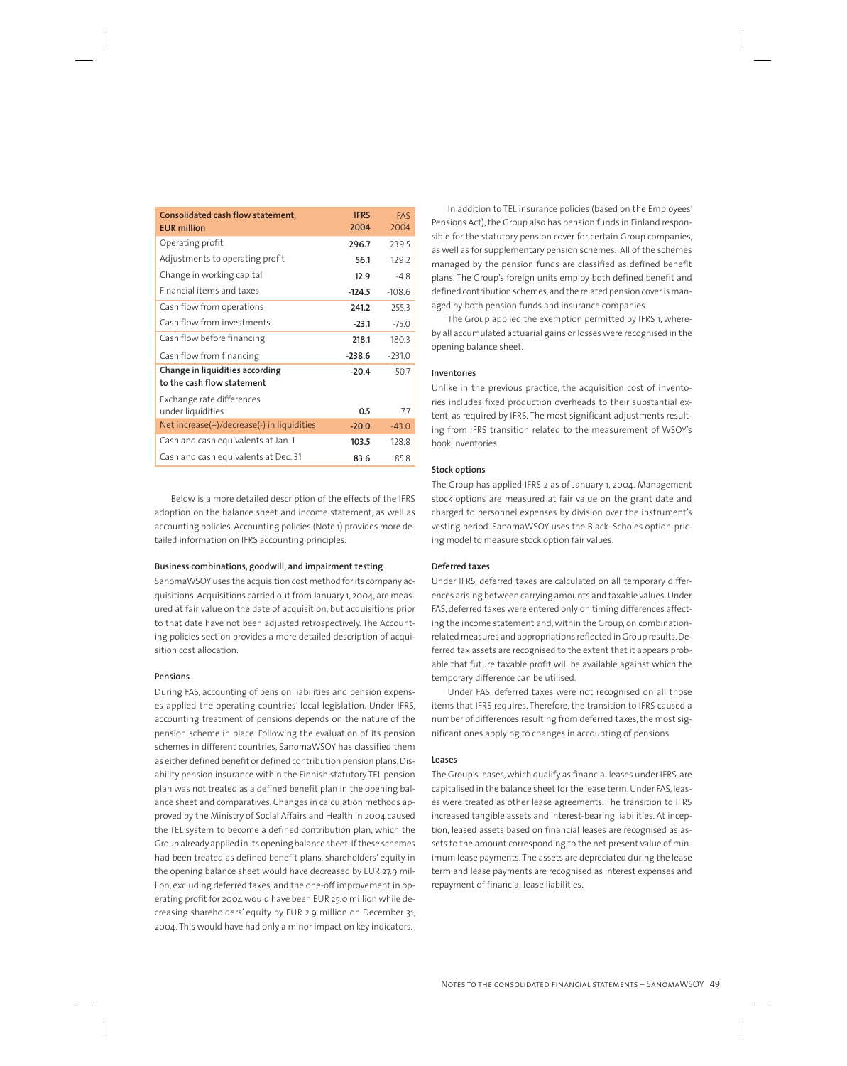| Consolidated cash flow statement, EUR million | IFRS 2004 | FAS 2004 |
|---|---|---|
| Operating profit | **296.7** | 239.5 |
| Adjustments to operating profit | **56.1** | 129.2 |
| Change in working capital | **12.9** | -4.8 |
| Financial items and taxes | **-124.5** | -108.6 |
| Cash flow from operations | **241.2** | 255.3 |
| Cash flow from investments | **-23.1** | -75.0 |
| Cash flow before financing | **218.1** | 180.3 |
| Cash flow from financing | **-238.6** | -231.0 |
| **Change in liquidities according to the cash flow statement** | **-20.4** | -50.7 |
| Exchange rate differences under liquidities | **0.5** | 7.7 |
| Net increase(+)/decrease(-) in liquidities | **-20.0** | -43.0 |
| Cash and cash equivalents at Jan. 1 | **103.5** | 128.8 |
| Cash and cash equivalents at Dec. 31 | **83.6** | 85.8 |

Below is a more detailed description of the effects of the IFRS adoption on the balance sheet and income statement, as well as accounting policies. Accounting policies (Note 1) provides more detailed information on IFRS accounting principles.

#### Business combinations, goodwill, and impairment testing

SanomaWSOY uses the acquisition cost method for its company acquisitions. Acquisitions carried out from January 1, 2004, are measured at fair value on the date of acquisition, but acquisitions prior to that date have not been adjusted retrospectively. The Accounting policies section provides a more detailed description of acquisition cost allocation.

#### Pensions

During FAS, accounting of pension liabilities and pension expenses applied the operating countries' local legislation. Under IFRS, accounting treatment of pensions depends on the nature of the pension scheme in place. Following the evaluation of its pension schemes in different countries, SanomaWSOY has classified them as either defined benefit or defined contribution pension plans. Disability pension insurance within the Finnish statutory TEL pension plan was not treated as a defined benefit plan in the opening balance sheet and comparatives. Changes in calculation methods approved by the Ministry of Social Affairs and Health in 2004 caused the TEL system to become a defined contribution plan, which the Group already applied in its opening balance sheet. If these schemes had been treated as defined benefit plans, shareholders' equity in the opening balance sheet would have decreased by EUR 27.9 million, excluding deferred taxes, and the one-off improvement in operating profit for 2004 would have been EUR 25.0 million while decreasing shareholders' equity by EUR 2.9 million on December 31, 2004. This would have had only a minor impact on key indicators.

In addition to TEL insurance policies (based on the Employees' Pensions Act), the Group also has pension funds in Finland responsible for the statutory pension cover for certain Group companies, as well as for supplementary pension schemes. All of the schemes managed by the pension funds are classified as defined benefit plans. The Group's foreign units employ both defined benefit and defined contribution schemes, and the related pension cover is managed by both pension funds and insurance companies.

The Group applied the exemption permitted by IFRS 1, whereby all accumulated actuarial gains or losses were recognised in the opening balance sheet.

#### Inventories

Unlike in the previous practice, the acquisition cost of inventories includes fixed production overheads to their substantial extent, as required by IFRS. The most significant adjustments resulting from IFRS transition related to the measurement of WSOY's book inventories.

#### Stock options

The Group has applied IFRS 2 as of January 1, 2004. Management stock options are measured at fair value on the grant date and charged to personnel expenses by division over the instrument's vesting period. SanomaWSOY uses the Black–Scholes option-pricing model to measure stock option fair values.

#### Deferred taxes

Under IFRS, deferred taxes are calculated on all temporary differences arising between carrying amounts and taxable values. Under FAS, deferred taxes were entered only on timing differences affecting the income statement and, within the Group, on combination-related measures and appropriations reflected in Group results. Deferred tax assets are recognised to the extent that it appears probable that future taxable profit will be available against which the temporary difference can be utilised.

Under FAS, deferred taxes were not recognised on all those items that IFRS requires. Therefore, the transition to IFRS caused a number of differences resulting from deferred taxes, the most significant ones applying to changes in accounting of pensions.

#### Leases

The Group's leases, which qualify as financial leases under IFRS, are capitalised in the balance sheet for the lease term. Under FAS, leases were treated as other lease agreements. The transition to IFRS increased tangible assets and interest-bearing liabilities. At inception, leased assets based on financial leases are recognised as assets to the amount corresponding to the net present value of minimum lease payments. The assets are depreciated during the lease term and lease payments are recognised as interest expenses and repayment of financial lease liabilities.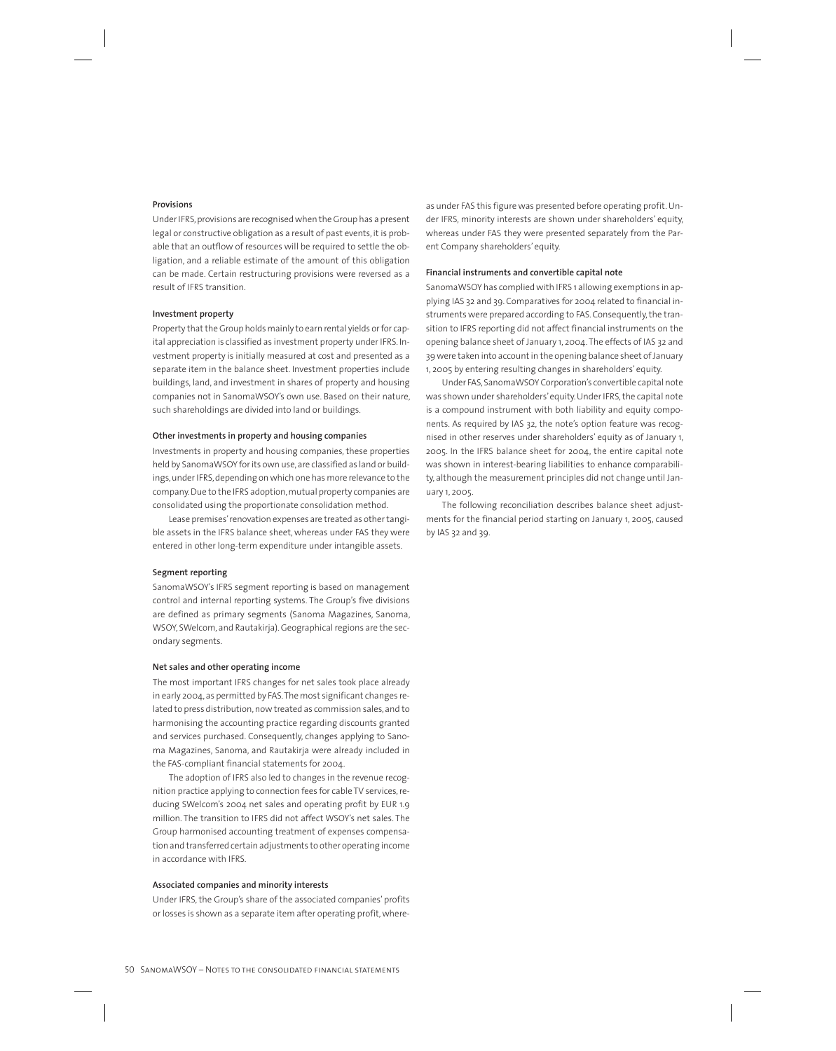#### Provisions

Under IFRS, provisions are recognised when the Group has a present legal or constructive obligation as a result of past events, it is probable that an outflow of resources will be required to settle the obligation, and a reliable estimate of the amount of this obligation can be made. Certain restructuring provisions were reversed as a result of IFRS transition.

#### Investment property

Property that the Group holds mainly to earn rental yields or for capital appreciation is classified as investment property under IFRS. Investment property is initially measured at cost and presented as a separate item in the balance sheet. Investment properties include buildings, land, and investment in shares of property and housing companies not in SanomaWSOY's own use. Based on their nature, such shareholdings are divided into land or buildings.

#### Other investments in property and housing companies

Investments in property and housing companies, these properties held by SanomaWSOY for its own use, are classified as land or buildings, under IFRS, depending on which one has more relevance to the company. Due to the IFRS adoption, mutual property companies are consolidated using the proportionate consolidation method.

Lease premises' renovation expenses are treated as other tangible assets in the IFRS balance sheet, whereas under FAS they were entered in other long-term expenditure under intangible assets.

#### Segment reporting

SanomaWSOY's IFRS segment reporting is based on management control and internal reporting systems. The Group's five divisions are defined as primary segments (Sanoma Magazines, Sanoma, WSOY, SWelcom, and Rautakirja). Geographical regions are the secondary segments.

#### Net sales and other operating income

The most important IFRS changes for net sales took place already in early 2004, as permitted by FAS. The most significant changes related to press distribution, now treated as commission sales, and to harmonising the accounting practice regarding discounts granted and services purchased. Consequently, changes applying to Sanoma Magazines, Sanoma, and Rautakirja were already included in the FAS-compliant financial statements for 2004.

The adoption of IFRS also led to changes in the revenue recognition practice applying to connection fees for cable TV services, reducing SWelcom's 2004 net sales and operating profit by EUR 1.9 million. The transition to IFRS did not affect WSOY's net sales. The Group harmonised accounting treatment of expenses compensation and transferred certain adjustments to other operating income in accordance with IFRS.

#### Associated companies and minority interests

Under IFRS, the Group's share of the associated companies' profits or losses is shown as a separate item after operating profit, whereas under FAS this figure was presented before operating profit. Under IFRS, minority interests are shown under shareholders' equity, whereas under FAS they were presented separately from the Parent Company shareholders' equity.

#### Financial instruments and convertible capital note

SanomaWSOY has complied with IFRS 1 allowing exemptions in applying IAS 32 and 39. Comparatives for 2004 related to financial instruments were prepared according to FAS. Consequently, the transition to IFRS reporting did not affect financial instruments on the opening balance sheet of January 1, 2004. The effects of IAS 32 and 39 were taken into account in the opening balance sheet of January 1, 2005 by entering resulting changes in shareholders' equity.

Under FAS, SanomaWSOY Corporation's convertible capital note was shown under shareholders' equity. Under IFRS, the capital note is a compound instrument with both liability and equity components. As required by IAS 32, the note's option feature was recognised in other reserves under shareholders' equity as of January 1, 2005. In the IFRS balance sheet for 2004, the entire capital note was shown in interest-bearing liabilities to enhance comparability, although the measurement principles did not change until January 1, 2005.

The following reconciliation describes balance sheet adjustments for the financial period starting on January 1, 2005, caused by IAS 32 and 39.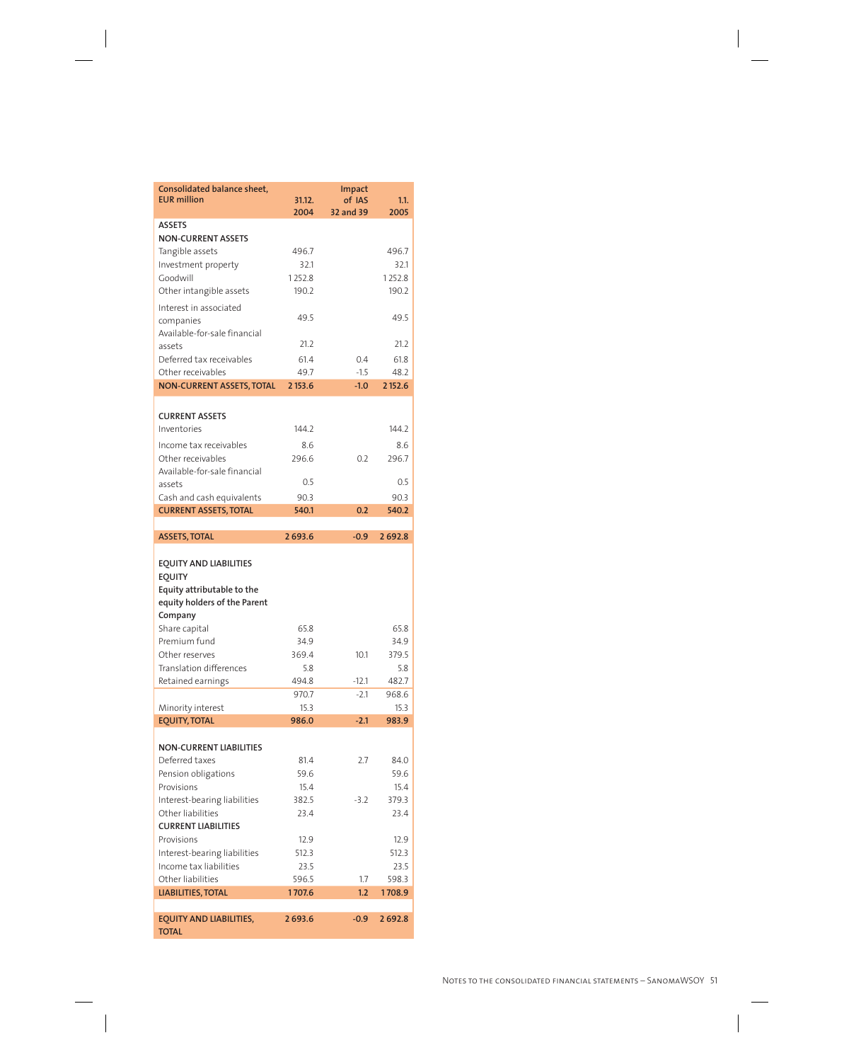| Consolidated balance sheet, EUR million | 31.12. 2004 | Impact of IAS 32 and 39 | 1.1. 2005 |
|---|---|---|---|
| **ASSETS** | | | |
| **NON-CURRENT ASSETS** | | | |
| Tangible assets | 496.7 | | 496.7 |
| Investment property | 32.1 | | 32.1 |
| Goodwill | 1 252.8 | | 1 252.8 |
| Other intangible assets | 190.2 | | 190.2 |
| Interest in associated companies | 49.5 | | 49.5 |
| Available-for-sale financial assets | 21.2 | | 21.2 |
| Deferred tax receivables | 61.4 | 0.4 | 61.8 |
| Other receivables | 49.7 | -1.5 | 48.2 |
| **NON-CURRENT ASSETS, TOTAL** | **2 153.6** | **-1.0** | **2 152.6** |
| | | | |
| **CURRENT ASSETS** | | | |
| Inventories | 144.2 | | 144.2 |
| Income tax receivables | 8.6 | | 8.6 |
| Other receivables | 296.6 | 0.2 | 296.7 |
| Available-for-sale financial assets | 0.5 | | 0.5 |
| Cash and cash equivalents | 90.3 | | 90.3 |
| **CURRENT ASSETS, TOTAL** | **540.1** | **0.2** | **540.2** |
| | | | |
| **ASSETS, TOTAL** | **2 693.6** | **-0.9** | **2 692.8** |
| | | | |
| **EQUITY AND LIABILITIES** | | | |
| **EQUITY** | | | |
| **Equity attributable to the equity holders of the Parent Company** | | | |
| Share capital | 65.8 | | 65.8 |
| Premium fund | 34.9 | | 34.9 |
| Other reserves | 369.4 | 10.1 | 379.5 |
| Translation differences | 5.8 | | 5.8 |
| Retained earnings | 494.8 | -12.1 | 482.7 |
| | 970.7 | -2.1 | 968.6 |
| Minority interest | 15.3 | | 15.3 |
| **EQUITY, TOTAL** | **986.0** | **-2.1** | **983.9** |
| | | | |
| **NON-CURRENT LIABILITIES** | | | |
| Deferred taxes | 81.4 | 2.7 | 84.0 |
| Pension obligations | 59.6 | | 59.6 |
| Provisions | 15.4 | | 15.4 |
| Interest-bearing liabilities | 382.5 | -3.2 | 379.3 |
| Other liabilities | 23.4 | | 23.4 |
| **CURRENT LIABILITIES** | | | |
| Provisions | 12.9 | | 12.9 |
| Interest-bearing liabilities | 512.3 | | 512.3 |
| Income tax liabilities | 23.5 | | 23.5 |
| Other liabilities | 596.5 | 1.7 | 598.3 |
| **LIABILITIES, TOTAL** | **1 707.6** | **1.2** | **1 708.9** |
| | | | |
| **EQUITY AND LIABILITIES, TOTAL** | **2 693.6** | **-0.9** | **2 692.8** |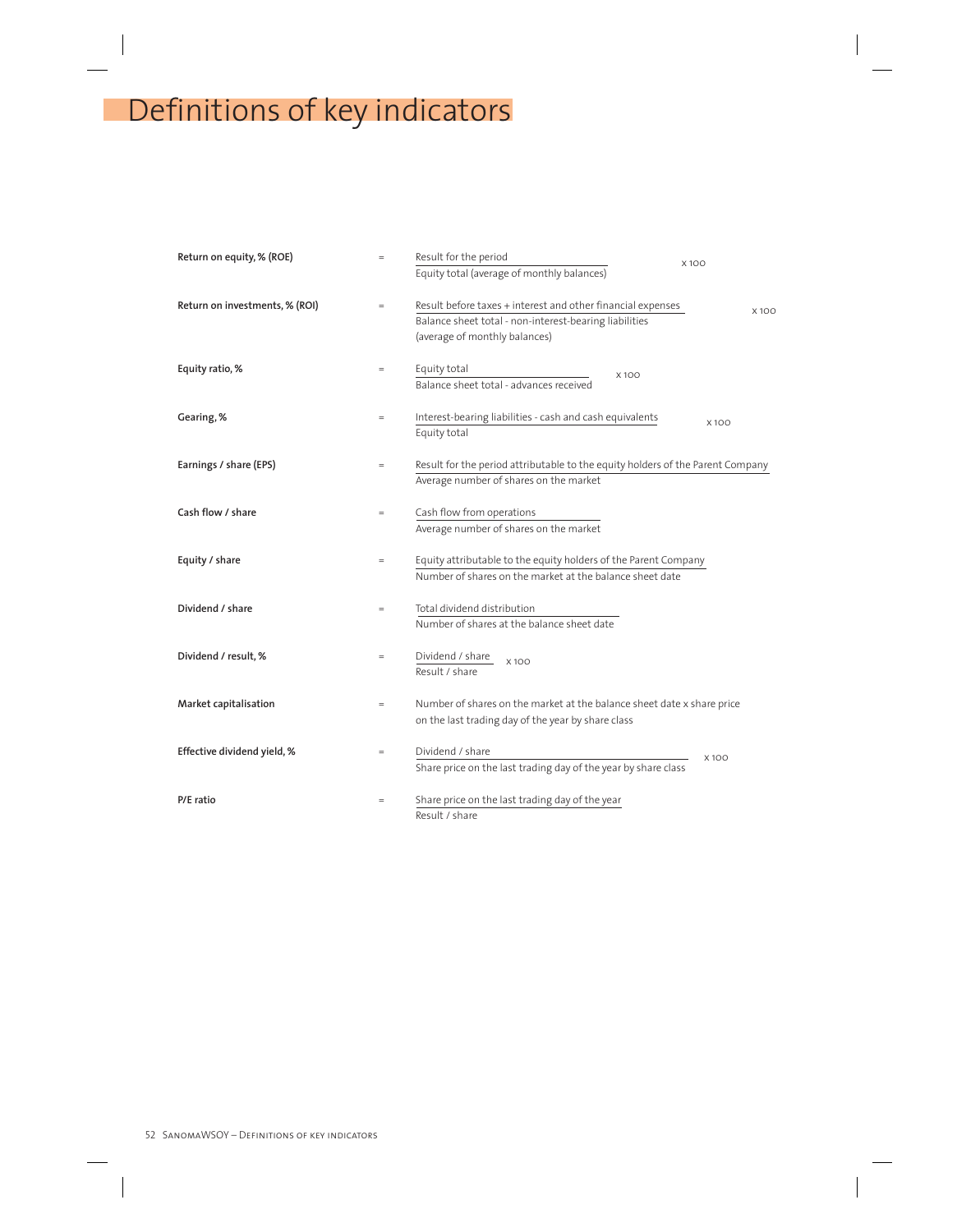# Definitions of key indicators

**Return on equity, % (ROE)** = 

$$\frac{\text{Result for the period}}{\text{Equity total (average of monthly balances)}} \times 100$$

**Return on investments, % (ROI)** = 

$$\frac{\text{Result before taxes + interest and other financial expenses}}{\text{Balance sheet total - non-interest-bearing liabilities (average of monthly balances)}} \times 100$$

**Equity ratio, %** = 

$$\frac{\text{Equity total}}{\text{Balance sheet total - advances received}} \times 100$$

**Gearing, %** = 

$$\frac{\text{Interest-bearing liabilities - cash and cash equivalents}}{\text{Equity total}} \times 100$$

**Earnings / share (EPS)** = 

$$\frac{\text{Result for the period attributable to the equity holders of the Parent Company}}{\text{Average number of shares on the market}}$$

**Cash flow / share** = 

$$\frac{\text{Cash flow from operations}}{\text{Average number of shares on the market}}$$

**Equity / share** = 

$$\frac{\text{Equity attributable to the equity holders of the Parent Company}}{\text{Number of shares on the market at the balance sheet date}}$$

**Dividend / share** = 

$$\frac{\text{Total dividend distribution}}{\text{Number of shares at the balance sheet date}}$$

**Dividend / result, %** = 

$$\frac{\text{Dividend / share}}{\text{Result / share}} \times 100$$

**Market capitalisation** = Number of shares on the market at the balance sheet date x share price on the last trading day of the year by share class

**Effective dividend yield, %** = 

$$\frac{\text{Dividend / share}}{\text{Share price on the last trading day of the year by share class}} \times 100$$

**P/E ratio** = 

$$\frac{\text{Share price on the last trading day of the year}}{\text{Result / share}}$$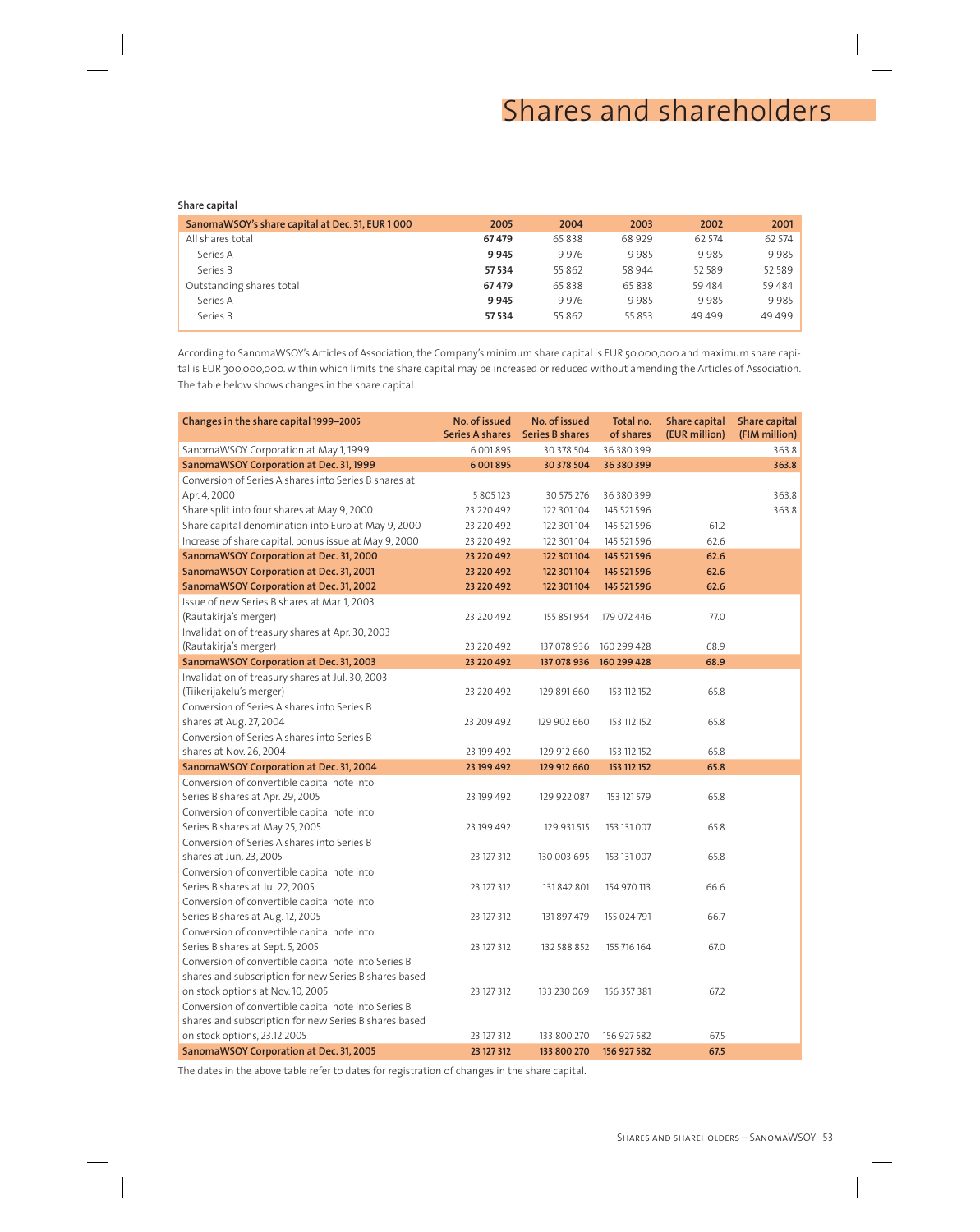# Shares and shareholders

**Share capital**

| SanomaWSOY's share capital at Dec. 31, EUR 1 000 | 2005 | 2004 | 2003 | 2002 | 2001 |
|---|---|---|---|---|---|
| All shares total | **67 479** | 65 838 | 68 929 | 62 574 | 62 574 |
| Series A | **9 945** | 9 976 | 9 985 | 9 985 | 9 985 |
| Series B | **57 534** | 55 862 | 58 944 | 52 589 | 52 589 |
| Outstanding shares total | **67 479** | 65 838 | 65 838 | 59 484 | 59 484 |
| Series A | **9 945** | 9 976 | 9 985 | 9 985 | 9 985 |
| Series B | **57 534** | 55 862 | 55 853 | 49 499 | 49 499 |

According to SanomaWSOY's Articles of Association, the Company's minimum share capital is EUR 50,000,000 and maximum share capital is EUR 300,000,000. within which limits the share capital may be increased or reduced without amending the Articles of Association. The table below shows changes in the share capital.

| Changes in the share capital 1999–2005 | No. of issued Series A shares | No. of issued Series B shares | Total no. of shares | Share capital (EUR million) | Share capital (FIM million) |
|---|---|---|---|---|---|
| SanomaWSOY Corporation at May 1, 1999 | 6 001 895 | 30 378 504 | 36 380 399 | | 363.8 |
| **SanomaWSOY Corporation at Dec. 31, 1999** | **6 001 895** | **30 378 504** | **36 380 399** | | **363.8** |
| Conversion of Series A shares into Series B shares at Apr. 4, 2000 | 5 805 123 | 30 575 276 | 36 380 399 | | 363.8 |
| Share split into four shares at May 9, 2000 | 23 220 492 | 122 301 104 | 145 521 596 | | 363.8 |
| Share capital denomination into Euro at May 9, 2000 | 23 220 492 | 122 301 104 | 145 521 596 | 61.2 | |
| Increase of share capital, bonus issue at May 9, 2000 | 23 220 492 | 122 301 104 | 145 521 596 | 62.6 | |
| **SanomaWSOY Corporation at Dec. 31, 2000** | **23 220 492** | **122 301 104** | **145 521 596** | **62.6** | |
| **SanomaWSOY Corporation at Dec. 31, 2001** | **23 220 492** | **122 301 104** | **145 521 596** | **62.6** | |
| **SanomaWSOY Corporation at Dec. 31, 2002** | **23 220 492** | **122 301 104** | **145 521 596** | **62.6** | |
| Issue of new Series B shares at Mar. 1, 2003 (Rautakirja's merger) | 23 220 492 | 155 851 954 | 179 072 446 | 77.0 | |
| Invalidation of treasury shares at Apr. 30, 2003 (Rautakirja's merger) | 23 220 492 | 137 078 936 | 160 299 428 | 68.9 | |
| **SanomaWSOY Corporation at Dec. 31, 2003** | **23 220 492** | **137 078 936** | **160 299 428** | **68.9** | |
| Invalidation of treasury shares at Jul. 30, 2003 (Tiikerijakelu's merger) | 23 220 492 | 129 891 660 | 153 112 152 | 65.8 | |
| Conversion of Series A shares into Series B shares at Aug. 27, 2004 | 23 209 492 | 129 902 660 | 153 112 152 | 65.8 | |
| Conversion of Series A shares into Series B shares at Nov. 26, 2004 | 23 199 492 | 129 912 660 | 153 112 152 | 65.8 | |
| **SanomaWSOY Corporation at Dec. 31, 2004** | **23 199 492** | **129 912 660** | **153 112 152** | **65.8** | |
| Conversion of convertible capital note into Series B shares at Apr. 29, 2005 | 23 199 492 | 129 922 087 | 153 121 579 | 65.8 | |
| Conversion of convertible capital note into Series B shares at May 25, 2005 | 23 199 492 | 129 931 515 | 153 131 007 | 65.8 | |
| Conversion of Series A shares into Series B shares at Jun. 23, 2005 | 23 127 312 | 130 003 695 | 153 131 007 | 65.8 | |
| Conversion of convertible capital note into Series B shares at Jul 22, 2005 | 23 127 312 | 131 842 801 | 154 970 113 | 66.6 | |
| Conversion of convertible capital note into Series B shares at Aug. 12, 2005 | 23 127 312 | 131 897 479 | 155 024 791 | 66.7 | |
| Conversion of convertible capital note into Series B shares at Sept. 5, 2005 | 23 127 312 | 132 588 852 | 155 716 164 | 67.0 | |
| Conversion of convertible capital note into Series B shares and subscription for new Series B shares based on stock options at Nov. 10, 2005 | 23 127 312 | 133 230 069 | 156 357 381 | 67.2 | |
| Conversion of convertible capital note into Series B shares and subscription for new Series B shares based on stock options, 23.12.2005 | 23 127 312 | 133 800 270 | 156 927 582 | 67.5 | |
| **SanomaWSOY Corporation at Dec. 31, 2005** | **23 127 312** | **133 800 270** | **156 927 582** | **67.5** | |

The dates in the above table refer to dates for registration of changes in the share capital.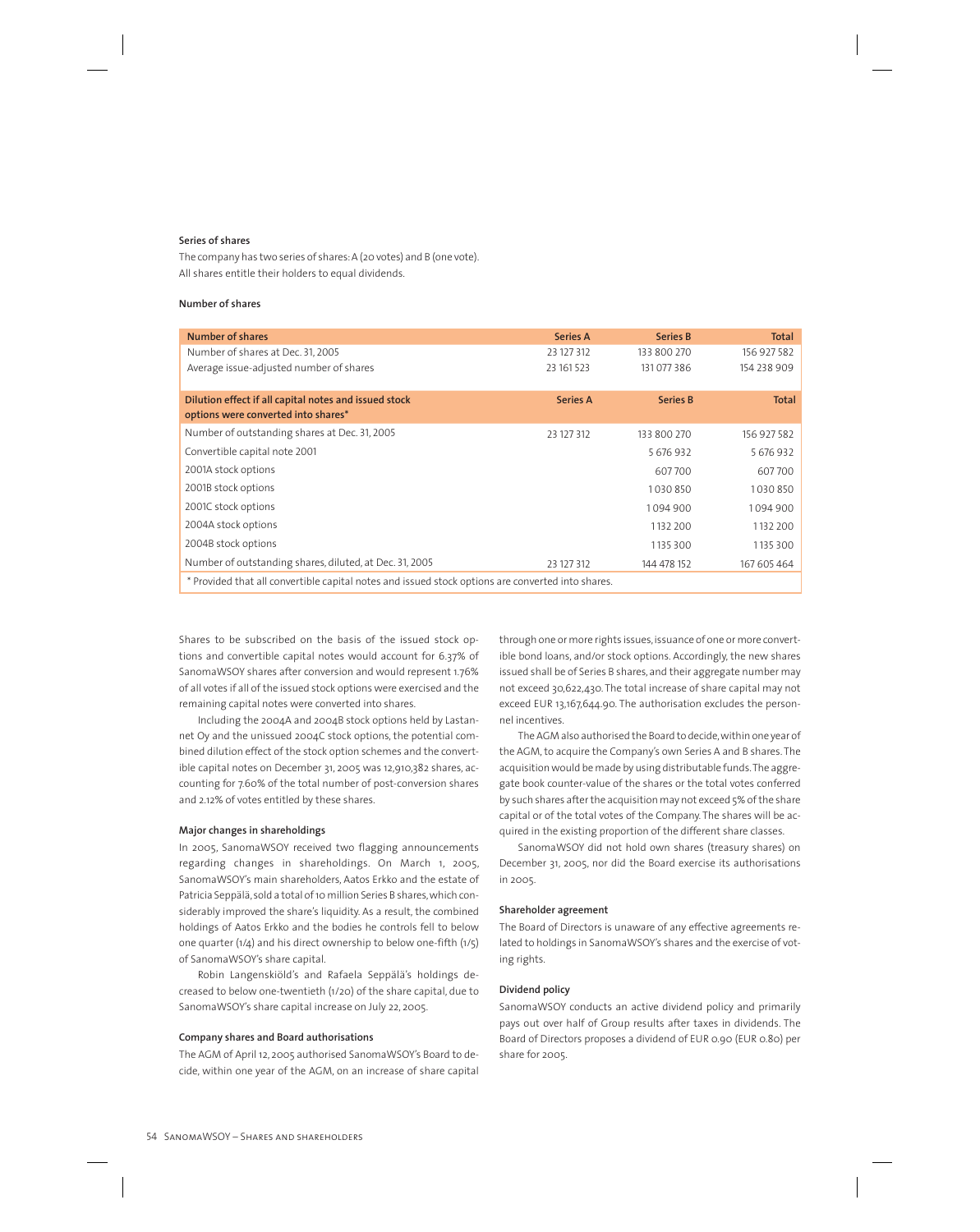### Series of shares

The company has two series of shares: A (20 votes) and B (one vote). All shares entitle their holders to equal dividends.

### Number of shares

| Number of shares | Series A | Series B | Total |
|---|---|---|---|
| Number of shares at Dec. 31, 2005 | 23 127 312 | 133 800 270 | 156 927 582 |
| Average issue-adjusted number of shares | 23 161 523 | 131 077 386 | 154 238 909 |
| **Dilution effect if all capital notes and issued stock options were converted into shares*** | **Series A** | **Series B** | **Total** |
| Number of outstanding shares at Dec. 31, 2005 | 23 127 312 | 133 800 270 | 156 927 582 |
| Convertible capital note 2001 | | 5 676 932 | 5 676 932 |
| 2001A stock options | | 607 700 | 607 700 |
| 2001B stock options | | 1 030 850 | 1 030 850 |
| 2001C stock options | | 1 094 900 | 1 094 900 |
| 2004A stock options | | 1 132 200 | 1 132 200 |
| 2004B stock options | | 1 135 300 | 1 135 300 |
| Number of outstanding shares, diluted, at Dec. 31, 2005 | 23 127 312 | 144 478 152 | 167 605 464 |

* Provided that all convertible capital notes and issued stock options are converted into shares.

Shares to be subscribed on the basis of the issued stock options and convertible capital notes would account for 6.37% of SanomaWSOY shares after conversion and would represent 1.76% of all votes if all of the issued stock options were exercised and the remaining capital notes were converted into shares.

Including the 2004A and 2004B stock options held by Lastannet Oy and the unissued 2004C stock options, the potential combined dilution effect of the stock option schemes and the convertible capital notes on December 31, 2005 was 12,910,382 shares, accounting for 7.60% of the total number of post-conversion shares and 2.12% of votes entitled by these shares.

### Major changes in shareholdings

In 2005, SanomaWSOY received two flagging announcements regarding changes in shareholdings. On March 1, 2005, SanomaWSOY's main shareholders, Aatos Erkko and the estate of Patricia Seppälä, sold a total of 10 million Series B shares, which considerably improved the share's liquidity. As a result, the combined holdings of Aatos Erkko and the bodies he controls fell to below one quarter (1/4) and his direct ownership to below one-fifth (1/5) of SanomaWSOY's share capital.

Robin Langenskiöld's and Rafaela Seppälä's holdings decreased to below one-twentieth (1/20) of the share capital, due to SanomaWSOY's share capital increase on July 22, 2005.

### Company shares and Board authorisations

The AGM of April 12, 2005 authorised SanomaWSOY's Board to decide, within one year of the AGM, on an increase of share capital through one or more rights issues, issuance of one or more convertible bond loans, and/or stock options. Accordingly, the new shares issued shall be of Series B shares, and their aggregate number may not exceed 30,622,430. The total increase of share capital may not exceed EUR 13,167,644.90. The authorisation excludes the personnel incentives.

The AGM also authorised the Board to decide, within one year of the AGM, to acquire the Company's own Series A and B shares. The acquisition would be made by using distributable funds. The aggregate book counter-value of the shares or the total votes conferred by such shares after the acquisition may not exceed 5% of the share capital or of the total votes of the Company. The shares will be acquired in the existing proportion of the different share classes.

SanomaWSOY did not hold own shares (treasury shares) on December 31, 2005, nor did the Board exercise its authorisations in 2005.

### Shareholder agreement

The Board of Directors is unaware of any effective agreements related to holdings in SanomaWSOY's shares and the exercise of voting rights.

### Dividend policy

SanomaWSOY conducts an active dividend policy and primarily pays out over half of Group results after taxes in dividends. The Board of Directors proposes a dividend of EUR 0.90 (EUR 0.80) per share for 2005.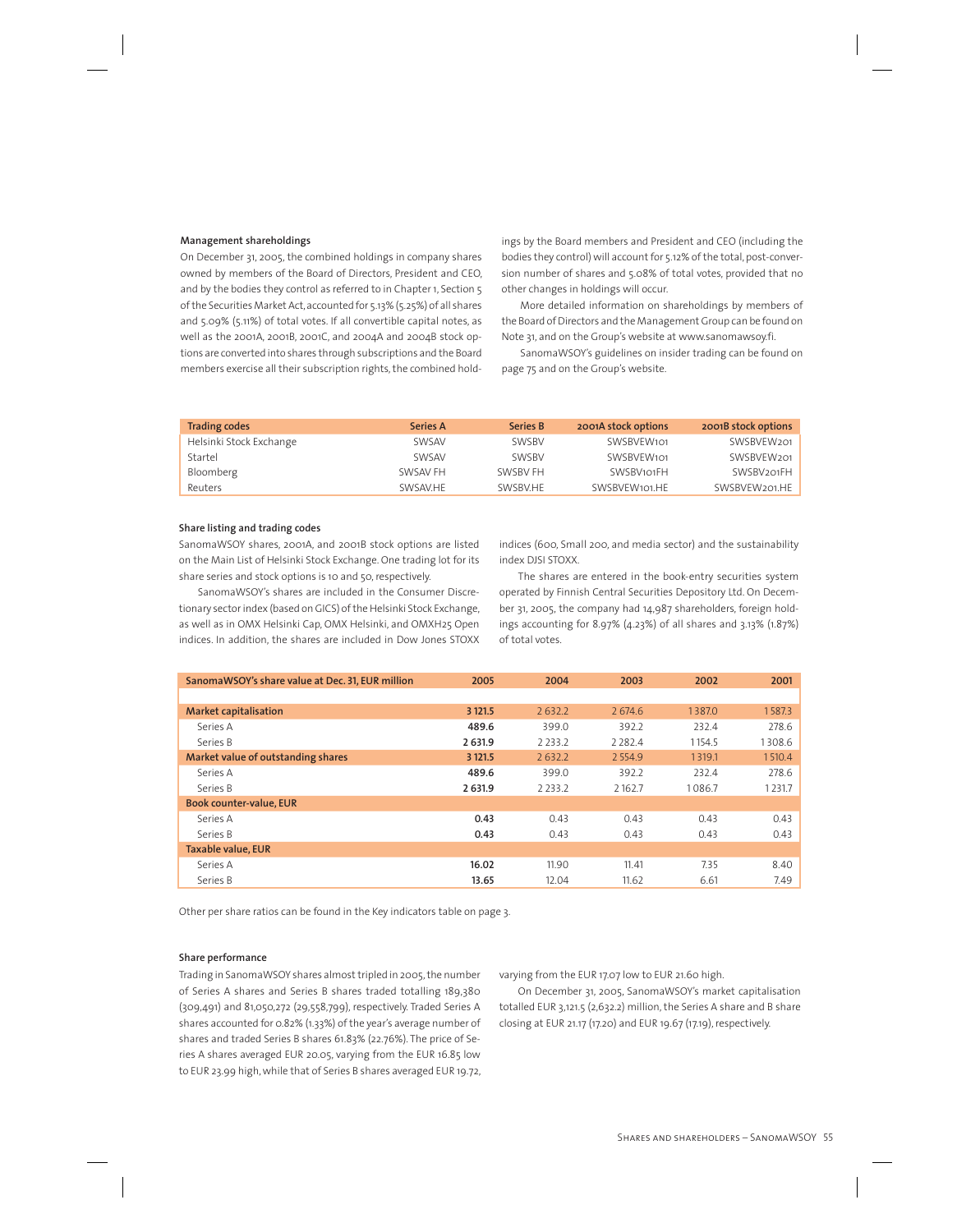### Management shareholdings

On December 31, 2005, the combined holdings in company shares owned by members of the Board of Directors, President and CEO, and by the bodies they control as referred to in Chapter 1, Section 5 of the Securities Market Act, accounted for 5.13% (5.25%) of all shares and 5.09% (5.11%) of total votes. If all convertible capital notes, as well as the 2001A, 2001B, 2001C, and 2004A and 2004B stock options are converted into shares through subscriptions and the Board members exercise all their subscription rights, the combined holdings by the Board members and President and CEO (including the bodies they control) will account for 5.12% of the total, post-conversion number of shares and 5.08% of total votes, provided that no other changes in holdings will occur.

More detailed information on shareholdings by members of the Board of Directors and the Management Group can be found on Note 31, and on the Group's website at www.sanomawsoy.fi.

SanomaWSOY's guidelines on insider trading can be found on page 75 and on the Group's website.

| Trading codes | Series A | Series B | 2001A stock options | 2001B stock options |
|---|---|---|---|---|
| Helsinki Stock Exchange | SWSAV | SWSBV | SWSBVEW101 | SWSBVEW201 |
| Startel | SWSAV | SWSBV | SWSBVEW101 | SWSBVEW201 |
| Bloomberg | SWSAV FH | SWSBV FH | SWSBV101FH | SWSBV201FH |
| Reuters | SWSAV.HE | SWSBV.HE | SWSBVEW101.HE | SWSBVEW201.HE |

### Share listing and trading codes

SanomaWSOY shares, 2001A, and 2001B stock options are listed on the Main List of Helsinki Stock Exchange. One trading lot for its share series and stock options is 10 and 50, respectively.

SanomaWSOY's shares are included in the Consumer Discretionary sector index (based on GICS) of the Helsinki Stock Exchange, as well as in OMX Helsinki Cap, OMX Helsinki, and OMXH25 Open indices. In addition, the shares are included in Dow Jones STOXX indices (600, Small 200, and media sector) and the sustainability index DJSI STOXX.

The shares are entered in the book-entry securities system operated by Finnish Central Securities Depository Ltd. On December 31, 2005, the company had 14,987 shareholders, foreign holdings accounting for 8.97% (4.23%) of all shares and 3.13% (1.87%) of total votes.

| SanomaWSOY's share value at Dec. 31, EUR million | 2005 | 2004 | 2003 | 2002 | 2001 |
|---|---|---|---|---|---|
| **Market capitalisation** | **3 121.5** | 2 632.2 | 2 674.6 | 1 387.0 | 1 587.3 |
| Series A | **489.6** | 399.0 | 392.2 | 232.4 | 278.6 |
| Series B | **2 631.9** | 2 233.2 | 2 282.4 | 1 154.5 | 1 308.6 |
| **Market value of outstanding shares** | **3 121.5** | 2 632.2 | 2 554.9 | 1 319.1 | 1 510.4 |
| Series A | **489.6** | 399.0 | 392.2 | 232.4 | 278.6 |
| Series B | **2 631.9** | 2 233.2 | 2 162.7 | 1 086.7 | 1 231.7 |
| **Book counter-value, EUR** | | | | | |
| Series A | **0.43** | 0.43 | 0.43 | 0.43 | 0.43 |
| Series B | **0.43** | 0.43 | 0.43 | 0.43 | 0.43 |
| **Taxable value, EUR** | | | | | |
| Series A | **16.02** | 11.90 | 11.41 | 7.35 | 8.40 |
| Series B | **13.65** | 12.04 | 11.62 | 6.61 | 7.49 |

Other per share ratios can be found in the Key indicators table on page 3.

### Share performance

Trading in SanomaWSOY shares almost tripled in 2005, the number of Series A shares and Series B shares traded totalling 189,380 (309,491) and 81,050,272 (29,558,799), respectively. Traded Series A shares accounted for 0.82% (1.33%) of the year's average number of shares and traded Series B shares 61.83% (22.76%). The price of Series A shares averaged EUR 20.05, varying from the EUR 16.85 low to EUR 23.99 high, while that of Series B shares averaged EUR 19.72, varying from the EUR 17.07 low to EUR 21.60 high.

On December 31, 2005, SanomaWSOY's market capitalisation totalled EUR 3,121.5 (2,632.2) million, the Series A share and B share closing at EUR 21.17 (17.20) and EUR 19.67 (17.19), respectively.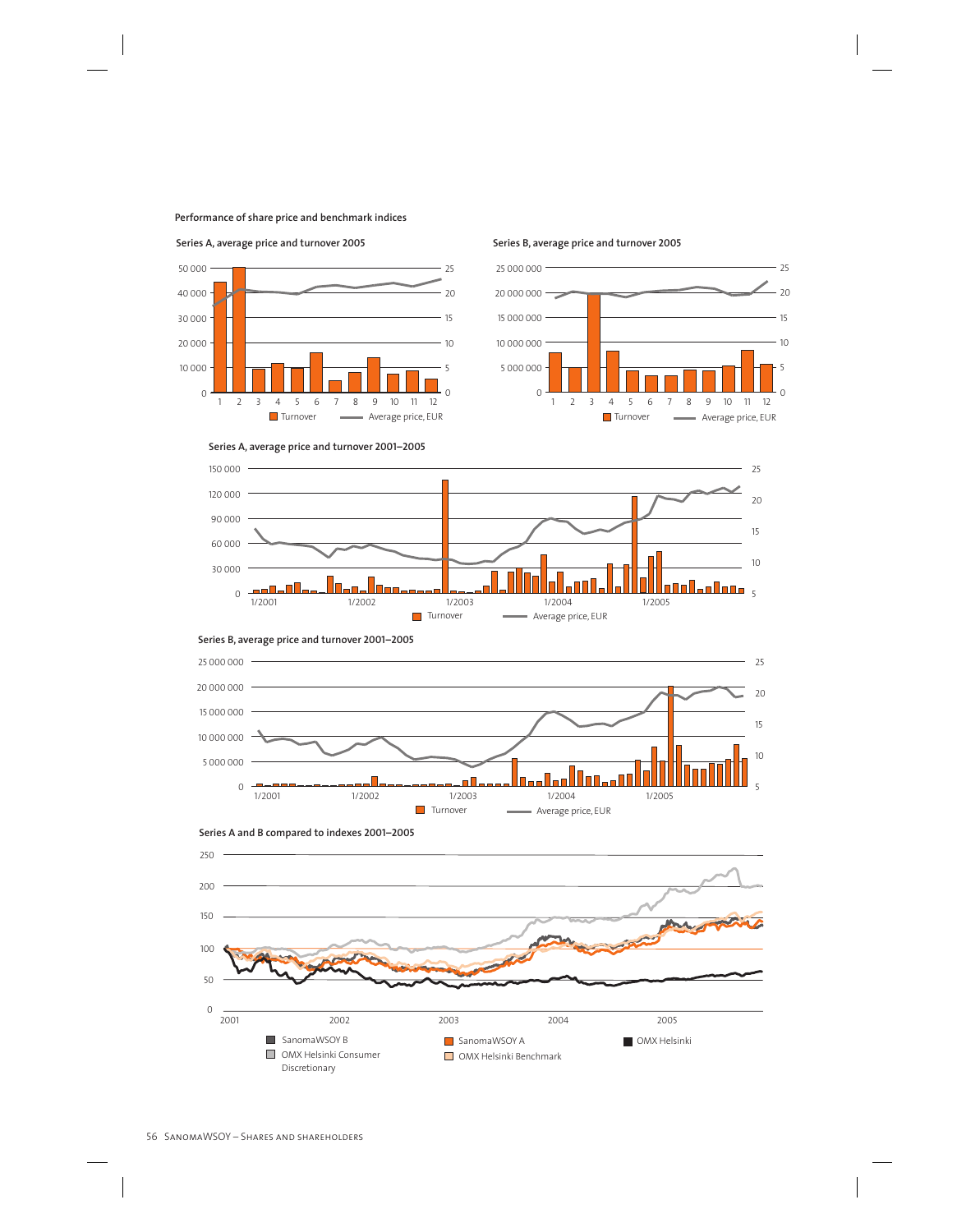**Performance of share price and benchmark indices**

**Series A, average price and turnover 2005**

**Series B, average price and turnover 2005**

**Series A, average price and turnover 2001–2005**

**Series B, average price and turnover 2001–2005**

**Series A and B compared to indexes 2001–2005**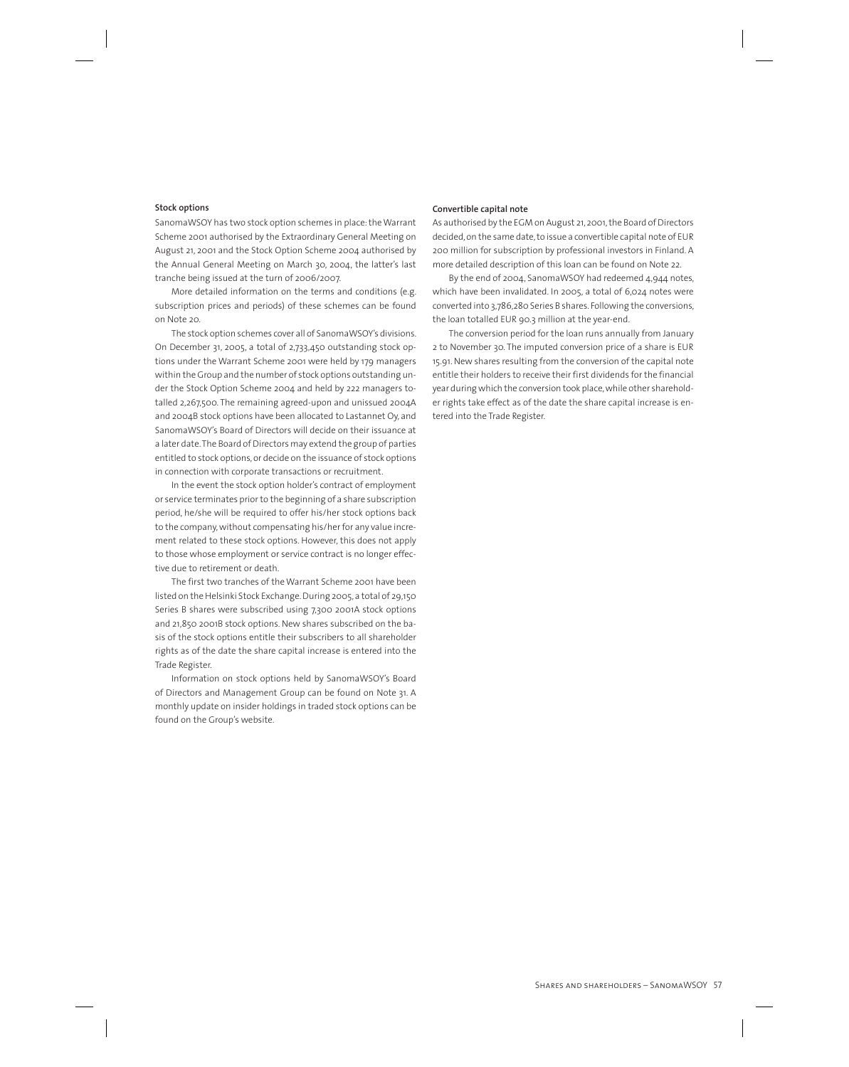### Stock options

SanomaWSOY has two stock option schemes in place: the Warrant Scheme 2001 authorised by the Extraordinary General Meeting on August 21, 2001 and the Stock Option Scheme 2004 authorised by the Annual General Meeting on March 30, 2004, the latter's last tranche being issued at the turn of 2006/2007.

More detailed information on the terms and conditions (e.g. subscription prices and periods) of these schemes can be found on Note 20.

The stock option schemes cover all of SanomaWSOY's divisions. On December 31, 2005, a total of 2,733,450 outstanding stock options under the Warrant Scheme 2001 were held by 179 managers within the Group and the number of stock options outstanding under the Stock Option Scheme 2004 and held by 222 managers totalled 2,267,500. The remaining agreed-upon and unissued 2004A and 2004B stock options have been allocated to Lastannet Oy, and SanomaWSOY's Board of Directors will decide on their issuance at a later date. The Board of Directors may extend the group of parties entitled to stock options, or decide on the issuance of stock options in connection with corporate transactions or recruitment.

In the event the stock option holder's contract of employment or service terminates prior to the beginning of a share subscription period, he/she will be required to offer his/her stock options back to the company, without compensating his/her for any value increment related to these stock options. However, this does not apply to those whose employment or service contract is no longer effective due to retirement or death.

The first two tranches of the Warrant Scheme 2001 have been listed on the Helsinki Stock Exchange. During 2005, a total of 29,150 Series B shares were subscribed using 7,300 2001A stock options and 21,850 2001B stock options. New shares subscribed on the basis of the stock options entitle their subscribers to all shareholder rights as of the date the share capital increase is entered into the Trade Register.

Information on stock options held by SanomaWSOY's Board of Directors and Management Group can be found on Note 31. A monthly update on insider holdings in traded stock options can be found on the Group's website.

### Convertible capital note

As authorised by the EGM on August 21, 2001, the Board of Directors decided, on the same date, to issue a convertible capital note of EUR 200 million for subscription by professional investors in Finland. A more detailed description of this loan can be found on Note 22.

By the end of 2004, SanomaWSOY had redeemed 4,944 notes, which have been invalidated. In 2005, a total of 6,024 notes were converted into 3,786,280 Series B shares. Following the conversions, the loan totalled EUR 90.3 million at the year-end.

The conversion period for the loan runs annually from January 2 to November 30. The imputed conversion price of a share is EUR 15.91. New shares resulting from the conversion of the capital note entitle their holders to receive their first dividends for the financial year during which the conversion took place, while other shareholder rights take effect as of the date the share capital increase is entered into the Trade Register.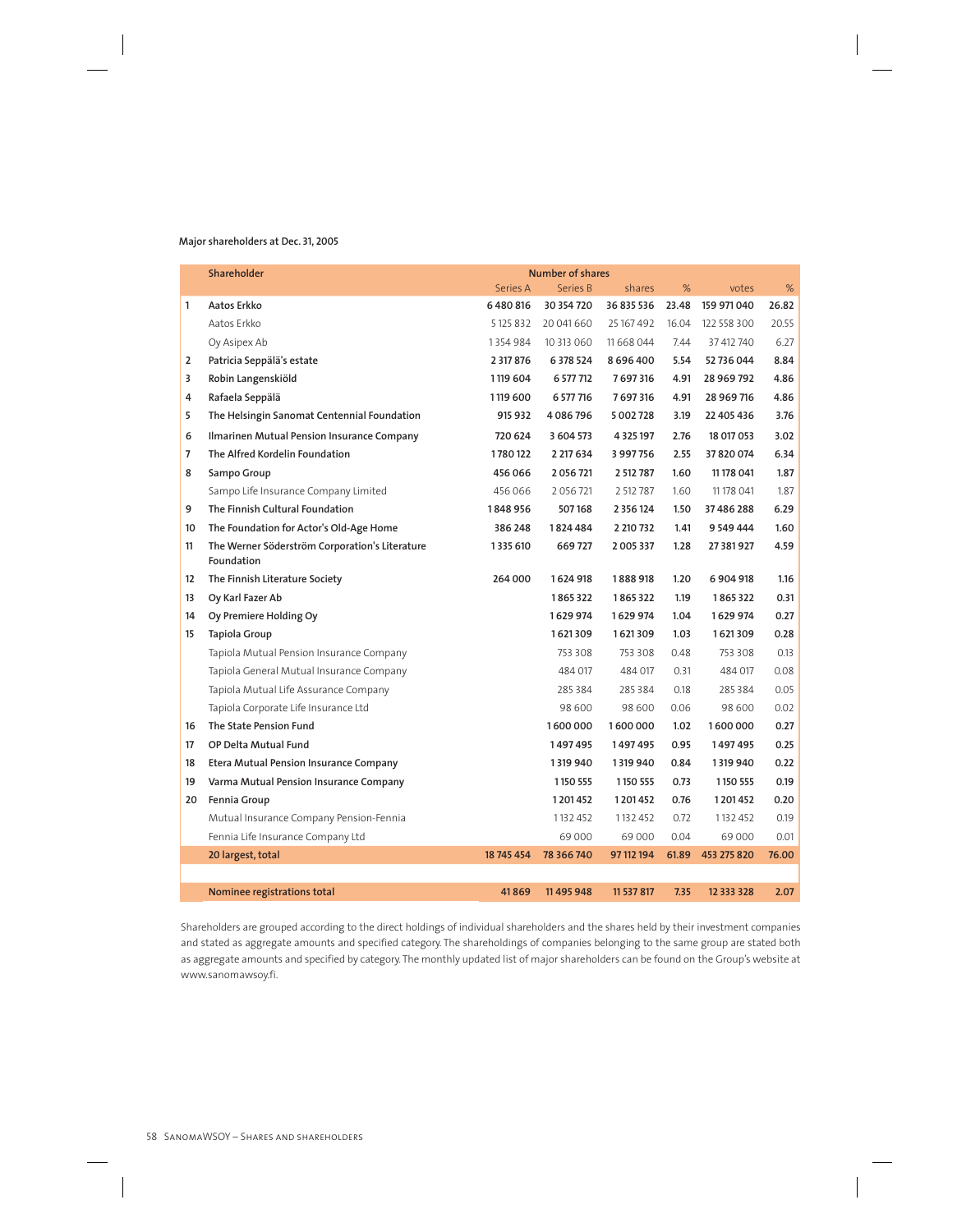Major shareholders at Dec. 31, 2005

| | Shareholder | Number of shares | | | | | |
|---|---|---|---|---|---|---|---|
| | | Series A | Series B | shares | % | votes | % |
| 1 | **Aatos Erkko** | **6 480 816** | **30 354 720** | **36 835 536** | **23.48** | **159 971 040** | **26.82** |
| | Aatos Erkko | 5 125 832 | 20 041 660 | 25 167 492 | 16.04 | 122 558 300 | 20.55 |
| | Oy Asipex Ab | 1 354 984 | 10 313 060 | 11 668 044 | 7.44 | 37 412 740 | 6.27 |
| 2 | **Patricia Seppälä's estate** | **2 317 876** | **6 378 524** | **8 696 400** | **5.54** | **52 736 044** | **8.84** |
| 3 | **Robin Langenskiöld** | **1 119 604** | **6 577 712** | **7 697 316** | **4.91** | **28 969 792** | **4.86** |
| 4 | **Rafaela Seppälä** | **1 119 600** | **6 577 716** | **7 697 316** | **4.91** | **28 969 716** | **4.86** |
| 5 | **The Helsingin Sanomat Centennial Foundation** | **915 932** | **4 086 796** | **5 002 728** | **3.19** | **22 405 436** | **3.76** |
| 6 | **Ilmarinen Mutual Pension Insurance Company** | **720 624** | **3 604 573** | **4 325 197** | **2.76** | **18 017 053** | **3.02** |
| 7 | **The Alfred Kordelin Foundation** | **1 780 122** | **2 217 634** | **3 997 756** | **2.55** | **37 820 074** | **6.34** |
| 8 | **Sampo Group** | **456 066** | **2 056 721** | **2 512 787** | **1.60** | **11 178 041** | **1.87** |
| | Sampo Life Insurance Company Limited | 456 066 | 2 056 721 | 2 512 787 | 1.60 | 11 178 041 | 1.87 |
| 9 | **The Finnish Cultural Foundation** | **1 848 956** | **507 168** | **2 356 124** | **1.50** | **37 486 288** | **6.29** |
| 10 | **The Foundation for Actor's Old-Age Home** | **386 248** | **1 824 484** | **2 210 732** | **1.41** | **9 549 444** | **1.60** |
| 11 | **The Werner Söderström Corporation's Literature Foundation** | **1 335 610** | **669 727** | **2 005 337** | **1.28** | **27 381 927** | **4.59** |
| 12 | **The Finnish Literature Society** | **264 000** | **1 624 918** | **1 888 918** | **1.20** | **6 904 918** | **1.16** |
| 13 | **Oy Karl Fazer Ab** | | **1 865 322** | **1 865 322** | **1.19** | **1 865 322** | **0.31** |
| 14 | **Oy Premiere Holding Oy** | | **1 629 974** | **1 629 974** | **1.04** | **1 629 974** | **0.27** |
| 15 | **Tapiola Group** | | **1 621 309** | **1 621 309** | **1.03** | **1 621 309** | **0.28** |
| | Tapiola Mutual Pension Insurance Company | | 753 308 | 753 308 | 0.48 | 753 308 | 0.13 |
| | Tapiola General Mutual Insurance Company | | 484 017 | 484 017 | 0.31 | 484 017 | 0.08 |
| | Tapiola Mutual Life Assurance Company | | 285 384 | 285 384 | 0.18 | 285 384 | 0.05 |
| | Tapiola Corporate Life Insurance Ltd | | 98 600 | 98 600 | 0.06 | 98 600 | 0.02 |
| 16 | **The State Pension Fund** | | **1 600 000** | **1 600 000** | **1.02** | **1 600 000** | **0.27** |
| 17 | **OP Delta Mutual Fund** | | **1 497 495** | **1 497 495** | **0.95** | **1 497 495** | **0.25** |
| 18 | **Etera Mutual Pension Insurance Company** | | **1 319 940** | **1 319 940** | **0.84** | **1 319 940** | **0.22** |
| 19 | **Varma Mutual Pension Insurance Company** | | **1 150 555** | **1 150 555** | **0.73** | **1 150 555** | **0.19** |
| 20 | **Fennia Group** | | **1 201 452** | **1 201 452** | **0.76** | **1 201 452** | **0.20** |
| | Mutual Insurance Company Pension-Fennia | | 1 132 452 | 1 132 452 | 0.72 | 1 132 452 | 0.19 |
| | Fennia Life Insurance Company Ltd | | 69 000 | 69 000 | 0.04 | 69 000 | 0.01 |
| | **20 largest, total** | **18 745 454** | **78 366 740** | **97 112 194** | **61.89** | **453 275 820** | **76.00** |
| | | | | | | | |
| | **Nominee registrations total** | **41 869** | **11 495 948** | **11 537 817** | **7.35** | **12 333 328** | **2.07** |

Shareholders are grouped according to the direct holdings of individual shareholders and the shares held by their investment companies and stated as aggregate amounts and specified category. The shareholdings of companies belonging to the same group are stated both as aggregate amounts and specified by category. The monthly updated list of major shareholders can be found on the Group's website at www.sanomawsoy.fi.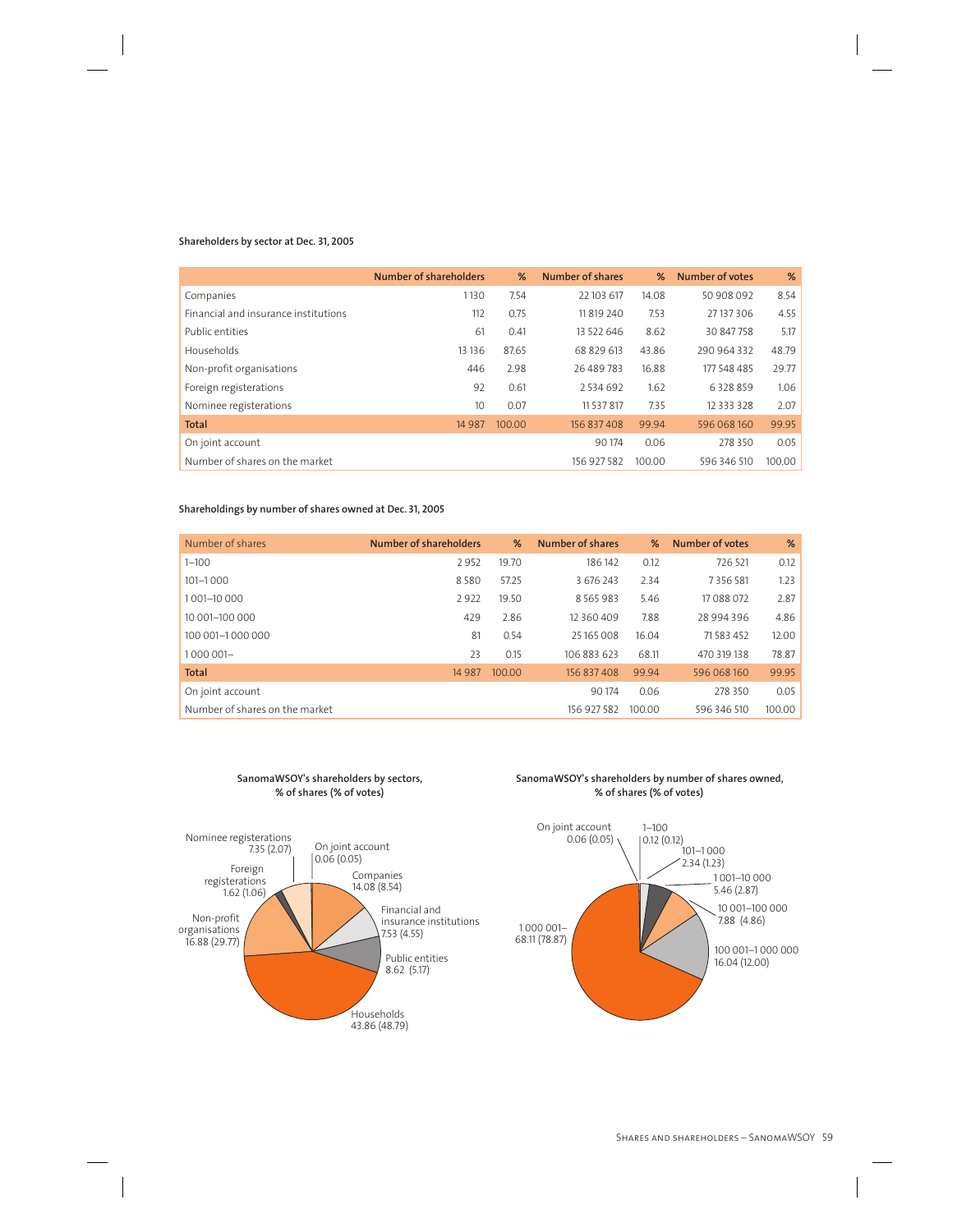**Shareholders by sector at Dec. 31, 2005**

| | Number of shareholders | % | Number of shares | % | Number of votes | % |
|---|---|---|---|---|---|---|
| Companies | 1 130 | 7.54 | 22 103 617 | 14.08 | 50 908 092 | 8.54 |
| Financial and insurance institutions | 112 | 0.75 | 11 819 240 | 7.53 | 27 137 306 | 4.55 |
| Public entities | 61 | 0.41 | 13 522 646 | 8.62 | 30 847 758 | 5.17 |
| Households | 13 136 | 87.65 | 68 829 613 | 43.86 | 290 964 332 | 48.79 |
| Non-profit organisations | 446 | 2.98 | 26 489 783 | 16.88 | 177 548 485 | 29.77 |
| Foreign registerations | 92 | 0.61 | 2 534 692 | 1.62 | 6 328 859 | 1.06 |
| Nominee registerations | 10 | 0.07 | 11 537 817 | 7.35 | 12 333 328 | 2.07 |
| **Total** | 14 987 | 100.00 | 156 837 408 | 99.94 | 596 068 160 | 99.95 |
| On joint account | | | 90 174 | 0.06 | 278 350 | 0.05 |
| Number of shares on the market | | | 156 927 582 | 100.00 | 596 346 510 | 100.00 |

**Shareholdings by number of shares owned at Dec. 31, 2005**

| Number of shares | Number of shareholders | % | Number of shares | % | Number of votes | % |
|---|---|---|---|---|---|---|
| 1–100 | 2 952 | 19.70 | 186 142 | 0.12 | 726 521 | 0.12 |
| 101–1 000 | 8 580 | 57.25 | 3 676 243 | 2.34 | 7 356 581 | 1.23 |
| 1 001–10 000 | 2 922 | 19.50 | 8 565 983 | 5.46 | 17 088 072 | 2.87 |
| 10 001–100 000 | 429 | 2.86 | 12 360 409 | 7.88 | 28 994 396 | 4.86 |
| 100 001–1 000 000 | 81 | 0.54 | 25 165 008 | 16.04 | 71 583 452 | 12.00 |
| 1 000 001– | 23 | 0.15 | 106 883 623 | 68.11 | 470 319 138 | 78.87 |
| **Total** | 14 987 | 100.00 | 156 837 408 | 99.94 | 596 068 160 | 99.95 |
| On joint account | | | 90 174 | 0.06 | 278 350 | 0.05 |
| Number of shares on the market | | | 156 927 582 | 100.00 | 596 346 510 | 100.00 |

**SanomaWSOY's shareholders by sectors, % of shares (% of votes)**

Companies 14.08 (8.54)
Financial and insurance institutions 7.53 (4.55)
Public entities 8.62 (5.17)
Households 43.86 (48.79)
Non-profit organisations 16.88 (29.77)
Foreign registerations 1.62 (1.06)
Nominee registerations 7.35 (2.07)
On joint account 0.06 (0.05)

**SanomaWSOY's shareholders by number of shares owned, % of shares (% of votes)**

1–100 0.12 (0.12)
101–1 000 2.34 (1.23)
1 001–10 000 5.46 (2.87)
10 001–100 000 7.88 (4.86)
100 001–1 000 000 16.04 (12.00)
1 000 001– 68.11 (78.87)
On joint account 0.06 (0.05)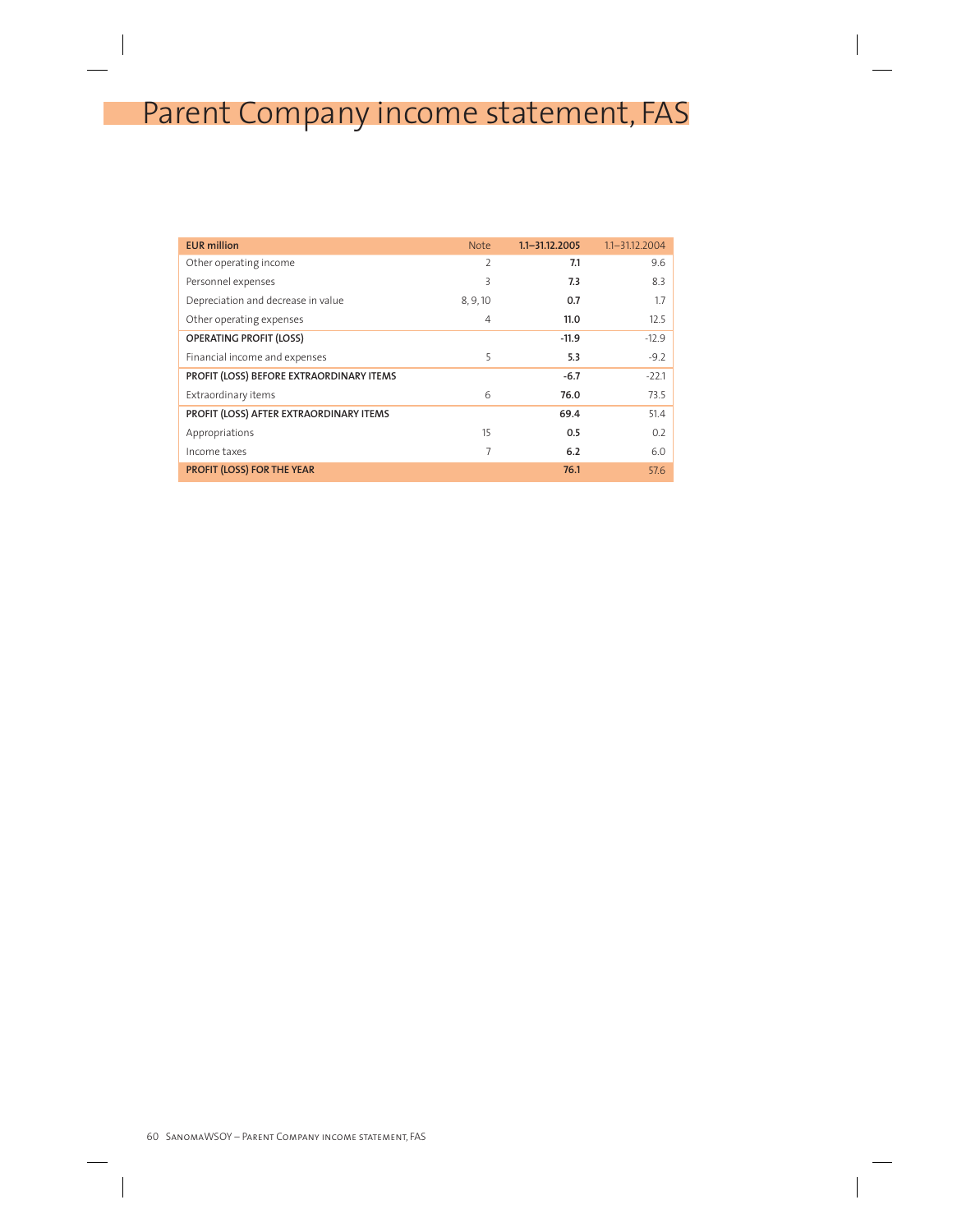# Parent Company income statement, FAS

| EUR million | Note | 1.1–31.12.2005 | 1.1–31.12.2004 |
|---|---|---|---|
| Other operating income | 2 | **7.1** | 9.6 |
| Personnel expenses | 3 | **7.3** | 8.3 |
| Depreciation and decrease in value | 8, 9, 10 | **0.7** | 1.7 |
| Other operating expenses | 4 | **11.0** | 12.5 |
| **OPERATING PROFIT (LOSS)** | | **-11.9** | -12.9 |
| Financial income and expenses | 5 | **5.3** | -9.2 |
| **PROFIT (LOSS) BEFORE EXTRAORDINARY ITEMS** | | **-6.7** | -22.1 |
| Extraordinary items | 6 | **76.0** | 73.5 |
| **PROFIT (LOSS) AFTER EXTRAORDINARY ITEMS** | | **69.4** | 51.4 |
| Appropriations | 15 | **0.5** | 0.2 |
| Income taxes | 7 | **6.2** | 6.0 |
| **PROFIT (LOSS) FOR THE YEAR** | | **76.1** | 57.6 |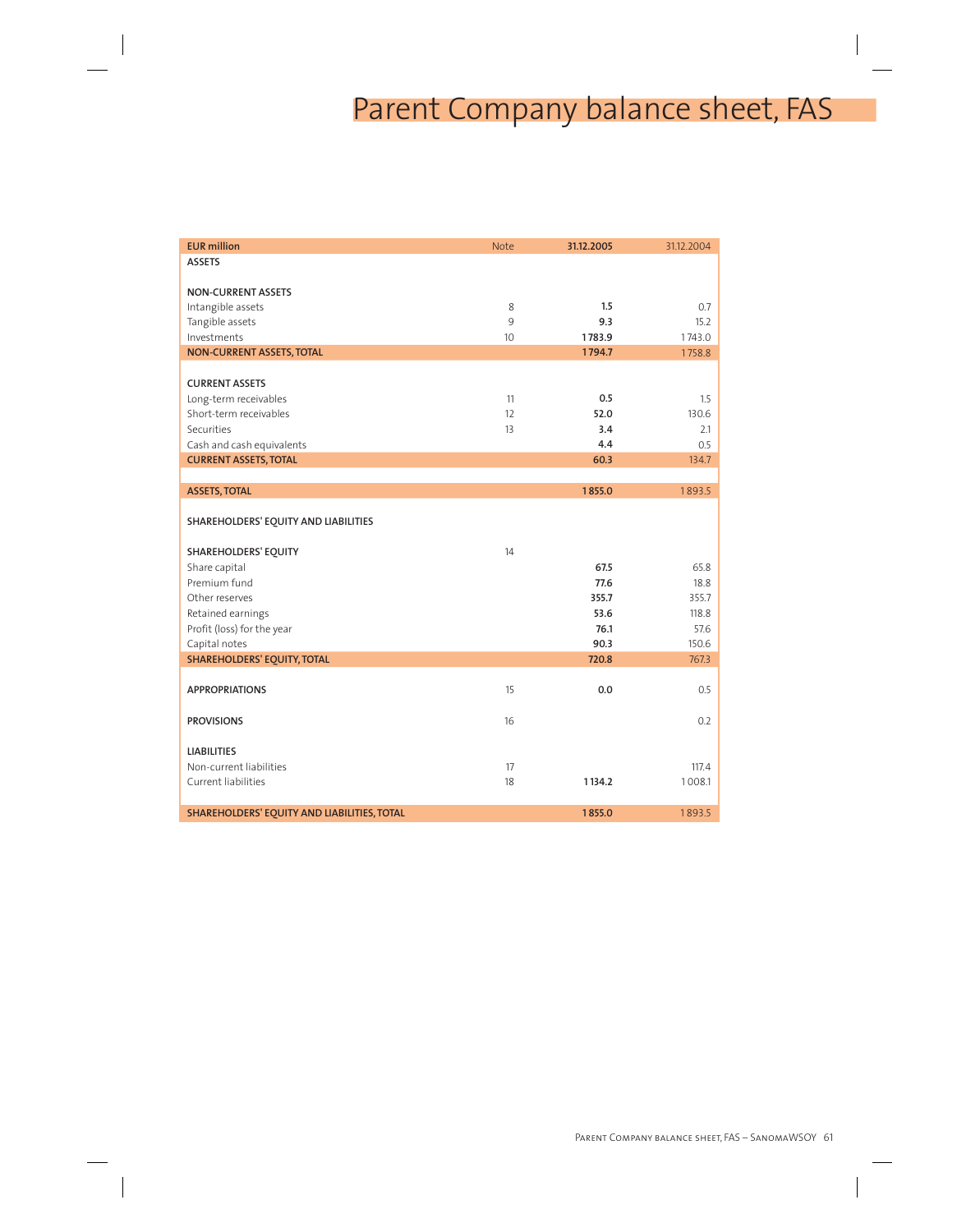# Parent Company balance sheet, FAS

| EUR million | Note | 31.12.2005 | 31.12.2004 |
|---|---|---|---|
| **ASSETS** | | | |
| | | | |
| **NON-CURRENT ASSETS** | | | |
| Intangible assets | 8 | **1.5** | 0.7 |
| Tangible assets | 9 | **9.3** | 15.2 |
| Investments | 10 | **1 783.9** | 1 743.0 |
| **NON-CURRENT ASSETS, TOTAL** | | **1 794.7** | 1 758.8 |
| | | | |
| **CURRENT ASSETS** | | | |
| Long-term receivables | 11 | **0.5** | 1.5 |
| Short-term receivables | 12 | **52.0** | 130.6 |
| Securities | 13 | **3.4** | 2.1 |
| Cash and cash equivalents | | **4.4** | 0.5 |
| **CURRENT ASSETS, TOTAL** | | **60.3** | 134.7 |
| | | | |
| **ASSETS, TOTAL** | | **1 855.0** | 1 893.5 |
| | | | |
| **SHAREHOLDERS' EQUITY AND LIABILITIES** | | | |
| | | | |
| **SHAREHOLDERS' EQUITY** | 14 | | |
| Share capital | | **67.5** | 65.8 |
| Premium fund | | **77.6** | 18.8 |
| Other reserves | | **355.7** | 355.7 |
| Retained earnings | | **53.6** | 118.8 |
| Profit (loss) for the year | | **76.1** | 57.6 |
| Capital notes | | **90.3** | 150.6 |
| **SHAREHOLDERS' EQUITY, TOTAL** | | **720.8** | 767.3 |
| | | | |
| **APPROPRIATIONS** | 15 | **0.0** | 0.5 |
| | | | |
| **PROVISIONS** | 16 | | 0.2 |
| | | | |
| **LIABILITIES** | | | |
| Non-current liabilities | 17 | | 117.4 |
| Current liabilities | 18 | **1 134.2** | 1 008.1 |
| | | | |
| **SHAREHOLDERS' EQUITY AND LIABILITIES, TOTAL** | | **1 855.0** | 1 893.5 |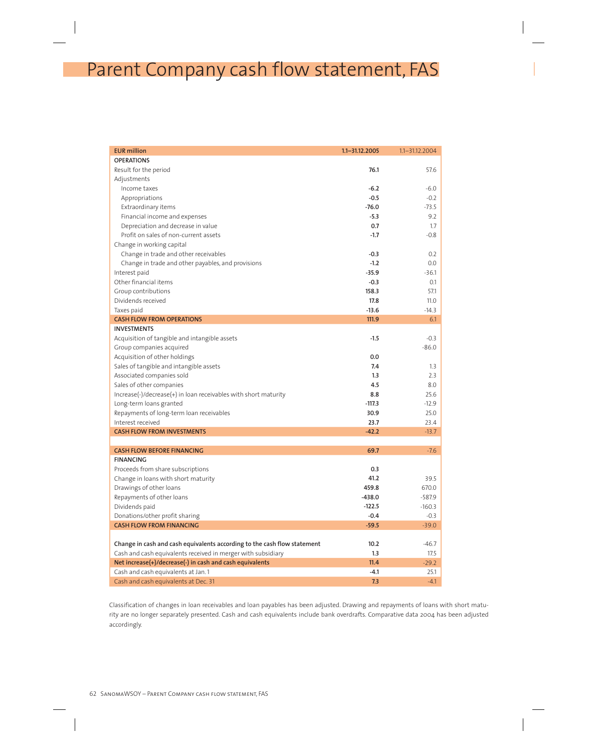# Parent Company cash flow statement, FAS

| EUR million | 1.1–31.12.2005 | 1.1–31.12.2004 |
|---|---|---|
| **OPERATIONS** | | |
| Result for the period | **76.1** | 57.6 |
| Adjustments | | |
| Income taxes | **-6.2** | -6.0 |
| Appropriations | **-0.5** | -0.2 |
| Extraordinary items | **-76.0** | -73.5 |
| Financial income and expenses | **-5.3** | 9.2 |
| Depreciation and decrease in value | **0.7** | 1.7 |
| Profit on sales of non-current assets | **-1.7** | -0.8 |
| Change in working capital | | |
| Change in trade and other receivables | **-0.3** | 0.2 |
| Change in trade and other payables, and provisions | **-1.2** | 0.0 |
| Interest paid | **-35.9** | -36.1 |
| Other financial items | **-0.3** | 0.1 |
| Group contributions | **158.3** | 57.1 |
| Dividends received | **17.8** | 11.0 |
| Taxes paid | **-13.6** | -14.3 |
| **CASH FLOW FROM OPERATIONS** | **111.9** | 6.1 |
| **INVESTMENTS** | | |
| Acquisition of tangible and intangible assets | **-1.5** | -0.3 |
| Group companies acquired | | -86.0 |
| Acquisition of other holdings | **0.0** | |
| Sales of tangible and intangible assets | **7.4** | 1.3 |
| Associated companies sold | **1.3** | 2.3 |
| Sales of other companies | **4.5** | 8.0 |
| Increase(-)/decrease(+) in loan receivables with short maturity | **8.8** | 25.6 |
| Long-term loans granted | **-117.3** | -12.9 |
| Repayments of long-term loan receivables | **30.9** | 25.0 |
| Interest received | **23.7** | 23.4 |
| **CASH FLOW FROM INVESTMENTS** | **-42.2** | -13.7 |
| | | |
| **CASH FLOW BEFORE FINANCING** | **69.7** | -7.6 |
| **FINANCING** | | |
| Proceeds from share subscriptions | **0.3** | |
| Change in loans with short maturity | **41.2** | 39.5 |
| Drawings of other loans | **459.8** | 670.0 |
| Repayments of other loans | **-438.0** | -587.9 |
| Dividends paid | **-122.5** | -160.3 |
| Donations/other profit sharing | **-0.4** | -0.3 |
| **CASH FLOW FROM FINANCING** | **-59.5** | -39.0 |
| | | |
| **Change in cash and cash equivalents according to the cash flow statement** | **10.2** | -46.7 |
| Cash and cash equivalents received in merger with subsidiary | **1.3** | 17.5 |
| **Net increase(+)/decrease(-) in cash and cash equivalents** | **11.4** | -29.2 |
| Cash and cash equivalents at Jan. 1 | **-4.1** | 25.1 |
| Cash and cash equivalents at Dec. 31 | **7.3** | -4.1 |

Classification of changes in loan receivables and loan payables has been adjusted. Drawing and repayments of loans with short maturity are no longer separately presented. Cash and cash equivalents include bank overdrafts. Comparative data 2004 has been adjusted accordingly.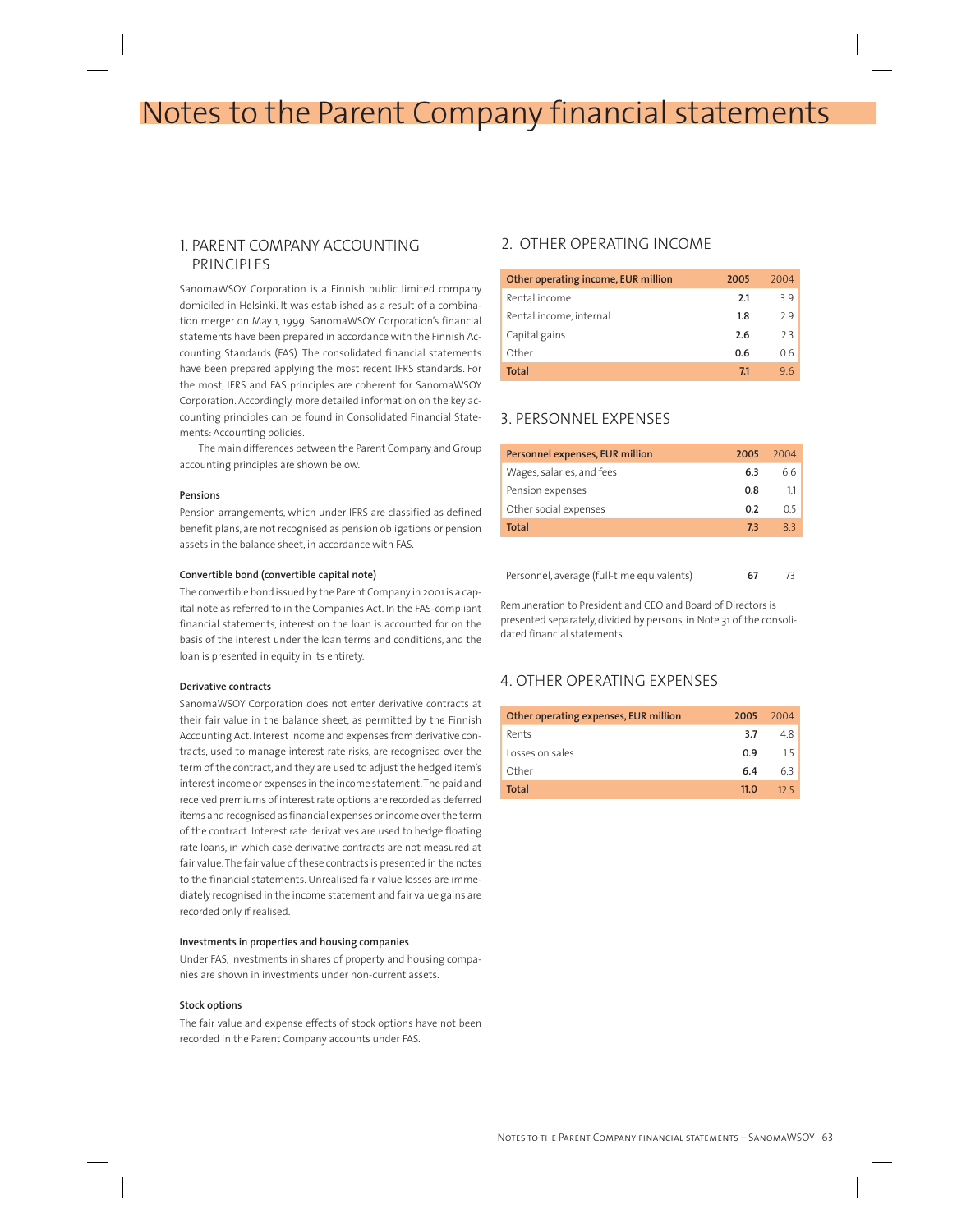# Notes to the Parent Company financial statements

## 1. PARENT COMPANY ACCOUNTING PRINCIPLES

SanomaWSOY Corporation is a Finnish public limited company domiciled in Helsinki. It was established as a result of a combination merger on May 1, 1999. SanomaWSOY Corporation's financial statements have been prepared in accordance with the Finnish Accounting Standards (FAS). The consolidated financial statements have been prepared applying the most recent IFRS standards. For the most, IFRS and FAS principles are coherent for SanomaWSOY Corporation. Accordingly, more detailed information on the key accounting principles can be found in Consolidated Financial Statements: Accounting policies.

The main differences between the Parent Company and Group accounting principles are shown below.

**Pensions**

Pension arrangements, which under IFRS are classified as defined benefit plans, are not recognised as pension obligations or pension assets in the balance sheet, in accordance with FAS.

**Convertible bond (convertible capital note)**

The convertible bond issued by the Parent Company in 2001 is a capital note as referred to in the Companies Act. In the FAS-compliant financial statements, interest on the loan is accounted for on the basis of the interest under the loan terms and conditions, and the loan is presented in equity in its entirety.

**Derivative contracts**

SanomaWSOY Corporation does not enter derivative contracts at their fair value in the balance sheet, as permitted by the Finnish Accounting Act. Interest income and expenses from derivative contracts, used to manage interest rate risks, are recognised over the term of the contract, and they are used to adjust the hedged item's interest income or expenses in the income statement. The paid and received premiums of interest rate options are recorded as deferred items and recognised as financial expenses or income over the term of the contract. Interest rate derivatives are used to hedge floating rate loans, in which case derivative contracts are not measured at fair value. The fair value of these contracts is presented in the notes to the financial statements. Unrealised fair value losses are immediately recognised in the income statement and fair value gains are recorded only if realised.

**Investments in properties and housing companies**

Under FAS, investments in shares of property and housing companies are shown in investments under non-current assets.

**Stock options**

The fair value and expense effects of stock options have not been recorded in the Parent Company accounts under FAS.

## 2. OTHER OPERATING INCOME

| Other operating income, EUR million | 2005 | 2004 |
|---|---|---|
| Rental income | **2.1** | 3.9 |
| Rental income, internal | **1.8** | 2.9 |
| Capital gains | **2.6** | 2.3 |
| Other | **0.6** | 0.6 |
| **Total** | **7.1** | 9.6 |

## 3. PERSONNEL EXPENSES

| Personnel expenses, EUR million | 2005 | 2004 |
|---|---|---|
| Wages, salaries, and fees | **6.3** | 6.6 |
| Pension expenses | **0.8** | 1.1 |
| Other social expenses | **0.2** | 0.5 |
| **Total** | **7.3** | 8.3 |
| | | |
| Personnel, average (full-time equivalents) | **67** | 73 |

Remuneration to President and CEO and Board of Directors is presented separately, divided by persons, in Note 31 of the consolidated financial statements.

## 4. OTHER OPERATING EXPENSES

| Other operating expenses, EUR million | 2005 | 2004 |
|---|---|---|
| Rents | **3.7** | 4.8 |
| Losses on sales | **0.9** | 1.5 |
| Other | **6.4** | 6.3 |
| **Total** | **11.0** | 12.5 |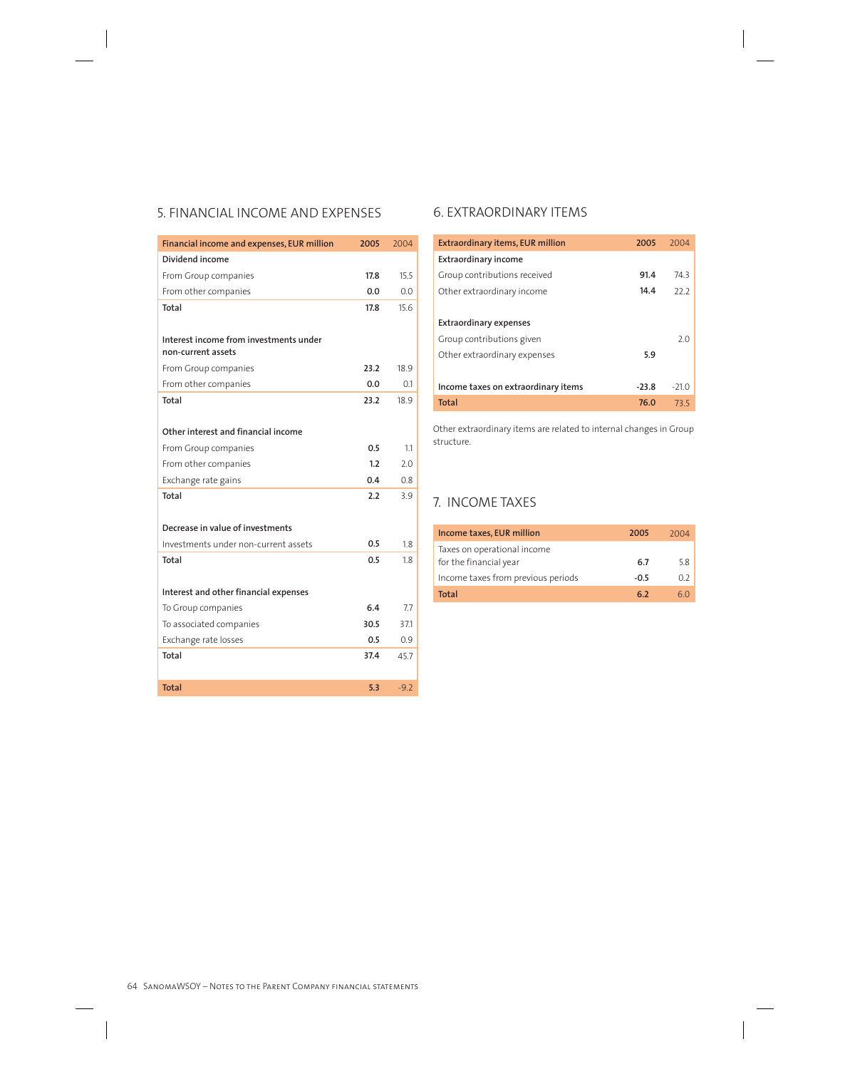## 5. FINANCIAL INCOME AND EXPENSES

| Financial income and expenses, EUR million | 2005 | 2004 |
|---|---|---|
| **Dividend income** | | |
| From Group companies | **17.8** | 15.5 |
| From other companies | **0.0** | 0.0 |
| **Total** | **17.8** | 15.6 |
| | | |
| **Interest income from investments under non-current assets** | | |
| From Group companies | **23.2** | 18.9 |
| From other companies | **0.0** | 0.1 |
| **Total** | **23.2** | 18.9 |
| | | |
| **Other interest and financial income** | | |
| From Group companies | **0.5** | 1.1 |
| From other companies | **1.2** | 2.0 |
| Exchange rate gains | **0.4** | 0.8 |
| **Total** | **2.2** | 3.9 |
| | | |
| **Decrease in value of investments** | | |
| Investments under non-current assets | **0.5** | 1.8 |
| **Total** | **0.5** | 1.8 |
| | | |
| **Interest and other financial expenses** | | |
| To Group companies | **6.4** | 7.7 |
| To associated companies | **30.5** | 37.1 |
| Exchange rate losses | **0.5** | 0.9 |
| **Total** | **37.4** | 45.7 |
| | | |
| **Total** | **5.3** | -9.2 |

## 6. EXTRAORDINARY ITEMS

| Extraordinary items, EUR million | 2005 | 2004 |
|---|---|---|
| **Extraordinary income** | | |
| Group contributions received | **91.4** | 74.3 |
| Other extraordinary income | **14.4** | 22.2 |
| | | |
| **Extraordinary expenses** | | |
| Group contributions given | | 2.0 |
| Other extraordinary expenses | **5.9** | |
| | | |
| **Income taxes on extraordinary items** | **-23.8** | -21.0 |
| **Total** | **76.0** | 73.5 |

Other extraordinary items are related to internal changes in Group structure.

## 7. INCOME TAXES

| Income taxes, EUR million | 2005 | 2004 |
|---|---|---|
| Taxes on operational income for the financial year | **6.7** | 5.8 |
| Income taxes from previous periods | **-0.5** | 0.2 |
| **Total** | **6.2** | 6.0 |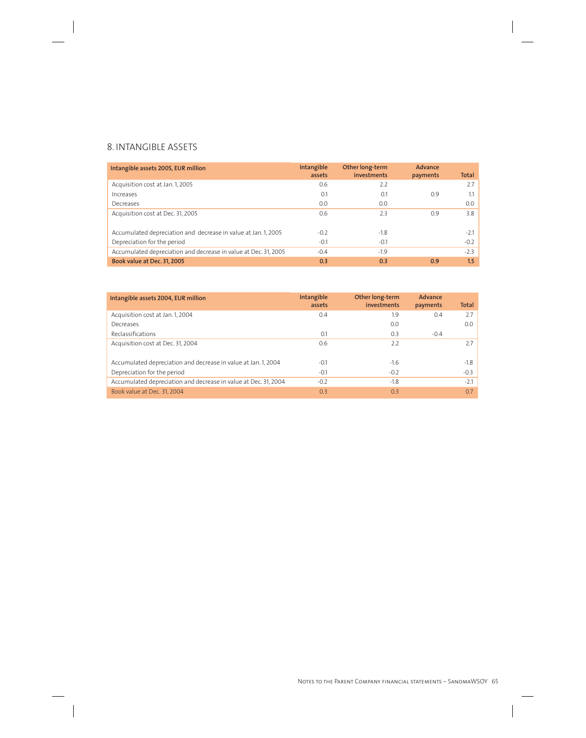## 8. INTANGIBLE ASSETS

| Intangible assets 2005, EUR million | Intangible assets | Other long-term investments | Advance payments | Total |
|---|---|---|---|---|
| Acquisition cost at Jan. 1, 2005 | 0.6 | 2.2 | | 2.7 |
| Increases | 0.1 | 0.1 | 0.9 | 1.1 |
| Decreases | 0.0 | 0.0 | | 0.0 |
| Acquisition cost at Dec. 31, 2005 | 0.6 | 2.3 | 0.9 | 3.8 |
| | | | | |
| Accumulated depreciation and decrease in value at Jan. 1, 2005 | -0.2 | -1.8 | | -2.1 |
| Depreciation for the period | -0.1 | -0.1 | | -0.2 |
| Accumulated depreciation and decrease in value at Dec. 31, 2005 | -0.4 | -1.9 | | -2.3 |
| **Book value at Dec. 31, 2005** | **0.3** | **0.3** | **0.9** | **1.5** |

| Intangible assets 2004, EUR million | Intangible assets | Other long-term investments | Advance payments | Total |
|---|---|---|---|---|
| Acquisition cost at Jan. 1, 2004 | 0.4 | 1.9 | 0.4 | 2.7 |
| Decreases | | 0.0 | | 0.0 |
| Reclassifications | 0.1 | 0.3 | -0.4 | |
| Acquisition cost at Dec. 31, 2004 | 0.6 | 2.2 | | 2.7 |
| | | | | |
| Accumulated depreciation and decrease in value at Jan. 1, 2004 | -0.1 | -1.6 | | -1.8 |
| Depreciation for the period | -0.1 | -0.2 | | -0.3 |
| Accumulated depreciation and decrease in value at Dec. 31, 2004 | -0.2 | -1.8 | | -2.1 |
| Book value at Dec. 31, 2004 | 0.3 | 0.3 | | 0.7 |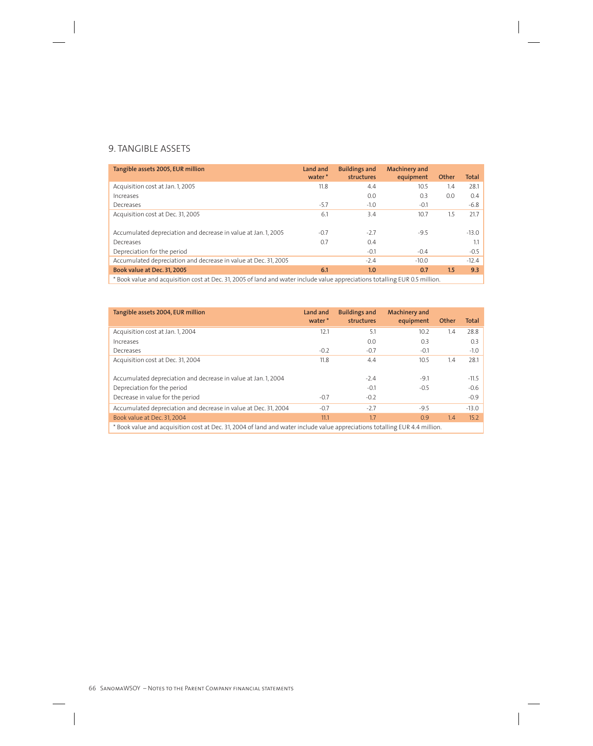## 9. TANGIBLE ASSETS

| Tangible assets 2005, EUR million | Land and water* | Buildings and structures | Machinery and equipment | Other | Total |
|---|---|---|---|---|---|
| Acquisition cost at Jan. 1, 2005 | 11.8 | 4.4 | 10.5 | 1.4 | 28.1 |
| Increases | | 0.0 | 0.3 | 0.0 | 0.4 |
| Decreases | -5.7 | -1.0 | -0.1 | | -6.8 |
| Acquisition cost at Dec. 31, 2005 | 6.1 | 3.4 | 10.7 | 1.5 | 21.7 |
| | | | | | |
| Accumulated depreciation and decrease in value at Jan. 1, 2005 | -0.7 | -2.7 | -9.5 | | -13.0 |
| Decreases | 0.7 | 0.4 | | | 1.1 |
| Depreciation for the period | | -0.1 | -0.4 | | -0.5 |
| Accumulated depreciation and decrease in value at Dec. 31, 2005 | | -2.4 | -10.0 | | -12.4 |
| **Book value at Dec. 31, 2005** | **6.1** | **1.0** | **0.7** | **1.5** | **9.3** |

* Book value and acquisition cost at Dec. 31, 2005 of land and water include value appreciations totalling EUR 0.5 million.

| Tangible assets 2004, EUR million | Land and water* | Buildings and structures | Machinery and equipment | Other | Total |
|---|---|---|---|---|---|
| Acquisition cost at Jan. 1, 2004 | 12.1 | 5.1 | 10.2 | 1.4 | 28.8 |
| Increases | | 0.0 | 0.3 | | 0.3 |
| Decreases | -0.2 | -0.7 | -0.1 | | -1.0 |
| Acquisition cost at Dec. 31, 2004 | 11.8 | 4.4 | 10.5 | 1.4 | 28.1 |
| | | | | | |
| Accumulated depreciation and decrease in value at Jan. 1, 2004 | | -2.4 | -9.1 | | -11.5 |
| Depreciation for the period | | -0.1 | -0.5 | | -0.6 |
| Decrease in value for the period | -0.7 | -0.2 | | | -0.9 |
| Accumulated depreciation and decrease in value at Dec. 31, 2004 | -0.7 | -2.7 | -9.5 | | -13.0 |
| Book value at Dec. 31, 2004 | 11.1 | 1.7 | 0.9 | 1.4 | 15.2 |

* Book value and acquisition cost at Dec. 31, 2004 of land and water include value appreciations totalling EUR 4.4 million.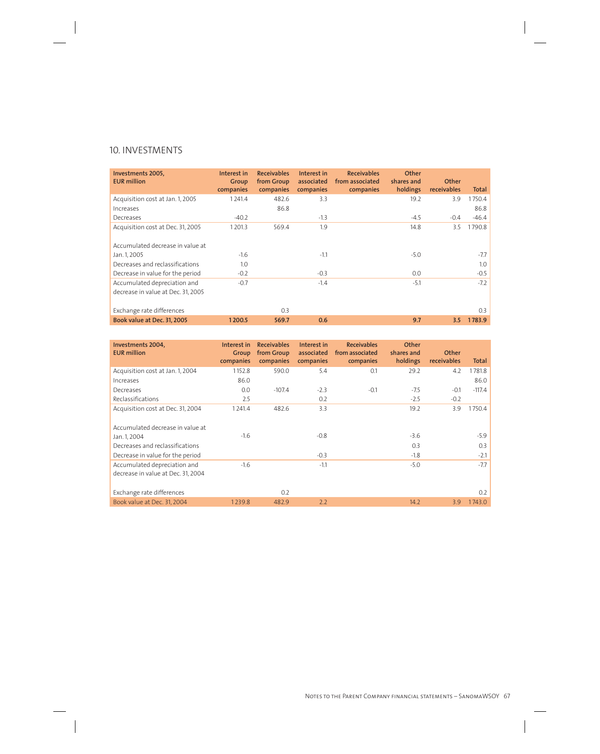## 10. INVESTMENTS

| Investments 2005, EUR million | Interest in Group companies | Receivables from Group companies | Interest in associated companies | Receivables from associated companies | Other shares and holdings | Other receivables | Total |
|---|---|---|---|---|---|---|---|
| Acquisition cost at Jan. 1, 2005 | 1 241.4 | 482.6 | 3.3 | | 19.2 | 3.9 | 1 750.4 |
| Increases | | 86.8 | | | | | 86.8 |
| Decreases | -40.2 | | -1.3 | | -4.5 | -0.4 | -46.4 |
| Acquisition cost at Dec. 31, 2005 | 1 201.3 | 569.4 | 1.9 | | 14.8 | 3.5 | 1 790.8 |
| Accumulated decrease in value at Jan. 1, 2005 | -1.6 | | -1.1 | | -5.0 | | -7.7 |
| Decreases and reclassifications | 1.0 | | | | | | 1.0 |
| Decrease in value for the period | -0.2 | | -0.3 | | 0.0 | | -0.5 |
| Accumulated depreciation and decrease in value at Dec. 31, 2005 | -0.7 | | -1.4 | | -5.1 | | -7.2 |
| Exchange rate differences | | 0.3 | | | | | 0.3 |
| **Book value at Dec. 31, 2005** | **1 200.5** | **569.7** | **0.6** | | **9.7** | **3.5** | **1 783.9** |

| Investments 2004, EUR million | Interest in Group companies | Receivables from Group companies | Interest in associated companies | Receivables from associated companies | Other shares and holdings | Other receivables | Total |
|---|---|---|---|---|---|---|---|
| Acquisition cost at Jan. 1, 2004 | 1 152.8 | 590.0 | 5.4 | 0.1 | 29.2 | 4.2 | 1 781.8 |
| Increases | 86.0 | | | | | | 86.0 |
| Decreases | 0.0 | -107.4 | -2.3 | -0.1 | -7.5 | -0.1 | -117.4 |
| Reclassifications | 2.5 | | 0.2 | | -2.5 | -0.2 | |
| Acquisition cost at Dec. 31, 2004 | 1 241.4 | 482.6 | 3.3 | | 19.2 | 3.9 | 1 750.4 |
| Accumulated decrease in value at Jan. 1, 2004 | -1.6 | | -0.8 | | -3.6 | | -5.9 |
| Decreases and reclassifications | | | | | 0.3 | | 0.3 |
| Decrease in value for the period | | | -0.3 | | -1.8 | | -2.1 |
| Accumulated depreciation and decrease in value at Dec. 31, 2004 | -1.6 | | -1.1 | | -5.0 | | -7.7 |
| Exchange rate differences | | 0.2 | | | | | 0.2 |
| Book value at Dec. 31, 2004 | 1 239.8 | 482.9 | 2.2 | | 14.2 | 3.9 | 1 743.0 |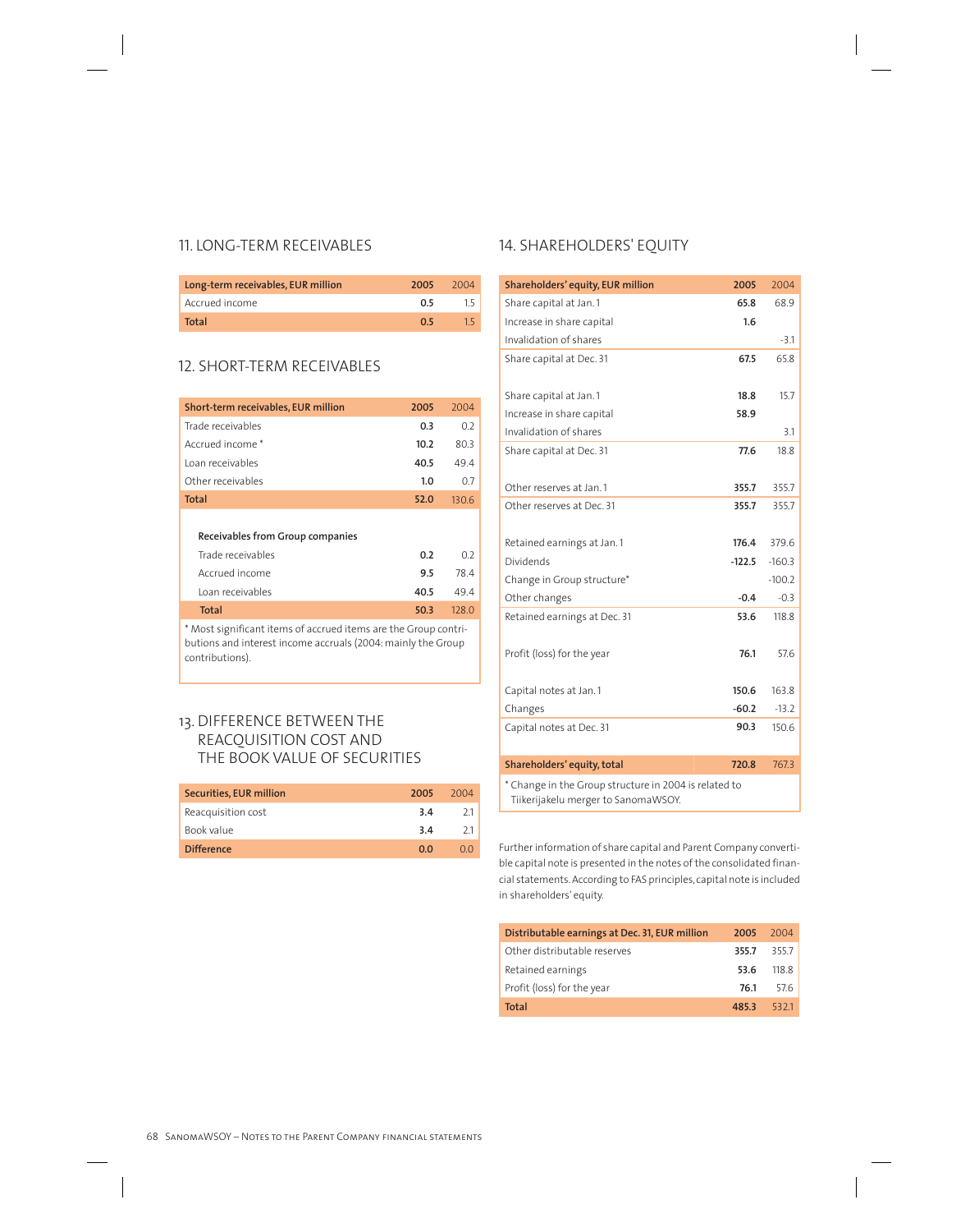## 11. LONG-TERM RECEIVABLES

| Long-term receivables, EUR million | 2005 | 2004 |
|---|---|---|
| Accrued income | 0.5 | 1.5 |
| Total | 0.5 | 1.5 |

## 12. SHORT-TERM RECEIVABLES

| Short-term receivables, EUR million | 2005 | 2004 |
|---|---|---|
| Trade receivables | 0.3 | 0.2 |
| Accrued income * | 10.2 | 80.3 |
| Loan receivables | 40.5 | 49.4 |
| Other receivables | 1.0 | 0.7 |
| Total | 52.0 | 130.6 |
| | | |
| **Receivables from Group companies** | | |
| Trade receivables | 0.2 | 0.2 |
| Accrued income | 9.5 | 78.4 |
| Loan receivables | 40.5 | 49.4 |
| Total | 50.3 | 128.0 |

\* Most significant items of accrued items are the Group contributions and interest income accruals (2004: mainly the Group contributions).

## 13. DIFFERENCE BETWEEN THE REACQUISITION COST AND THE BOOK VALUE OF SECURITIES

| Securities, EUR million | 2005 | 2004 |
|---|---|---|
| Reacquisition cost | 3.4 | 2.1 |
| Book value | 3.4 | 2.1 |
| Difference | 0.0 | 0.0 |

## 14. SHAREHOLDERS' EQUITY

| Shareholders' equity, EUR million | 2005 | 2004 |
|---|---|---|
| Share capital at Jan. 1 | 65.8 | 68.9 |
| Increase in share capital | 1.6 | |
| Invalidation of shares | | -3.1 |
| Share capital at Dec. 31 | 67.5 | 65.8 |
| | | |
| Share capital at Jan. 1 | 18.8 | 15.7 |
| Increase in share capital | 58.9 | |
| Invalidation of shares | | 3.1 |
| Share capital at Dec. 31 | 77.6 | 18.8 |
| | | |
| Other reserves at Jan. 1 | 355.7 | 355.7 |
| Other reserves at Dec. 31 | 355.7 | 355.7 |
| | | |
| Retained earnings at Jan. 1 | 176.4 | 379.6 |
| Dividends | -122.5 | -160.3 |
| Change in Group structure* | | -100.2 |
| Other changes | -0.4 | -0.3 |
| Retained earnings at Dec. 31 | 53.6 | 118.8 |
| | | |
| Profit (loss) for the year | 76.1 | 57.6 |
| | | |
| Capital notes at Jan. 1 | 150.6 | 163.8 |
| Changes | -60.2 | -13.2 |
| Capital notes at Dec. 31 | 90.3 | 150.6 |
| | | |
| Shareholders' equity, total | 720.8 | 767.3 |

\* Change in the Group structure in 2004 is related to Tiikerijakelu merger to SanomaWSOY.

Further information of share capital and Parent Company convertible capital note is presented in the notes of the consolidated financial statements. According to FAS principles, capital note is included in shareholders' equity.

| Distributable earnings at Dec. 31, EUR million | 2005 | 2004 |
|---|---|---|
| Other distributable reserves | 355.7 | 355.7 |
| Retained earnings | 53.6 | 118.8 |
| Profit (loss) for the year | 76.1 | 57.6 |
| Total | 485.3 | 532.1 |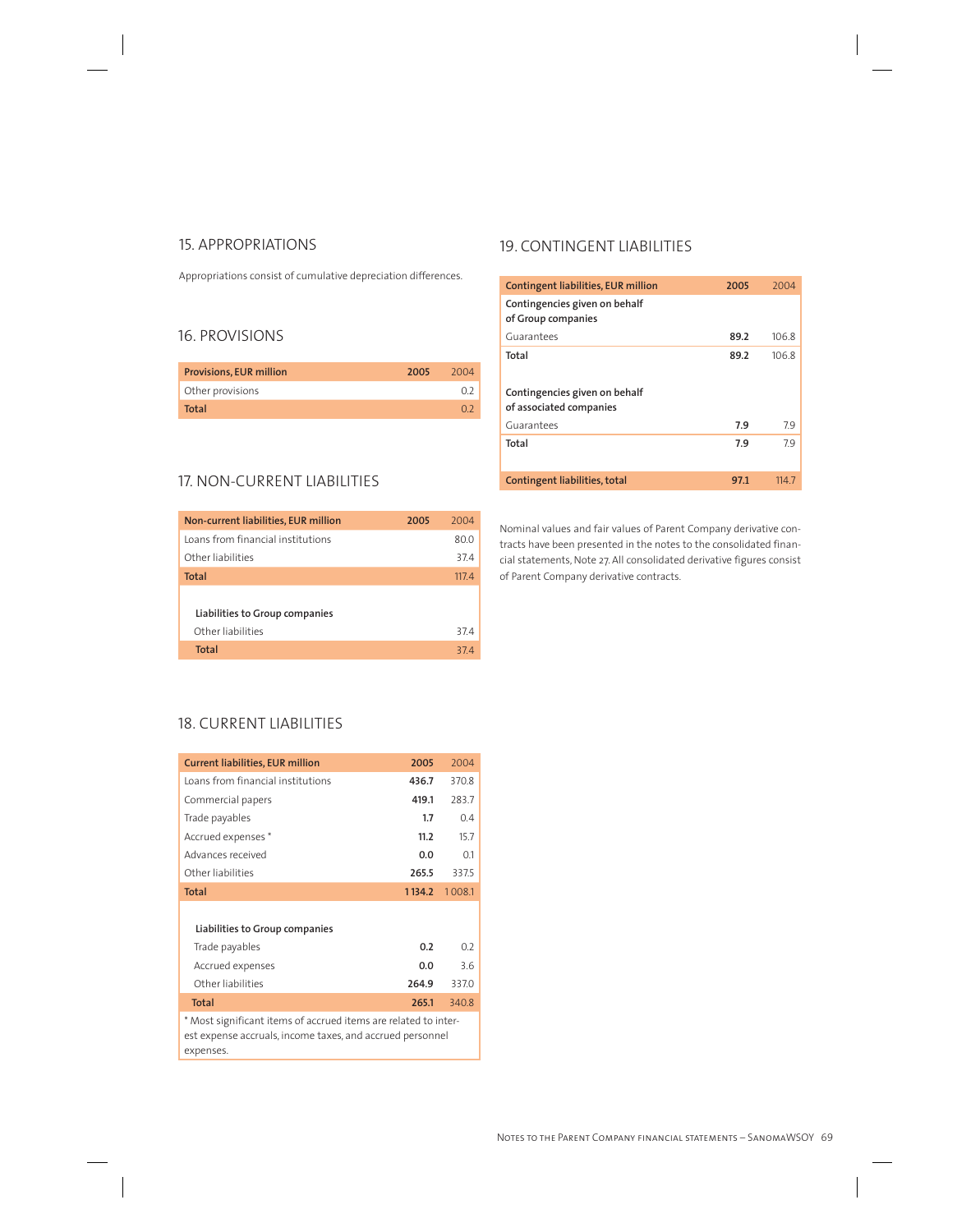## 15. APPROPRIATIONS

Appropriations consist of cumulative depreciation differences.

## 16. PROVISIONS

| Provisions, EUR million | 2005 | 2004 |
|---|---|---|
| Other provisions | | 0.2 |
| **Total** | | 0.2 |

## 17. NON-CURRENT LIABILITIES

| Non-current liabilities, EUR million | 2005 | 2004 |
|---|---|---|
| Loans from financial institutions | | 80.0 |
| Other liabilities | | 37.4 |
| **Total** | | 117.4 |
| | | |
| **Liabilities to Group companies** | | |
| Other liabilities | | 37.4 |
| **Total** | | 37.4 |

## 18. CURRENT LIABILITIES

| Current liabilities, EUR million | 2005 | 2004 |
|---|---|---|
| Loans from financial institutions | **436.7** | 370.8 |
| Commercial papers | **419.1** | 283.7 |
| Trade payables | **1.7** | 0.4 |
| Accrued expenses * | **11.2** | 15.7 |
| Advances received | **0.0** | 0.1 |
| Other liabilities | **265.5** | 337.5 |
| **Total** | **1 134.2** | 1 008.1 |
| | | |
| **Liabilities to Group companies** | | |
| Trade payables | **0.2** | 0.2 |
| Accrued expenses | **0.0** | 3.6 |
| Other liabilities | **264.9** | 337.0 |
| **Total** | **265.1** | 340.8 |

* Most significant items of accrued items are related to interest expense accruals, income taxes, and accrued personnel expenses.

## 19. CONTINGENT LIABILITIES

| Contingent liabilities, EUR million | 2005 | 2004 |
|---|---|---|
| **Contingencies given on behalf of Group companies** | | |
| Guarantees | **89.2** | 106.8 |
| **Total** | **89.2** | 106.8 |
| | | |
| **Contingencies given on behalf of associated companies** | | |
| Guarantees | **7.9** | 7.9 |
| **Total** | **7.9** | 7.9 |
| | | |
| **Contingent liabilities, total** | **97.1** | 114.7 |

Nominal values and fair values of Parent Company derivative contracts have been presented in the notes to the consolidated financial statements, Note 27. All consolidated derivative figures consist of Parent Company derivative contracts.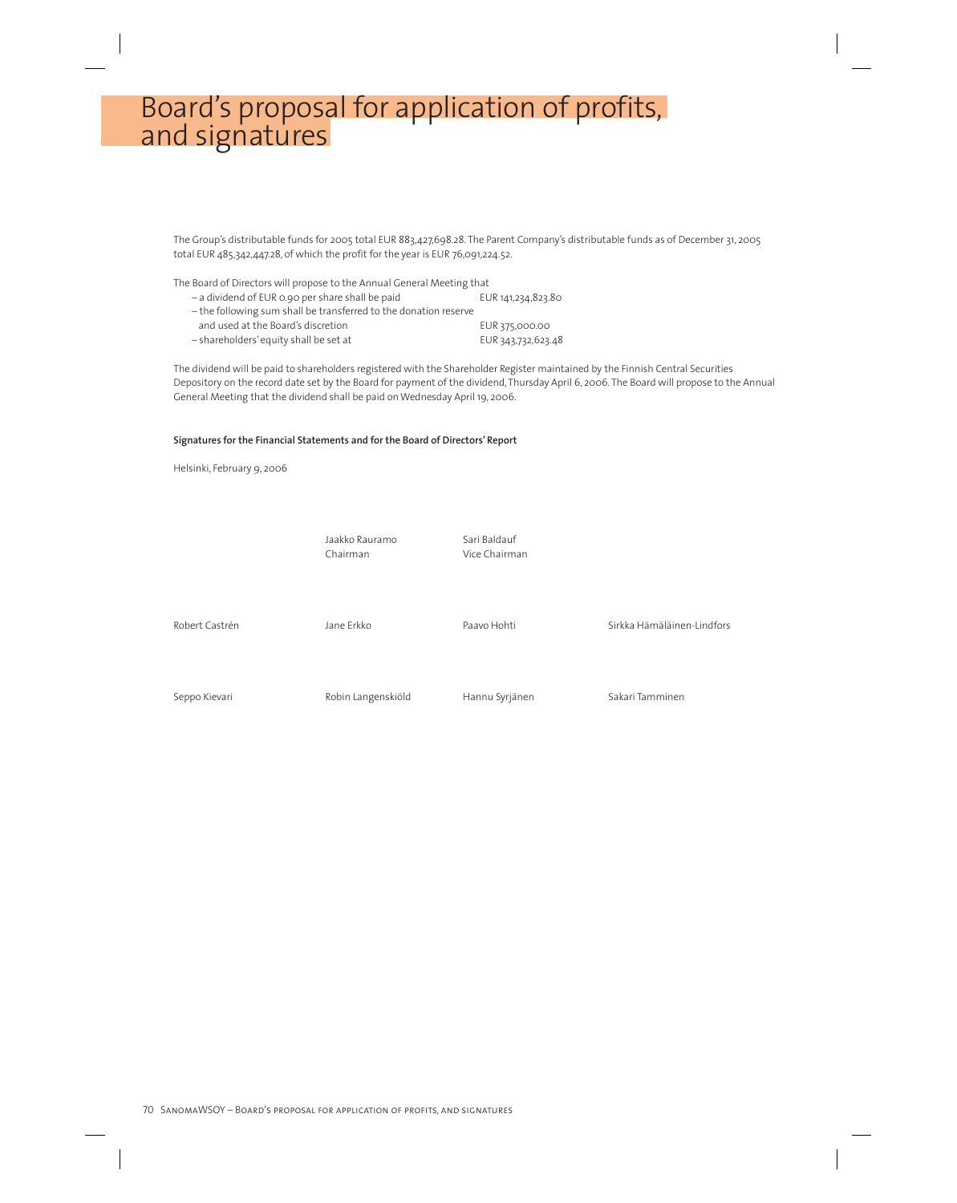# Board's proposal for application of profits, and signatures

The Group's distributable funds for 2005 total EUR 883,427,698.28. The Parent Company's distributable funds as of December 31, 2005 total EUR 485,342,447.28, of which the profit for the year is EUR 76,091,224.52.

The Board of Directors will propose to the Annual General Meeting that

| | |
|---|---|
| – a dividend of EUR 0.90 per share shall be paid | EUR 141,234,823.80 |
| – the following sum shall be transferred to the donation reserve and used at the Board's discretion | EUR 375,000.00 |
| – shareholders' equity shall be set at | EUR 343,732,623.48 |

The dividend will be paid to shareholders registered with the Shareholder Register maintained by the Finnish Central Securities Depository on the record date set by the Board for payment of the dividend, Thursday April 6, 2006. The Board will propose to the Annual General Meeting that the dividend shall be paid on Wednesday April 19, 2006.

**Signatures for the Financial Statements and for the Board of Directors' Report**

Helsinki, February 9, 2006

Jaakko Rauramo
Chairman

Sari Baldauf
Vice Chairman

Robert Castrén

Jane Erkko

Paavo Hohti

Sirkka Hämäläinen-Lindfors

Seppo Kievari

Robin Langenskiöld

Hannu Syrjänen

Sakari Tamminen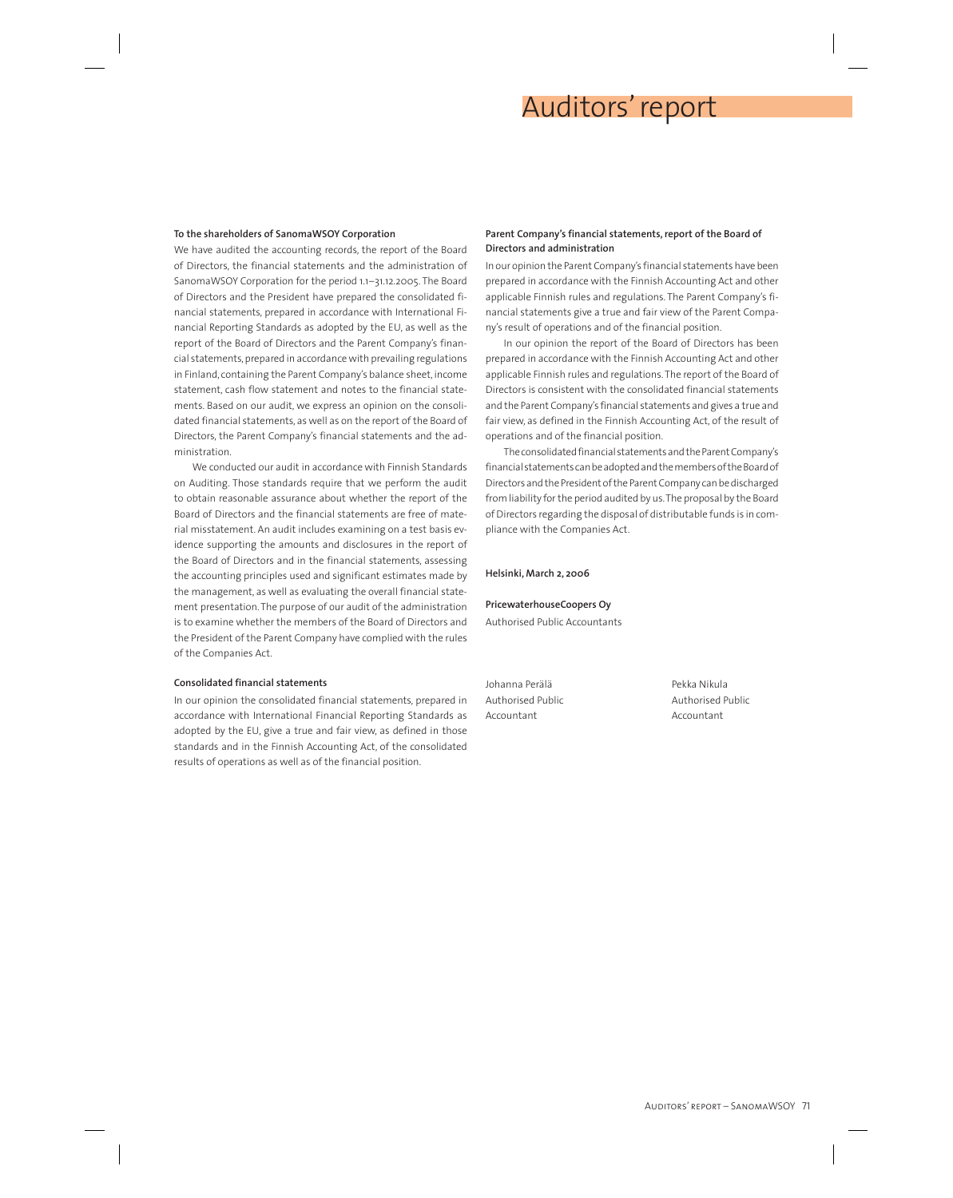# Auditors' report

**To the shareholders of SanomaWSOY Corporation**

We have audited the accounting records, the report of the Board of Directors, the financial statements and the administration of SanomaWSOY Corporation for the period 1.1–31.12.2005. The Board of Directors and the President have prepared the consolidated financial statements, prepared in accordance with International Financial Reporting Standards as adopted by the EU, as well as the report of the Board of Directors and the Parent Company's financial statements, prepared in accordance with prevailing regulations in Finland, containing the Parent Company's balance sheet, income statement, cash flow statement and notes to the financial statements. Based on our audit, we express an opinion on the consolidated financial statements, as well as on the report of the Board of Directors, the Parent Company's financial statements and the administration.

We conducted our audit in accordance with Finnish Standards on Auditing. Those standards require that we perform the audit to obtain reasonable assurance about whether the report of the Board of Directors and the financial statements are free of material misstatement. An audit includes examining on a test basis evidence supporting the amounts and disclosures in the report of the Board of Directors and in the financial statements, assessing the accounting principles used and significant estimates made by the management, as well as evaluating the overall financial statement presentation. The purpose of our audit of the administration is to examine whether the members of the Board of Directors and the President of the Parent Company have complied with the rules of the Companies Act.

**Consolidated financial statements**

In our opinion the consolidated financial statements, prepared in accordance with International Financial Reporting Standards as adopted by the EU, give a true and fair view, as defined in those standards and in the Finnish Accounting Act, of the consolidated results of operations as well as of the financial position.

**Parent Company's financial statements, report of the Board of Directors and administration**

In our opinion the Parent Company's financial statements have been prepared in accordance with the Finnish Accounting Act and other applicable Finnish rules and regulations. The Parent Company's financial statements give a true and fair view of the Parent Company's result of operations and of the financial position.

In our opinion the report of the Board of Directors has been prepared in accordance with the Finnish Accounting Act and other applicable Finnish rules and regulations. The report of the Board of Directors is consistent with the consolidated financial statements and the Parent Company's financial statements and gives a true and fair view, as defined in the Finnish Accounting Act, of the result of operations and of the financial position.

The consolidated financial statements and the Parent Company's financial statements can be adopted and the members of the Board of Directors and the President of the Parent Company can be discharged from liability for the period audited by us. The proposal by the Board of Directors regarding the disposal of distributable funds is in compliance with the Companies Act.

**Helsinki, March 2, 2006**

**PricewaterhouseCoopers Oy**
Authorised Public Accountants

Johanna Perälä
Authorised Public Accountant

Pekka Nikula
Authorised Public Accountant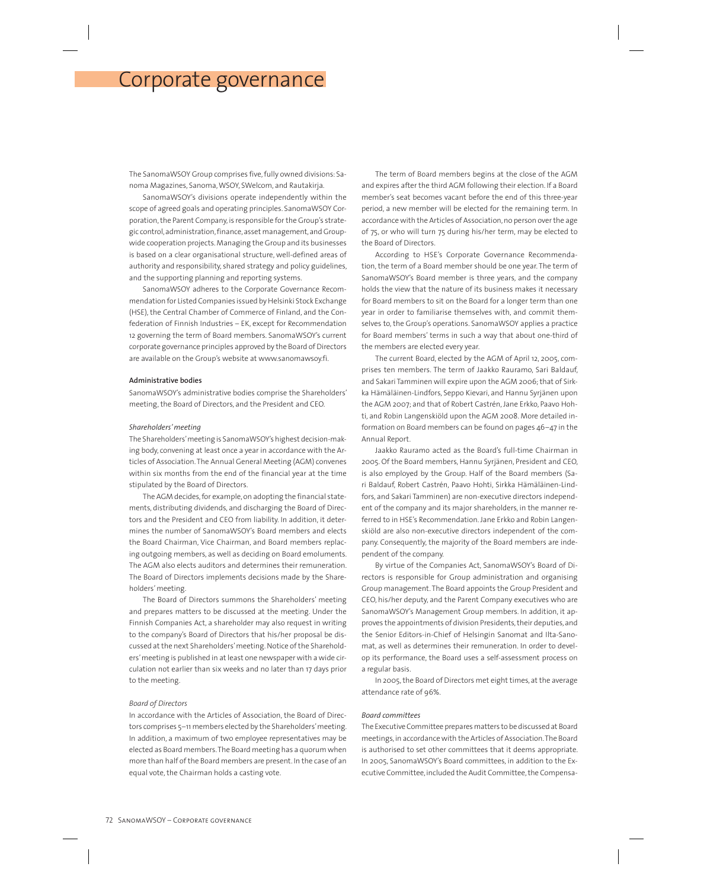# Corporate governance

The SanomaWSOY Group comprises five, fully owned divisions: Sanoma Magazines, Sanoma, WSOY, SWelcom, and Rautakirja.

SanomaWSOY's divisions operate independently within the scope of agreed goals and operating principles. SanomaWSOY Corporation, the Parent Company, is responsible for the Group's strategic control, administration, finance, asset management, and Group-wide cooperation projects. Managing the Group and its businesses is based on a clear organisational structure, well-defined areas of authority and responsibility, shared strategy and policy guidelines, and the supporting planning and reporting systems.

SanomaWSOY adheres to the Corporate Governance Recommendation for Listed Companies issued by Helsinki Stock Exchange (HSE), the Central Chamber of Commerce of Finland, and the Confederation of Finnish Industries – EK, except for Recommendation 12 governing the term of Board members. SanomaWSOY's current corporate governance principles approved by the Board of Directors are available on the Group's website at www.sanomawsoy.fi.

**Administrative bodies**

SanomaWSOY's administrative bodies comprise the Shareholders' meeting, the Board of Directors, and the President and CEO.

*Shareholders' meeting*

The Shareholders' meeting is SanomaWSOY's highest decision-making body, convening at least once a year in accordance with the Articles of Association. The Annual General Meeting (AGM) convenes within six months from the end of the financial year at the time stipulated by the Board of Directors.

The AGM decides, for example, on adopting the financial statements, distributing dividends, and discharging the Board of Directors and the President and CEO from liability. In addition, it determines the number of SanomaWSOY's Board members and elects the Board Chairman, Vice Chairman, and Board members replacing outgoing members, as well as deciding on Board emoluments. The AGM also elects auditors and determines their remuneration. The Board of Directors implements decisions made by the Shareholders' meeting.

The Board of Directors summons the Shareholders' meeting and prepares matters to be discussed at the meeting. Under the Finnish Companies Act, a shareholder may also request in writing to the company's Board of Directors that his/her proposal be discussed at the next Shareholders' meeting. Notice of the Shareholders' meeting is published in at least one newspaper with a wide circulation not earlier than six weeks and no later than 17 days prior to the meeting.

*Board of Directors*

In accordance with the Articles of Association, the Board of Directors comprises 5–11 members elected by the Shareholders' meeting. In addition, a maximum of two employee representatives may be elected as Board members. The Board meeting has a quorum when more than half of the Board members are present. In the case of an equal vote, the Chairman holds a casting vote.

The term of Board members begins at the close of the AGM and expires after the third AGM following their election. If a Board member's seat becomes vacant before the end of this three-year period, a new member will be elected for the remaining term. In accordance with the Articles of Association, no person over the age of 75, or who will turn 75 during his/her term, may be elected to the Board of Directors.

According to HSE's Corporate Governance Recommendation, the term of a Board member should be one year. The term of SanomaWSOY's Board member is three years, and the company holds the view that the nature of its business makes it necessary for Board members to sit on the Board for a longer term than one year in order to familiarise themselves with, and commit themselves to, the Group's operations. SanomaWSOY applies a practice for Board members' terms in such a way that about one-third of the members are elected every year.

The current Board, elected by the AGM of April 12, 2005, comprises ten members. The term of Jaakko Rauramo, Sari Baldauf, and Sakari Tamminen will expire upon the AGM 2006; that of Sirkka Hämäläinen-Lindfors, Seppo Kievari, and Hannu Syrjänen upon the AGM 2007; and that of Robert Castrén, Jane Erkko, Paavo Hohti, and Robin Langenskiöld upon the AGM 2008. More detailed information on Board members can be found on pages 46–47 in the Annual Report.

Jaakko Rauramo acted as the Board's full-time Chairman in 2005. Of the Board members, Hannu Syrjänen, President and CEO, is also employed by the Group. Half of the Board members (Sari Baldauf, Robert Castrén, Paavo Hohti, Sirkka Hämäläinen-Lindfors, and Sakari Tamminen) are non-executive directors independent of the company and its major shareholders, in the manner referred to in HSE's Recommendation. Jane Erkko and Robin Langenskiöld are also non-executive directors independent of the company. Consequently, the majority of the Board members are independent of the company.

By virtue of the Companies Act, SanomaWSOY's Board of Directors is responsible for Group administration and organising Group management. The Board appoints the Group President and CEO, his/her deputy, and the Parent Company executives who are SanomaWSOY's Management Group members. In addition, it approves the appointments of division Presidents, their deputies, and the Senior Editors-in-Chief of Helsingin Sanomat and Ilta-Sanomat, as well as determines their remuneration. In order to develop its performance, the Board uses a self-assessment process on a regular basis.

In 2005, the Board of Directors met eight times, at the average attendance rate of 96%.

*Board committees*

The Executive Committee prepares matters to be discussed at Board meetings, in accordance with the Articles of Association. The Board is authorised to set other committees that it deems appropriate. In 2005, SanomaWSOY's Board committees, in addition to the Executive Committee, included the Audit Committee, the Compensa-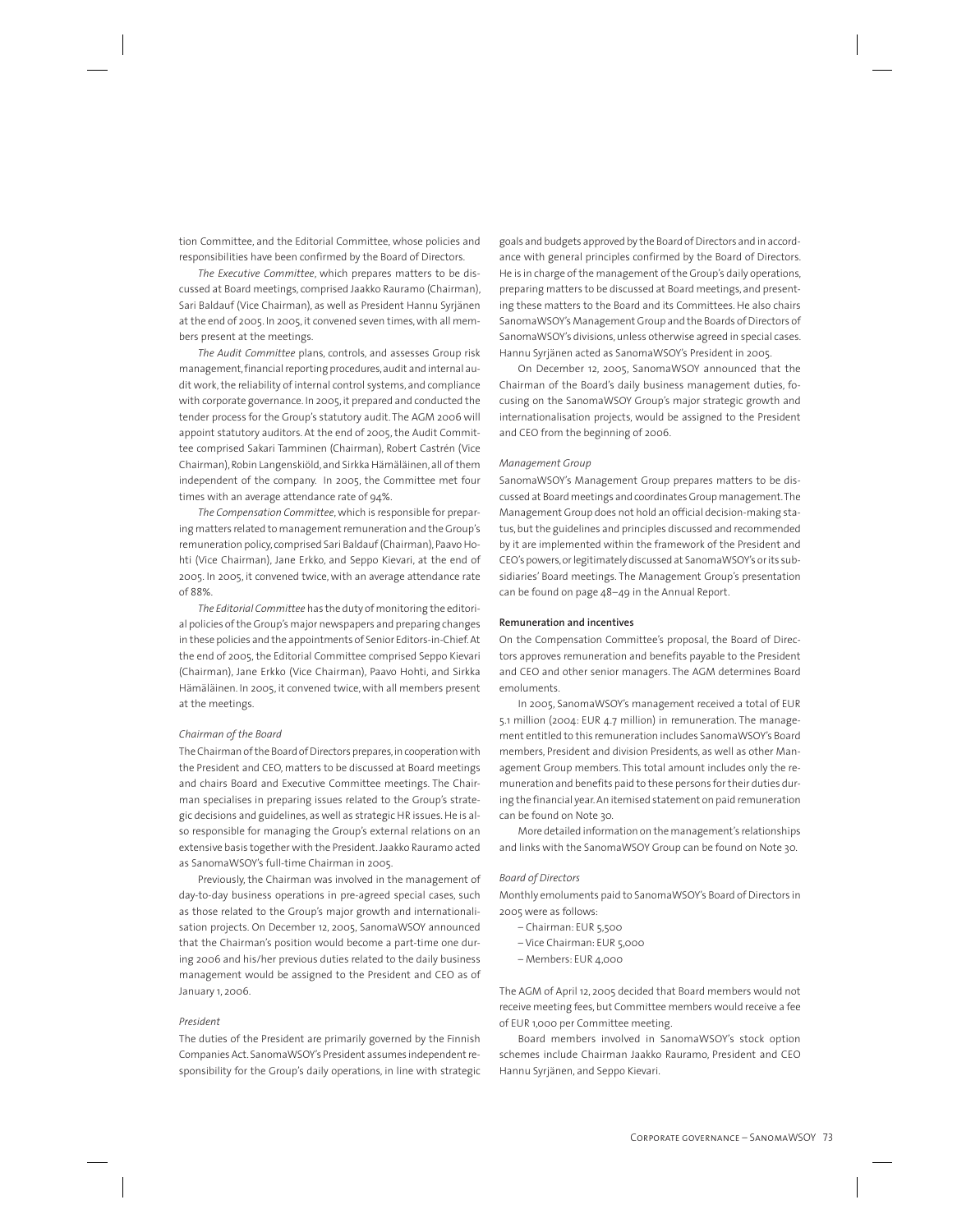tion Committee, and the Editorial Committee, whose policies and responsibilities have been confirmed by the Board of Directors.

*The Executive Committee*, which prepares matters to be discussed at Board meetings, comprised Jaakko Rauramo (Chairman), Sari Baldauf (Vice Chairman), as well as President Hannu Syrjänen at the end of 2005. In 2005, it convened seven times, with all members present at the meetings.

*The Audit Committee* plans, controls, and assesses Group risk management, financial reporting procedures, audit and internal audit work, the reliability of internal control systems, and compliance with corporate governance. In 2005, it prepared and conducted the tender process for the Group's statutory audit. The AGM 2006 will appoint statutory auditors. At the end of 2005, the Audit Committee comprised Sakari Tamminen (Chairman), Robert Castrén (Vice Chairman), Robin Langenskiöld, and Sirkka Hämäläinen, all of them independent of the company. In 2005, the Committee met four times with an average attendance rate of 94%.

*The Compensation Committee*, which is responsible for preparing matters related to management remuneration and the Group's remuneration policy, comprised Sari Baldauf (Chairman), Paavo Hohti (Vice Chairman), Jane Erkko, and Seppo Kievari, at the end of 2005. In 2005, it convened twice, with an average attendance rate of 88%.

*The Editorial Committee* has the duty of monitoring the editorial policies of the Group's major newspapers and preparing changes in these policies and the appointments of Senior Editors-in-Chief. At the end of 2005, the Editorial Committee comprised Seppo Kievari (Chairman), Jane Erkko (Vice Chairman), Paavo Hohti, and Sirkka Hämäläinen. In 2005, it convened twice, with all members present at the meetings.

*Chairman of the Board*

The Chairman of the Board of Directors prepares, in cooperation with the President and CEO, matters to be discussed at Board meetings and chairs Board and Executive Committee meetings. The Chairman specialises in preparing issues related to the Group's strategic decisions and guidelines, as well as strategic HR issues. He is also responsible for managing the Group's external relations on an extensive basis together with the President. Jaakko Rauramo acted as SanomaWSOY's full-time Chairman in 2005.

Previously, the Chairman was involved in the management of day-to-day business operations in pre-agreed special cases, such as those related to the Group's major growth and internationalisation projects. On December 12, 2005, SanomaWSOY announced that the Chairman's position would become a part-time one during 2006 and his/her previous duties related to the daily business management would be assigned to the President and CEO as of January 1, 2006.

*President*

The duties of the President are primarily governed by the Finnish Companies Act. SanomaWSOY's President assumes independent responsibility for the Group's daily operations, in line with strategic goals and budgets approved by the Board of Directors and in accordance with general principles confirmed by the Board of Directors. He is in charge of the management of the Group's daily operations, preparing matters to be discussed at Board meetings, and presenting these matters to the Board and its Committees. He also chairs SanomaWSOY's Management Group and the Boards of Directors of SanomaWSOY's divisions, unless otherwise agreed in special cases. Hannu Syrjänen acted as SanomaWSOY's President in 2005.

On December 12, 2005, SanomaWSOY announced that the Chairman of the Board's daily business management duties, focusing on the SanomaWSOY Group's major strategic growth and internationalisation projects, would be assigned to the President and CEO from the beginning of 2006.

*Management Group*

SanomaWSOY's Management Group prepares matters to be discussed at Board meetings and coordinates Group management. The Management Group does not hold an official decision-making status, but the guidelines and principles discussed and recommended by it are implemented within the framework of the President and CEO's powers, or legitimately discussed at SanomaWSOY's or its subsidiaries' Board meetings. The Management Group's presentation can be found on page 48–49 in the Annual Report.

**Remuneration and incentives**

On the Compensation Committee's proposal, the Board of Directors approves remuneration and benefits payable to the President and CEO and other senior managers. The AGM determines Board emoluments.

In 2005, SanomaWSOY's management received a total of EUR 5.1 million (2004: EUR 4.7 million) in remuneration. The management entitled to this remuneration includes SanomaWSOY's Board members, President and division Presidents, as well as other Management Group members. This total amount includes only the remuneration and benefits paid to these persons for their duties during the financial year. An itemised statement on paid remuneration can be found on Note 30.

More detailed information on the management's relationships and links with the SanomaWSOY Group can be found on Note 30.

*Board of Directors*

Monthly emoluments paid to SanomaWSOY's Board of Directors in 2005 were as follows:

– Chairman: EUR 5,500
– Vice Chairman: EUR 5,000
– Members: EUR 4,000

The AGM of April 12, 2005 decided that Board members would not receive meeting fees, but Committee members would receive a fee of EUR 1,000 per Committee meeting.

Board members involved in SanomaWSOY's stock option schemes include Chairman Jaakko Rauramo, President and CEO Hannu Syrjänen, and Seppo Kievari.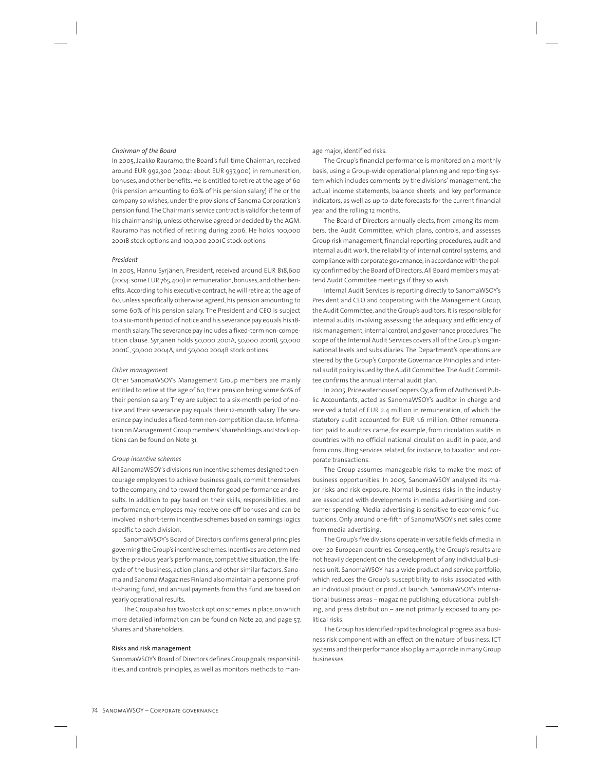*Chairman of the Board*

In 2005, Jaakko Rauramo, the Board's full-time Chairman, received around EUR 992,300 (2004: about EUR 937,900) in remuneration, bonuses, and other benefits. He is entitled to retire at the age of 60 (his pension amounting to 60% of his pension salary) if he or the company so wishes, under the provisions of Sanoma Corporation's pension fund. The Chairman's service contract is valid for the term of his chairmanship, unless otherwise agreed or decided by the AGM. Rauramo has notified of retiring during 2006. He holds 100,000 2001B stock options and 100,000 2001C stock options.

*President*

In 2005, Hannu Syrjänen, President, received around EUR 818,600 (2004: some EUR 765,400) in remuneration, bonuses, and other benefits. According to his executive contract, he will retire at the age of 60, unless specifically otherwise agreed, his pension amounting to some 60% of his pension salary. The President and CEO is subject to a six-month period of notice and his severance pay equals his 18-month salary. The severance pay includes a fixed-term non-competition clause. Syrjänen holds 50,000 2001A, 50,000 2001B, 50,000 2001C, 50,000 2004A, and 50,000 2004B stock options.

*Other management*

Other SanomaWSOY's Management Group members are mainly entitled to retire at the age of 60, their pension being some 60% of their pension salary. They are subject to a six-month period of notice and their severance pay equals their 12-month salary. The severance pay includes a fixed-term non-competition clause. Information on Management Group members' shareholdings and stock options can be found on Note 31.

*Group incentive schemes*

All SanomaWSOY's divisions run incentive schemes designed to encourage employees to achieve business goals, commit themselves to the company, and to reward them for good performance and results. In addition to pay based on their skills, responsibilities, and performance, employees may receive one-off bonuses and can be involved in short-term incentive schemes based on earnings logics specific to each division.

SanomaWSOY's Board of Directors confirms general principles governing the Group's incentive schemes. Incentives are determined by the previous year's performance, competitive situation, the lifecycle of the business, action plans, and other similar factors. Sanoma and Sanoma Magazines Finland also maintain a personnel profit-sharing fund, and annual payments from this fund are based on yearly operational results.

The Group also has two stock option schemes in place, on which more detailed information can be found on Note 20, and page 57, Shares and Shareholders.

**Risks and risk management**

SanomaWSOY's Board of Directors defines Group goals, responsibilities, and controls principles, as well as monitors methods to manage major, identified risks.

The Group's financial performance is monitored on a monthly basis, using a Group-wide operational planning and reporting system which includes comments by the divisions' management, the actual income statements, balance sheets, and key performance indicators, as well as up-to-date forecasts for the current financial year and the rolling 12 months.

The Board of Directors annually elects, from among its members, the Audit Committee, which plans, controls, and assesses Group risk management, financial reporting procedures, audit and internal audit work, the reliability of internal control systems, and compliance with corporate governance, in accordance with the policy confirmed by the Board of Directors. All Board members may attend Audit Committee meetings if they so wish.

Internal Audit Services is reporting directly to SanomaWSOY's President and CEO and cooperating with the Management Group, the Audit Committee, and the Group's auditors. It is responsible for internal audits involving assessing the adequacy and efficiency of risk management, internal control, and governance procedures. The scope of the Internal Audit Services covers all of the Group's organisational levels and subsidiaries. The Department's operations are steered by the Group's Corporate Governance Principles and internal audit policy issued by the Audit Committee. The Audit Committee confirms the annual internal audit plan.

In 2005, PricewaterhouseCoopers Oy, a firm of Authorised Public Accountants, acted as SanomaWSOY's auditor in charge and received a total of EUR 2.4 million in remuneration, of which the statutory audit accounted for EUR 1.6 million. Other remuneration paid to auditors came, for example, from circulation audits in countries with no official national circulation audit in place, and from consulting services related, for instance, to taxation and corporate transactions.

The Group assumes manageable risks to make the most of business opportunities. In 2005, SanomaWSOY analysed its major risks and risk exposure. Normal business risks in the industry are associated with developments in media advertising and consumer spending. Media advertising is sensitive to economic fluctuations. Only around one-fifth of SanomaWSOY's net sales come from media advertising.

The Group's five divisions operate in versatile fields of media in over 20 European countries. Consequently, the Group's results are not heavily dependent on the development of any individual business unit. SanomaWSOY has a wide product and service portfolio, which reduces the Group's susceptibility to risks associated with an individual product or product launch. SanomaWSOY's international business areas – magazine publishing, educational publishing, and press distribution – are not primarily exposed to any political risks.

The Group has identified rapid technological progress as a business risk component with an effect on the nature of business. ICT systems and their performance also play a major role in many Group businesses.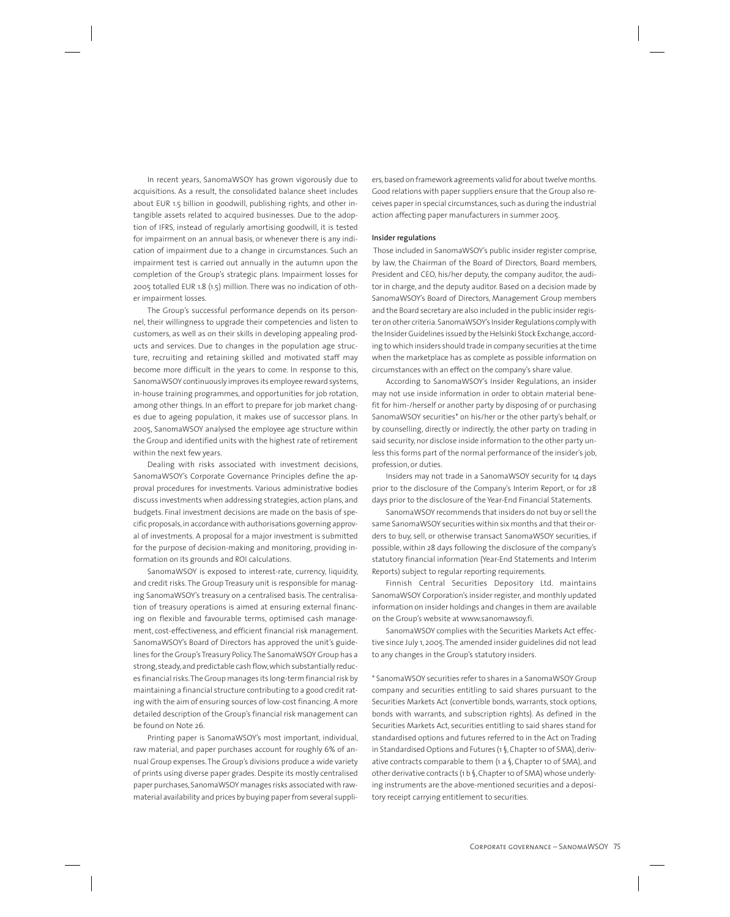In recent years, SanomaWSOY has grown vigorously due to acquisitions. As a result, the consolidated balance sheet includes about EUR 1.5 billion in goodwill, publishing rights, and other intangible assets related to acquired businesses. Due to the adoption of IFRS, instead of regularly amortising goodwill, it is tested for impairment on an annual basis, or whenever there is any indication of impairment due to a change in circumstances. Such an impairment test is carried out annually in the autumn upon the completion of the Group's strategic plans. Impairment losses for 2005 totalled EUR 1.8 (1.5) million. There was no indication of other impairment losses.

The Group's successful performance depends on its personnel, their willingness to upgrade their competencies and listen to customers, as well as on their skills in developing appealing products and services. Due to changes in the population age structure, recruiting and retaining skilled and motivated staff may become more difficult in the years to come. In response to this, SanomaWSOY continuously improves its employee reward systems, in-house training programmes, and opportunities for job rotation, among other things. In an effort to prepare for job market changes due to ageing population, it makes use of successor plans. In 2005, SanomaWSOY analysed the employee age structure within the Group and identified units with the highest rate of retirement within the next few years.

Dealing with risks associated with investment decisions, SanomaWSOY's Corporate Governance Principles define the approval procedures for investments. Various administrative bodies discuss investments when addressing strategies, action plans, and budgets. Final investment decisions are made on the basis of specific proposals, in accordance with authorisations governing approval of investments. A proposal for a major investment is submitted for the purpose of decision-making and monitoring, providing information on its grounds and ROI calculations.

SanomaWSOY is exposed to interest-rate, currency, liquidity, and credit risks. The Group Treasury unit is responsible for managing SanomaWSOY's treasury on a centralised basis. The centralisation of treasury operations is aimed at ensuring external financing on flexible and favourable terms, optimised cash management, cost-effectiveness, and efficient financial risk management. SanomaWSOY's Board of Directors has approved the unit's guidelines for the Group's Treasury Policy. The SanomaWSOY Group has a strong, steady, and predictable cash flow, which substantially reduces financial risks. The Group manages its long-term financial risk by maintaining a financial structure contributing to a good credit rating with the aim of ensuring sources of low-cost financing. A more detailed description of the Group's financial risk management can be found on Note 26.

Printing paper is SanomaWSOY's most important, individual, raw material, and paper purchases account for roughly 6% of annual Group expenses. The Group's divisions produce a wide variety of prints using diverse paper grades. Despite its mostly centralised paper purchases, SanomaWSOY manages risks associated with raw-material availability and prices by buying paper from several suppliers, based on framework agreements valid for about twelve months. Good relations with paper suppliers ensure that the Group also receives paper in special circumstances, such as during the industrial action affecting paper manufacturers in summer 2005.

#### Insider regulations

Those included in SanomaWSOY's public insider register comprise, by law, the Chairman of the Board of Directors, Board members, President and CEO, his/her deputy, the company auditor, the auditor in charge, and the deputy auditor. Based on a decision made by SanomaWSOY's Board of Directors, Management Group members and the Board secretary are also included in the public insider register on other criteria. SanomaWSOY's Insider Regulations comply with the Insider Guidelines issued by the Helsinki Stock Exchange, according to which insiders should trade in company securities at the time when the marketplace has as complete as possible information on circumstances with an effect on the company's share value.

According to SanomaWSOY's Insider Regulations, an insider may not use inside information in order to obtain material benefit for him-/herself or another party by disposing of or purchasing SanomaWSOY securities* on his/her or the other party's behalf, or by counselling, directly or indirectly, the other party on trading in said security, nor disclose inside information to the other party unless this forms part of the normal performance of the insider's job, profession, or duties.

Insiders may not trade in a SanomaWSOY security for 14 days prior to the disclosure of the Company's Interim Report, or for 28 days prior to the disclosure of the Year-End Financial Statements.

SanomaWSOY recommends that insiders do not buy or sell the same SanomaWSOY securities within six months and that their orders to buy, sell, or otherwise transact SanomaWSOY securities, if possible, within 28 days following the disclosure of the company's statutory financial information (Year-End Statements and Interim Reports) subject to regular reporting requirements.

Finnish Central Securities Depository Ltd. maintains SanomaWSOY Corporation's insider register, and monthly updated information on insider holdings and changes in them are available on the Group's website at www.sanomawsoy.fi.

SanomaWSOY complies with the Securities Markets Act effective since July 1, 2005. The amended insider guidelines did not lead to any changes in the Group's statutory insiders.

* SanomaWSOY securities refer to shares in a SanomaWSOY Group company and securities entitling to said shares pursuant to the Securities Markets Act (convertible bonds, warrants, stock options, bonds with warrants, and subscription rights). As defined in the Securities Markets Act, securities entitling to said shares stand for standardised options and futures referred to in the Act on Trading in Standardised Options and Futures (1 §, Chapter 10 of SMA), derivative contracts comparable to them (1 a §, Chapter 10 of SMA), and other derivative contracts (1 b §, Chapter 10 of SMA) whose underlying instruments are the above-mentioned securities and a depository receipt carrying entitlement to securities.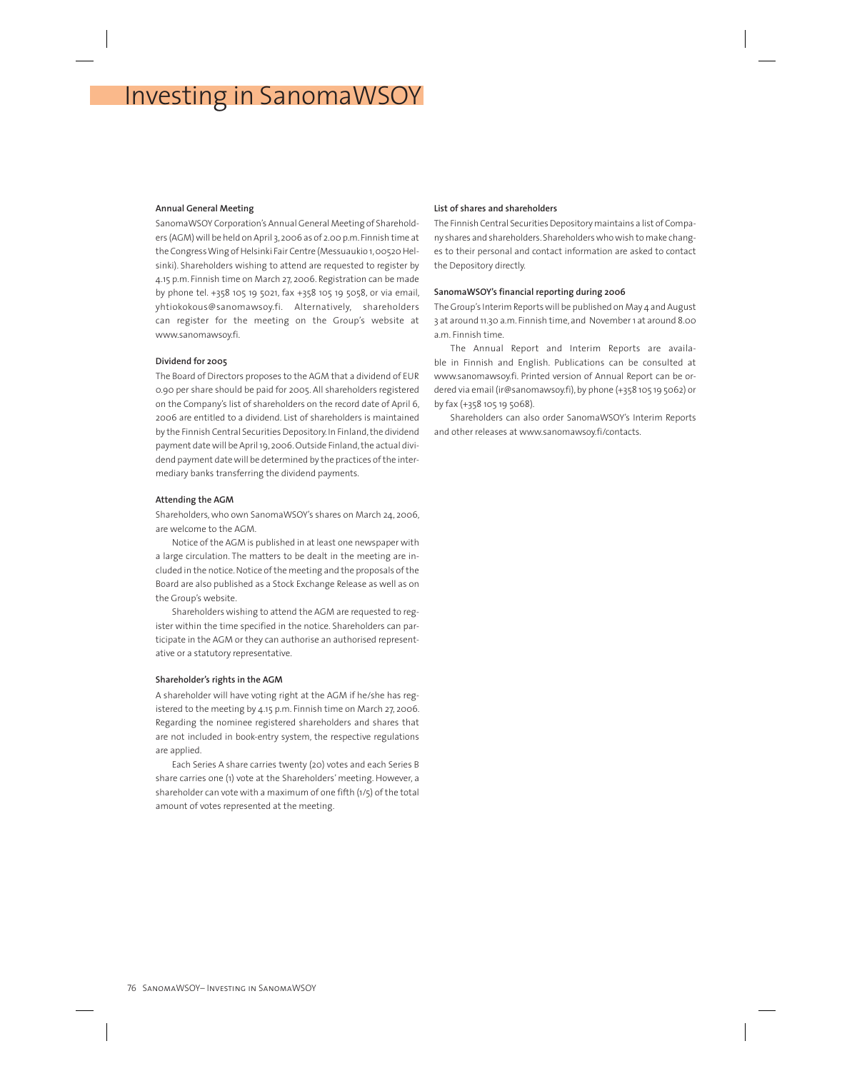# Investing in SanomaWSOY

### Annual General Meeting

SanomaWSOY Corporation's Annual General Meeting of Shareholders (AGM) will be held on April 3, 2006 as of 2.00 p.m. Finnish time at the Congress Wing of Helsinki Fair Centre (Messuaukio 1, 00520 Helsinki). Shareholders wishing to attend are requested to register by 4.15 p.m. Finnish time on March 27, 2006. Registration can be made by phone tel. +358 105 19 5021, fax +358 105 19 5058, or via email, yhtiokokous@sanomawsoy.fi. Alternatively, shareholders can register for the meeting on the Group's website at www.sanomawsoy.fi.

### Dividend for 2005

The Board of Directors proposes to the AGM that a dividend of EUR 0.90 per share should be paid for 2005. All shareholders registered on the Company's list of shareholders on the record date of April 6, 2006 are entitled to a dividend. List of shareholders is maintained by the Finnish Central Securities Depository. In Finland, the dividend payment date will be April 19, 2006. Outside Finland, the actual dividend payment date will be determined by the practices of the intermediary banks transferring the dividend payments.

### Attending the AGM

Shareholders, who own SanomaWSOY's shares on March 24, 2006, are welcome to the AGM.

Notice of the AGM is published in at least one newspaper with a large circulation. The matters to be dealt in the meeting are included in the notice. Notice of the meeting and the proposals of the Board are also published as a Stock Exchange Release as well as on the Group's website.

Shareholders wishing to attend the AGM are requested to register within the time specified in the notice. Shareholders can participate in the AGM or they can authorise an authorised representative or a statutory representative.

### Shareholder's rights in the AGM

A shareholder will have voting right at the AGM if he/she has registered to the meeting by 4.15 p.m. Finnish time on March 27, 2006. Regarding the nominee registered shareholders and shares that are not included in book-entry system, the respective regulations are applied.

Each Series A share carries twenty (20) votes and each Series B share carries one (1) vote at the Shareholders' meeting. However, a shareholder can vote with a maximum of one fifth (1/5) of the total amount of votes represented at the meeting.

### List of shares and shareholders

The Finnish Central Securities Depository maintains a list of Company shares and shareholders. Shareholders who wish to make changes to their personal and contact information are asked to contact the Depository directly.

### SanomaWSOY's financial reporting during 2006

The Group's Interim Reports will be published on May 4 and August 3 at around 11.30 a.m. Finnish time, and November 1 at around 8.00 a.m. Finnish time.

The Annual Report and Interim Reports are available in Finnish and English. Publications can be consulted at www.sanomawsoy.fi. Printed version of Annual Report can be ordered via email (ir@sanomawsoy.fi), by phone (+358 105 19 5062) or by fax (+358 105 19 5068).

Shareholders can also order SanomaWSOY's Interim Reports and other releases at www.sanomawsoy.fi/contacts.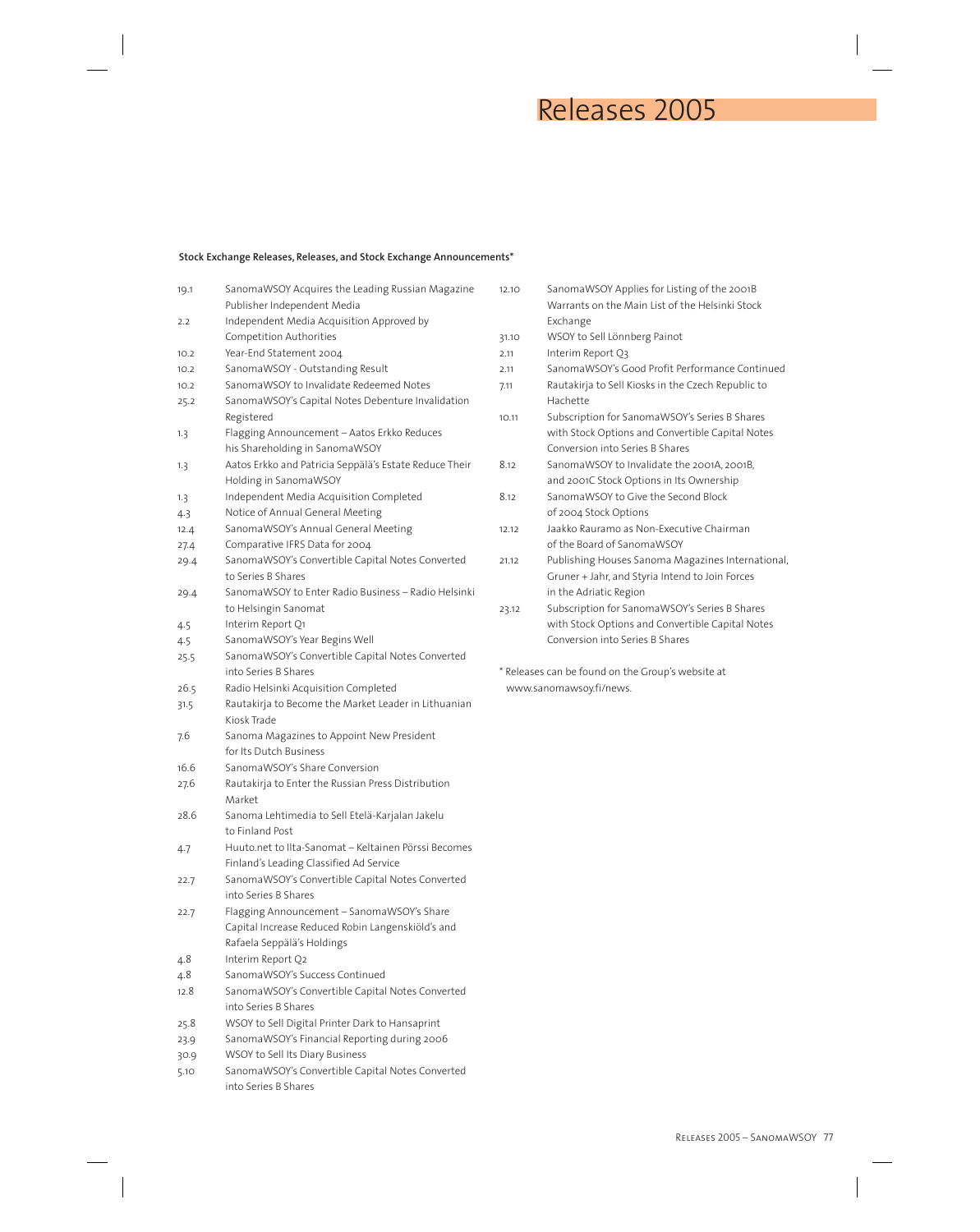# Releases 2005

**Stock Exchange Releases, Releases, and Stock Exchange Announcements***

| | |
|---|---|
| 19.1 | SanomaWSOY Acquires the Leading Russian Magazine Publisher Independent Media |
| 2.2 | Independent Media Acquisition Approved by Competition Authorities |
| 10.2 | Year-End Statement 2004 |
| 10.2 | SanomaWSOY - Outstanding Result |
| 10.2 | SanomaWSOY to Invalidate Redeemed Notes |
| 25.2 | SanomaWSOY's Capital Notes Debenture Invalidation Registered |
| 1.3 | Flagging Announcement – Aatos Erkko Reduces his Shareholding in SanomaWSOY |
| 1.3 | Aatos Erkko and Patricia Seppälä's Estate Reduce Their Holding in SanomaWSOY |
| 1.3 | Independent Media Acquisition Completed |
| 4.3 | Notice of Annual General Meeting |
| 12.4 | SanomaWSOY's Annual General Meeting |
| 27.4 | Comparative IFRS Data for 2004 |
| 29.4 | SanomaWSOY's Convertible Capital Notes Converted to Series B Shares |
| 29.4 | SanomaWSOY to Enter Radio Business – Radio Helsinki to Helsingin Sanomat |
| 4.5 | Interim Report Q1 |
| 4.5 | SanomaWSOY's Year Begins Well |
| 25.5 | SanomaWSOY's Convertible Capital Notes Converted into Series B Shares |
| 26.5 | Radio Helsinki Acquisition Completed |
| 31.5 | Rautakirja to Become the Market Leader in Lithuanian Kiosk Trade |
| 7.6 | Sanoma Magazines to Appoint New President for Its Dutch Business |
| 16.6 | SanomaWSOY's Share Conversion |
| 27.6 | Rautakirja to Enter the Russian Press Distribution Market |
| 28.6 | Sanoma Lehtimedia to Sell Etelä-Karjalan Jakelu to Finland Post |
| 4.7 | Huuto.net to Ilta-Sanomat – Keltainen Pörssi Becomes Finland's Leading Classified Ad Service |
| 22.7 | SanomaWSOY's Convertible Capital Notes Converted into Series B Shares |
| 22.7 | Flagging Announcement – SanomaWSOY's Share Capital Increase Reduced Robin Langenskiöld's and Rafaela Seppälä's Holdings |
| 4.8 | Interim Report Q2 |
| 4.8 | SanomaWSOY's Success Continued |
| 12.8 | SanomaWSOY's Convertible Capital Notes Converted into Series B Shares |
| 25.8 | WSOY to Sell Digital Printer Dark to Hansaprint |
| 23.9 | SanomaWSOY's Financial Reporting during 2006 |
| 30.9 | WSOY to Sell Its Diary Business |
| 5.10 | SanomaWSOY's Convertible Capital Notes Converted into Series B Shares |
| 12.10 | SanomaWSOY Applies for Listing of the 2001B Warrants on the Main List of the Helsinki Stock Exchange |
| 31.10 | WSOY to Sell Lönnberg Painot |
| 2.11 | Interim Report Q3 |
| 2.11 | SanomaWSOY's Good Profit Performance Continued |
| 7.11 | Rautakirja to Sell Kiosks in the Czech Republic to Hachette |
| 10.11 | Subscription for SanomaWSOY's Series B Shares with Stock Options and Convertible Capital Notes Conversion into Series B Shares |
| 8.12 | SanomaWSOY to Invalidate the 2001A, 2001B, and 2001C Stock Options in Its Ownership |
| 8.12 | SanomaWSOY to Give the Second Block of 2004 Stock Options |
| 12.12 | Jaakko Rauramo as Non-Executive Chairman of the Board of SanomaWSOY |
| 21.12 | Publishing Houses Sanoma Magazines International, Gruner + Jahr, and Styria Intend to Join Forces in the Adriatic Region |
| 23.12 | Subscription for SanomaWSOY's Series B Shares with Stock Options and Convertible Capital Notes Conversion into Series B Shares |

* Releases can be found on the Group's website at www.sanomawsoy.fi/news.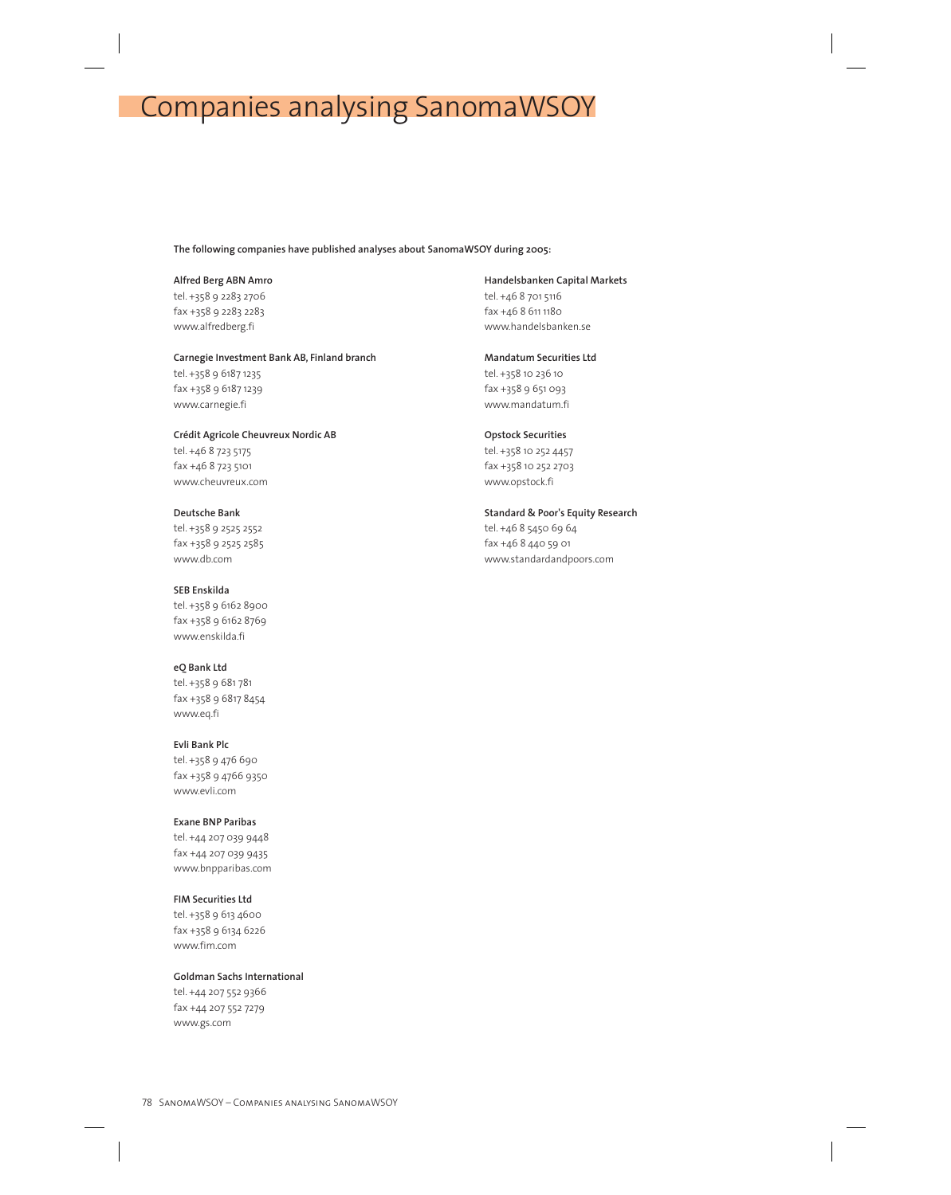# Companies analysing SanomaWSOY

**The following companies have published analyses about SanomaWSOY during 2005:**

**Alfred Berg ABN Amro**
tel. +358 9 2283 2706
fax +358 9 2283 2283
www.alfredberg.fi

**Carnegie Investment Bank AB, Finland branch**
tel. +358 9 6187 1235
fax +358 9 6187 1239
www.carnegie.fi

**Crédit Agricole Cheuvreux Nordic AB**
tel. +46 8 723 5175
fax +46 8 723 5101
www.cheuvreux.com

**Deutsche Bank**
tel. +358 9 2525 2552
fax +358 9 2525 2585
www.db.com

**SEB Enskilda**
tel. +358 9 6162 8900
fax +358 9 6162 8769
www.enskilda.fi

**eQ Bank Ltd**
tel. +358 9 681 781
fax +358 9 6817 8454
www.eq.fi

**Evli Bank Plc**
tel. +358 9 476 690
fax +358 9 4766 9350
www.evli.com

**Exane BNP Paribas**
tel. +44 207 039 9448
fax +44 207 039 9435
www.bnpparibas.com

**FIM Securities Ltd**
tel. +358 9 613 4600
fax +358 9 6134 6226
www.fim.com

**Goldman Sachs International**
tel. +44 207 552 9366
fax +44 207 552 7279
www.gs.com

**Handelsbanken Capital Markets**
tel. +46 8 701 5116
fax +46 8 611 1180
www.handelsbanken.se

**Mandatum Securities Ltd**
tel. +358 10 236 10
fax +358 9 651 093
www.mandatum.fi

**Opstock Securities**
tel. +358 10 252 4457
fax +358 10 252 2703
www.opstock.fi

**Standard & Poor's Equity Research**
tel. +46 8 5450 69 64
fax +46 8 440 59 01
www.standardandpoors.com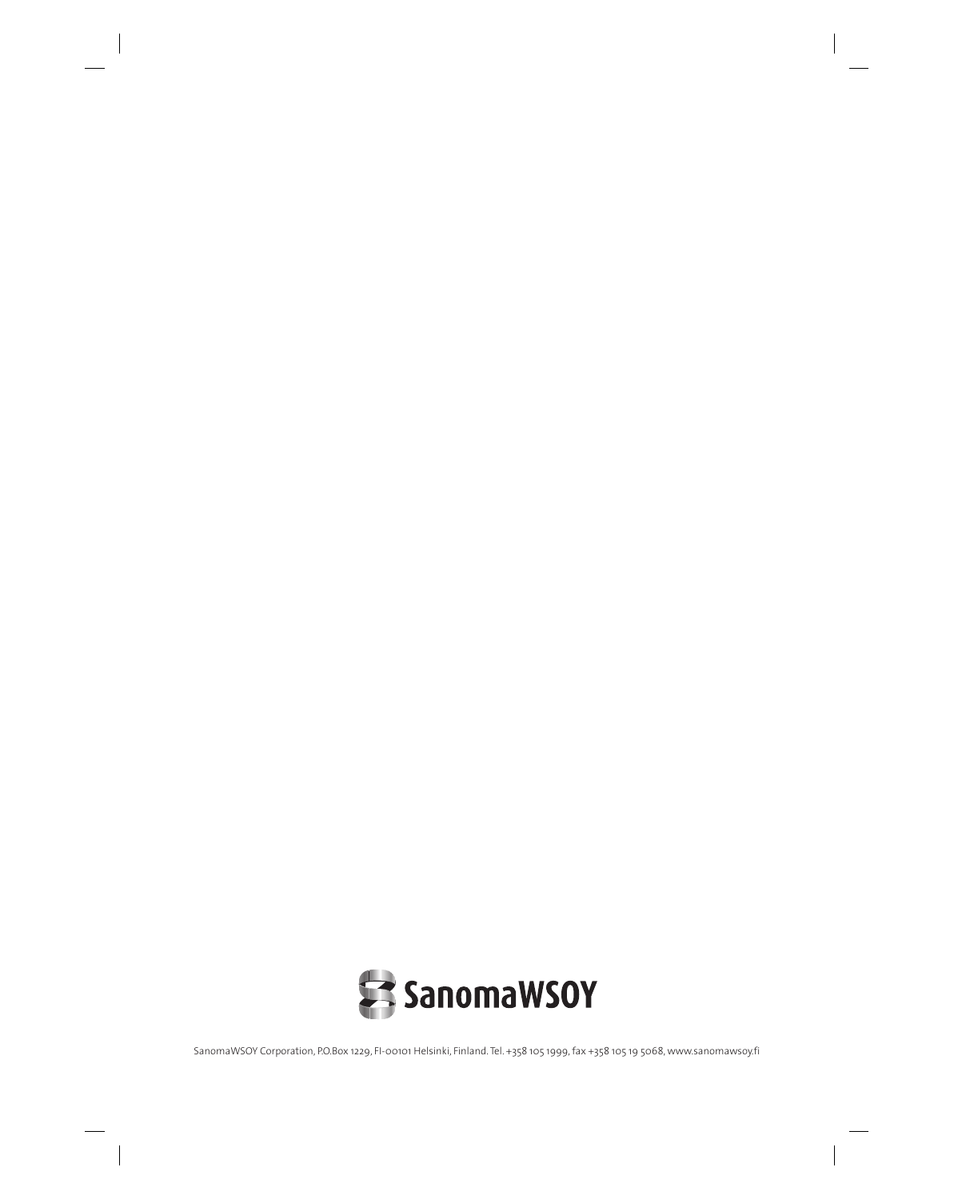SanomaWSOY

SanomaWSOY Corporation, P.O.Box 1229, FI-00101 Helsinki, Finland. Tel. +358 105 1999, fax +358 105 19 5068, www.sanomawsoy.fi